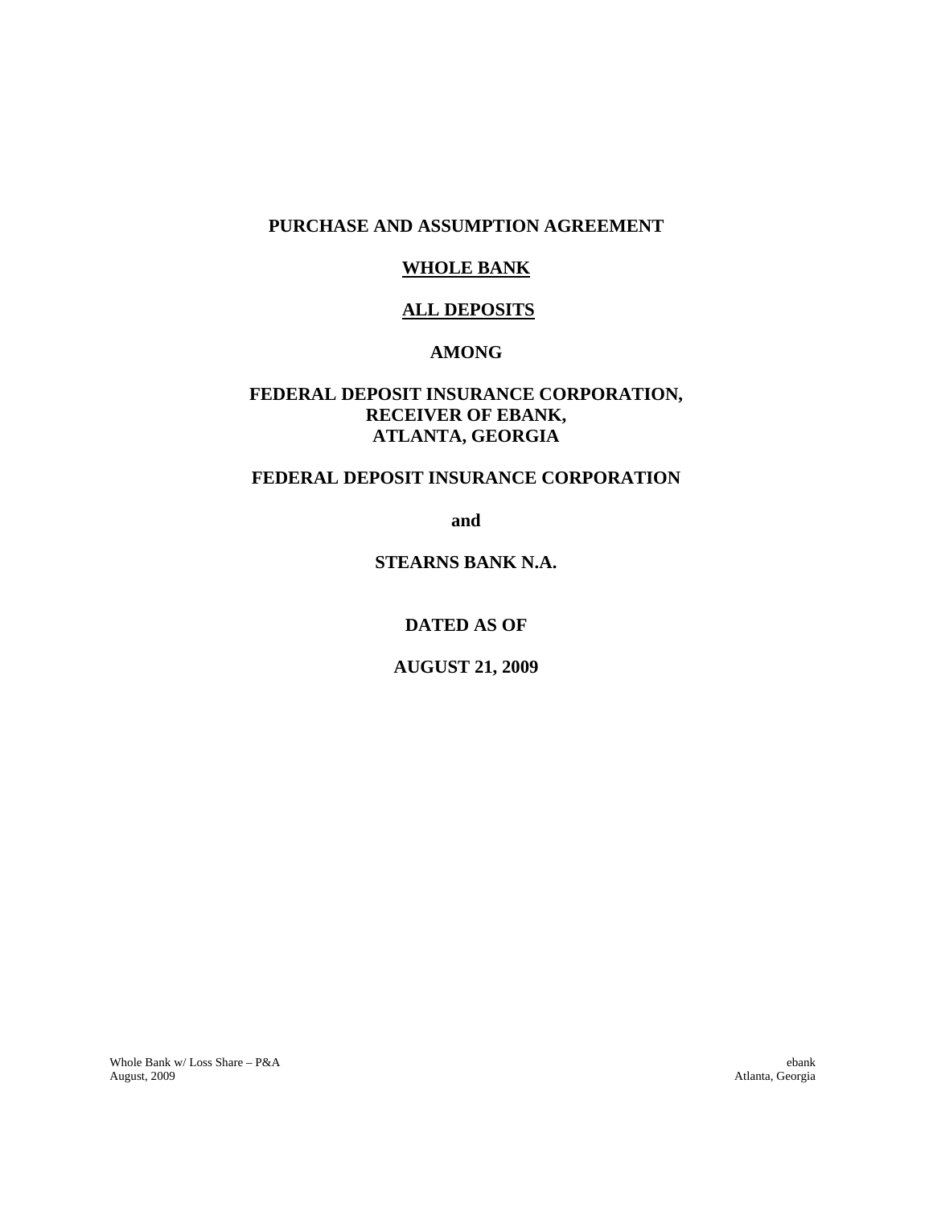# PURCHASE AND ASSUMPTION AGREEMENT

## WHOLE BANK

## ALL DEPOSITS

**AMONG**

**FEDERAL DEPOSIT INSURANCE CORPORATION,**
**RECEIVER OF EBANK,**
**ATLANTA, GEORGIA**

**FEDERAL DEPOSIT INSURANCE CORPORATION**

**and**

**STEARNS BANK N.A.**

**DATED AS OF**

**AUGUST 21, 2009**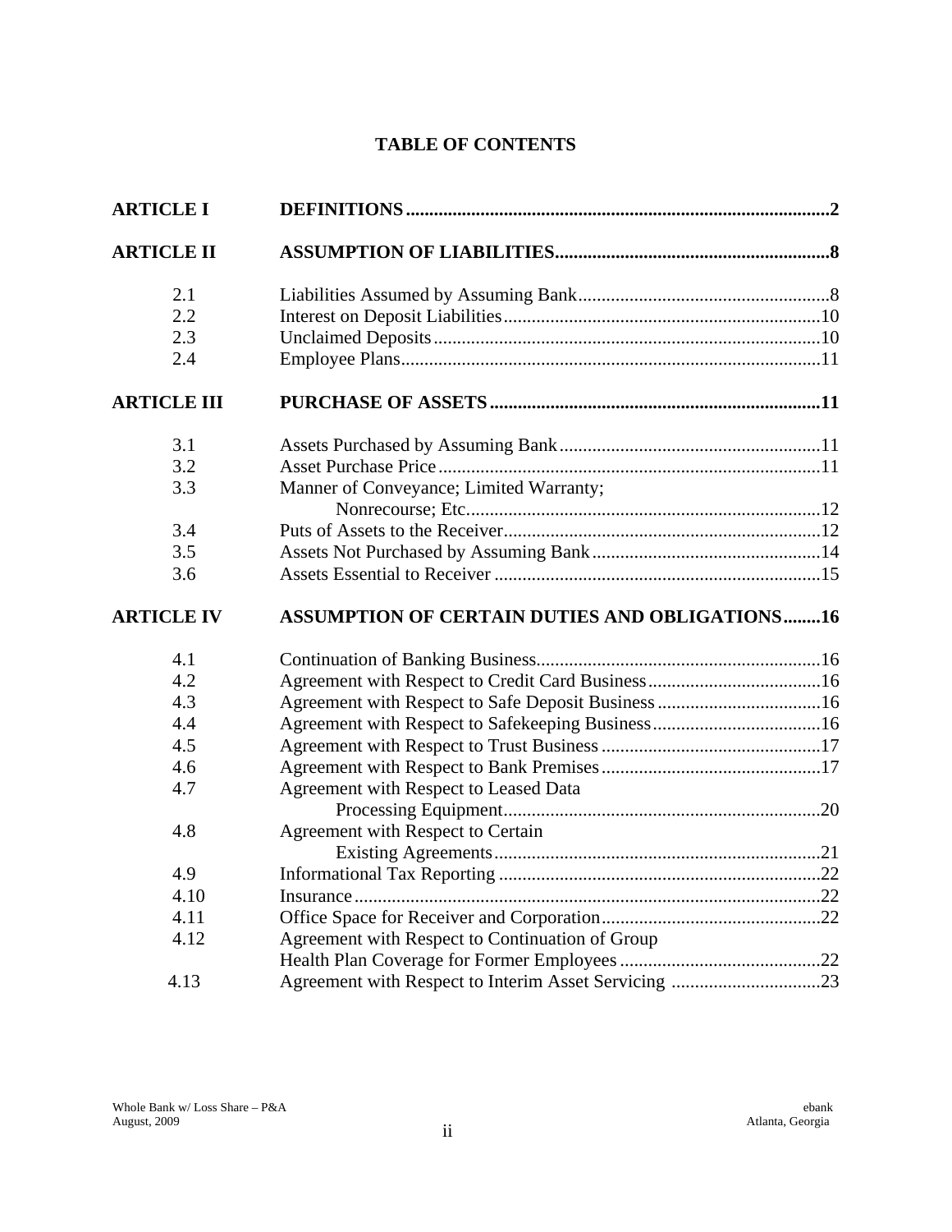# TABLE OF CONTENTS

| | | |
|---|---|---|
| **ARTICLE I** | **DEFINITIONS** | **2** |
| **ARTICLE II** | **ASSUMPTION OF LIABILITIES** | **8** |
| 2.1 | Liabilities Assumed by Assuming Bank | 8 |
| 2.2 | Interest on Deposit Liabilities | 10 |
| 2.3 | Unclaimed Deposits | 10 |
| 2.4 | Employee Plans | 11 |
| **ARTICLE III** | **PURCHASE OF ASSETS** | **11** |
| 3.1 | Assets Purchased by Assuming Bank | 11 |
| 3.2 | Asset Purchase Price | 11 |
| 3.3 | Manner of Conveyance; Limited Warranty; Nonrecourse; Etc. | 12 |
| 3.4 | Puts of Assets to the Receiver | 12 |
| 3.5 | Assets Not Purchased by Assuming Bank | 14 |
| 3.6 | Assets Essential to Receiver | 15 |
| **ARTICLE IV** | **ASSUMPTION OF CERTAIN DUTIES AND OBLIGATIONS** | **16** |
| 4.1 | Continuation of Banking Business | 16 |
| 4.2 | Agreement with Respect to Credit Card Business | 16 |
| 4.3 | Agreement with Respect to Safe Deposit Business | 16 |
| 4.4 | Agreement with Respect to Safekeeping Business | 16 |
| 4.5 | Agreement with Respect to Trust Business | 17 |
| 4.6 | Agreement with Respect to Bank Premises | 17 |
| 4.7 | Agreement with Respect to Leased Data Processing Equipment | 20 |
| 4.8 | Agreement with Respect to Certain Existing Agreements | 21 |
| 4.9 | Informational Tax Reporting | 22 |
| 4.10 | Insurance | 22 |
| 4.11 | Office Space for Receiver and Corporation | 22 |
| 4.12 | Agreement with Respect to Continuation of Group Health Plan Coverage for Former Employees | 22 |
| 4.13 | Agreement with Respect to Interim Asset Servicing | 23 |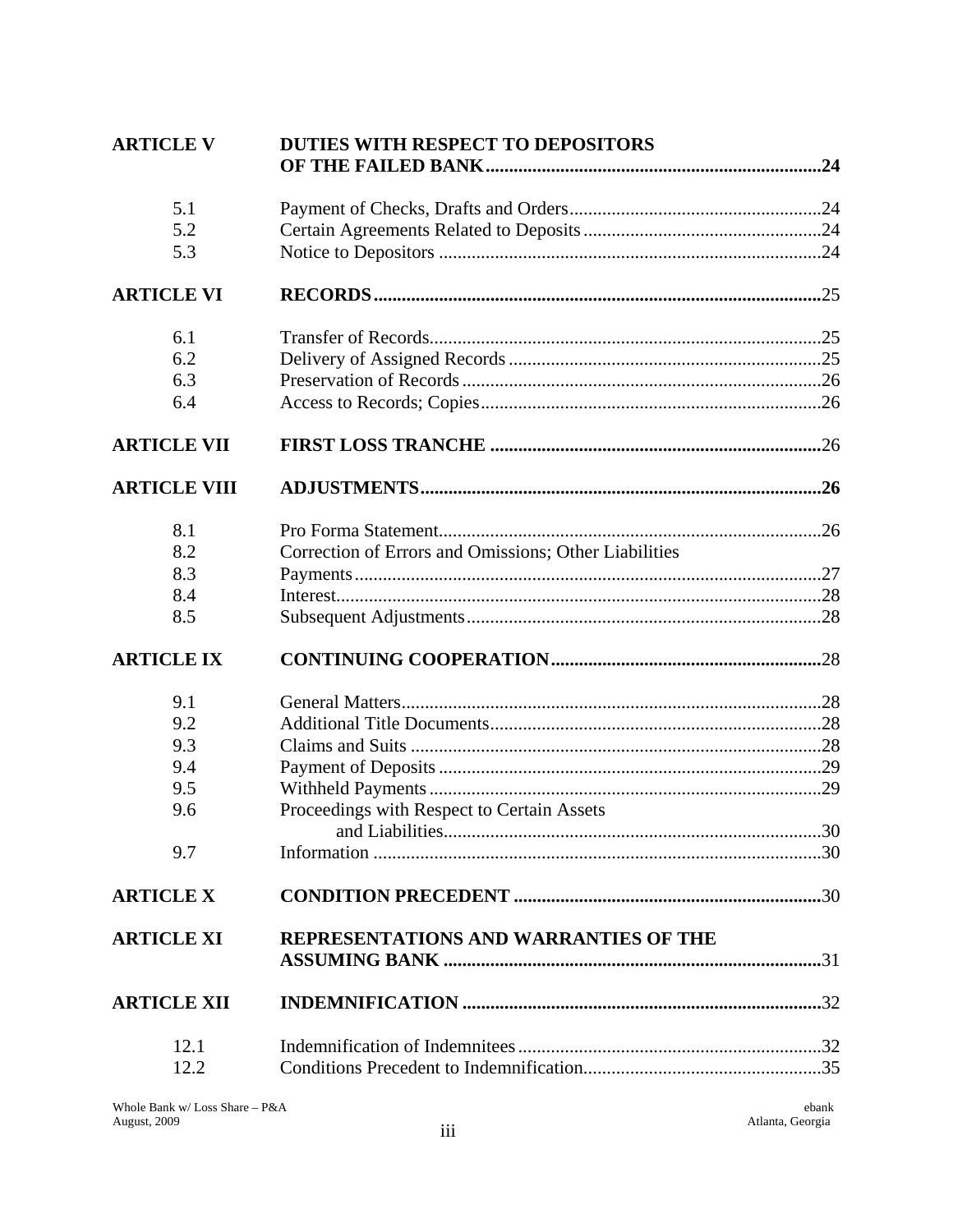| | | |
|---|---|---|
| **ARTICLE V** | **DUTIES WITH RESPECT TO DEPOSITORS OF THE FAILED BANK** | **24** |
| 5.1 | Payment of Checks, Drafts and Orders | 24 |
| 5.2 | Certain Agreements Related to Deposits | 24 |
| 5.3 | Notice to Depositors | 24 |
| **ARTICLE VI** | **RECORDS** | 25 |
| 6.1 | Transfer of Records | 25 |
| 6.2 | Delivery of Assigned Records | 25 |
| 6.3 | Preservation of Records | 26 |
| 6.4 | Access to Records; Copies | 26 |
| **ARTICLE VII** | **FIRST LOSS TRANCHE** | 26 |
| **ARTICLE VIII** | **ADJUSTMENTS** | **26** |
| 8.1 | Pro Forma Statement | 26 |
| 8.2 | Correction of Errors and Omissions; Other Liabilities | |
| 8.3 | Payments | 27 |
| 8.4 | Interest | 28 |
| 8.5 | Subsequent Adjustments | 28 |
| **ARTICLE IX** | **CONTINUING COOPERATION** | 28 |
| 9.1 | General Matters | 28 |
| 9.2 | Additional Title Documents | 28 |
| 9.3 | Claims and Suits | 28 |
| 9.4 | Payment of Deposits | 29 |
| 9.5 | Withheld Payments | 29 |
| 9.6 | Proceedings with Respect to Certain Assets and Liabilities | 30 |
| 9.7 | Information | 30 |
| **ARTICLE X** | **CONDITION PRECEDENT** | 30 |
| **ARTICLE XI** | **REPRESENTATIONS AND WARRANTIES OF THE ASSUMING BANK** | 31 |
| **ARTICLE XII** | **INDEMNIFICATION** | 32 |
| 12.1 | Indemnification of Indemnitees | 32 |
| 12.2 | Conditions Precedent to Indemnification | 35 |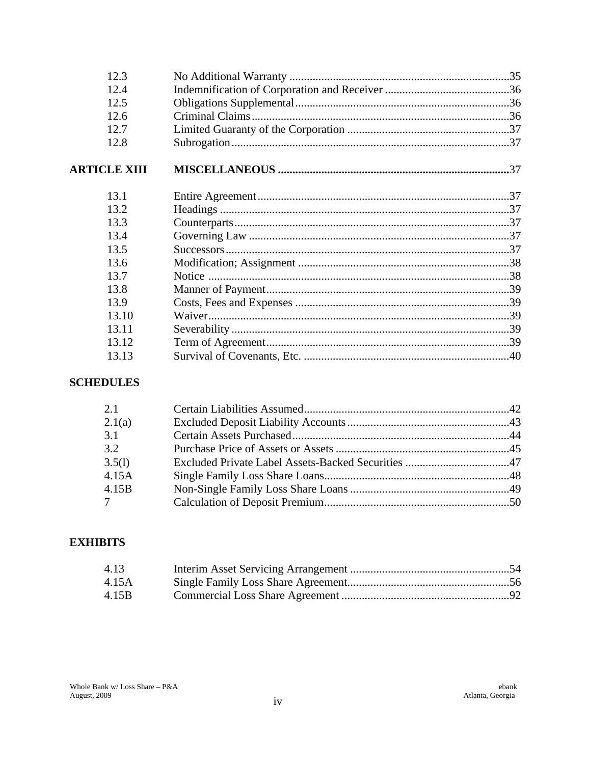| | | |
|---|---|---|
| 12.3 | No Additional Warranty | 35 |
| 12.4 | Indemnification of Corporation and Receiver | 36 |
| 12.5 | Obligations Supplemental | 36 |
| 12.6 | Criminal Claims | 36 |
| 12.7 | Limited Guaranty of the Corporation | 37 |
| 12.8 | Subrogation | 37 |
| **ARTICLE XIII** | **MISCELLANEOUS** | **37** |
| 13.1 | Entire Agreement | 37 |
| 13.2 | Headings | 37 |
| 13.3 | Counterparts | 37 |
| 13.4 | Governing Law | 37 |
| 13.5 | Successors | 37 |
| 13.6 | Modification; Assignment | 38 |
| 13.7 | Notice | 38 |
| 13.8 | Manner of Payment | 39 |
| 13.9 | Costs, Fees and Expenses | 39 |
| 13.10 | Waiver | 39 |
| 13.11 | Severability | 39 |
| 13.12 | Term of Agreement | 39 |
| 13.13 | Survival of Covenants, Etc. | 40 |

**SCHEDULES**

| | | |
|---|---|---|
| 2.1 | Certain Liabilities Assumed | 42 |
| 2.1(a) | Excluded Deposit Liability Accounts | 43 |
| 3.1 | Certain Assets Purchased | 44 |
| 3.2 | Purchase Price of Assets or Assets | 45 |
| 3.5(l) | Excluded Private Label Assets-Backed Securities | 47 |
| 4.15A | Single Family Loss Share Loans | 48 |
| 4.15B | Non-Single Family Loss Share Loans | 49 |
| 7 | Calculation of Deposit Premium | 50 |

**EXHIBITS**

| | | |
|---|---|---|
| 4.13 | Interim Asset Servicing Arrangement | 54 |
| 4.15A | Single Family Loss Share Agreement | 56 |
| 4.15B | Commercial Loss Share Agreement | 92 |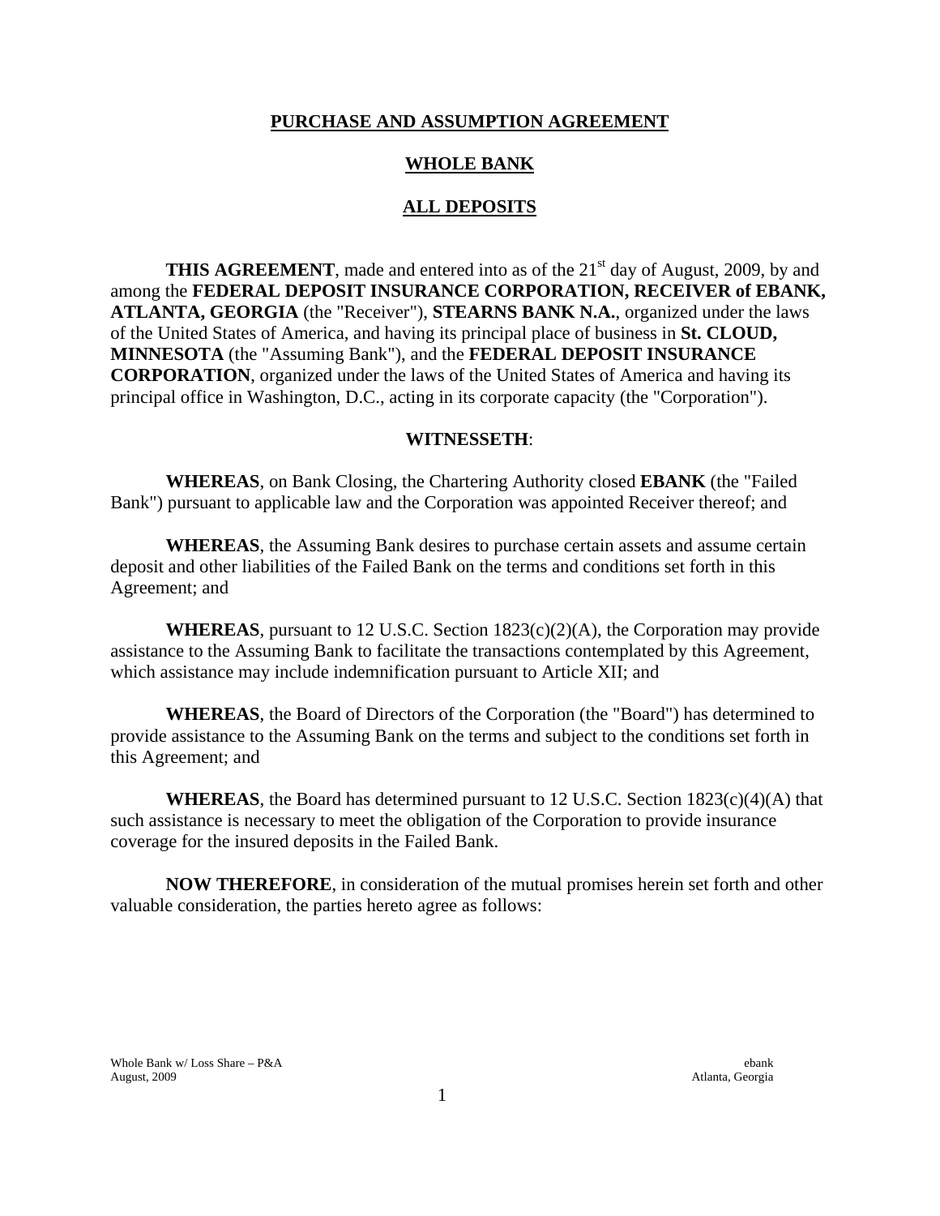**PURCHASE AND ASSUMPTION AGREEMENT**

**WHOLE BANK**

**ALL DEPOSITS**

**THIS AGREEMENT**, made and entered into as of the 21st day of August, 2009, by and among the **FEDERAL DEPOSIT INSURANCE CORPORATION, RECEIVER of EBANK, ATLANTA, GEORGIA** (the "Receiver"), **STEARNS BANK N.A.**, organized under the laws of the United States of America, and having its principal place of business in **St. CLOUD, MINNESOTA** (the "Assuming Bank"), and the **FEDERAL DEPOSIT INSURANCE CORPORATION**, organized under the laws of the United States of America and having its principal office in Washington, D.C., acting in its corporate capacity (the "Corporation").

**WITNESSETH**:

**WHEREAS**, on Bank Closing, the Chartering Authority closed **EBANK** (the "Failed Bank") pursuant to applicable law and the Corporation was appointed Receiver thereof; and

**WHEREAS**, the Assuming Bank desires to purchase certain assets and assume certain deposit and other liabilities of the Failed Bank on the terms and conditions set forth in this Agreement; and

**WHEREAS**, pursuant to 12 U.S.C. Section 1823(c)(2)(A), the Corporation may provide assistance to the Assuming Bank to facilitate the transactions contemplated by this Agreement, which assistance may include indemnification pursuant to Article XII; and

**WHEREAS**, the Board of Directors of the Corporation (the "Board") has determined to provide assistance to the Assuming Bank on the terms and subject to the conditions set forth in this Agreement; and

**WHEREAS**, the Board has determined pursuant to 12 U.S.C. Section 1823(c)(4)(A) that such assistance is necessary to meet the obligation of the Corporation to provide insurance coverage for the insured deposits in the Failed Bank.

**NOW THEREFORE**, in consideration of the mutual promises herein set forth and other valuable consideration, the parties hereto agree as follows: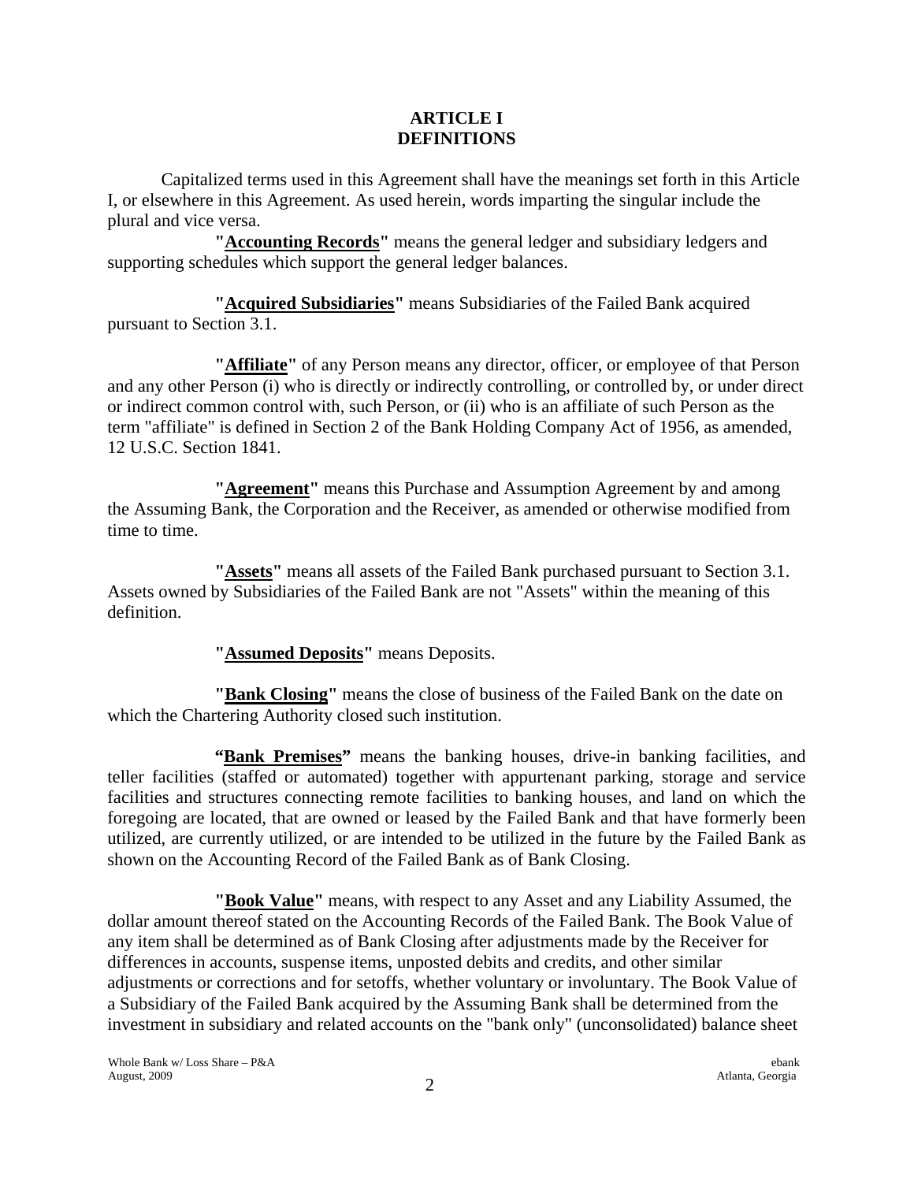# ARTICLE I
# DEFINITIONS

Capitalized terms used in this Agreement shall have the meanings set forth in this Article I, or elsewhere in this Agreement. As used herein, words imparting the singular include the plural and vice versa.

**"Accounting Records"** means the general ledger and subsidiary ledgers and supporting schedules which support the general ledger balances.

**"Acquired Subsidiaries"** means Subsidiaries of the Failed Bank acquired pursuant to Section 3.1.

**"Affiliate"** of any Person means any director, officer, or employee of that Person and any other Person (i) who is directly or indirectly controlling, or controlled by, or under direct or indirect common control with, such Person, or (ii) who is an affiliate of such Person as the term "affiliate" is defined in Section 2 of the Bank Holding Company Act of 1956, as amended, 12 U.S.C. Section 1841.

**"Agreement"** means this Purchase and Assumption Agreement by and among the Assuming Bank, the Corporation and the Receiver, as amended or otherwise modified from time to time.

**"Assets"** means all assets of the Failed Bank purchased pursuant to Section 3.1. Assets owned by Subsidiaries of the Failed Bank are not "Assets" within the meaning of this definition.

**"Assumed Deposits"** means Deposits.

**"Bank Closing"** means the close of business of the Failed Bank on the date on which the Chartering Authority closed such institution.

**"Bank Premises"** means the banking houses, drive-in banking facilities, and teller facilities (staffed or automated) together with appurtenant parking, storage and service facilities and structures connecting remote facilities to banking houses, and land on which the foregoing are located, that are owned or leased by the Failed Bank and that have formerly been utilized, are currently utilized, or are intended to be utilized in the future by the Failed Bank as shown on the Accounting Record of the Failed Bank as of Bank Closing.

**"Book Value"** means, with respect to any Asset and any Liability Assumed, the dollar amount thereof stated on the Accounting Records of the Failed Bank. The Book Value of any item shall be determined as of Bank Closing after adjustments made by the Receiver for differences in accounts, suspense items, unposted debits and credits, and other similar adjustments or corrections and for setoffs, whether voluntary or involuntary. The Book Value of a Subsidiary of the Failed Bank acquired by the Assuming Bank shall be determined from the investment in subsidiary and related accounts on the "bank only" (unconsolidated) balance sheet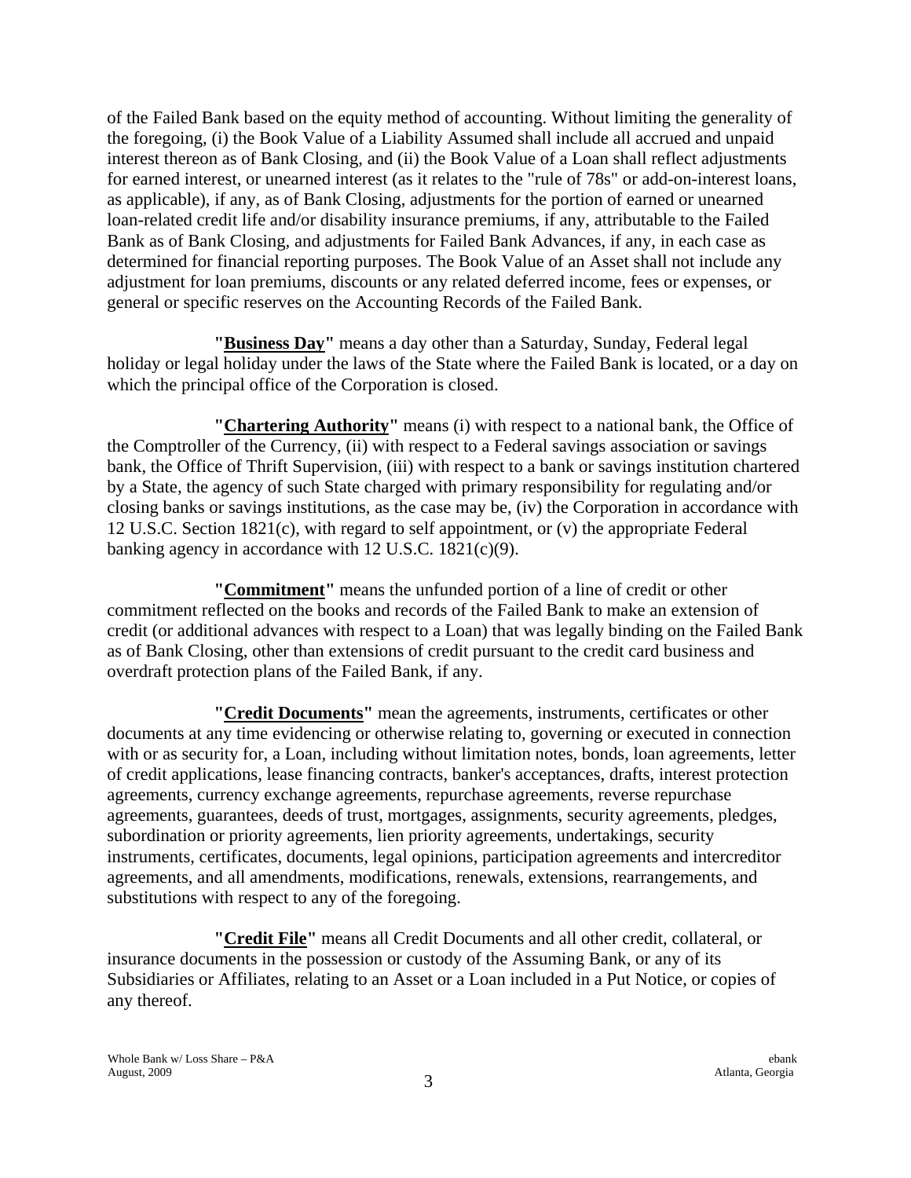of the Failed Bank based on the equity method of accounting. Without limiting the generality of the foregoing, (i) the Book Value of a Liability Assumed shall include all accrued and unpaid interest thereon as of Bank Closing, and (ii) the Book Value of a Loan shall reflect adjustments for earned interest, or unearned interest (as it relates to the "rule of 78s" or add-on-interest loans, as applicable), if any, as of Bank Closing, adjustments for the portion of earned or unearned loan-related credit life and/or disability insurance premiums, if any, attributable to the Failed Bank as of Bank Closing, and adjustments for Failed Bank Advances, if any, in each case as determined for financial reporting purposes. The Book Value of an Asset shall not include any adjustment for loan premiums, discounts or any related deferred income, fees or expenses, or general or specific reserves on the Accounting Records of the Failed Bank.

**"Business Day"** means a day other than a Saturday, Sunday, Federal legal holiday or legal holiday under the laws of the State where the Failed Bank is located, or a day on which the principal office of the Corporation is closed.

**"Chartering Authority"** means (i) with respect to a national bank, the Office of the Comptroller of the Currency, (ii) with respect to a Federal savings association or savings bank, the Office of Thrift Supervision, (iii) with respect to a bank or savings institution chartered by a State, the agency of such State charged with primary responsibility for regulating and/or closing banks or savings institutions, as the case may be, (iv) the Corporation in accordance with 12 U.S.C. Section 1821(c), with regard to self appointment, or (v) the appropriate Federal banking agency in accordance with 12 U.S.C. 1821(c)(9).

**"Commitment"** means the unfunded portion of a line of credit or other commitment reflected on the books and records of the Failed Bank to make an extension of credit (or additional advances with respect to a Loan) that was legally binding on the Failed Bank as of Bank Closing, other than extensions of credit pursuant to the credit card business and overdraft protection plans of the Failed Bank, if any.

**"Credit Documents"** mean the agreements, instruments, certificates or other documents at any time evidencing or otherwise relating to, governing or executed in connection with or as security for, a Loan, including without limitation notes, bonds, loan agreements, letter of credit applications, lease financing contracts, banker's acceptances, drafts, interest protection agreements, currency exchange agreements, repurchase agreements, reverse repurchase agreements, guarantees, deeds of trust, mortgages, assignments, security agreements, pledges, subordination or priority agreements, lien priority agreements, undertakings, security instruments, certificates, documents, legal opinions, participation agreements and intercreditor agreements, and all amendments, modifications, renewals, extensions, rearrangements, and substitutions with respect to any of the foregoing.

**"Credit File"** means all Credit Documents and all other credit, collateral, or insurance documents in the possession or custody of the Assuming Bank, or any of its Subsidiaries or Affiliates, relating to an Asset or a Loan included in a Put Notice, or copies of any thereof.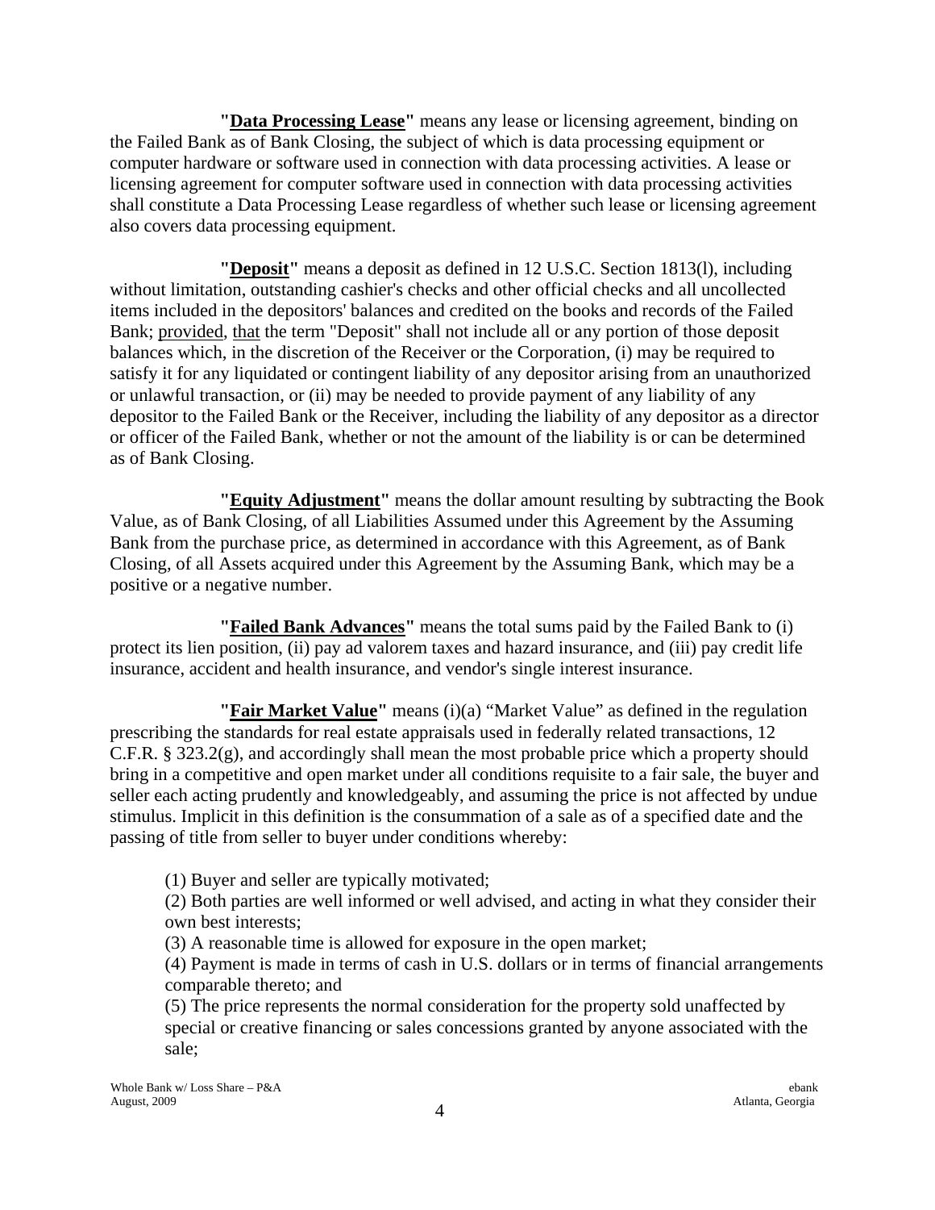**"Data Processing Lease"** means any lease or licensing agreement, binding on the Failed Bank as of Bank Closing, the subject of which is data processing equipment or computer hardware or software used in connection with data processing activities. A lease or licensing agreement for computer software used in connection with data processing activities shall constitute a Data Processing Lease regardless of whether such lease or licensing agreement also covers data processing equipment.

**"Deposit"** means a deposit as defined in 12 U.S.C. Section 1813(l), including without limitation, outstanding cashier's checks and other official checks and all uncollected items included in the depositors' balances and credited on the books and records of the Failed Bank; provided, that the term "Deposit" shall not include all or any portion of those deposit balances which, in the discretion of the Receiver or the Corporation, (i) may be required to satisfy it for any liquidated or contingent liability of any depositor arising from an unauthorized or unlawful transaction, or (ii) may be needed to provide payment of any liability of any depositor to the Failed Bank or the Receiver, including the liability of any depositor as a director or officer of the Failed Bank, whether or not the amount of the liability is or can be determined as of Bank Closing.

**"Equity Adjustment"** means the dollar amount resulting by subtracting the Book Value, as of Bank Closing, of all Liabilities Assumed under this Agreement by the Assuming Bank from the purchase price, as determined in accordance with this Agreement, as of Bank Closing, of all Assets acquired under this Agreement by the Assuming Bank, which may be a positive or a negative number.

**"Failed Bank Advances"** means the total sums paid by the Failed Bank to (i) protect its lien position, (ii) pay ad valorem taxes and hazard insurance, and (iii) pay credit life insurance, accident and health insurance, and vendor's single interest insurance.

**"Fair Market Value"** means (i)(a) "Market Value" as defined in the regulation prescribing the standards for real estate appraisals used in federally related transactions, 12 C.F.R. § 323.2(g), and accordingly shall mean the most probable price which a property should bring in a competitive and open market under all conditions requisite to a fair sale, the buyer and seller each acting prudently and knowledgeably, and assuming the price is not affected by undue stimulus. Implicit in this definition is the consummation of a sale as of a specified date and the passing of title from seller to buyer under conditions whereby:

(1) Buyer and seller are typically motivated;
(2) Both parties are well informed or well advised, and acting in what they consider their own best interests;
(3) A reasonable time is allowed for exposure in the open market;
(4) Payment is made in terms of cash in U.S. dollars or in terms of financial arrangements comparable thereto; and
(5) The price represents the normal consideration for the property sold unaffected by special or creative financing or sales concessions granted by anyone associated with the sale;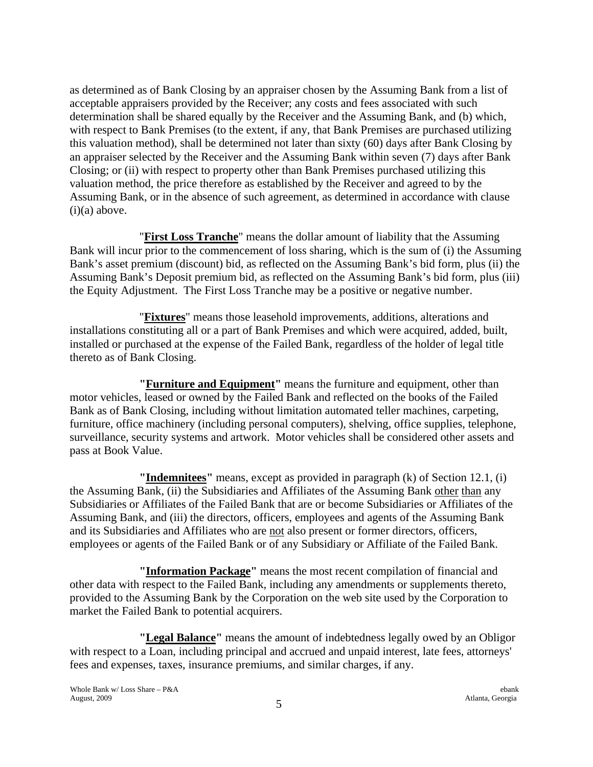as determined as of Bank Closing by an appraiser chosen by the Assuming Bank from a list of acceptable appraisers provided by the Receiver; any costs and fees associated with such determination shall be shared equally by the Receiver and the Assuming Bank, and (b) which, with respect to Bank Premises (to the extent, if any, that Bank Premises are purchased utilizing this valuation method), shall be determined not later than sixty (60) days after Bank Closing by an appraiser selected by the Receiver and the Assuming Bank within seven (7) days after Bank Closing; or (ii) with respect to property other than Bank Premises purchased utilizing this valuation method, the price therefore as established by the Receiver and agreed to by the Assuming Bank, or in the absence of such agreement, as determined in accordance with clause (i)(a) above.

"**First Loss Tranche**" means the dollar amount of liability that the Assuming Bank will incur prior to the commencement of loss sharing, which is the sum of (i) the Assuming Bank's asset premium (discount) bid, as reflected on the Assuming Bank's bid form, plus (ii) the Assuming Bank's Deposit premium bid, as reflected on the Assuming Bank's bid form, plus (iii) the Equity Adjustment. The First Loss Tranche may be a positive or negative number.

"**Fixtures**" means those leasehold improvements, additions, alterations and installations constituting all or a part of Bank Premises and which were acquired, added, built, installed or purchased at the expense of the Failed Bank, regardless of the holder of legal title thereto as of Bank Closing.

**"Furniture and Equipment"** means the furniture and equipment, other than motor vehicles, leased or owned by the Failed Bank and reflected on the books of the Failed Bank as of Bank Closing, including without limitation automated teller machines, carpeting, furniture, office machinery (including personal computers), shelving, office supplies, telephone, surveillance, security systems and artwork. Motor vehicles shall be considered other assets and pass at Book Value.

**"Indemnitees"** means, except as provided in paragraph (k) of Section 12.1, (i) the Assuming Bank, (ii) the Subsidiaries and Affiliates of the Assuming Bank other than any Subsidiaries or Affiliates of the Failed Bank that are or become Subsidiaries or Affiliates of the Assuming Bank, and (iii) the directors, officers, employees and agents of the Assuming Bank and its Subsidiaries and Affiliates who are not also present or former directors, officers, employees or agents of the Failed Bank or of any Subsidiary or Affiliate of the Failed Bank.

**"Information Package"** means the most recent compilation of financial and other data with respect to the Failed Bank, including any amendments or supplements thereto, provided to the Assuming Bank by the Corporation on the web site used by the Corporation to market the Failed Bank to potential acquirers.

**"Legal Balance"** means the amount of indebtedness legally owed by an Obligor with respect to a Loan, including principal and accrued and unpaid interest, late fees, attorneys' fees and expenses, taxes, insurance premiums, and similar charges, if any.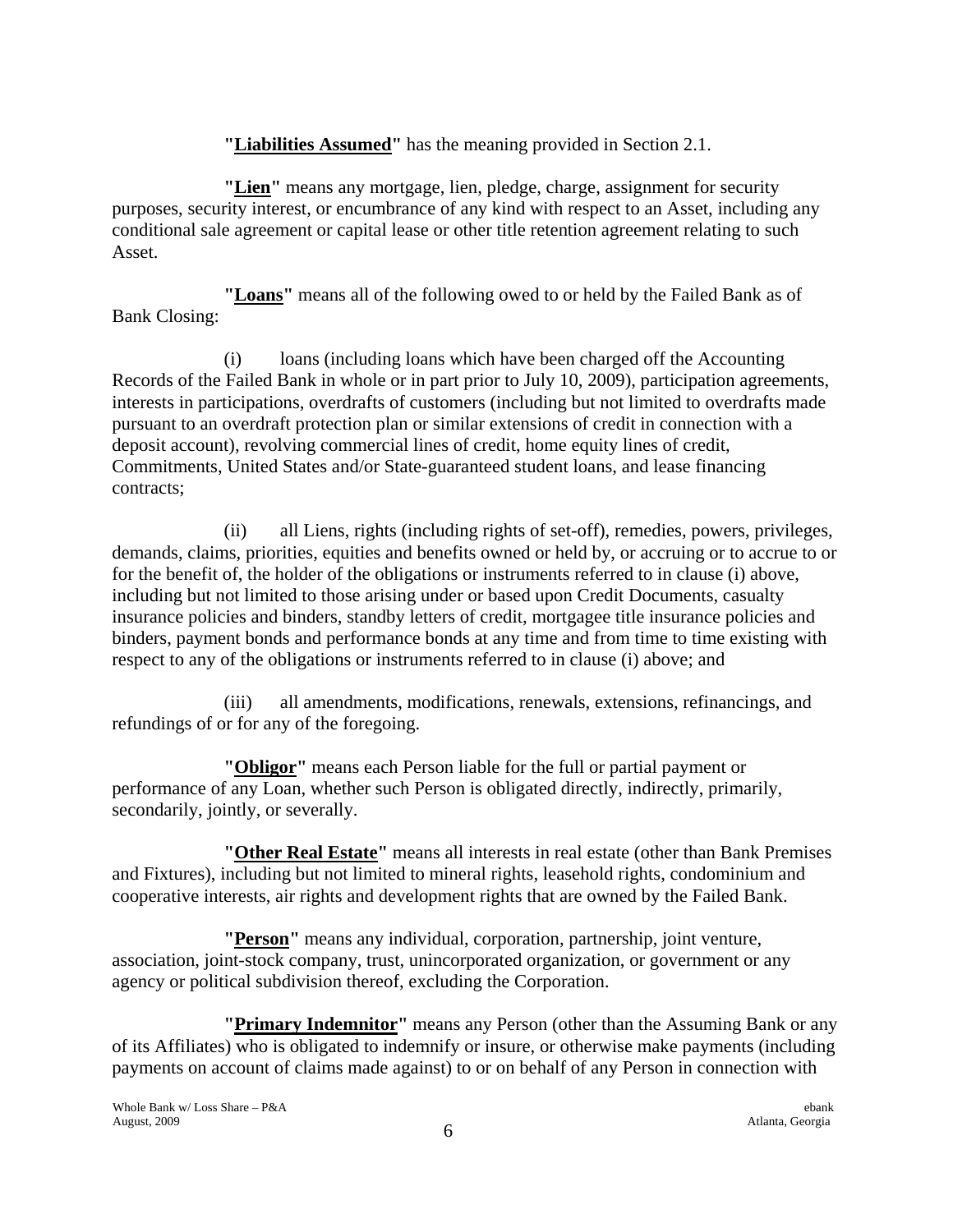**"Liabilities Assumed"** has the meaning provided in Section 2.1.

**"Lien"** means any mortgage, lien, pledge, charge, assignment for security purposes, security interest, or encumbrance of any kind with respect to an Asset, including any conditional sale agreement or capital lease or other title retention agreement relating to such Asset.

**"Loans"** means all of the following owed to or held by the Failed Bank as of Bank Closing:

(i) loans (including loans which have been charged off the Accounting Records of the Failed Bank in whole or in part prior to July 10, 2009), participation agreements, interests in participations, overdrafts of customers (including but not limited to overdrafts made pursuant to an overdraft protection plan or similar extensions of credit in connection with a deposit account), revolving commercial lines of credit, home equity lines of credit, Commitments, United States and/or State-guaranteed student loans, and lease financing contracts;

(ii) all Liens, rights (including rights of set-off), remedies, powers, privileges, demands, claims, priorities, equities and benefits owned or held by, or accruing or to accrue to or for the benefit of, the holder of the obligations or instruments referred to in clause (i) above, including but not limited to those arising under or based upon Credit Documents, casualty insurance policies and binders, standby letters of credit, mortgagee title insurance policies and binders, payment bonds and performance bonds at any time and from time to time existing with respect to any of the obligations or instruments referred to in clause (i) above; and

(iii) all amendments, modifications, renewals, extensions, refinancings, and refundings of or for any of the foregoing.

**"Obligor"** means each Person liable for the full or partial payment or performance of any Loan, whether such Person is obligated directly, indirectly, primarily, secondarily, jointly, or severally.

**"Other Real Estate"** means all interests in real estate (other than Bank Premises and Fixtures), including but not limited to mineral rights, leasehold rights, condominium and cooperative interests, air rights and development rights that are owned by the Failed Bank.

**"Person"** means any individual, corporation, partnership, joint venture, association, joint-stock company, trust, unincorporated organization, or government or any agency or political subdivision thereof, excluding the Corporation.

**"Primary Indemnitor"** means any Person (other than the Assuming Bank or any of its Affiliates) who is obligated to indemnify or insure, or otherwise make payments (including payments on account of claims made against) to or on behalf of any Person in connection with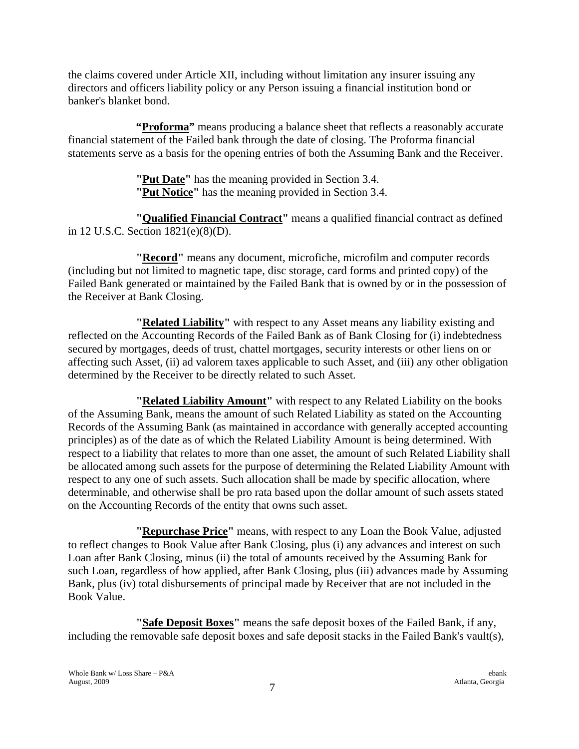the claims covered under Article XII, including without limitation any insurer issuing any directors and officers liability policy or any Person issuing a financial institution bond or banker's blanket bond.

**"<u>Proforma</u>"** means producing a balance sheet that reflects a reasonably accurate financial statement of the Failed bank through the date of closing. The Proforma financial statements serve as a basis for the opening entries of both the Assuming Bank and the Receiver.

**"<u>Put Date</u>"** has the meaning provided in Section 3.4.
**"<u>Put Notice</u>"** has the meaning provided in Section 3.4.

**"<u>Qualified Financial Contract</u>"** means a qualified financial contract as defined in 12 U.S.C. Section 1821(e)(8)(D).

**"<u>Record</u>"** means any document, microfiche, microfilm and computer records (including but not limited to magnetic tape, disc storage, card forms and printed copy) of the Failed Bank generated or maintained by the Failed Bank that is owned by or in the possession of the Receiver at Bank Closing.

**"<u>Related Liability</u>"** with respect to any Asset means any liability existing and reflected on the Accounting Records of the Failed Bank as of Bank Closing for (i) indebtedness secured by mortgages, deeds of trust, chattel mortgages, security interests or other liens on or affecting such Asset, (ii) ad valorem taxes applicable to such Asset, and (iii) any other obligation determined by the Receiver to be directly related to such Asset.

**"<u>Related Liability Amount</u>"** with respect to any Related Liability on the books of the Assuming Bank, means the amount of such Related Liability as stated on the Accounting Records of the Assuming Bank (as maintained in accordance with generally accepted accounting principles) as of the date as of which the Related Liability Amount is being determined. With respect to a liability that relates to more than one asset, the amount of such Related Liability shall be allocated among such assets for the purpose of determining the Related Liability Amount with respect to any one of such assets. Such allocation shall be made by specific allocation, where determinable, and otherwise shall be pro rata based upon the dollar amount of such assets stated on the Accounting Records of the entity that owns such asset.

**"<u>Repurchase Price</u>"** means, with respect to any Loan the Book Value, adjusted to reflect changes to Book Value after Bank Closing, plus (i) any advances and interest on such Loan after Bank Closing, minus (ii) the total of amounts received by the Assuming Bank for such Loan, regardless of how applied, after Bank Closing, plus (iii) advances made by Assuming Bank, plus (iv) total disbursements of principal made by Receiver that are not included in the Book Value.

**"<u>Safe Deposit Boxes</u>"** means the safe deposit boxes of the Failed Bank, if any, including the removable safe deposit boxes and safe deposit stacks in the Failed Bank's vault(s),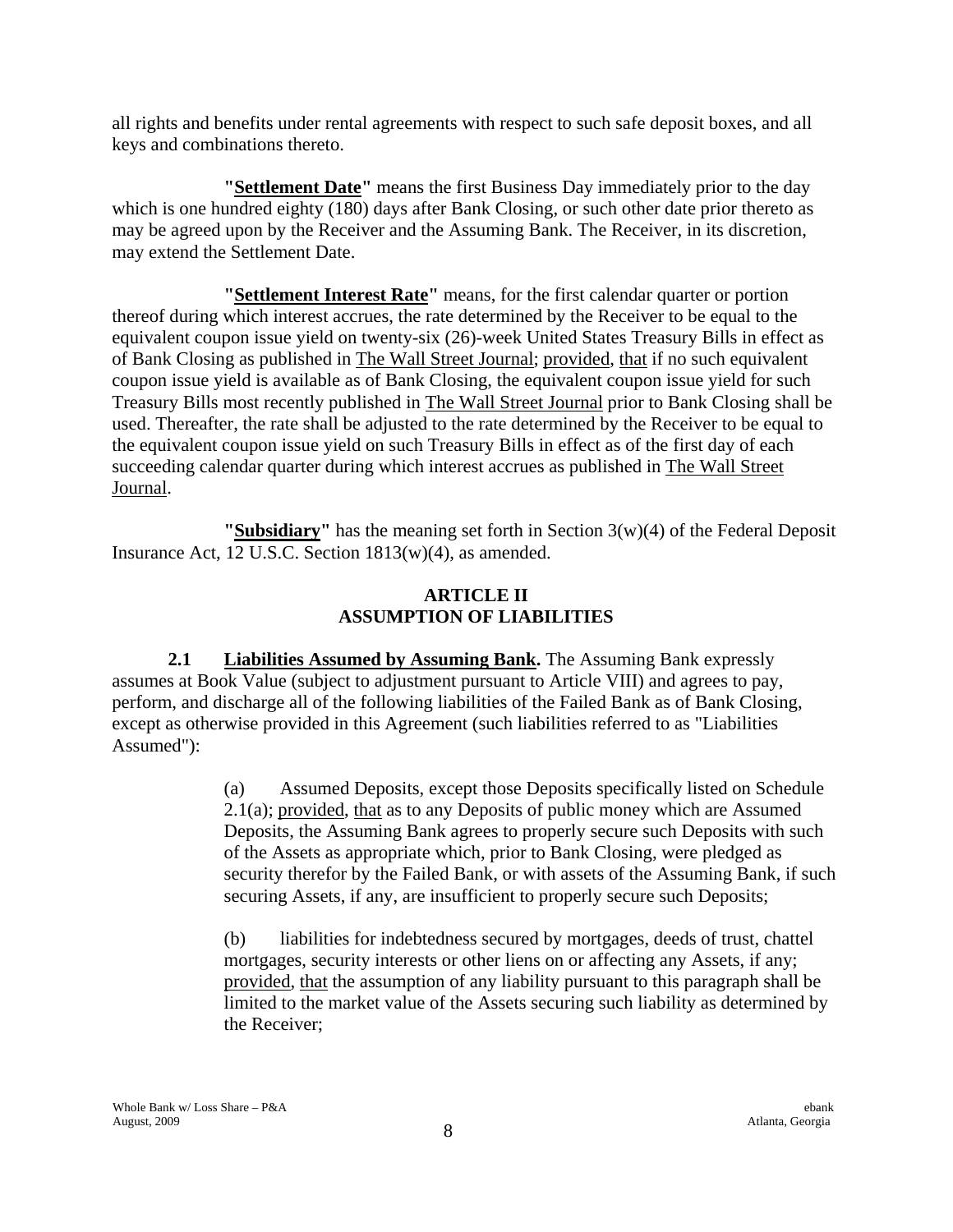all rights and benefits under rental agreements with respect to such safe deposit boxes, and all keys and combinations thereto.

**"Settlement Date"** means the first Business Day immediately prior to the day which is one hundred eighty (180) days after Bank Closing, or such other date prior thereto as may be agreed upon by the Receiver and the Assuming Bank. The Receiver, in its discretion, may extend the Settlement Date.

**"Settlement Interest Rate"** means, for the first calendar quarter or portion thereof during which interest accrues, the rate determined by the Receiver to be equal to the equivalent coupon issue yield on twenty-six (26)-week United States Treasury Bills in effect as of Bank Closing as published in The Wall Street Journal; provided, that if no such equivalent coupon issue yield is available as of Bank Closing, the equivalent coupon issue yield for such Treasury Bills most recently published in The Wall Street Journal prior to Bank Closing shall be used. Thereafter, the rate shall be adjusted to the rate determined by the Receiver to be equal to the equivalent coupon issue yield on such Treasury Bills in effect as of the first day of each succeeding calendar quarter during which interest accrues as published in The Wall Street Journal.

**"Subsidiary"** has the meaning set forth in Section 3(w)(4) of the Federal Deposit Insurance Act, 12 U.S.C. Section 1813(w)(4), as amended.

## ARTICLE II
## ASSUMPTION OF LIABILITIES

**2.1 Liabilities Assumed by Assuming Bank.** The Assuming Bank expressly assumes at Book Value (subject to adjustment pursuant to Article VIII) and agrees to pay, perform, and discharge all of the following liabilities of the Failed Bank as of Bank Closing, except as otherwise provided in this Agreement (such liabilities referred to as "Liabilities Assumed"):

(a) Assumed Deposits, except those Deposits specifically listed on Schedule 2.1(a); provided, that as to any Deposits of public money which are Assumed Deposits, the Assuming Bank agrees to properly secure such Deposits with such of the Assets as appropriate which, prior to Bank Closing, were pledged as security therefor by the Failed Bank, or with assets of the Assuming Bank, if such securing Assets, if any, are insufficient to properly secure such Deposits;

(b) liabilities for indebtedness secured by mortgages, deeds of trust, chattel mortgages, security interests or other liens on or affecting any Assets, if any; provided, that the assumption of any liability pursuant to this paragraph shall be limited to the market value of the Assets securing such liability as determined by the Receiver;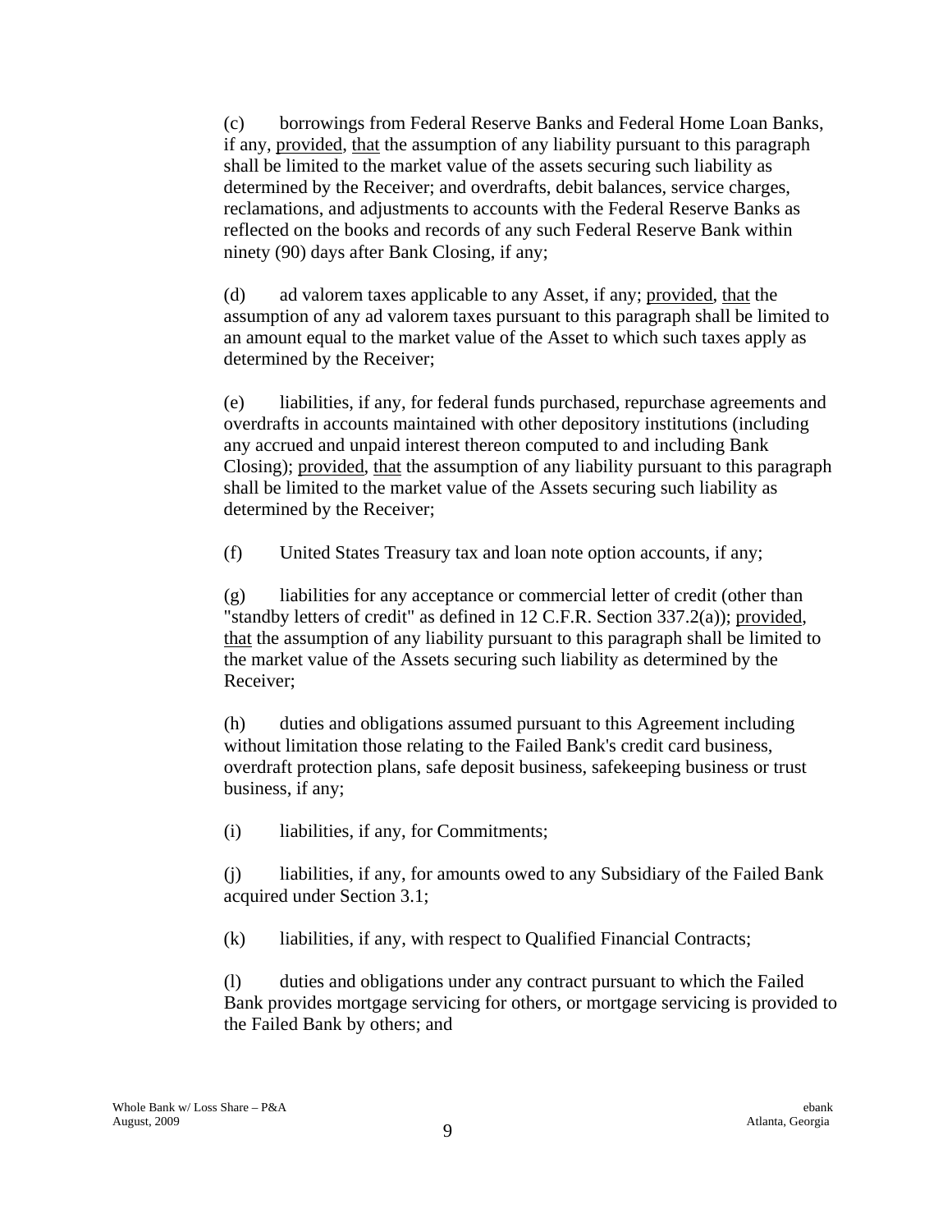(c) borrowings from Federal Reserve Banks and Federal Home Loan Banks, if any, provided, that the assumption of any liability pursuant to this paragraph shall be limited to the market value of the assets securing such liability as determined by the Receiver; and overdrafts, debit balances, service charges, reclamations, and adjustments to accounts with the Federal Reserve Banks as reflected on the books and records of any such Federal Reserve Bank within ninety (90) days after Bank Closing, if any;

(d) ad valorem taxes applicable to any Asset, if any; provided, that the assumption of any ad valorem taxes pursuant to this paragraph shall be limited to an amount equal to the market value of the Asset to which such taxes apply as determined by the Receiver;

(e) liabilities, if any, for federal funds purchased, repurchase agreements and overdrafts in accounts maintained with other depository institutions (including any accrued and unpaid interest thereon computed to and including Bank Closing); provided, that the assumption of any liability pursuant to this paragraph shall be limited to the market value of the Assets securing such liability as determined by the Receiver;

(f) United States Treasury tax and loan note option accounts, if any;

(g) liabilities for any acceptance or commercial letter of credit (other than "standby letters of credit" as defined in 12 C.F.R. Section 337.2(a)); provided, that the assumption of any liability pursuant to this paragraph shall be limited to the market value of the Assets securing such liability as determined by the Receiver;

(h) duties and obligations assumed pursuant to this Agreement including without limitation those relating to the Failed Bank's credit card business, overdraft protection plans, safe deposit business, safekeeping business or trust business, if any;

(i) liabilities, if any, for Commitments;

(j) liabilities, if any, for amounts owed to any Subsidiary of the Failed Bank acquired under Section 3.1;

(k) liabilities, if any, with respect to Qualified Financial Contracts;

(l) duties and obligations under any contract pursuant to which the Failed Bank provides mortgage servicing for others, or mortgage servicing is provided to the Failed Bank by others; and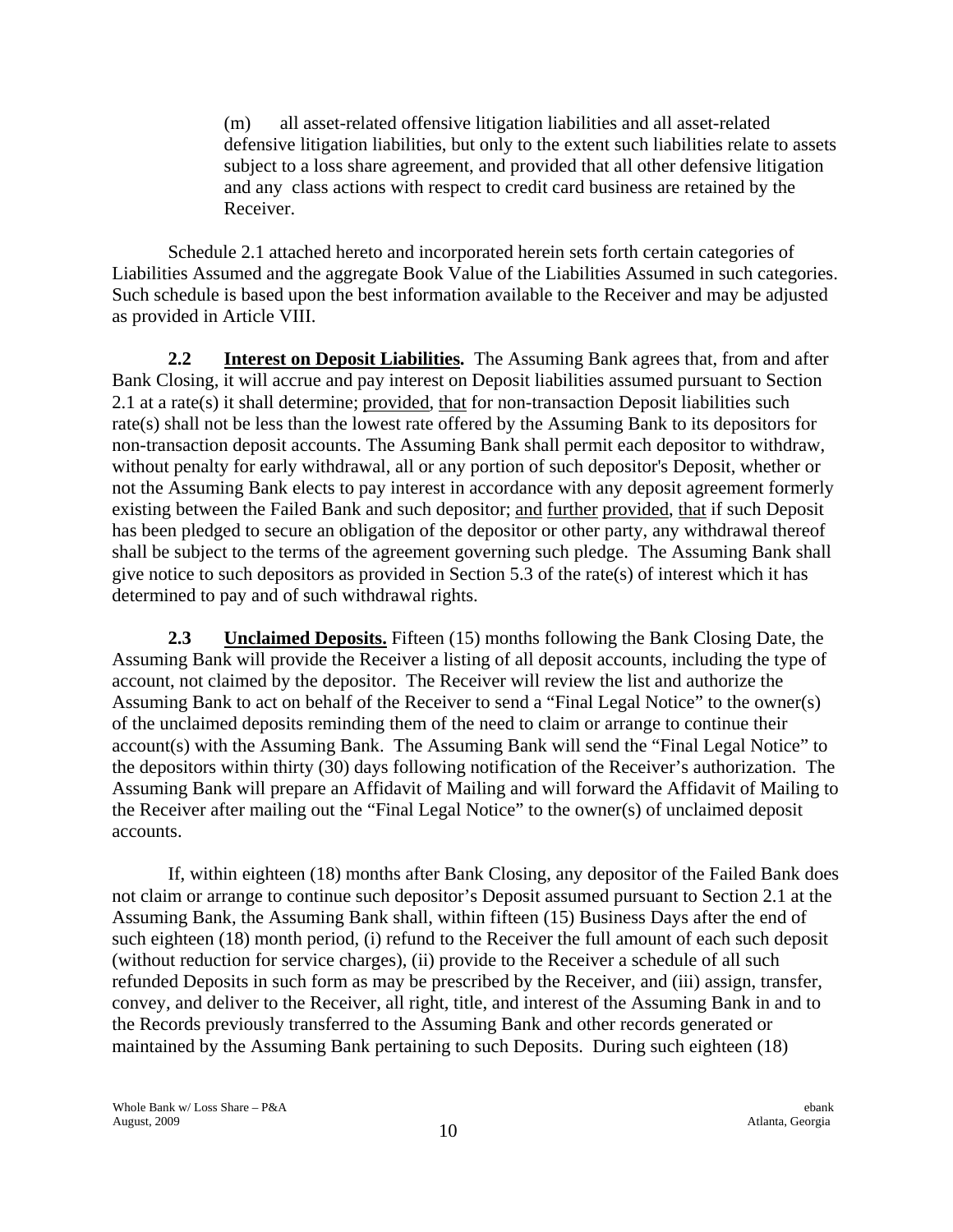(m) all asset-related offensive litigation liabilities and all asset-related defensive litigation liabilities, but only to the extent such liabilities relate to assets subject to a loss share agreement, and provided that all other defensive litigation and any class actions with respect to credit card business are retained by the Receiver.

Schedule 2.1 attached hereto and incorporated herein sets forth certain categories of Liabilities Assumed and the aggregate Book Value of the Liabilities Assumed in such categories. Such schedule is based upon the best information available to the Receiver and may be adjusted as provided in Article VIII.

**2.2 Interest on Deposit Liabilities.** The Assuming Bank agrees that, from and after Bank Closing, it will accrue and pay interest on Deposit liabilities assumed pursuant to Section 2.1 at a rate(s) it shall determine; provided, that for non-transaction Deposit liabilities such rate(s) shall not be less than the lowest rate offered by the Assuming Bank to its depositors for non-transaction deposit accounts. The Assuming Bank shall permit each depositor to withdraw, without penalty for early withdrawal, all or any portion of such depositor's Deposit, whether or not the Assuming Bank elects to pay interest in accordance with any deposit agreement formerly existing between the Failed Bank and such depositor; and further provided, that if such Deposit has been pledged to secure an obligation of the depositor or other party, any withdrawal thereof shall be subject to the terms of the agreement governing such pledge. The Assuming Bank shall give notice to such depositors as provided in Section 5.3 of the rate(s) of interest which it has determined to pay and of such withdrawal rights.

**2.3 Unclaimed Deposits.** Fifteen (15) months following the Bank Closing Date, the Assuming Bank will provide the Receiver a listing of all deposit accounts, including the type of account, not claimed by the depositor. The Receiver will review the list and authorize the Assuming Bank to act on behalf of the Receiver to send a "Final Legal Notice" to the owner(s) of the unclaimed deposits reminding them of the need to claim or arrange to continue their account(s) with the Assuming Bank. The Assuming Bank will send the "Final Legal Notice" to the depositors within thirty (30) days following notification of the Receiver's authorization. The Assuming Bank will prepare an Affidavit of Mailing and will forward the Affidavit of Mailing to the Receiver after mailing out the "Final Legal Notice" to the owner(s) of unclaimed deposit accounts.

If, within eighteen (18) months after Bank Closing, any depositor of the Failed Bank does not claim or arrange to continue such depositor's Deposit assumed pursuant to Section 2.1 at the Assuming Bank, the Assuming Bank shall, within fifteen (15) Business Days after the end of such eighteen (18) month period, (i) refund to the Receiver the full amount of each such deposit (without reduction for service charges), (ii) provide to the Receiver a schedule of all such refunded Deposits in such form as may be prescribed by the Receiver, and (iii) assign, transfer, convey, and deliver to the Receiver, all right, title, and interest of the Assuming Bank in and to the Records previously transferred to the Assuming Bank and other records generated or maintained by the Assuming Bank pertaining to such Deposits. During such eighteen (18)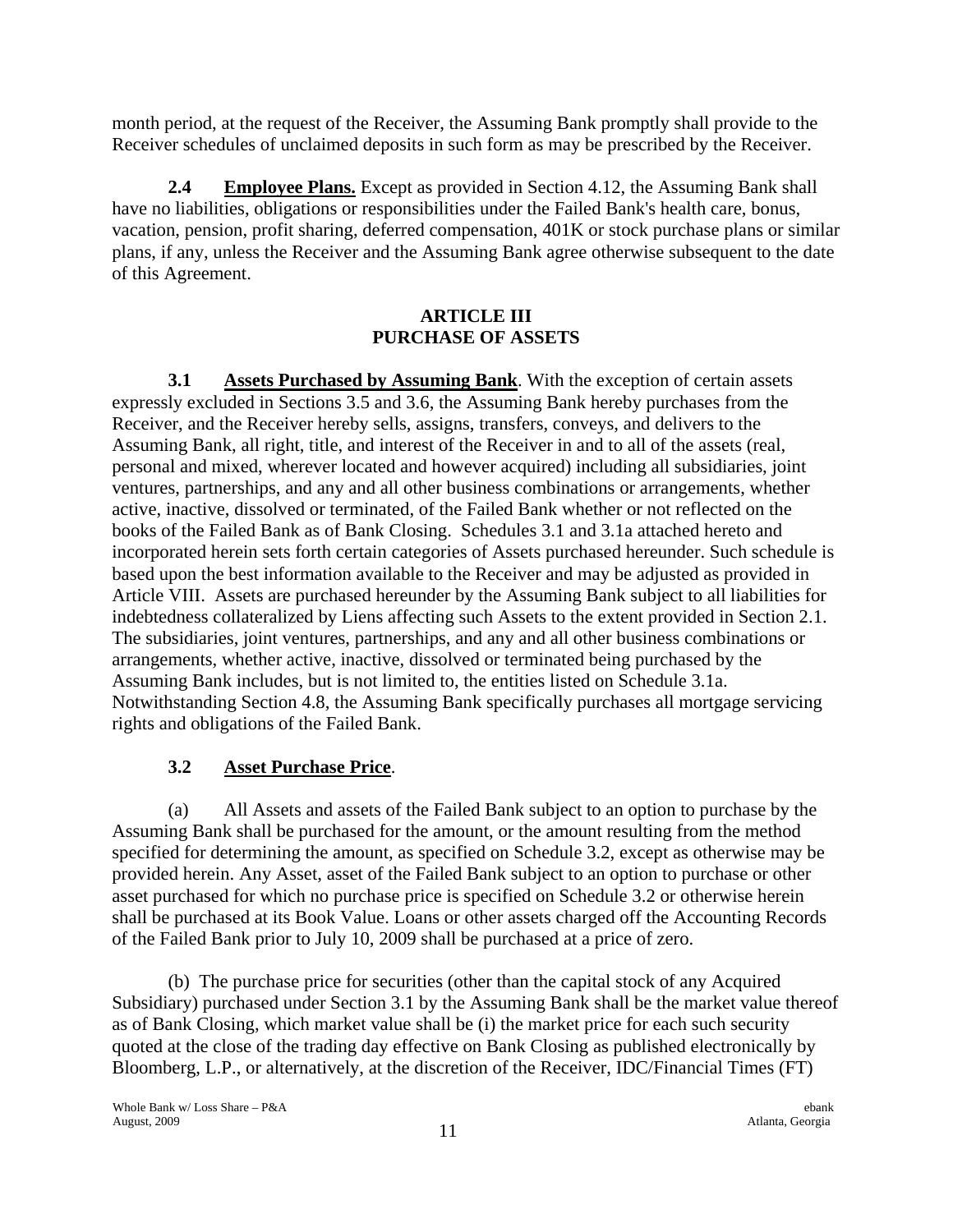month period, at the request of the Receiver, the Assuming Bank promptly shall provide to the Receiver schedules of unclaimed deposits in such form as may be prescribed by the Receiver.

**2.4 Employee Plans.** Except as provided in Section 4.12, the Assuming Bank shall have no liabilities, obligations or responsibilities under the Failed Bank's health care, bonus, vacation, pension, profit sharing, deferred compensation, 401K or stock purchase plans or similar plans, if any, unless the Receiver and the Assuming Bank agree otherwise subsequent to the date of this Agreement.

## ARTICLE III
## PURCHASE OF ASSETS

**3.1 Assets Purchased by Assuming Bank**. With the exception of certain assets expressly excluded in Sections 3.5 and 3.6, the Assuming Bank hereby purchases from the Receiver, and the Receiver hereby sells, assigns, transfers, conveys, and delivers to the Assuming Bank, all right, title, and interest of the Receiver in and to all of the assets (real, personal and mixed, wherever located and however acquired) including all subsidiaries, joint ventures, partnerships, and any and all other business combinations or arrangements, whether active, inactive, dissolved or terminated, of the Failed Bank whether or not reflected on the books of the Failed Bank as of Bank Closing. Schedules 3.1 and 3.1a attached hereto and incorporated herein sets forth certain categories of Assets purchased hereunder. Such schedule is based upon the best information available to the Receiver and may be adjusted as provided in Article VIII. Assets are purchased hereunder by the Assuming Bank subject to all liabilities for indebtedness collateralized by Liens affecting such Assets to the extent provided in Section 2.1. The subsidiaries, joint ventures, partnerships, and any and all other business combinations or arrangements, whether active, inactive, dissolved or terminated being purchased by the Assuming Bank includes, but is not limited to, the entities listed on Schedule 3.1a. Notwithstanding Section 4.8, the Assuming Bank specifically purchases all mortgage servicing rights and obligations of the Failed Bank.

**3.2 Asset Purchase Price**.

(a) All Assets and assets of the Failed Bank subject to an option to purchase by the Assuming Bank shall be purchased for the amount, or the amount resulting from the method specified for determining the amount, as specified on Schedule 3.2, except as otherwise may be provided herein. Any Asset, asset of the Failed Bank subject to an option to purchase or other asset purchased for which no purchase price is specified on Schedule 3.2 or otherwise herein shall be purchased at its Book Value. Loans or other assets charged off the Accounting Records of the Failed Bank prior to July 10, 2009 shall be purchased at a price of zero.

(b) The purchase price for securities (other than the capital stock of any Acquired Subsidiary) purchased under Section 3.1 by the Assuming Bank shall be the market value thereof as of Bank Closing, which market value shall be (i) the market price for each such security quoted at the close of the trading day effective on Bank Closing as published electronically by Bloomberg, L.P., or alternatively, at the discretion of the Receiver, IDC/Financial Times (FT)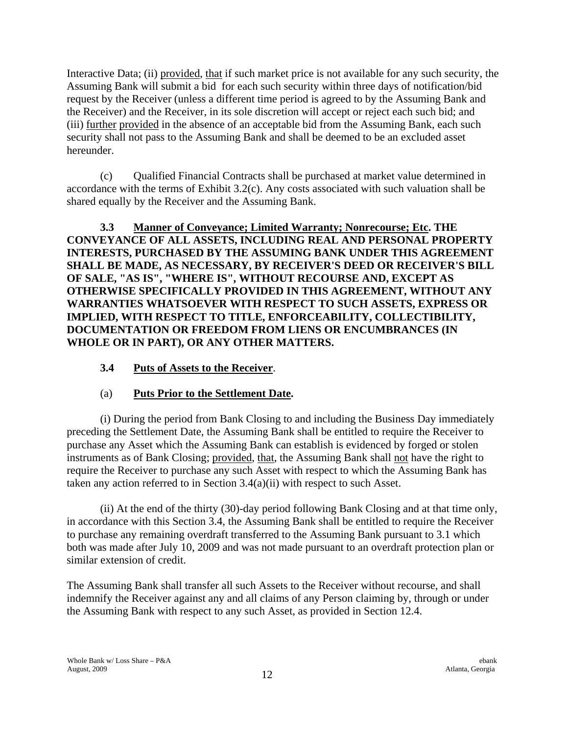Interactive Data; (ii) provided, that if such market price is not available for any such security, the Assuming Bank will submit a bid for each such security within three days of notification/bid request by the Receiver (unless a different time period is agreed to by the Assuming Bank and the Receiver) and the Receiver, in its sole discretion will accept or reject each such bid; and (iii) further provided in the absence of an acceptable bid from the Assuming Bank, each such security shall not pass to the Assuming Bank and shall be deemed to be an excluded asset hereunder.

(c) Qualified Financial Contracts shall be purchased at market value determined in accordance with the terms of Exhibit 3.2(c). Any costs associated with such valuation shall be shared equally by the Receiver and the Assuming Bank.

**3.3 Manner of Conveyance; Limited Warranty; Nonrecourse; Etc. THE CONVEYANCE OF ALL ASSETS, INCLUDING REAL AND PERSONAL PROPERTY INTERESTS, PURCHASED BY THE ASSUMING BANK UNDER THIS AGREEMENT SHALL BE MADE, AS NECESSARY, BY RECEIVER'S DEED OR RECEIVER'S BILL OF SALE, "AS IS", "WHERE IS", WITHOUT RECOURSE AND, EXCEPT AS OTHERWISE SPECIFICALLY PROVIDED IN THIS AGREEMENT, WITHOUT ANY WARRANTIES WHATSOEVER WITH RESPECT TO SUCH ASSETS, EXPRESS OR IMPLIED, WITH RESPECT TO TITLE, ENFORCEABILITY, COLLECTIBILITY, DOCUMENTATION OR FREEDOM FROM LIENS OR ENCUMBRANCES (IN WHOLE OR IN PART), OR ANY OTHER MATTERS.**

**3.4 Puts of Assets to the Receiver**.

(a) **Puts Prior to the Settlement Date.**

(i) During the period from Bank Closing to and including the Business Day immediately preceding the Settlement Date, the Assuming Bank shall be entitled to require the Receiver to purchase any Asset which the Assuming Bank can establish is evidenced by forged or stolen instruments as of Bank Closing; provided, that, the Assuming Bank shall not have the right to require the Receiver to purchase any such Asset with respect to which the Assuming Bank has taken any action referred to in Section 3.4(a)(ii) with respect to such Asset.

(ii) At the end of the thirty (30)-day period following Bank Closing and at that time only, in accordance with this Section 3.4, the Assuming Bank shall be entitled to require the Receiver to purchase any remaining overdraft transferred to the Assuming Bank pursuant to 3.1 which both was made after July 10, 2009 and was not made pursuant to an overdraft protection plan or similar extension of credit.

The Assuming Bank shall transfer all such Assets to the Receiver without recourse, and shall indemnify the Receiver against any and all claims of any Person claiming by, through or under the Assuming Bank with respect to any such Asset, as provided in Section 12.4.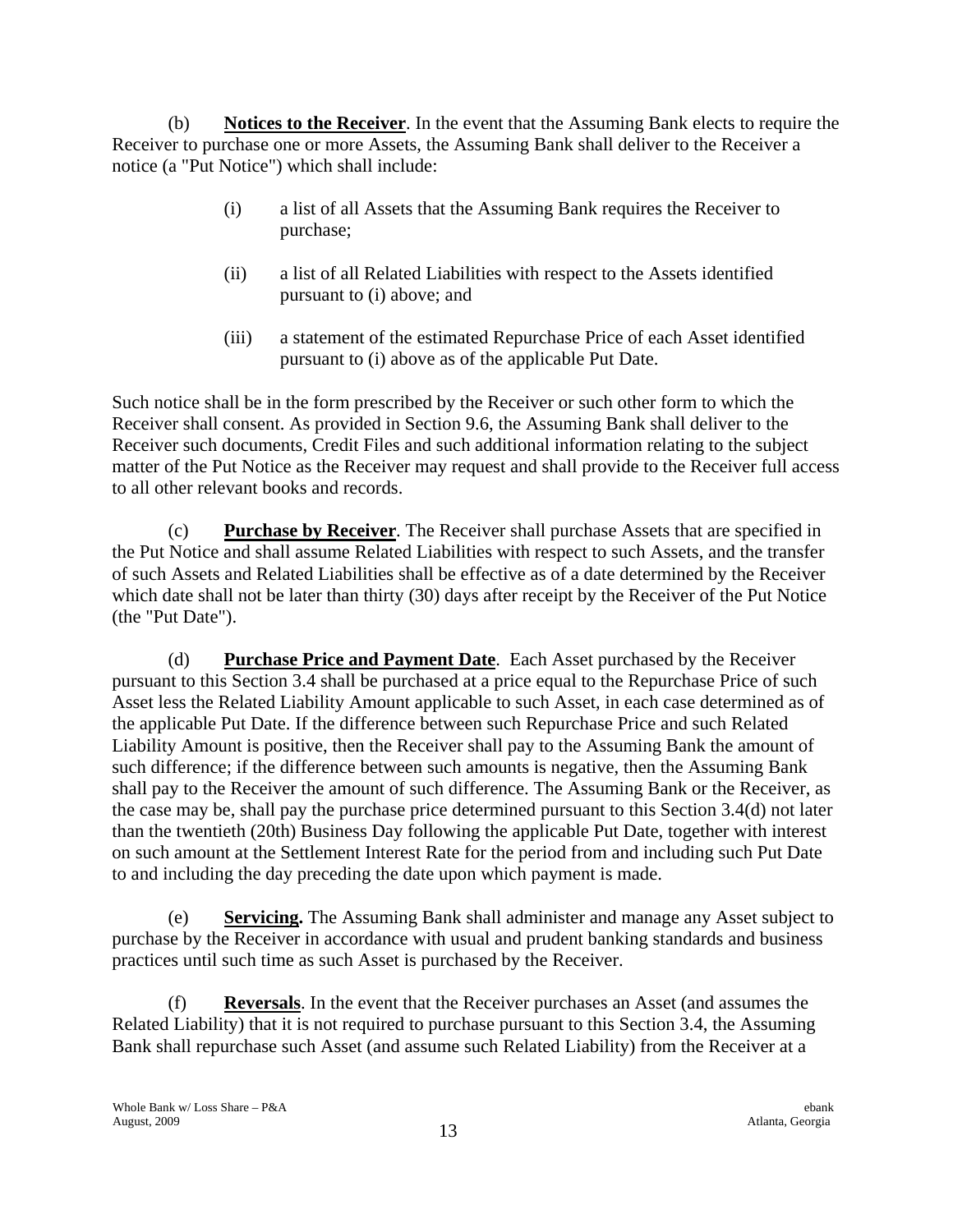(b) **Notices to the Receiver**. In the event that the Assuming Bank elects to require the Receiver to purchase one or more Assets, the Assuming Bank shall deliver to the Receiver a notice (a "Put Notice") which shall include:

> (i) a list of all Assets that the Assuming Bank requires the Receiver to purchase;
>
> (ii) a list of all Related Liabilities with respect to the Assets identified pursuant to (i) above; and
>
> (iii) a statement of the estimated Repurchase Price of each Asset identified pursuant to (i) above as of the applicable Put Date.

Such notice shall be in the form prescribed by the Receiver or such other form to which the Receiver shall consent. As provided in Section 9.6, the Assuming Bank shall deliver to the Receiver such documents, Credit Files and such additional information relating to the subject matter of the Put Notice as the Receiver may request and shall provide to the Receiver full access to all other relevant books and records.

(c) **Purchase by Receiver**. The Receiver shall purchase Assets that are specified in the Put Notice and shall assume Related Liabilities with respect to such Assets, and the transfer of such Assets and Related Liabilities shall be effective as of a date determined by the Receiver which date shall not be later than thirty (30) days after receipt by the Receiver of the Put Notice (the "Put Date").

(d) **Purchase Price and Payment Date**. Each Asset purchased by the Receiver pursuant to this Section 3.4 shall be purchased at a price equal to the Repurchase Price of such Asset less the Related Liability Amount applicable to such Asset, in each case determined as of the applicable Put Date. If the difference between such Repurchase Price and such Related Liability Amount is positive, then the Receiver shall pay to the Assuming Bank the amount of such difference; if the difference between such amounts is negative, then the Assuming Bank shall pay to the Receiver the amount of such difference. The Assuming Bank or the Receiver, as the case may be, shall pay the purchase price determined pursuant to this Section 3.4(d) not later than the twentieth (20th) Business Day following the applicable Put Date, together with interest on such amount at the Settlement Interest Rate for the period from and including such Put Date to and including the day preceding the date upon which payment is made.

(e) **Servicing.** The Assuming Bank shall administer and manage any Asset subject to purchase by the Receiver in accordance with usual and prudent banking standards and business practices until such time as such Asset is purchased by the Receiver.

(f) **Reversals**. In the event that the Receiver purchases an Asset (and assumes the Related Liability) that it is not required to purchase pursuant to this Section 3.4, the Assuming Bank shall repurchase such Asset (and assume such Related Liability) from the Receiver at a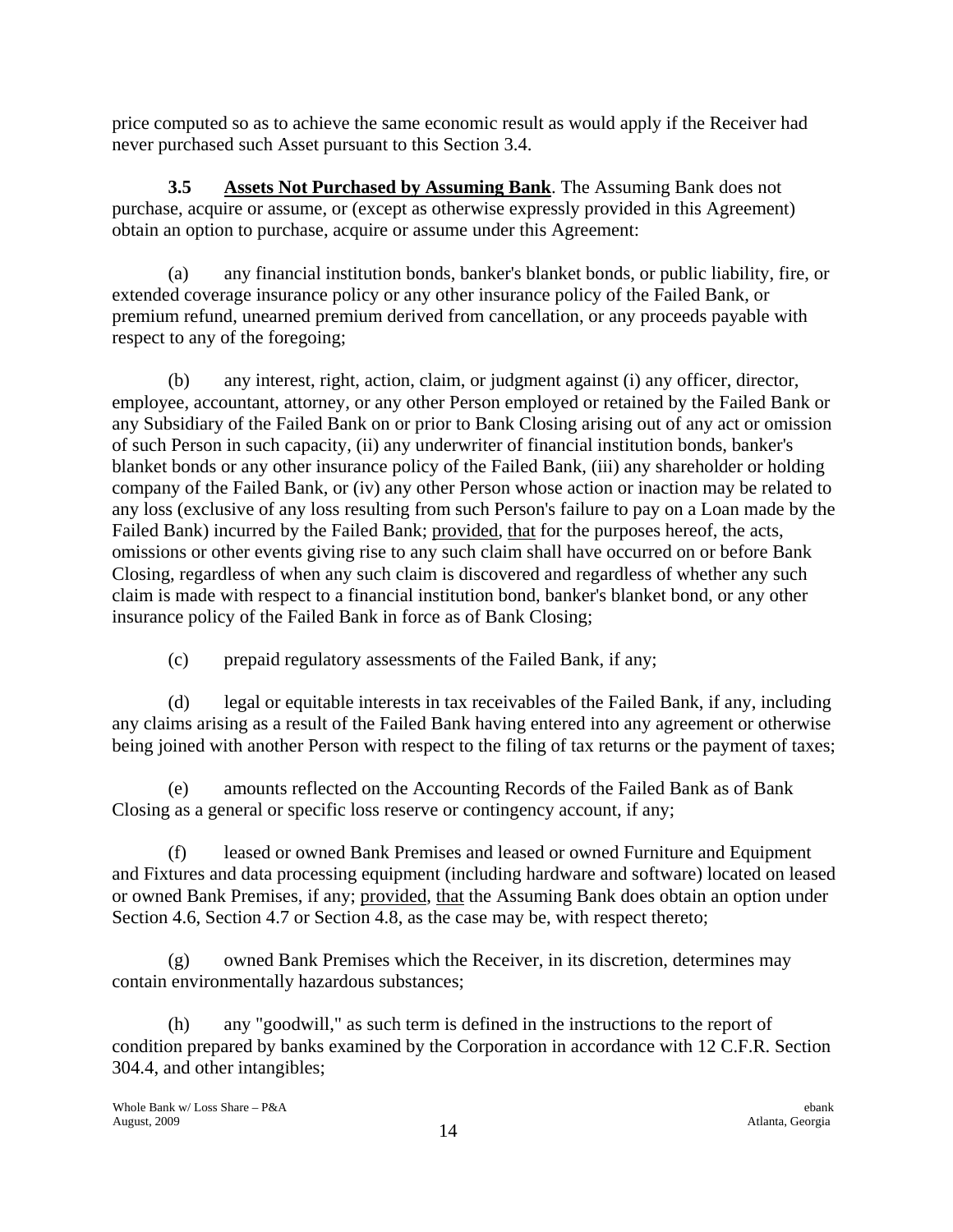price computed so as to achieve the same economic result as would apply if the Receiver had never purchased such Asset pursuant to this Section 3.4.

**3.5 Assets Not Purchased by Assuming Bank**. The Assuming Bank does not purchase, acquire or assume, or (except as otherwise expressly provided in this Agreement) obtain an option to purchase, acquire or assume under this Agreement:

(a) any financial institution bonds, banker's blanket bonds, or public liability, fire, or extended coverage insurance policy or any other insurance policy of the Failed Bank, or premium refund, unearned premium derived from cancellation, or any proceeds payable with respect to any of the foregoing;

(b) any interest, right, action, claim, or judgment against (i) any officer, director, employee, accountant, attorney, or any other Person employed or retained by the Failed Bank or any Subsidiary of the Failed Bank on or prior to Bank Closing arising out of any act or omission of such Person in such capacity, (ii) any underwriter of financial institution bonds, banker's blanket bonds or any other insurance policy of the Failed Bank, (iii) any shareholder or holding company of the Failed Bank, or (iv) any other Person whose action or inaction may be related to any loss (exclusive of any loss resulting from such Person's failure to pay on a Loan made by the Failed Bank) incurred by the Failed Bank; provided, that for the purposes hereof, the acts, omissions or other events giving rise to any such claim shall have occurred on or before Bank Closing, regardless of when any such claim is discovered and regardless of whether any such claim is made with respect to a financial institution bond, banker's blanket bond, or any other insurance policy of the Failed Bank in force as of Bank Closing;

(c) prepaid regulatory assessments of the Failed Bank, if any;

(d) legal or equitable interests in tax receivables of the Failed Bank, if any, including any claims arising as a result of the Failed Bank having entered into any agreement or otherwise being joined with another Person with respect to the filing of tax returns or the payment of taxes;

(e) amounts reflected on the Accounting Records of the Failed Bank as of Bank Closing as a general or specific loss reserve or contingency account, if any;

(f) leased or owned Bank Premises and leased or owned Furniture and Equipment and Fixtures and data processing equipment (including hardware and software) located on leased or owned Bank Premises, if any; provided, that the Assuming Bank does obtain an option under Section 4.6, Section 4.7 or Section 4.8, as the case may be, with respect thereto;

(g) owned Bank Premises which the Receiver, in its discretion, determines may contain environmentally hazardous substances;

(h) any "goodwill," as such term is defined in the instructions to the report of condition prepared by banks examined by the Corporation in accordance with 12 C.F.R. Section 304.4, and other intangibles;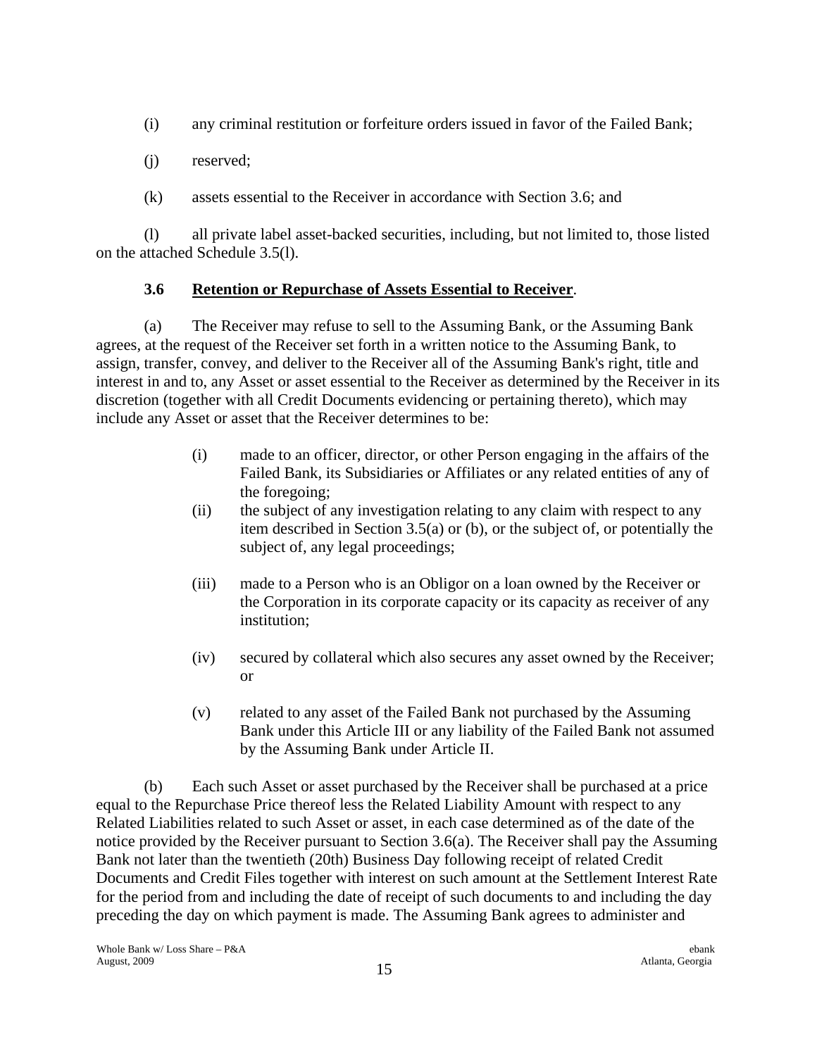(i) any criminal restitution or forfeiture orders issued in favor of the Failed Bank;

(j) reserved;

(k) assets essential to the Receiver in accordance with Section 3.6; and

(l) all private label asset-backed securities, including, but not limited to, those listed on the attached Schedule 3.5(l).

### 3.6 Retention or Repurchase of Assets Essential to Receiver.

(a) The Receiver may refuse to sell to the Assuming Bank, or the Assuming Bank agrees, at the request of the Receiver set forth in a written notice to the Assuming Bank, to assign, transfer, convey, and deliver to the Receiver all of the Assuming Bank's right, title and interest in and to, any Asset or asset essential to the Receiver as determined by the Receiver in its discretion (together with all Credit Documents evidencing or pertaining thereto), which may include any Asset or asset that the Receiver determines to be:

> (i) made to an officer, director, or other Person engaging in the affairs of the Failed Bank, its Subsidiaries or Affiliates or any related entities of any of the foregoing;
>
> (ii) the subject of any investigation relating to any claim with respect to any item described in Section 3.5(a) or (b), or the subject of, or potentially the subject of, any legal proceedings;
>
> (iii) made to a Person who is an Obligor on a loan owned by the Receiver or the Corporation in its corporate capacity or its capacity as receiver of any institution;
>
> (iv) secured by collateral which also secures any asset owned by the Receiver; or
>
> (v) related to any asset of the Failed Bank not purchased by the Assuming Bank under this Article III or any liability of the Failed Bank not assumed by the Assuming Bank under Article II.

(b) Each such Asset or asset purchased by the Receiver shall be purchased at a price equal to the Repurchase Price thereof less the Related Liability Amount with respect to any Related Liabilities related to such Asset or asset, in each case determined as of the date of the notice provided by the Receiver pursuant to Section 3.6(a). The Receiver shall pay the Assuming Bank not later than the twentieth (20th) Business Day following receipt of related Credit Documents and Credit Files together with interest on such amount at the Settlement Interest Rate for the period from and including the date of receipt of such documents to and including the day preceding the day on which payment is made. The Assuming Bank agrees to administer and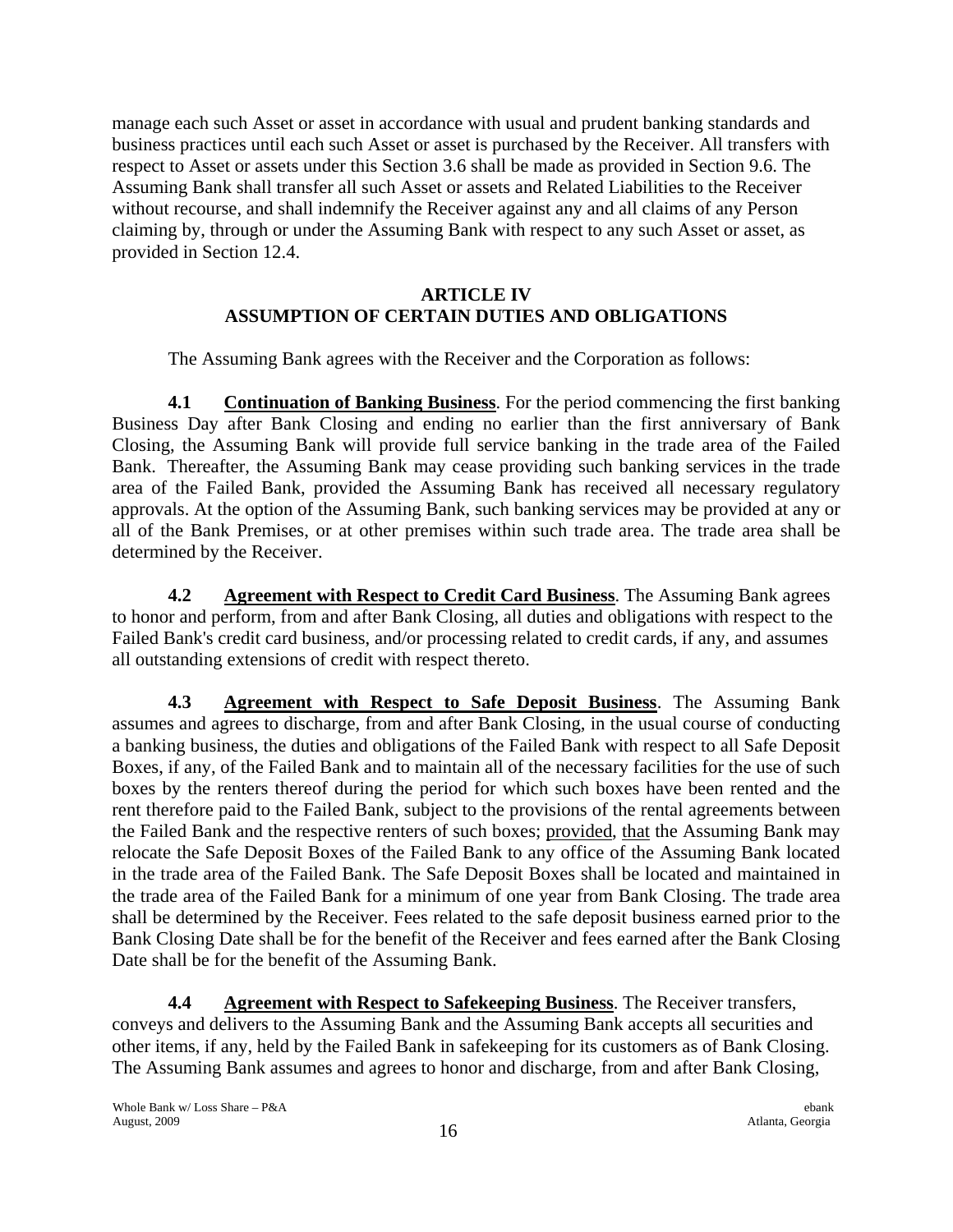manage each such Asset or asset in accordance with usual and prudent banking standards and business practices until each such Asset or asset is purchased by the Receiver. All transfers with respect to Asset or assets under this Section 3.6 shall be made as provided in Section 9.6. The Assuming Bank shall transfer all such Asset or assets and Related Liabilities to the Receiver without recourse, and shall indemnify the Receiver against any and all claims of any Person claiming by, through or under the Assuming Bank with respect to any such Asset or asset, as provided in Section 12.4.

## ARTICLE IV
## ASSUMPTION OF CERTAIN DUTIES AND OBLIGATIONS

The Assuming Bank agrees with the Receiver and the Corporation as follows:

**4.1 Continuation of Banking Business**. For the period commencing the first banking Business Day after Bank Closing and ending no earlier than the first anniversary of Bank Closing, the Assuming Bank will provide full service banking in the trade area of the Failed Bank. Thereafter, the Assuming Bank may cease providing such banking services in the trade area of the Failed Bank, provided the Assuming Bank has received all necessary regulatory approvals. At the option of the Assuming Bank, such banking services may be provided at any or all of the Bank Premises, or at other premises within such trade area. The trade area shall be determined by the Receiver.

**4.2 Agreement with Respect to Credit Card Business**. The Assuming Bank agrees to honor and perform, from and after Bank Closing, all duties and obligations with respect to the Failed Bank's credit card business, and/or processing related to credit cards, if any, and assumes all outstanding extensions of credit with respect thereto.

**4.3 Agreement with Respect to Safe Deposit Business**. The Assuming Bank assumes and agrees to discharge, from and after Bank Closing, in the usual course of conducting a banking business, the duties and obligations of the Failed Bank with respect to all Safe Deposit Boxes, if any, of the Failed Bank and to maintain all of the necessary facilities for the use of such boxes by the renters thereof during the period for which such boxes have been rented and the rent therefore paid to the Failed Bank, subject to the provisions of the rental agreements between the Failed Bank and the respective renters of such boxes; provided, that the Assuming Bank may relocate the Safe Deposit Boxes of the Failed Bank to any office of the Assuming Bank located in the trade area of the Failed Bank. The Safe Deposit Boxes shall be located and maintained in the trade area of the Failed Bank for a minimum of one year from Bank Closing. The trade area shall be determined by the Receiver. Fees related to the safe deposit business earned prior to the Bank Closing Date shall be for the benefit of the Receiver and fees earned after the Bank Closing Date shall be for the benefit of the Assuming Bank.

**4.4 Agreement with Respect to Safekeeping Business**. The Receiver transfers, conveys and delivers to the Assuming Bank and the Assuming Bank accepts all securities and other items, if any, held by the Failed Bank in safekeeping for its customers as of Bank Closing. The Assuming Bank assumes and agrees to honor and discharge, from and after Bank Closing,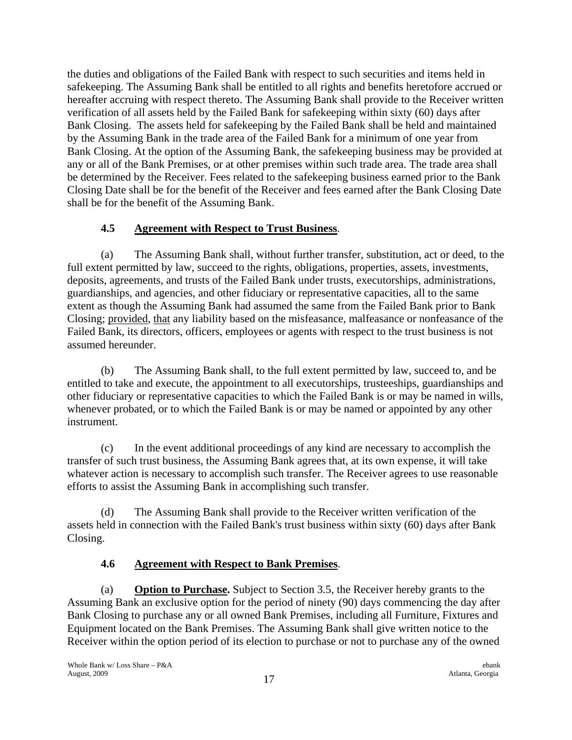the duties and obligations of the Failed Bank with respect to such securities and items held in safekeeping. The Assuming Bank shall be entitled to all rights and benefits heretofore accrued or hereafter accruing with respect thereto. The Assuming Bank shall provide to the Receiver written verification of all assets held by the Failed Bank for safekeeping within sixty (60) days after Bank Closing. The assets held for safekeeping by the Failed Bank shall be held and maintained by the Assuming Bank in the trade area of the Failed Bank for a minimum of one year from Bank Closing. At the option of the Assuming Bank, the safekeeping business may be provided at any or all of the Bank Premises, or at other premises within such trade area. The trade area shall be determined by the Receiver. Fees related to the safekeeping business earned prior to the Bank Closing Date shall be for the benefit of the Receiver and fees earned after the Bank Closing Date shall be for the benefit of the Assuming Bank.

### **4.5 Agreement with Respect to Trust Business**.

(a) The Assuming Bank shall, without further transfer, substitution, act or deed, to the full extent permitted by law, succeed to the rights, obligations, properties, assets, investments, deposits, agreements, and trusts of the Failed Bank under trusts, executorships, administrations, guardianships, and agencies, and other fiduciary or representative capacities, all to the same extent as though the Assuming Bank had assumed the same from the Failed Bank prior to Bank Closing; provided, that any liability based on the misfeasance, malfeasance or nonfeasance of the Failed Bank, its directors, officers, employees or agents with respect to the trust business is not assumed hereunder.

(b) The Assuming Bank shall, to the full extent permitted by law, succeed to, and be entitled to take and execute, the appointment to all executorships, trusteeships, guardianships and other fiduciary or representative capacities to which the Failed Bank is or may be named in wills, whenever probated, or to which the Failed Bank is or may be named or appointed by any other instrument.

(c) In the event additional proceedings of any kind are necessary to accomplish the transfer of such trust business, the Assuming Bank agrees that, at its own expense, it will take whatever action is necessary to accomplish such transfer. The Receiver agrees to use reasonable efforts to assist the Assuming Bank in accomplishing such transfer.

(d) The Assuming Bank shall provide to the Receiver written verification of the assets held in connection with the Failed Bank's trust business within sixty (60) days after Bank Closing.

### **4.6 Agreement with Respect to Bank Premises**.

(a) **Option to Purchase.** Subject to Section 3.5, the Receiver hereby grants to the Assuming Bank an exclusive option for the period of ninety (90) days commencing the day after Bank Closing to purchase any or all owned Bank Premises, including all Furniture, Fixtures and Equipment located on the Bank Premises. The Assuming Bank shall give written notice to the Receiver within the option period of its election to purchase or not to purchase any of the owned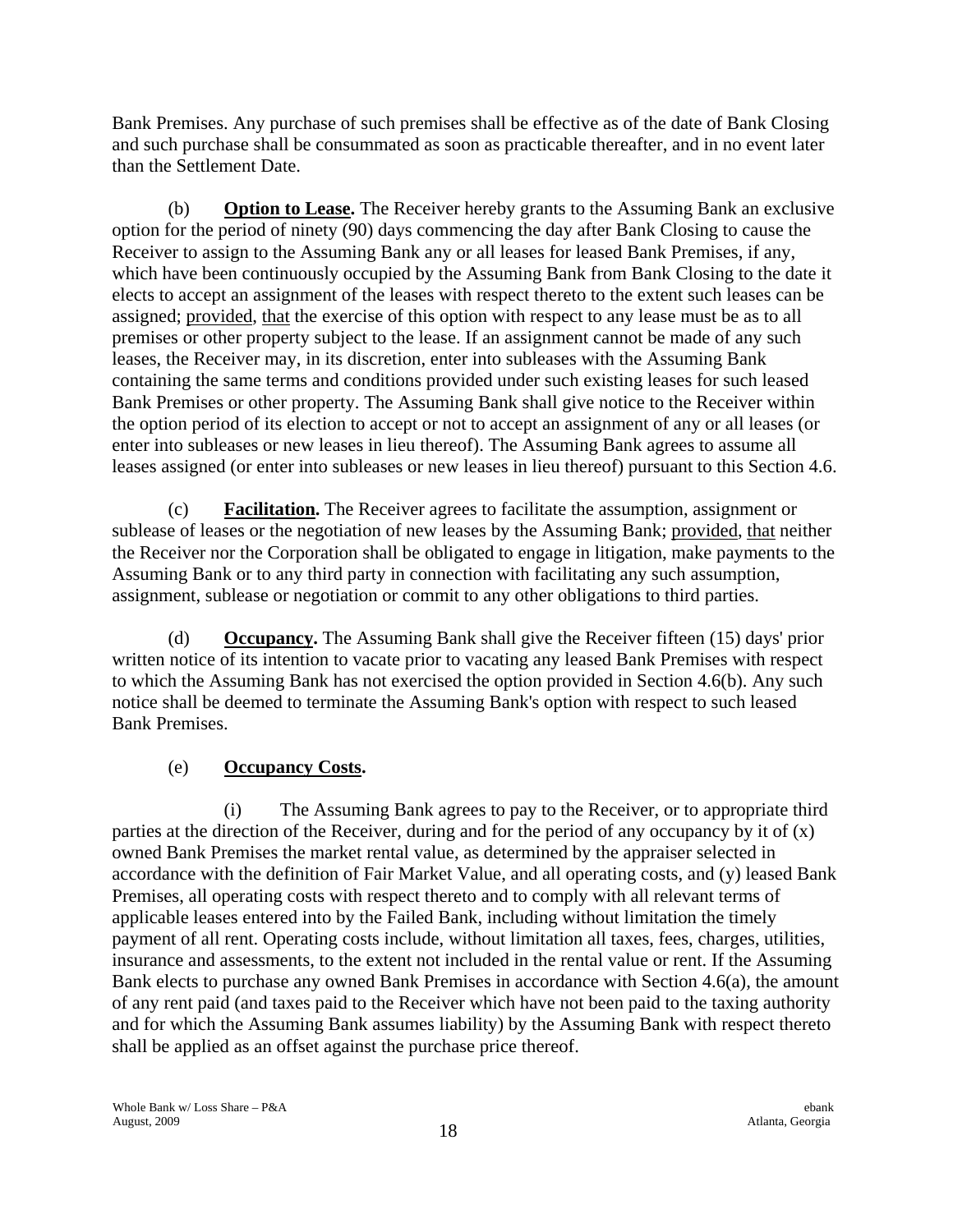Bank Premises. Any purchase of such premises shall be effective as of the date of Bank Closing and such purchase shall be consummated as soon as practicable thereafter, and in no event later than the Settlement Date.

(b) **Option to Lease.** The Receiver hereby grants to the Assuming Bank an exclusive option for the period of ninety (90) days commencing the day after Bank Closing to cause the Receiver to assign to the Assuming Bank any or all leases for leased Bank Premises, if any, which have been continuously occupied by the Assuming Bank from Bank Closing to the date it elects to accept an assignment of the leases with respect thereto to the extent such leases can be assigned; provided, that the exercise of this option with respect to any lease must be as to all premises or other property subject to the lease. If an assignment cannot be made of any such leases, the Receiver may, in its discretion, enter into subleases with the Assuming Bank containing the same terms and conditions provided under such existing leases for such leased Bank Premises or other property. The Assuming Bank shall give notice to the Receiver within the option period of its election to accept or not to accept an assignment of any or all leases (or enter into subleases or new leases in lieu thereof). The Assuming Bank agrees to assume all leases assigned (or enter into subleases or new leases in lieu thereof) pursuant to this Section 4.6.

(c) **Facilitation.** The Receiver agrees to facilitate the assumption, assignment or sublease of leases or the negotiation of new leases by the Assuming Bank; provided, that neither the Receiver nor the Corporation shall be obligated to engage in litigation, make payments to the Assuming Bank or to any third party in connection with facilitating any such assumption, assignment, sublease or negotiation or commit to any other obligations to third parties.

(d) **Occupancy.** The Assuming Bank shall give the Receiver fifteen (15) days' prior written notice of its intention to vacate prior to vacating any leased Bank Premises with respect to which the Assuming Bank has not exercised the option provided in Section 4.6(b). Any such notice shall be deemed to terminate the Assuming Bank's option with respect to such leased Bank Premises.

(e) **Occupancy Costs.**

(i) The Assuming Bank agrees to pay to the Receiver, or to appropriate third parties at the direction of the Receiver, during and for the period of any occupancy by it of (x) owned Bank Premises the market rental value, as determined by the appraiser selected in accordance with the definition of Fair Market Value, and all operating costs, and (y) leased Bank Premises, all operating costs with respect thereto and to comply with all relevant terms of applicable leases entered into by the Failed Bank, including without limitation the timely payment of all rent. Operating costs include, without limitation all taxes, fees, charges, utilities, insurance and assessments, to the extent not included in the rental value or rent. If the Assuming Bank elects to purchase any owned Bank Premises in accordance with Section 4.6(a), the amount of any rent paid (and taxes paid to the Receiver which have not been paid to the taxing authority and for which the Assuming Bank assumes liability) by the Assuming Bank with respect thereto shall be applied as an offset against the purchase price thereof.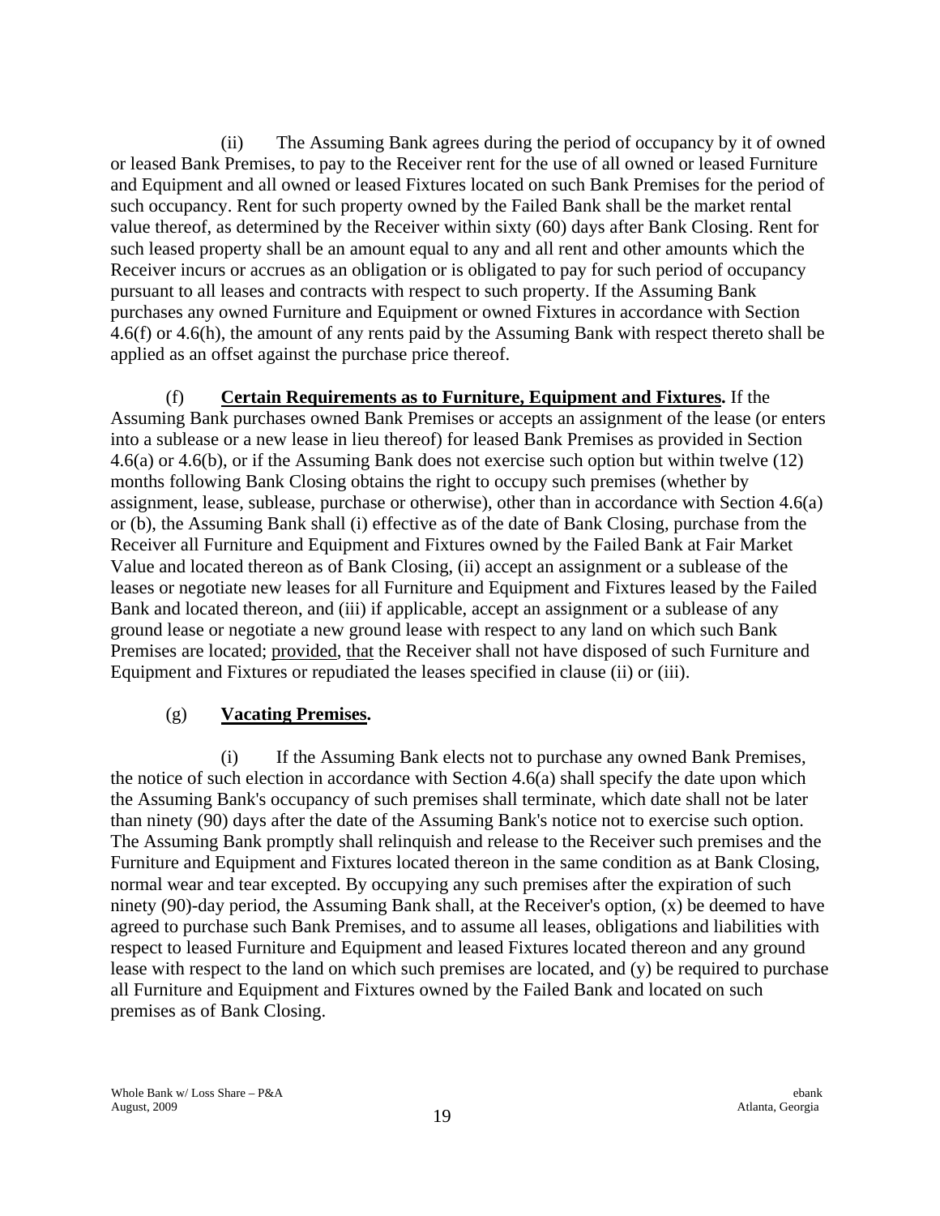(ii) The Assuming Bank agrees during the period of occupancy by it of owned or leased Bank Premises, to pay to the Receiver rent for the use of all owned or leased Furniture and Equipment and all owned or leased Fixtures located on such Bank Premises for the period of such occupancy. Rent for such property owned by the Failed Bank shall be the market rental value thereof, as determined by the Receiver within sixty (60) days after Bank Closing. Rent for such leased property shall be an amount equal to any and all rent and other amounts which the Receiver incurs or accrues as an obligation or is obligated to pay for such period of occupancy pursuant to all leases and contracts with respect to such property. If the Assuming Bank purchases any owned Furniture and Equipment or owned Fixtures in accordance with Section 4.6(f) or 4.6(h), the amount of any rents paid by the Assuming Bank with respect thereto shall be applied as an offset against the purchase price thereof.

(f) **Certain Requirements as to Furniture, Equipment and Fixtures.** If the Assuming Bank purchases owned Bank Premises or accepts an assignment of the lease (or enters into a sublease or a new lease in lieu thereof) for leased Bank Premises as provided in Section 4.6(a) or 4.6(b), or if the Assuming Bank does not exercise such option but within twelve (12) months following Bank Closing obtains the right to occupy such premises (whether by assignment, lease, sublease, purchase or otherwise), other than in accordance with Section 4.6(a) or (b), the Assuming Bank shall (i) effective as of the date of Bank Closing, purchase from the Receiver all Furniture and Equipment and Fixtures owned by the Failed Bank at Fair Market Value and located thereon as of Bank Closing, (ii) accept an assignment or a sublease of the leases or negotiate new leases for all Furniture and Equipment and Fixtures leased by the Failed Bank and located thereon, and (iii) if applicable, accept an assignment or a sublease of any ground lease or negotiate a new ground lease with respect to any land on which such Bank Premises are located; provided, that the Receiver shall not have disposed of such Furniture and Equipment and Fixtures or repudiated the leases specified in clause (ii) or (iii).

(g) **Vacating Premises.**

(i) If the Assuming Bank elects not to purchase any owned Bank Premises, the notice of such election in accordance with Section 4.6(a) shall specify the date upon which the Assuming Bank's occupancy of such premises shall terminate, which date shall not be later than ninety (90) days after the date of the Assuming Bank's notice not to exercise such option. The Assuming Bank promptly shall relinquish and release to the Receiver such premises and the Furniture and Equipment and Fixtures located thereon in the same condition as at Bank Closing, normal wear and tear excepted. By occupying any such premises after the expiration of such ninety (90)-day period, the Assuming Bank shall, at the Receiver's option, (x) be deemed to have agreed to purchase such Bank Premises, and to assume all leases, obligations and liabilities with respect to leased Furniture and Equipment and leased Fixtures located thereon and any ground lease with respect to the land on which such premises are located, and (y) be required to purchase all Furniture and Equipment and Fixtures owned by the Failed Bank and located on such premises as of Bank Closing.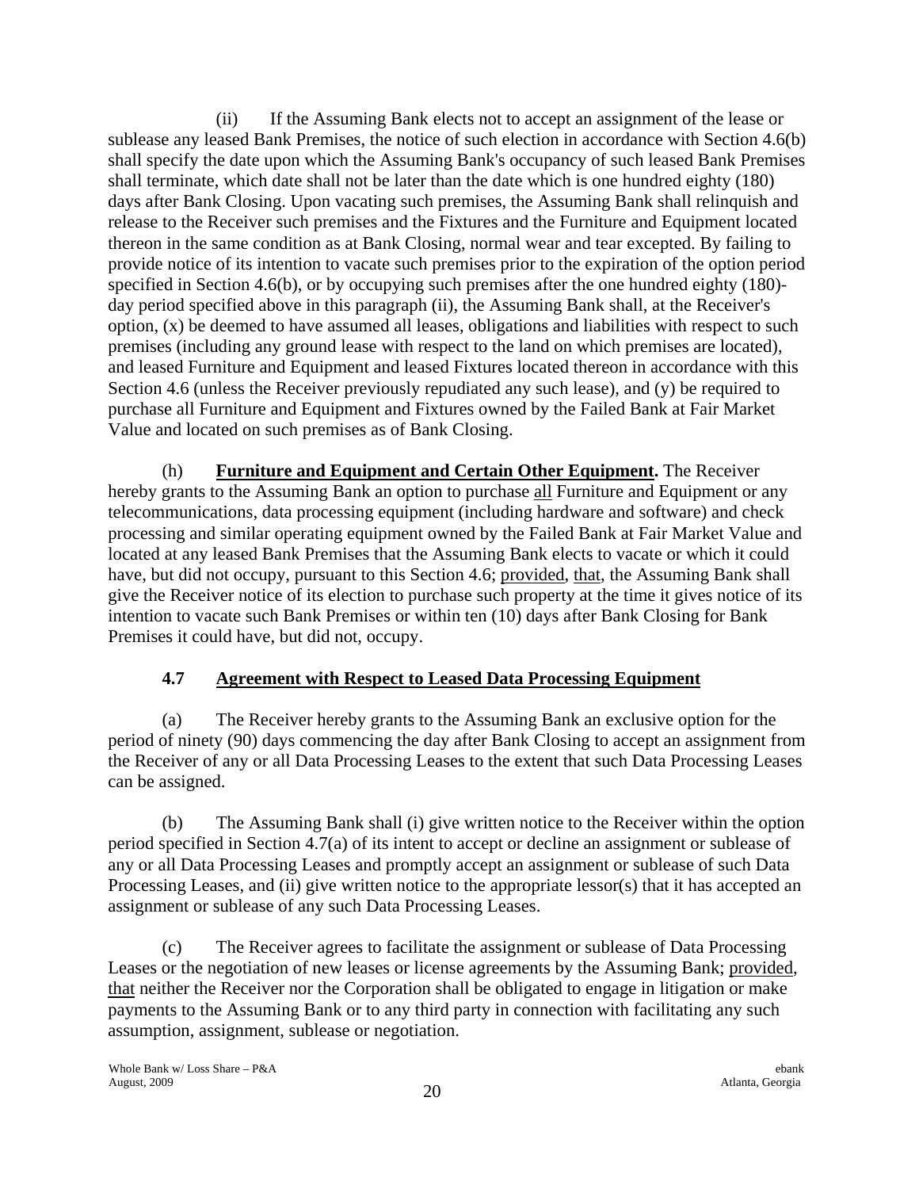(ii) If the Assuming Bank elects not to accept an assignment of the lease or sublease any leased Bank Premises, the notice of such election in accordance with Section 4.6(b) shall specify the date upon which the Assuming Bank's occupancy of such leased Bank Premises shall terminate, which date shall not be later than the date which is one hundred eighty (180) days after Bank Closing. Upon vacating such premises, the Assuming Bank shall relinquish and release to the Receiver such premises and the Fixtures and the Furniture and Equipment located thereon in the same condition as at Bank Closing, normal wear and tear excepted. By failing to provide notice of its intention to vacate such premises prior to the expiration of the option period specified in Section 4.6(b), or by occupying such premises after the one hundred eighty (180)-day period specified above in this paragraph (ii), the Assuming Bank shall, at the Receiver's option, (x) be deemed to have assumed all leases, obligations and liabilities with respect to such premises (including any ground lease with respect to the land on which premises are located), and leased Furniture and Equipment and leased Fixtures located thereon in accordance with this Section 4.6 (unless the Receiver previously repudiated any such lease), and (y) be required to purchase all Furniture and Equipment and Fixtures owned by the Failed Bank at Fair Market Value and located on such premises as of Bank Closing.

(h) **Furniture and Equipment and Certain Other Equipment.** The Receiver hereby grants to the Assuming Bank an option to purchase all Furniture and Equipment or any telecommunications, data processing equipment (including hardware and software) and check processing and similar operating equipment owned by the Failed Bank at Fair Market Value and located at any leased Bank Premises that the Assuming Bank elects to vacate or which it could have, but did not occupy, pursuant to this Section 4.6; provided, that, the Assuming Bank shall give the Receiver notice of its election to purchase such property at the time it gives notice of its intention to vacate such Bank Premises or within ten (10) days after Bank Closing for Bank Premises it could have, but did not, occupy.

## 4.7 Agreement with Respect to Leased Data Processing Equipment

(a) The Receiver hereby grants to the Assuming Bank an exclusive option for the period of ninety (90) days commencing the day after Bank Closing to accept an assignment from the Receiver of any or all Data Processing Leases to the extent that such Data Processing Leases can be assigned.

(b) The Assuming Bank shall (i) give written notice to the Receiver within the option period specified in Section 4.7(a) of its intent to accept or decline an assignment or sublease of any or all Data Processing Leases and promptly accept an assignment or sublease of such Data Processing Leases, and (ii) give written notice to the appropriate lessor(s) that it has accepted an assignment or sublease of any such Data Processing Leases.

(c) The Receiver agrees to facilitate the assignment or sublease of Data Processing Leases or the negotiation of new leases or license agreements by the Assuming Bank; provided, that neither the Receiver nor the Corporation shall be obligated to engage in litigation or make payments to the Assuming Bank or to any third party in connection with facilitating any such assumption, assignment, sublease or negotiation.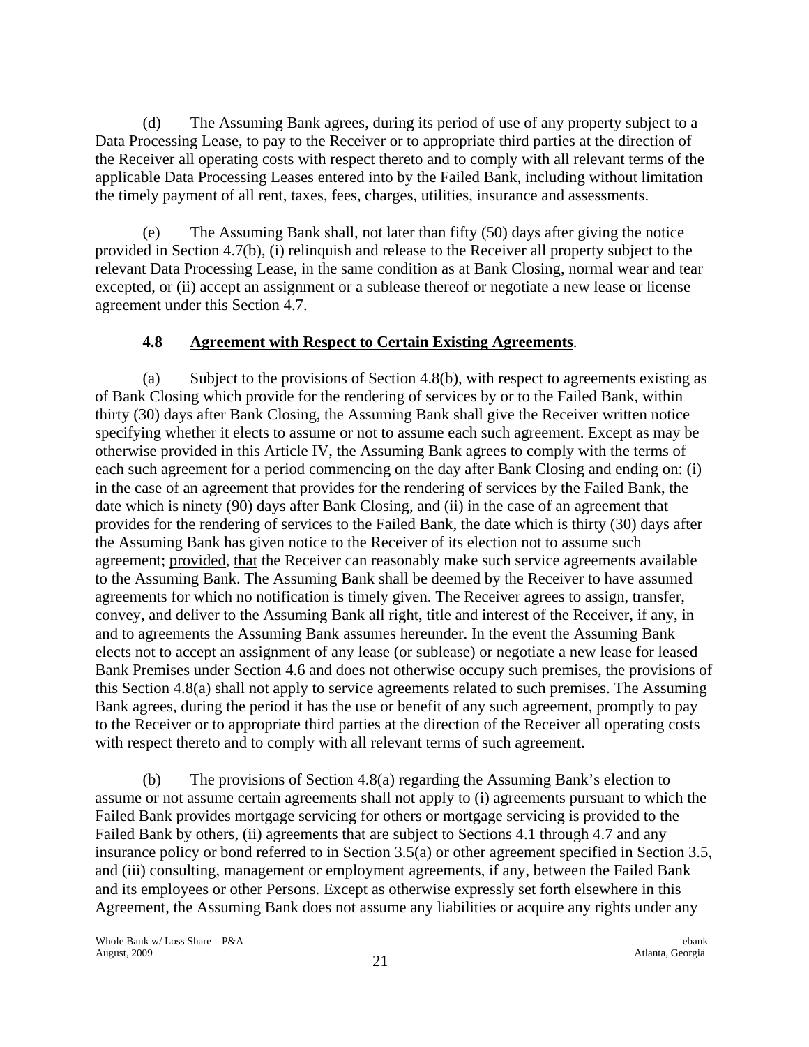(d) The Assuming Bank agrees, during its period of use of any property subject to a Data Processing Lease, to pay to the Receiver or to appropriate third parties at the direction of the Receiver all operating costs with respect thereto and to comply with all relevant terms of the applicable Data Processing Leases entered into by the Failed Bank, including without limitation the timely payment of all rent, taxes, fees, charges, utilities, insurance and assessments.

(e) The Assuming Bank shall, not later than fifty (50) days after giving the notice provided in Section 4.7(b), (i) relinquish and release to the Receiver all property subject to the relevant Data Processing Lease, in the same condition as at Bank Closing, normal wear and tear excepted, or (ii) accept an assignment or a sublease thereof or negotiate a new lease or license agreement under this Section 4.7.

### 4.8 Agreement with Respect to Certain Existing Agreements.

(a) Subject to the provisions of Section 4.8(b), with respect to agreements existing as of Bank Closing which provide for the rendering of services by or to the Failed Bank, within thirty (30) days after Bank Closing, the Assuming Bank shall give the Receiver written notice specifying whether it elects to assume or not to assume each such agreement. Except as may be otherwise provided in this Article IV, the Assuming Bank agrees to comply with the terms of each such agreement for a period commencing on the day after Bank Closing and ending on: (i) in the case of an agreement that provides for the rendering of services by the Failed Bank, the date which is ninety (90) days after Bank Closing, and (ii) in the case of an agreement that provides for the rendering of services to the Failed Bank, the date which is thirty (30) days after the Assuming Bank has given notice to the Receiver of its election not to assume such agreement; provided, that the Receiver can reasonably make such service agreements available to the Assuming Bank. The Assuming Bank shall be deemed by the Receiver to have assumed agreements for which no notification is timely given. The Receiver agrees to assign, transfer, convey, and deliver to the Assuming Bank all right, title and interest of the Receiver, if any, in and to agreements the Assuming Bank assumes hereunder. In the event the Assuming Bank elects not to accept an assignment of any lease (or sublease) or negotiate a new lease for leased Bank Premises under Section 4.6 and does not otherwise occupy such premises, the provisions of this Section 4.8(a) shall not apply to service agreements related to such premises. The Assuming Bank agrees, during the period it has the use or benefit of any such agreement, promptly to pay to the Receiver or to appropriate third parties at the direction of the Receiver all operating costs with respect thereto and to comply with all relevant terms of such agreement.

(b) The provisions of Section 4.8(a) regarding the Assuming Bank's election to assume or not assume certain agreements shall not apply to (i) agreements pursuant to which the Failed Bank provides mortgage servicing for others or mortgage servicing is provided to the Failed Bank by others, (ii) agreements that are subject to Sections 4.1 through 4.7 and any insurance policy or bond referred to in Section 3.5(a) or other agreement specified in Section 3.5, and (iii) consulting, management or employment agreements, if any, between the Failed Bank and its employees or other Persons. Except as otherwise expressly set forth elsewhere in this Agreement, the Assuming Bank does not assume any liabilities or acquire any rights under any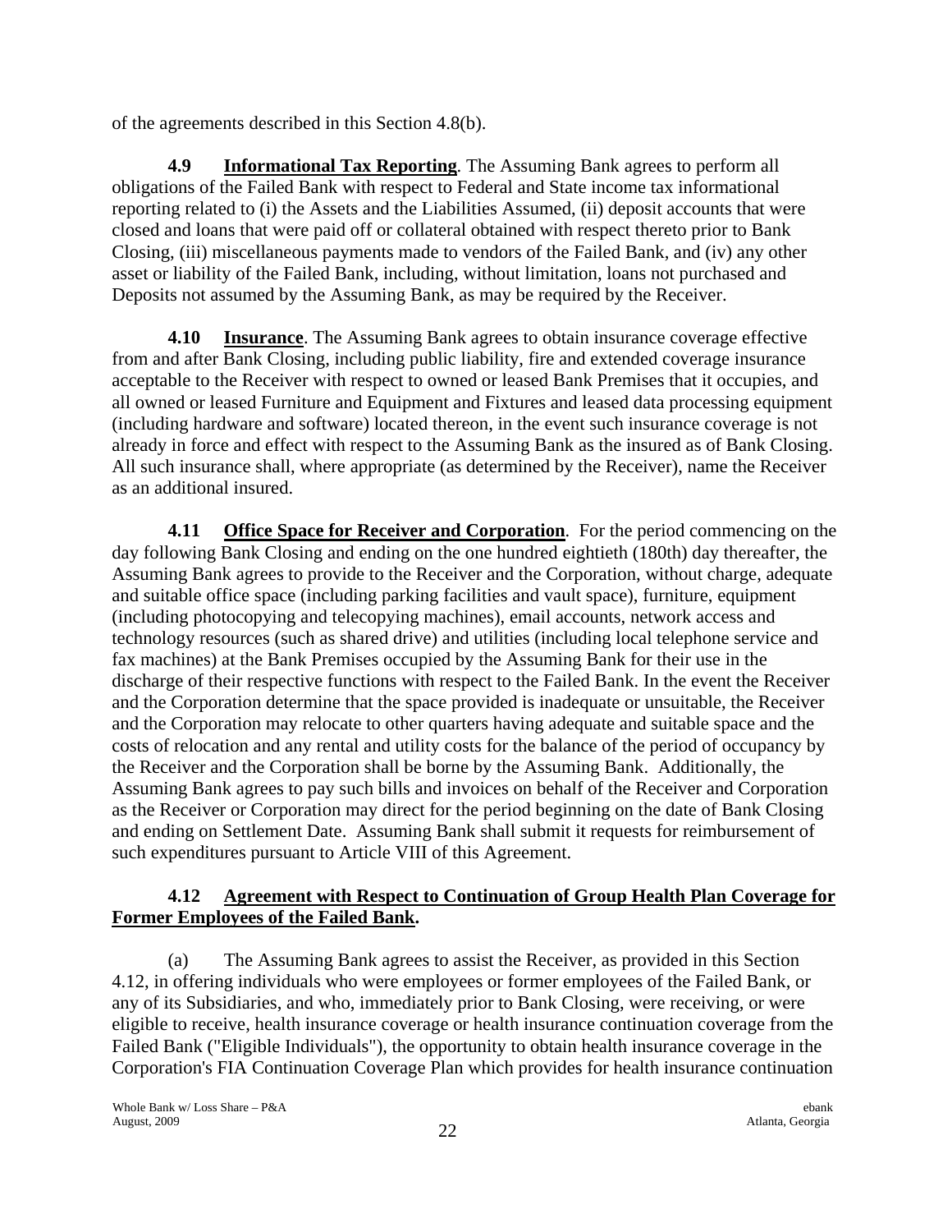of the agreements described in this Section 4.8(b).

**4.9 Informational Tax Reporting**. The Assuming Bank agrees to perform all obligations of the Failed Bank with respect to Federal and State income tax informational reporting related to (i) the Assets and the Liabilities Assumed, (ii) deposit accounts that were closed and loans that were paid off or collateral obtained with respect thereto prior to Bank Closing, (iii) miscellaneous payments made to vendors of the Failed Bank, and (iv) any other asset or liability of the Failed Bank, including, without limitation, loans not purchased and Deposits not assumed by the Assuming Bank, as may be required by the Receiver.

**4.10 Insurance**. The Assuming Bank agrees to obtain insurance coverage effective from and after Bank Closing, including public liability, fire and extended coverage insurance acceptable to the Receiver with respect to owned or leased Bank Premises that it occupies, and all owned or leased Furniture and Equipment and Fixtures and leased data processing equipment (including hardware and software) located thereon, in the event such insurance coverage is not already in force and effect with respect to the Assuming Bank as the insured as of Bank Closing. All such insurance shall, where appropriate (as determined by the Receiver), name the Receiver as an additional insured.

**4.11 Office Space for Receiver and Corporation**. For the period commencing on the day following Bank Closing and ending on the one hundred eightieth (180th) day thereafter, the Assuming Bank agrees to provide to the Receiver and the Corporation, without charge, adequate and suitable office space (including parking facilities and vault space), furniture, equipment (including photocopying and telecopying machines), email accounts, network access and technology resources (such as shared drive) and utilities (including local telephone service and fax machines) at the Bank Premises occupied by the Assuming Bank for their use in the discharge of their respective functions with respect to the Failed Bank. In the event the Receiver and the Corporation determine that the space provided is inadequate or unsuitable, the Receiver and the Corporation may relocate to other quarters having adequate and suitable space and the costs of relocation and any rental and utility costs for the balance of the period of occupancy by the Receiver and the Corporation shall be borne by the Assuming Bank. Additionally, the Assuming Bank agrees to pay such bills and invoices on behalf of the Receiver and Corporation as the Receiver or Corporation may direct for the period beginning on the date of Bank Closing and ending on Settlement Date. Assuming Bank shall submit it requests for reimbursement of such expenditures pursuant to Article VIII of this Agreement.

**4.12 Agreement with Respect to Continuation of Group Health Plan Coverage for Former Employees of the Failed Bank.**

(a) The Assuming Bank agrees to assist the Receiver, as provided in this Section 4.12, in offering individuals who were employees or former employees of the Failed Bank, or any of its Subsidiaries, and who, immediately prior to Bank Closing, were receiving, or were eligible to receive, health insurance coverage or health insurance continuation coverage from the Failed Bank ("Eligible Individuals"), the opportunity to obtain health insurance coverage in the Corporation's FIA Continuation Coverage Plan which provides for health insurance continuation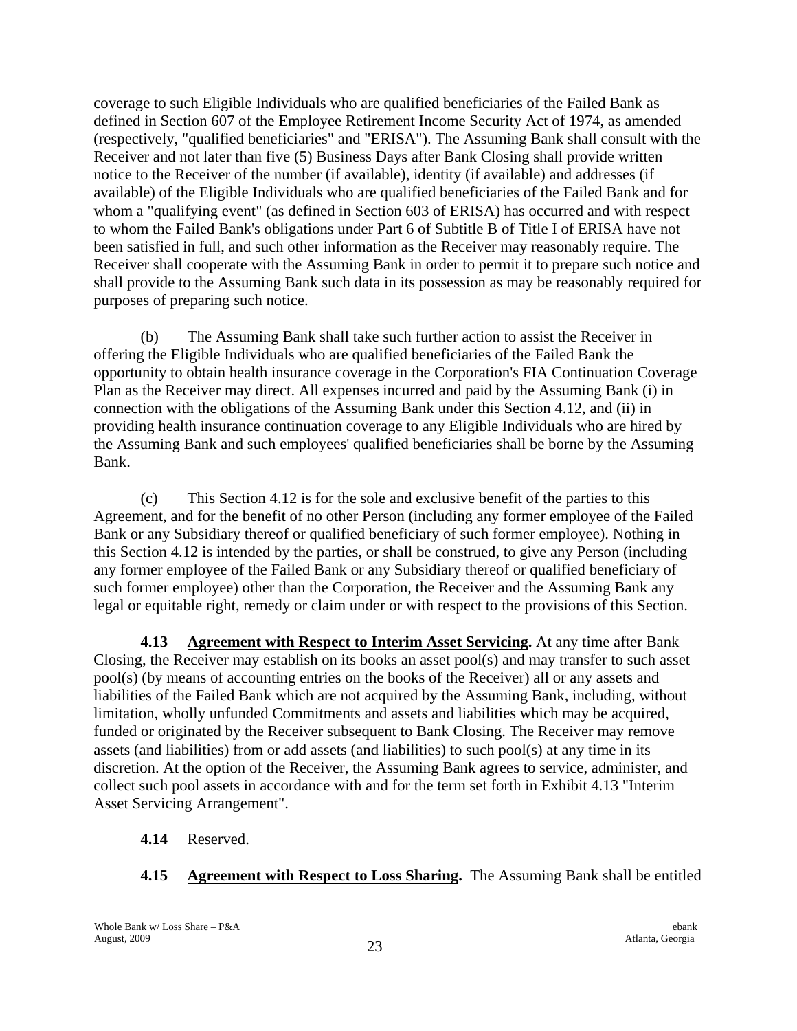coverage to such Eligible Individuals who are qualified beneficiaries of the Failed Bank as defined in Section 607 of the Employee Retirement Income Security Act of 1974, as amended (respectively, "qualified beneficiaries" and "ERISA"). The Assuming Bank shall consult with the Receiver and not later than five (5) Business Days after Bank Closing shall provide written notice to the Receiver of the number (if available), identity (if available) and addresses (if available) of the Eligible Individuals who are qualified beneficiaries of the Failed Bank and for whom a "qualifying event" (as defined in Section 603 of ERISA) has occurred and with respect to whom the Failed Bank's obligations under Part 6 of Subtitle B of Title I of ERISA have not been satisfied in full, and such other information as the Receiver may reasonably require. The Receiver shall cooperate with the Assuming Bank in order to permit it to prepare such notice and shall provide to the Assuming Bank such data in its possession as may be reasonably required for purposes of preparing such notice.

(b) The Assuming Bank shall take such further action to assist the Receiver in offering the Eligible Individuals who are qualified beneficiaries of the Failed Bank the opportunity to obtain health insurance coverage in the Corporation's FIA Continuation Coverage Plan as the Receiver may direct. All expenses incurred and paid by the Assuming Bank (i) in connection with the obligations of the Assuming Bank under this Section 4.12, and (ii) in providing health insurance continuation coverage to any Eligible Individuals who are hired by the Assuming Bank and such employees' qualified beneficiaries shall be borne by the Assuming Bank.

(c) This Section 4.12 is for the sole and exclusive benefit of the parties to this Agreement, and for the benefit of no other Person (including any former employee of the Failed Bank or any Subsidiary thereof or qualified beneficiary of such former employee). Nothing in this Section 4.12 is intended by the parties, or shall be construed, to give any Person (including any former employee of the Failed Bank or any Subsidiary thereof or qualified beneficiary of such former employee) other than the Corporation, the Receiver and the Assuming Bank any legal or equitable right, remedy or claim under or with respect to the provisions of this Section.

**4.13 Agreement with Respect to Interim Asset Servicing.** At any time after Bank Closing, the Receiver may establish on its books an asset pool(s) and may transfer to such asset pool(s) (by means of accounting entries on the books of the Receiver) all or any assets and liabilities of the Failed Bank which are not acquired by the Assuming Bank, including, without limitation, wholly unfunded Commitments and assets and liabilities which may be acquired, funded or originated by the Receiver subsequent to Bank Closing. The Receiver may remove assets (and liabilities) from or add assets (and liabilities) to such pool(s) at any time in its discretion. At the option of the Receiver, the Assuming Bank agrees to service, administer, and collect such pool assets in accordance with and for the term set forth in Exhibit 4.13 "Interim Asset Servicing Arrangement".

**4.14** Reserved.

**4.15 Agreement with Respect to Loss Sharing.** The Assuming Bank shall be entitled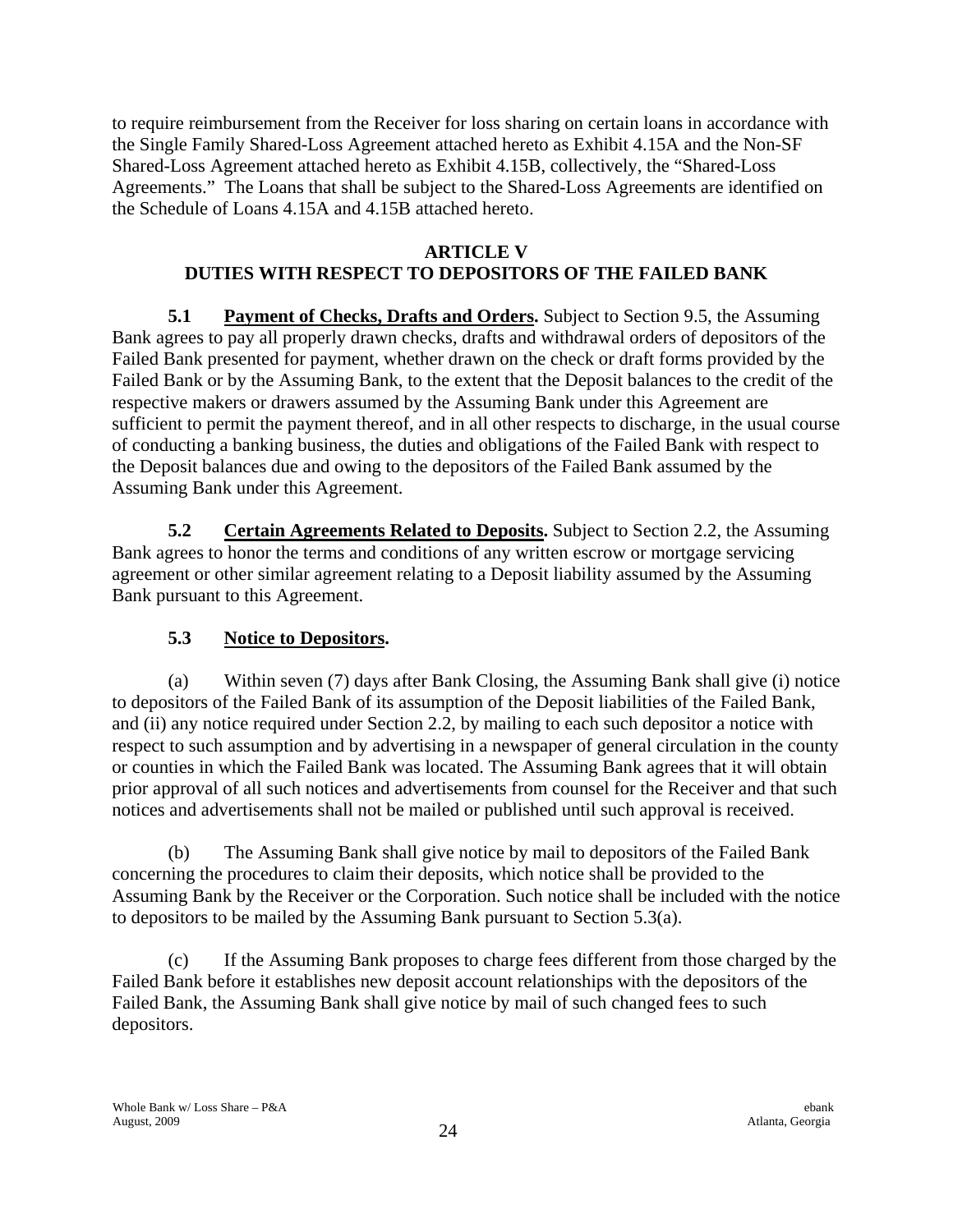to require reimbursement from the Receiver for loss sharing on certain loans in accordance with the Single Family Shared-Loss Agreement attached hereto as Exhibit 4.15A and the Non-SF Shared-Loss Agreement attached hereto as Exhibit 4.15B, collectively, the "Shared-Loss Agreements." The Loans that shall be subject to the Shared-Loss Agreements are identified on the Schedule of Loans 4.15A and 4.15B attached hereto.

## ARTICLE V
## DUTIES WITH RESPECT TO DEPOSITORS OF THE FAILED BANK

**5.1 Payment of Checks, Drafts and Orders.** Subject to Section 9.5, the Assuming Bank agrees to pay all properly drawn checks, drafts and withdrawal orders of depositors of the Failed Bank presented for payment, whether drawn on the check or draft forms provided by the Failed Bank or by the Assuming Bank, to the extent that the Deposit balances to the credit of the respective makers or drawers assumed by the Assuming Bank under this Agreement are sufficient to permit the payment thereof, and in all other respects to discharge, in the usual course of conducting a banking business, the duties and obligations of the Failed Bank with respect to the Deposit balances due and owing to the depositors of the Failed Bank assumed by the Assuming Bank under this Agreement.

**5.2 Certain Agreements Related to Deposits.** Subject to Section 2.2, the Assuming Bank agrees to honor the terms and conditions of any written escrow or mortgage servicing agreement or other similar agreement relating to a Deposit liability assumed by the Assuming Bank pursuant to this Agreement.

**5.3 Notice to Depositors.**

(a) Within seven (7) days after Bank Closing, the Assuming Bank shall give (i) notice to depositors of the Failed Bank of its assumption of the Deposit liabilities of the Failed Bank, and (ii) any notice required under Section 2.2, by mailing to each such depositor a notice with respect to such assumption and by advertising in a newspaper of general circulation in the county or counties in which the Failed Bank was located. The Assuming Bank agrees that it will obtain prior approval of all such notices and advertisements from counsel for the Receiver and that such notices and advertisements shall not be mailed or published until such approval is received.

(b) The Assuming Bank shall give notice by mail to depositors of the Failed Bank concerning the procedures to claim their deposits, which notice shall be provided to the Assuming Bank by the Receiver or the Corporation. Such notice shall be included with the notice to depositors to be mailed by the Assuming Bank pursuant to Section 5.3(a).

(c) If the Assuming Bank proposes to charge fees different from those charged by the Failed Bank before it establishes new deposit account relationships with the depositors of the Failed Bank, the Assuming Bank shall give notice by mail of such changed fees to such depositors.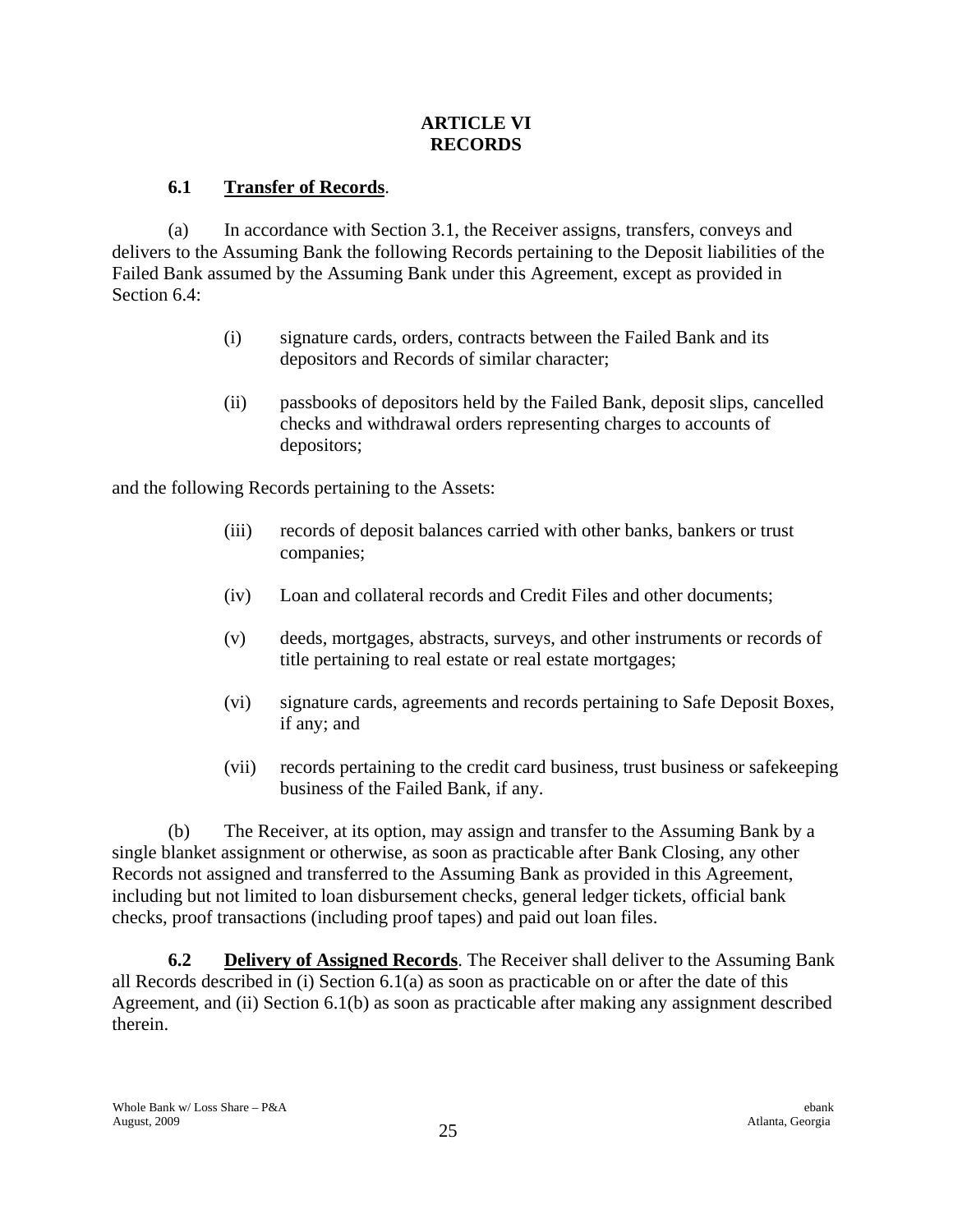# ARTICLE VI
# RECORDS

**6.1 Transfer of Records**.

(a) In accordance with Section 3.1, the Receiver assigns, transfers, conveys and delivers to the Assuming Bank the following Records pertaining to the Deposit liabilities of the Failed Bank assumed by the Assuming Bank under this Agreement, except as provided in Section 6.4:

- (i) signature cards, orders, contracts between the Failed Bank and its depositors and Records of similar character;
- (ii) passbooks of depositors held by the Failed Bank, deposit slips, cancelled checks and withdrawal orders representing charges to accounts of depositors;

and the following Records pertaining to the Assets:

- (iii) records of deposit balances carried with other banks, bankers or trust companies;
- (iv) Loan and collateral records and Credit Files and other documents;
- (v) deeds, mortgages, abstracts, surveys, and other instruments or records of title pertaining to real estate or real estate mortgages;
- (vi) signature cards, agreements and records pertaining to Safe Deposit Boxes, if any; and
- (vii) records pertaining to the credit card business, trust business or safekeeping business of the Failed Bank, if any.

(b) The Receiver, at its option, may assign and transfer to the Assuming Bank by a single blanket assignment or otherwise, as soon as practicable after Bank Closing, any other Records not assigned and transferred to the Assuming Bank as provided in this Agreement, including but not limited to loan disbursement checks, general ledger tickets, official bank checks, proof transactions (including proof tapes) and paid out loan files.

**6.2 Delivery of Assigned Records**. The Receiver shall deliver to the Assuming Bank all Records described in (i) Section 6.1(a) as soon as practicable on or after the date of this Agreement, and (ii) Section 6.1(b) as soon as practicable after making any assignment described therein.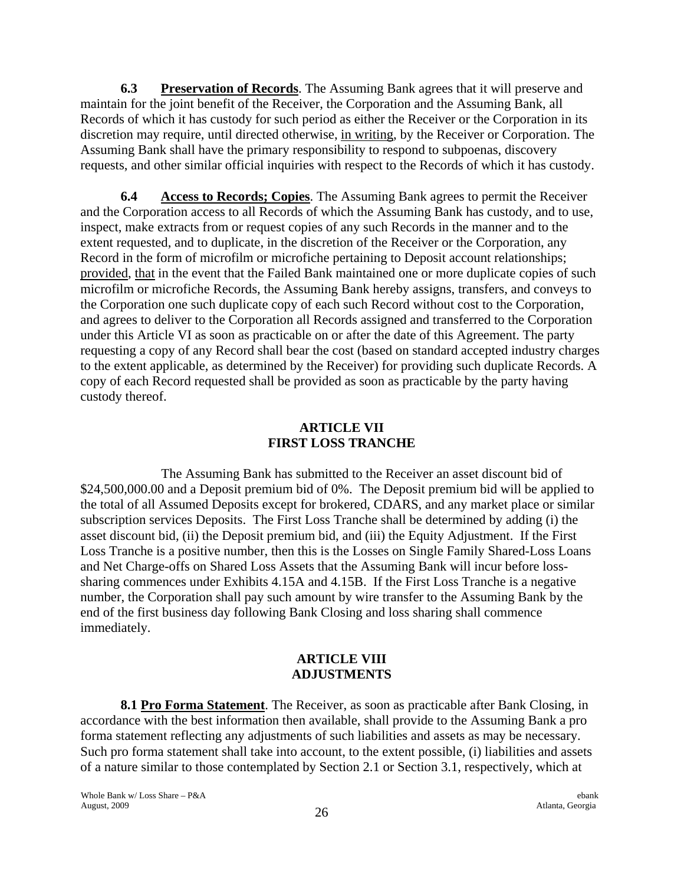**6.3 Preservation of Records**. The Assuming Bank agrees that it will preserve and maintain for the joint benefit of the Receiver, the Corporation and the Assuming Bank, all Records of which it has custody for such period as either the Receiver or the Corporation in its discretion may require, until directed otherwise, in writing, by the Receiver or Corporation. The Assuming Bank shall have the primary responsibility to respond to subpoenas, discovery requests, and other similar official inquiries with respect to the Records of which it has custody.

**6.4 Access to Records; Copies**. The Assuming Bank agrees to permit the Receiver and the Corporation access to all Records of which the Assuming Bank has custody, and to use, inspect, make extracts from or request copies of any such Records in the manner and to the extent requested, and to duplicate, in the discretion of the Receiver or the Corporation, any Record in the form of microfilm or microfiche pertaining to Deposit account relationships; provided, that in the event that the Failed Bank maintained one or more duplicate copies of such microfilm or microfiche Records, the Assuming Bank hereby assigns, transfers, and conveys to the Corporation one such duplicate copy of each such Record without cost to the Corporation, and agrees to deliver to the Corporation all Records assigned and transferred to the Corporation under this Article VI as soon as practicable on or after the date of this Agreement. The party requesting a copy of any Record shall bear the cost (based on standard accepted industry charges to the extent applicable, as determined by the Receiver) for providing such duplicate Records. A copy of each Record requested shall be provided as soon as practicable by the party having custody thereof.

## ARTICLE VII
## FIRST LOSS TRANCHE

The Assuming Bank has submitted to the Receiver an asset discount bid of \$24,500,000.00 and a Deposit premium bid of 0%. The Deposit premium bid will be applied to the total of all Assumed Deposits except for brokered, CDARS, and any market place or similar subscription services Deposits. The First Loss Tranche shall be determined by adding (i) the asset discount bid, (ii) the Deposit premium bid, and (iii) the Equity Adjustment. If the First Loss Tranche is a positive number, then this is the Losses on Single Family Shared-Loss Loans and Net Charge-offs on Shared Loss Assets that the Assuming Bank will incur before loss-sharing commences under Exhibits 4.15A and 4.15B. If the First Loss Tranche is a negative number, the Corporation shall pay such amount by wire transfer to the Assuming Bank by the end of the first business day following Bank Closing and loss sharing shall commence immediately.

## ARTICLE VIII
## ADJUSTMENTS

**8.1 Pro Forma Statement**. The Receiver, as soon as practicable after Bank Closing, in accordance with the best information then available, shall provide to the Assuming Bank a pro forma statement reflecting any adjustments of such liabilities and assets as may be necessary. Such pro forma statement shall take into account, to the extent possible, (i) liabilities and assets of a nature similar to those contemplated by Section 2.1 or Section 3.1, respectively, which at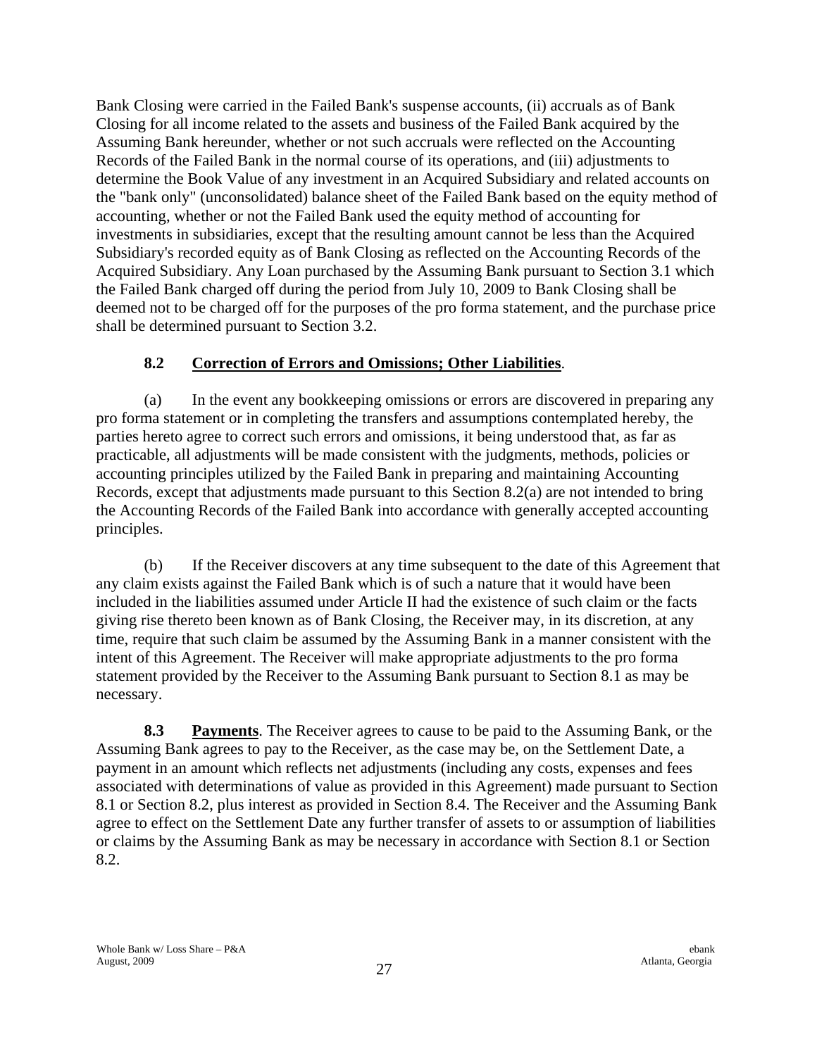Bank Closing were carried in the Failed Bank's suspense accounts, (ii) accruals as of Bank Closing for all income related to the assets and business of the Failed Bank acquired by the Assuming Bank hereunder, whether or not such accruals were reflected on the Accounting Records of the Failed Bank in the normal course of its operations, and (iii) adjustments to determine the Book Value of any investment in an Acquired Subsidiary and related accounts on the "bank only" (unconsolidated) balance sheet of the Failed Bank based on the equity method of accounting, whether or not the Failed Bank used the equity method of accounting for investments in subsidiaries, except that the resulting amount cannot be less than the Acquired Subsidiary's recorded equity as of Bank Closing as reflected on the Accounting Records of the Acquired Subsidiary. Any Loan purchased by the Assuming Bank pursuant to Section 3.1 which the Failed Bank charged off during the period from July 10, 2009 to Bank Closing shall be deemed not to be charged off for the purposes of the pro forma statement, and the purchase price shall be determined pursuant to Section 3.2.

### 8.2 Correction of Errors and Omissions; Other Liabilities.

(a) In the event any bookkeeping omissions or errors are discovered in preparing any pro forma statement or in completing the transfers and assumptions contemplated hereby, the parties hereto agree to correct such errors and omissions, it being understood that, as far as practicable, all adjustments will be made consistent with the judgments, methods, policies or accounting principles utilized by the Failed Bank in preparing and maintaining Accounting Records, except that adjustments made pursuant to this Section 8.2(a) are not intended to bring the Accounting Records of the Failed Bank into accordance with generally accepted accounting principles.

(b) If the Receiver discovers at any time subsequent to the date of this Agreement that any claim exists against the Failed Bank which is of such a nature that it would have been included in the liabilities assumed under Article II had the existence of such claim or the facts giving rise thereto been known as of Bank Closing, the Receiver may, in its discretion, at any time, require that such claim be assumed by the Assuming Bank in a manner consistent with the intent of this Agreement. The Receiver will make appropriate adjustments to the pro forma statement provided by the Receiver to the Assuming Bank pursuant to Section 8.1 as may be necessary.

**8.3 Payments**. The Receiver agrees to cause to be paid to the Assuming Bank, or the Assuming Bank agrees to pay to the Receiver, as the case may be, on the Settlement Date, a payment in an amount which reflects net adjustments (including any costs, expenses and fees associated with determinations of value as provided in this Agreement) made pursuant to Section 8.1 or Section 8.2, plus interest as provided in Section 8.4. The Receiver and the Assuming Bank agree to effect on the Settlement Date any further transfer of assets to or assumption of liabilities or claims by the Assuming Bank as may be necessary in accordance with Section 8.1 or Section 8.2.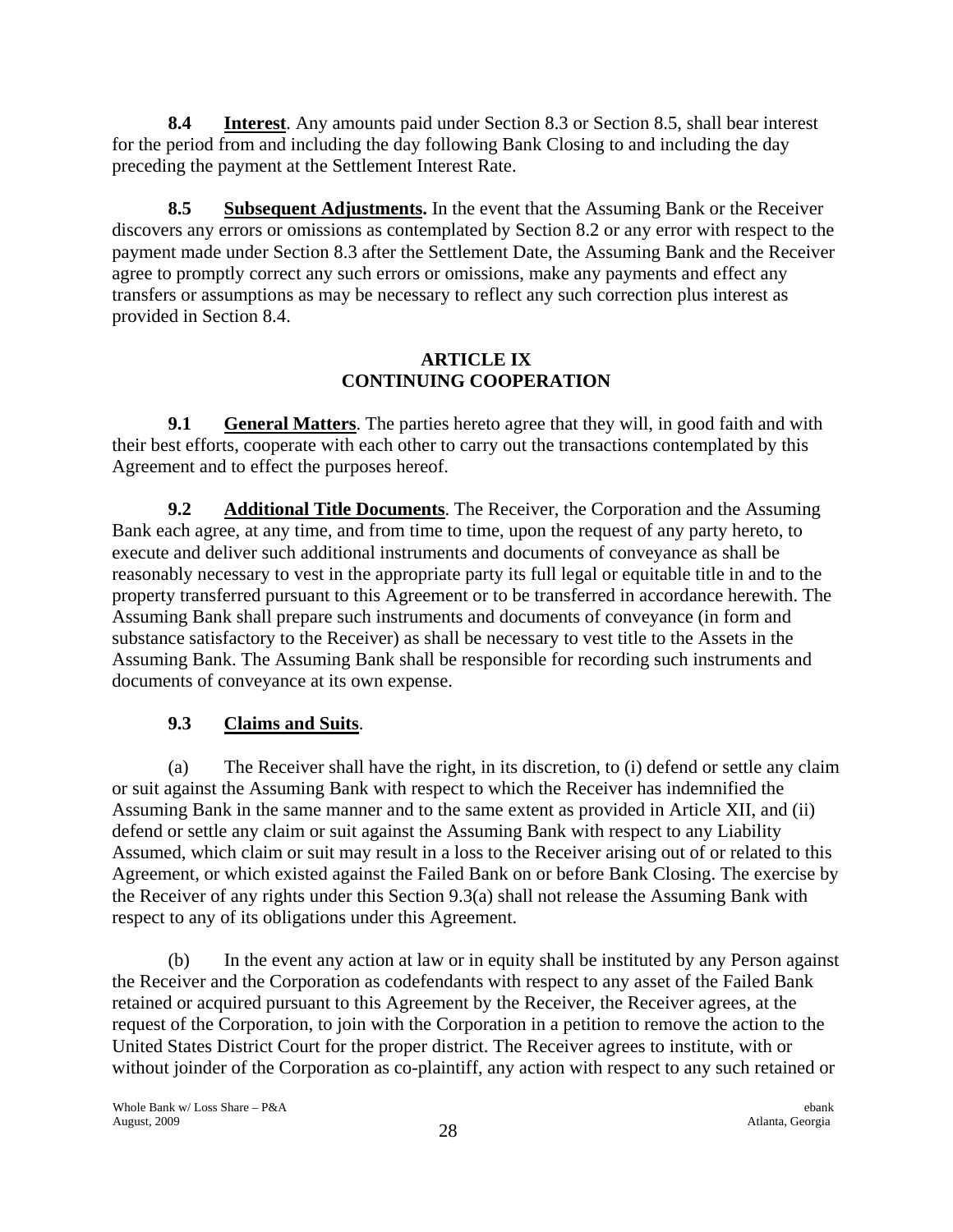**8.4 Interest**. Any amounts paid under Section 8.3 or Section 8.5, shall bear interest for the period from and including the day following Bank Closing to and including the day preceding the payment at the Settlement Interest Rate.

**8.5 Subsequent Adjustments.** In the event that the Assuming Bank or the Receiver discovers any errors or omissions as contemplated by Section 8.2 or any error with respect to the payment made under Section 8.3 after the Settlement Date, the Assuming Bank and the Receiver agree to promptly correct any such errors or omissions, make any payments and effect any transfers or assumptions as may be necessary to reflect any such correction plus interest as provided in Section 8.4.

## ARTICLE IX
## CONTINUING COOPERATION

**9.1 General Matters**. The parties hereto agree that they will, in good faith and with their best efforts, cooperate with each other to carry out the transactions contemplated by this Agreement and to effect the purposes hereof.

**9.2 Additional Title Documents**. The Receiver, the Corporation and the Assuming Bank each agree, at any time, and from time to time, upon the request of any party hereto, to execute and deliver such additional instruments and documents of conveyance as shall be reasonably necessary to vest in the appropriate party its full legal or equitable title in and to the property transferred pursuant to this Agreement or to be transferred in accordance herewith. The Assuming Bank shall prepare such instruments and documents of conveyance (in form and substance satisfactory to the Receiver) as shall be necessary to vest title to the Assets in the Assuming Bank. The Assuming Bank shall be responsible for recording such instruments and documents of conveyance at its own expense.

**9.3 Claims and Suits**.

(a) The Receiver shall have the right, in its discretion, to (i) defend or settle any claim or suit against the Assuming Bank with respect to which the Receiver has indemnified the Assuming Bank in the same manner and to the same extent as provided in Article XII, and (ii) defend or settle any claim or suit against the Assuming Bank with respect to any Liability Assumed, which claim or suit may result in a loss to the Receiver arising out of or related to this Agreement, or which existed against the Failed Bank on or before Bank Closing. The exercise by the Receiver of any rights under this Section 9.3(a) shall not release the Assuming Bank with respect to any of its obligations under this Agreement.

(b) In the event any action at law or in equity shall be instituted by any Person against the Receiver and the Corporation as codefendants with respect to any asset of the Failed Bank retained or acquired pursuant to this Agreement by the Receiver, the Receiver agrees, at the request of the Corporation, to join with the Corporation in a petition to remove the action to the United States District Court for the proper district. The Receiver agrees to institute, with or without joinder of the Corporation as co-plaintiff, any action with respect to any such retained or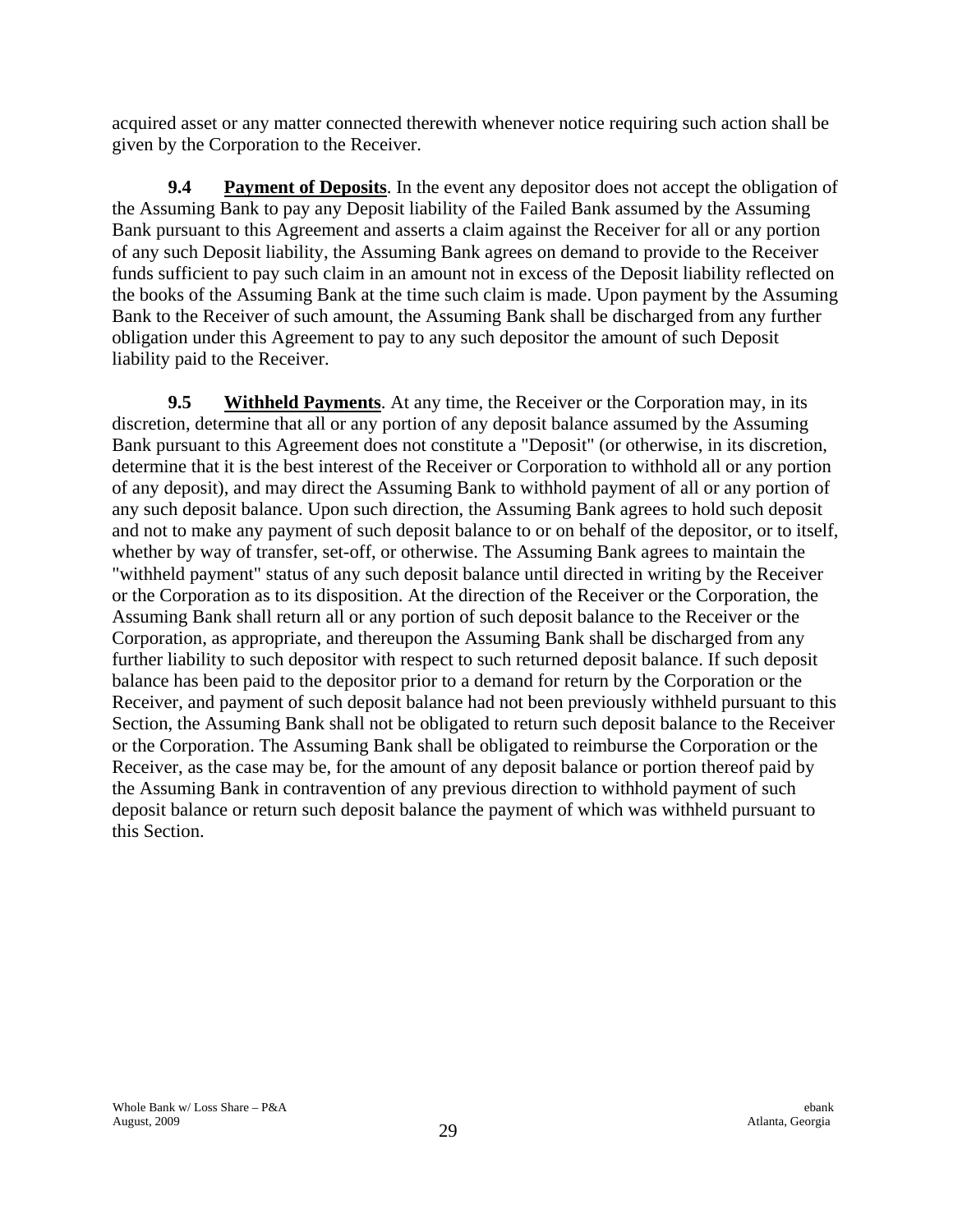acquired asset or any matter connected therewith whenever notice requiring such action shall be given by the Corporation to the Receiver.

**9.4 Payment of Deposits**. In the event any depositor does not accept the obligation of the Assuming Bank to pay any Deposit liability of the Failed Bank assumed by the Assuming Bank pursuant to this Agreement and asserts a claim against the Receiver for all or any portion of any such Deposit liability, the Assuming Bank agrees on demand to provide to the Receiver funds sufficient to pay such claim in an amount not in excess of the Deposit liability reflected on the books of the Assuming Bank at the time such claim is made. Upon payment by the Assuming Bank to the Receiver of such amount, the Assuming Bank shall be discharged from any further obligation under this Agreement to pay to any such depositor the amount of such Deposit liability paid to the Receiver.

**9.5 Withheld Payments**. At any time, the Receiver or the Corporation may, in its discretion, determine that all or any portion of any deposit balance assumed by the Assuming Bank pursuant to this Agreement does not constitute a "Deposit" (or otherwise, in its discretion, determine that it is the best interest of the Receiver or Corporation to withhold all or any portion of any deposit), and may direct the Assuming Bank to withhold payment of all or any portion of any such deposit balance. Upon such direction, the Assuming Bank agrees to hold such deposit and not to make any payment of such deposit balance to or on behalf of the depositor, or to itself, whether by way of transfer, set-off, or otherwise. The Assuming Bank agrees to maintain the "withheld payment" status of any such deposit balance until directed in writing by the Receiver or the Corporation as to its disposition. At the direction of the Receiver or the Corporation, the Assuming Bank shall return all or any portion of such deposit balance to the Receiver or the Corporation, as appropriate, and thereupon the Assuming Bank shall be discharged from any further liability to such depositor with respect to such returned deposit balance. If such deposit balance has been paid to the depositor prior to a demand for return by the Corporation or the Receiver, and payment of such deposit balance had not been previously withheld pursuant to this Section, the Assuming Bank shall not be obligated to return such deposit balance to the Receiver or the Corporation. The Assuming Bank shall be obligated to reimburse the Corporation or the Receiver, as the case may be, for the amount of any deposit balance or portion thereof paid by the Assuming Bank in contravention of any previous direction to withhold payment of such deposit balance or return such deposit balance the payment of which was withheld pursuant to this Section.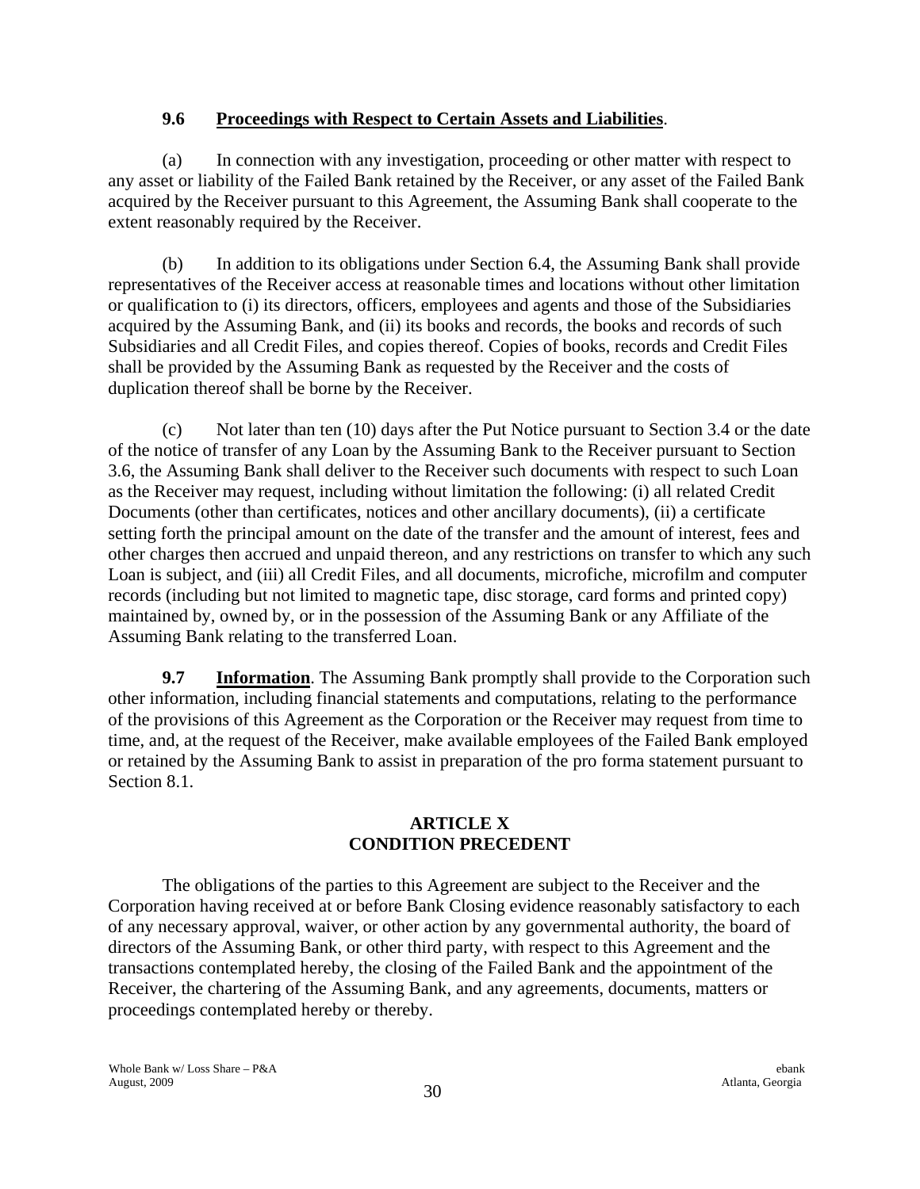**9.6 Proceedings with Respect to Certain Assets and Liabilities**.

(a) In connection with any investigation, proceeding or other matter with respect to any asset or liability of the Failed Bank retained by the Receiver, or any asset of the Failed Bank acquired by the Receiver pursuant to this Agreement, the Assuming Bank shall cooperate to the extent reasonably required by the Receiver.

(b) In addition to its obligations under Section 6.4, the Assuming Bank shall provide representatives of the Receiver access at reasonable times and locations without other limitation or qualification to (i) its directors, officers, employees and agents and those of the Subsidiaries acquired by the Assuming Bank, and (ii) its books and records, the books and records of such Subsidiaries and all Credit Files, and copies thereof. Copies of books, records and Credit Files shall be provided by the Assuming Bank as requested by the Receiver and the costs of duplication thereof shall be borne by the Receiver.

(c) Not later than ten (10) days after the Put Notice pursuant to Section 3.4 or the date of the notice of transfer of any Loan by the Assuming Bank to the Receiver pursuant to Section 3.6, the Assuming Bank shall deliver to the Receiver such documents with respect to such Loan as the Receiver may request, including without limitation the following: (i) all related Credit Documents (other than certificates, notices and other ancillary documents), (ii) a certificate setting forth the principal amount on the date of the transfer and the amount of interest, fees and other charges then accrued and unpaid thereon, and any restrictions on transfer to which any such Loan is subject, and (iii) all Credit Files, and all documents, microfiche, microfilm and computer records (including but not limited to magnetic tape, disc storage, card forms and printed copy) maintained by, owned by, or in the possession of the Assuming Bank or any Affiliate of the Assuming Bank relating to the transferred Loan.

**9.7 Information**. The Assuming Bank promptly shall provide to the Corporation such other information, including financial statements and computations, relating to the performance of the provisions of this Agreement as the Corporation or the Receiver may request from time to time, and, at the request of the Receiver, make available employees of the Failed Bank employed or retained by the Assuming Bank to assist in preparation of the pro forma statement pursuant to Section 8.1.

## ARTICLE X
## CONDITION PRECEDENT

The obligations of the parties to this Agreement are subject to the Receiver and the Corporation having received at or before Bank Closing evidence reasonably satisfactory to each of any necessary approval, waiver, or other action by any governmental authority, the board of directors of the Assuming Bank, or other third party, with respect to this Agreement and the transactions contemplated hereby, the closing of the Failed Bank and the appointment of the Receiver, the chartering of the Assuming Bank, and any agreements, documents, matters or proceedings contemplated hereby or thereby.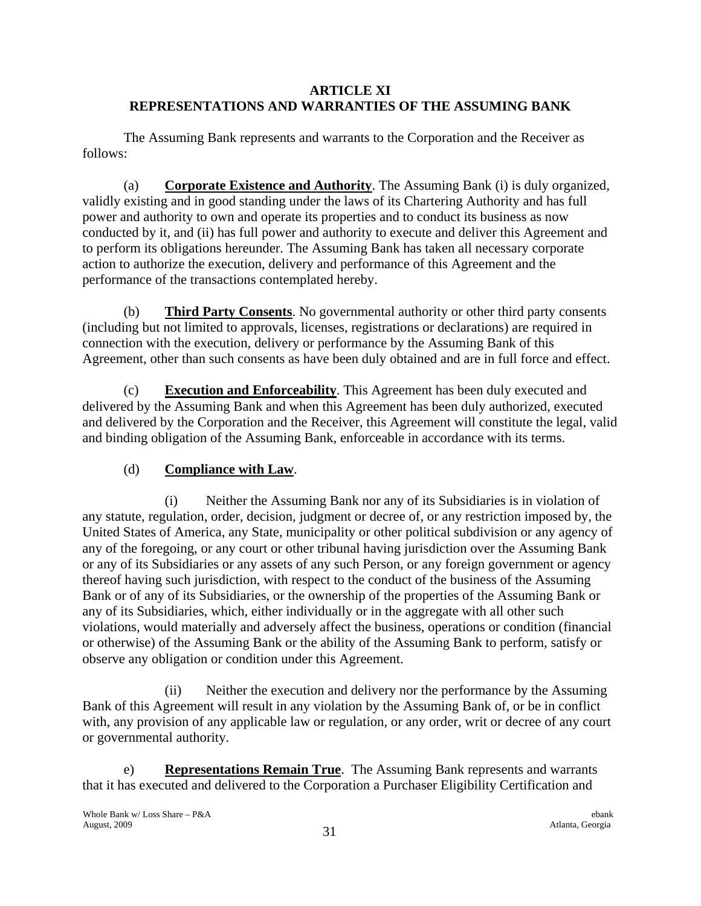# ARTICLE XI
# REPRESENTATIONS AND WARRANTIES OF THE ASSUMING BANK

The Assuming Bank represents and warrants to the Corporation and the Receiver as follows:

(a) **Corporate Existence and Authority**. The Assuming Bank (i) is duly organized, validly existing and in good standing under the laws of its Chartering Authority and has full power and authority to own and operate its properties and to conduct its business as now conducted by it, and (ii) has full power and authority to execute and deliver this Agreement and to perform its obligations hereunder. The Assuming Bank has taken all necessary corporate action to authorize the execution, delivery and performance of this Agreement and the performance of the transactions contemplated hereby.

(b) **Third Party Consents**. No governmental authority or other third party consents (including but not limited to approvals, licenses, registrations or declarations) are required in connection with the execution, delivery or performance by the Assuming Bank of this Agreement, other than such consents as have been duly obtained and are in full force and effect.

(c) **Execution and Enforceability**. This Agreement has been duly executed and delivered by the Assuming Bank and when this Agreement has been duly authorized, executed and delivered by the Corporation and the Receiver, this Agreement will constitute the legal, valid and binding obligation of the Assuming Bank, enforceable in accordance with its terms.

(d) **Compliance with Law**.

(i) Neither the Assuming Bank nor any of its Subsidiaries is in violation of any statute, regulation, order, decision, judgment or decree of, or any restriction imposed by, the United States of America, any State, municipality or other political subdivision or any agency of any of the foregoing, or any court or other tribunal having jurisdiction over the Assuming Bank or any of its Subsidiaries or any assets of any such Person, or any foreign government or agency thereof having such jurisdiction, with respect to the conduct of the business of the Assuming Bank or of any of its Subsidiaries, or the ownership of the properties of the Assuming Bank or any of its Subsidiaries, which, either individually or in the aggregate with all other such violations, would materially and adversely affect the business, operations or condition (financial or otherwise) of the Assuming Bank or the ability of the Assuming Bank to perform, satisfy or observe any obligation or condition under this Agreement.

(ii) Neither the execution and delivery nor the performance by the Assuming Bank of this Agreement will result in any violation by the Assuming Bank of, or be in conflict with, any provision of any applicable law or regulation, or any order, writ or decree of any court or governmental authority.

e) **Representations Remain True**. The Assuming Bank represents and warrants that it has executed and delivered to the Corporation a Purchaser Eligibility Certification and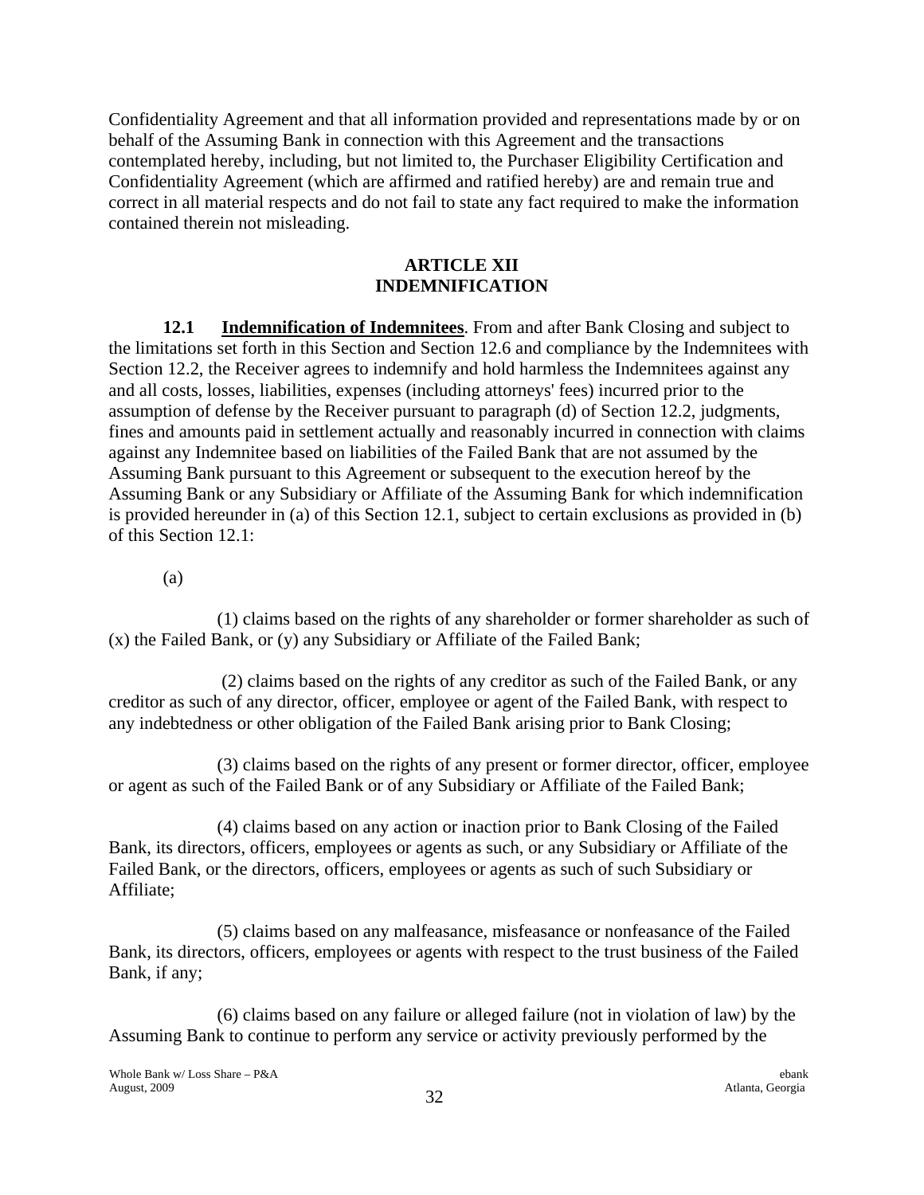Confidentiality Agreement and that all information provided and representations made by or on behalf of the Assuming Bank in connection with this Agreement and the transactions contemplated hereby, including, but not limited to, the Purchaser Eligibility Certification and Confidentiality Agreement (which are affirmed and ratified hereby) are and remain true and correct in all material respects and do not fail to state any fact required to make the information contained therein not misleading.

## ARTICLE XII
## INDEMNIFICATION

**12.1 Indemnification of Indemnitees**. From and after Bank Closing and subject to the limitations set forth in this Section and Section 12.6 and compliance by the Indemnitees with Section 12.2, the Receiver agrees to indemnify and hold harmless the Indemnitees against any and all costs, losses, liabilities, expenses (including attorneys' fees) incurred prior to the assumption of defense by the Receiver pursuant to paragraph (d) of Section 12.2, judgments, fines and amounts paid in settlement actually and reasonably incurred in connection with claims against any Indemnitee based on liabilities of the Failed Bank that are not assumed by the Assuming Bank pursuant to this Agreement or subsequent to the execution hereof by the Assuming Bank or any Subsidiary or Affiliate of the Assuming Bank for which indemnification is provided hereunder in (a) of this Section 12.1, subject to certain exclusions as provided in (b) of this Section 12.1:

(a)

(1) claims based on the rights of any shareholder or former shareholder as such of (x) the Failed Bank, or (y) any Subsidiary or Affiliate of the Failed Bank;

(2) claims based on the rights of any creditor as such of the Failed Bank, or any creditor as such of any director, officer, employee or agent of the Failed Bank, with respect to any indebtedness or other obligation of the Failed Bank arising prior to Bank Closing;

(3) claims based on the rights of any present or former director, officer, employee or agent as such of the Failed Bank or of any Subsidiary or Affiliate of the Failed Bank;

(4) claims based on any action or inaction prior to Bank Closing of the Failed Bank, its directors, officers, employees or agents as such, or any Subsidiary or Affiliate of the Failed Bank, or the directors, officers, employees or agents as such of such Subsidiary or Affiliate;

(5) claims based on any malfeasance, misfeasance or nonfeasance of the Failed Bank, its directors, officers, employees or agents with respect to the trust business of the Failed Bank, if any;

(6) claims based on any failure or alleged failure (not in violation of law) by the Assuming Bank to continue to perform any service or activity previously performed by the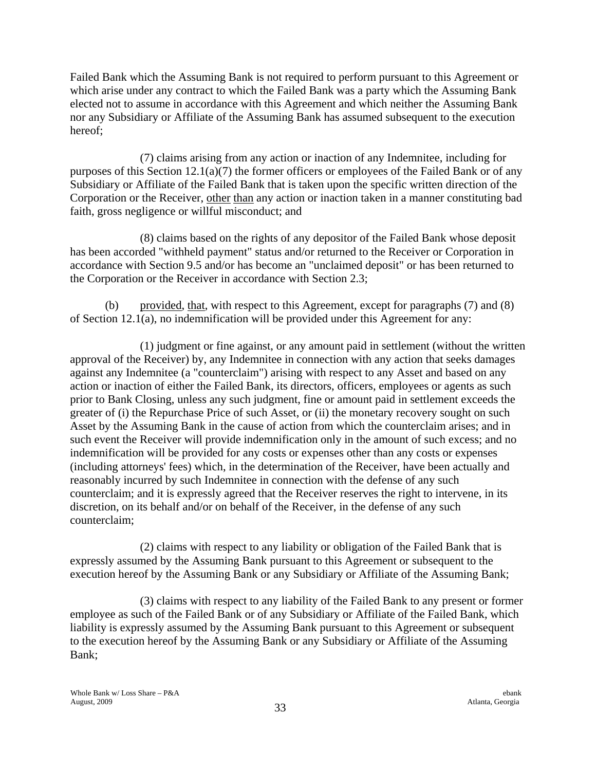Failed Bank which the Assuming Bank is not required to perform pursuant to this Agreement or which arise under any contract to which the Failed Bank was a party which the Assuming Bank elected not to assume in accordance with this Agreement and which neither the Assuming Bank nor any Subsidiary or Affiliate of the Assuming Bank has assumed subsequent to the execution hereof;

(7) claims arising from any action or inaction of any Indemnitee, including for purposes of this Section 12.1(a)(7) the former officers or employees of the Failed Bank or of any Subsidiary or Affiliate of the Failed Bank that is taken upon the specific written direction of the Corporation or the Receiver, other than any action or inaction taken in a manner constituting bad faith, gross negligence or willful misconduct; and

(8) claims based on the rights of any depositor of the Failed Bank whose deposit has been accorded "withheld payment" status and/or returned to the Receiver or Corporation in accordance with Section 9.5 and/or has become an "unclaimed deposit" or has been returned to the Corporation or the Receiver in accordance with Section 2.3;

(b) provided, that, with respect to this Agreement, except for paragraphs (7) and (8) of Section 12.1(a), no indemnification will be provided under this Agreement for any:

(1) judgment or fine against, or any amount paid in settlement (without the written approval of the Receiver) by, any Indemnitee in connection with any action that seeks damages against any Indemnitee (a "counterclaim") arising with respect to any Asset and based on any action or inaction of either the Failed Bank, its directors, officers, employees or agents as such prior to Bank Closing, unless any such judgment, fine or amount paid in settlement exceeds the greater of (i) the Repurchase Price of such Asset, or (ii) the monetary recovery sought on such Asset by the Assuming Bank in the cause of action from which the counterclaim arises; and in such event the Receiver will provide indemnification only in the amount of such excess; and no indemnification will be provided for any costs or expenses other than any costs or expenses (including attorneys' fees) which, in the determination of the Receiver, have been actually and reasonably incurred by such Indemnitee in connection with the defense of any such counterclaim; and it is expressly agreed that the Receiver reserves the right to intervene, in its discretion, on its behalf and/or on behalf of the Receiver, in the defense of any such counterclaim;

(2) claims with respect to any liability or obligation of the Failed Bank that is expressly assumed by the Assuming Bank pursuant to this Agreement or subsequent to the execution hereof by the Assuming Bank or any Subsidiary or Affiliate of the Assuming Bank;

(3) claims with respect to any liability of the Failed Bank to any present or former employee as such of the Failed Bank or of any Subsidiary or Affiliate of the Failed Bank, which liability is expressly assumed by the Assuming Bank pursuant to this Agreement or subsequent to the execution hereof by the Assuming Bank or any Subsidiary or Affiliate of the Assuming Bank;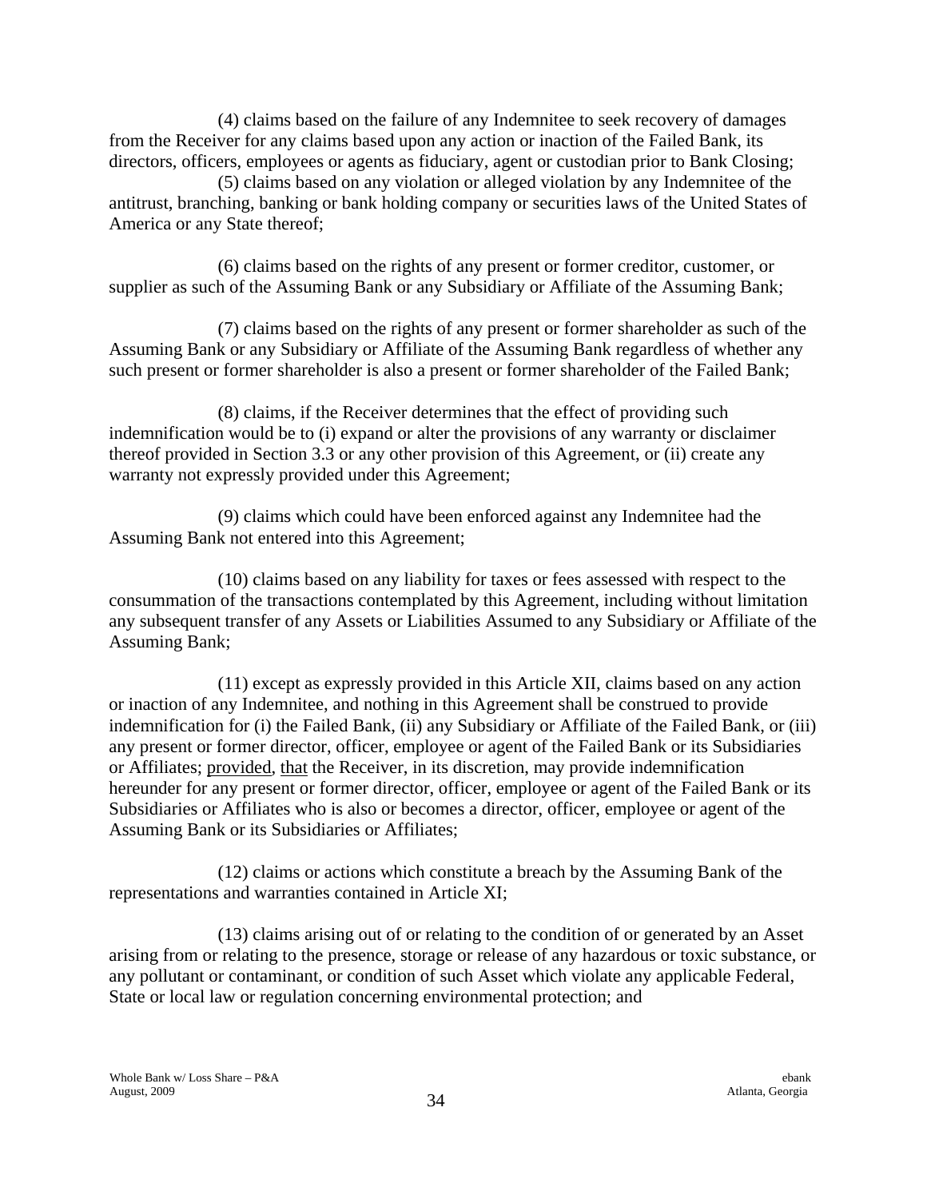(4) claims based on the failure of any Indemnitee to seek recovery of damages from the Receiver for any claims based upon any action or inaction of the Failed Bank, its directors, officers, employees or agents as fiduciary, agent or custodian prior to Bank Closing;

(5) claims based on any violation or alleged violation by any Indemnitee of the antitrust, branching, banking or bank holding company or securities laws of the United States of America or any State thereof;

(6) claims based on the rights of any present or former creditor, customer, or supplier as such of the Assuming Bank or any Subsidiary or Affiliate of the Assuming Bank;

(7) claims based on the rights of any present or former shareholder as such of the Assuming Bank or any Subsidiary or Affiliate of the Assuming Bank regardless of whether any such present or former shareholder is also a present or former shareholder of the Failed Bank;

(8) claims, if the Receiver determines that the effect of providing such indemnification would be to (i) expand or alter the provisions of any warranty or disclaimer thereof provided in Section 3.3 or any other provision of this Agreement, or (ii) create any warranty not expressly provided under this Agreement;

(9) claims which could have been enforced against any Indemnitee had the Assuming Bank not entered into this Agreement;

(10) claims based on any liability for taxes or fees assessed with respect to the consummation of the transactions contemplated by this Agreement, including without limitation any subsequent transfer of any Assets or Liabilities Assumed to any Subsidiary or Affiliate of the Assuming Bank;

(11) except as expressly provided in this Article XII, claims based on any action or inaction of any Indemnitee, and nothing in this Agreement shall be construed to provide indemnification for (i) the Failed Bank, (ii) any Subsidiary or Affiliate of the Failed Bank, or (iii) any present or former director, officer, employee or agent of the Failed Bank or its Subsidiaries or Affiliates; provided, that the Receiver, in its discretion, may provide indemnification hereunder for any present or former director, officer, employee or agent of the Failed Bank or its Subsidiaries or Affiliates who is also or becomes a director, officer, employee or agent of the Assuming Bank or its Subsidiaries or Affiliates;

(12) claims or actions which constitute a breach by the Assuming Bank of the representations and warranties contained in Article XI;

(13) claims arising out of or relating to the condition of or generated by an Asset arising from or relating to the presence, storage or release of any hazardous or toxic substance, or any pollutant or contaminant, or condition of such Asset which violate any applicable Federal, State or local law or regulation concerning environmental protection; and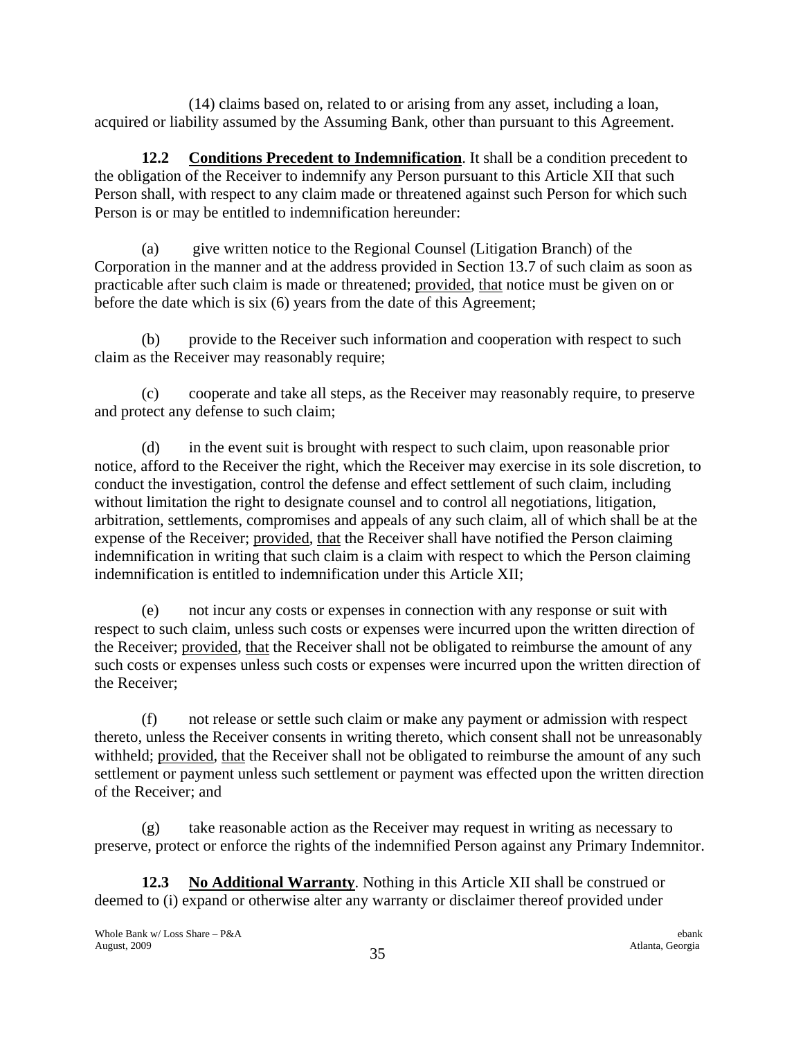(14) claims based on, related to or arising from any asset, including a loan, acquired or liability assumed by the Assuming Bank, other than pursuant to this Agreement.

**12.2 Conditions Precedent to Indemnification**. It shall be a condition precedent to the obligation of the Receiver to indemnify any Person pursuant to this Article XII that such Person shall, with respect to any claim made or threatened against such Person for which such Person is or may be entitled to indemnification hereunder:

(a) give written notice to the Regional Counsel (Litigation Branch) of the Corporation in the manner and at the address provided in Section 13.7 of such claim as soon as practicable after such claim is made or threatened; provided, that notice must be given on or before the date which is six (6) years from the date of this Agreement;

(b) provide to the Receiver such information and cooperation with respect to such claim as the Receiver may reasonably require;

(c) cooperate and take all steps, as the Receiver may reasonably require, to preserve and protect any defense to such claim;

(d) in the event suit is brought with respect to such claim, upon reasonable prior notice, afford to the Receiver the right, which the Receiver may exercise in its sole discretion, to conduct the investigation, control the defense and effect settlement of such claim, including without limitation the right to designate counsel and to control all negotiations, litigation, arbitration, settlements, compromises and appeals of any such claim, all of which shall be at the expense of the Receiver; provided, that the Receiver shall have notified the Person claiming indemnification in writing that such claim is a claim with respect to which the Person claiming indemnification is entitled to indemnification under this Article XII;

(e) not incur any costs or expenses in connection with any response or suit with respect to such claim, unless such costs or expenses were incurred upon the written direction of the Receiver; provided, that the Receiver shall not be obligated to reimburse the amount of any such costs or expenses unless such costs or expenses were incurred upon the written direction of the Receiver;

(f) not release or settle such claim or make any payment or admission with respect thereto, unless the Receiver consents in writing thereto, which consent shall not be unreasonably withheld; provided, that the Receiver shall not be obligated to reimburse the amount of any such settlement or payment unless such settlement or payment was effected upon the written direction of the Receiver; and

(g) take reasonable action as the Receiver may request in writing as necessary to preserve, protect or enforce the rights of the indemnified Person against any Primary Indemnitor.

**12.3 No Additional Warranty**. Nothing in this Article XII shall be construed or deemed to (i) expand or otherwise alter any warranty or disclaimer thereof provided under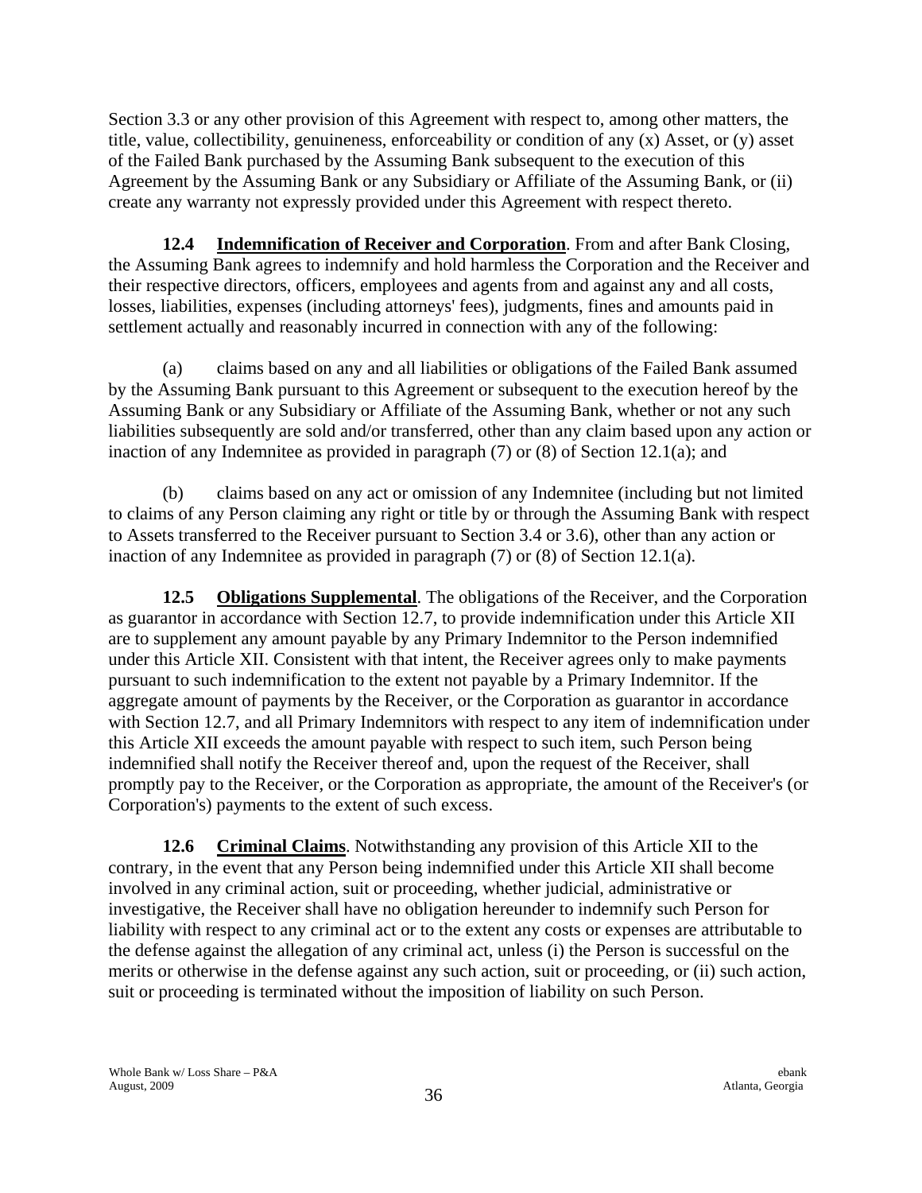Section 3.3 or any other provision of this Agreement with respect to, among other matters, the title, value, collectibility, genuineness, enforceability or condition of any (x) Asset, or (y) asset of the Failed Bank purchased by the Assuming Bank subsequent to the execution of this Agreement by the Assuming Bank or any Subsidiary or Affiliate of the Assuming Bank, or (ii) create any warranty not expressly provided under this Agreement with respect thereto.

**12.4 Indemnification of Receiver and Corporation**. From and after Bank Closing, the Assuming Bank agrees to indemnify and hold harmless the Corporation and the Receiver and their respective directors, officers, employees and agents from and against any and all costs, losses, liabilities, expenses (including attorneys' fees), judgments, fines and amounts paid in settlement actually and reasonably incurred in connection with any of the following:

(a) claims based on any and all liabilities or obligations of the Failed Bank assumed by the Assuming Bank pursuant to this Agreement or subsequent to the execution hereof by the Assuming Bank or any Subsidiary or Affiliate of the Assuming Bank, whether or not any such liabilities subsequently are sold and/or transferred, other than any claim based upon any action or inaction of any Indemnitee as provided in paragraph (7) or (8) of Section 12.1(a); and

(b) claims based on any act or omission of any Indemnitee (including but not limited to claims of any Person claiming any right or title by or through the Assuming Bank with respect to Assets transferred to the Receiver pursuant to Section 3.4 or 3.6), other than any action or inaction of any Indemnitee as provided in paragraph (7) or (8) of Section 12.1(a).

**12.5 Obligations Supplemental**. The obligations of the Receiver, and the Corporation as guarantor in accordance with Section 12.7, to provide indemnification under this Article XII are to supplement any amount payable by any Primary Indemnitor to the Person indemnified under this Article XII. Consistent with that intent, the Receiver agrees only to make payments pursuant to such indemnification to the extent not payable by a Primary Indemnitor. If the aggregate amount of payments by the Receiver, or the Corporation as guarantor in accordance with Section 12.7, and all Primary Indemnitors with respect to any item of indemnification under this Article XII exceeds the amount payable with respect to such item, such Person being indemnified shall notify the Receiver thereof and, upon the request of the Receiver, shall promptly pay to the Receiver, or the Corporation as appropriate, the amount of the Receiver's (or Corporation's) payments to the extent of such excess.

**12.6 Criminal Claims**. Notwithstanding any provision of this Article XII to the contrary, in the event that any Person being indemnified under this Article XII shall become involved in any criminal action, suit or proceeding, whether judicial, administrative or investigative, the Receiver shall have no obligation hereunder to indemnify such Person for liability with respect to any criminal act or to the extent any costs or expenses are attributable to the defense against the allegation of any criminal act, unless (i) the Person is successful on the merits or otherwise in the defense against any such action, suit or proceeding, or (ii) such action, suit or proceeding is terminated without the imposition of liability on such Person.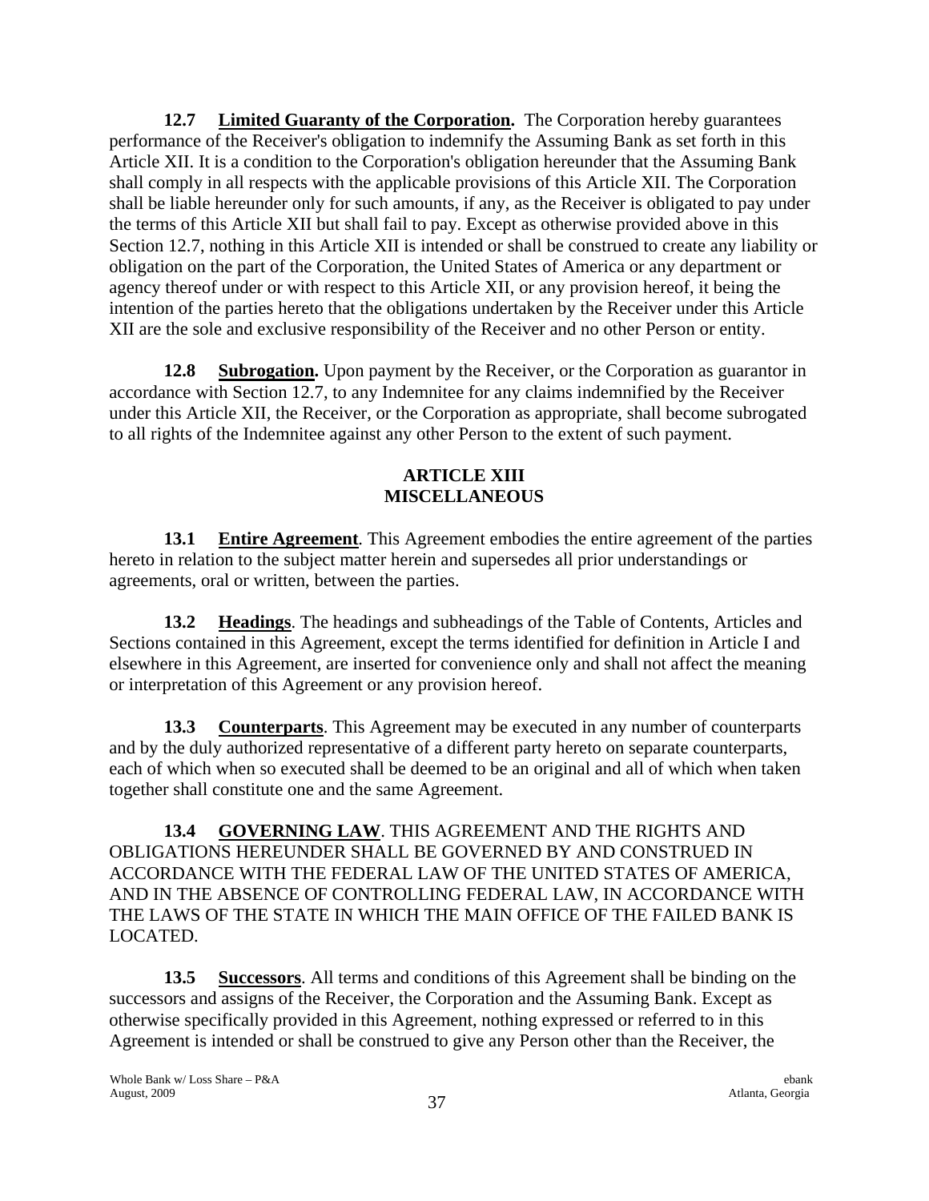**12.7 Limited Guaranty of the Corporation.** The Corporation hereby guarantees performance of the Receiver's obligation to indemnify the Assuming Bank as set forth in this Article XII. It is a condition to the Corporation's obligation hereunder that the Assuming Bank shall comply in all respects with the applicable provisions of this Article XII. The Corporation shall be liable hereunder only for such amounts, if any, as the Receiver is obligated to pay under the terms of this Article XII but shall fail to pay. Except as otherwise provided above in this Section 12.7, nothing in this Article XII is intended or shall be construed to create any liability or obligation on the part of the Corporation, the United States of America or any department or agency thereof under or with respect to this Article XII, or any provision hereof, it being the intention of the parties hereto that the obligations undertaken by the Receiver under this Article XII are the sole and exclusive responsibility of the Receiver and no other Person or entity.

**12.8 Subrogation.** Upon payment by the Receiver, or the Corporation as guarantor in accordance with Section 12.7, to any Indemnitee for any claims indemnified by the Receiver under this Article XII, the Receiver, or the Corporation as appropriate, shall become subrogated to all rights of the Indemnitee against any other Person to the extent of such payment.

## ARTICLE XIII
## MISCELLANEOUS

**13.1 Entire Agreement**. This Agreement embodies the entire agreement of the parties hereto in relation to the subject matter herein and supersedes all prior understandings or agreements, oral or written, between the parties.

**13.2 Headings**. The headings and subheadings of the Table of Contents, Articles and Sections contained in this Agreement, except the terms identified for definition in Article I and elsewhere in this Agreement, are inserted for convenience only and shall not affect the meaning or interpretation of this Agreement or any provision hereof.

**13.3 Counterparts**. This Agreement may be executed in any number of counterparts and by the duly authorized representative of a different party hereto on separate counterparts, each of which when so executed shall be deemed to be an original and all of which when taken together shall constitute one and the same Agreement.

**13.4 GOVERNING LAW**. THIS AGREEMENT AND THE RIGHTS AND OBLIGATIONS HEREUNDER SHALL BE GOVERNED BY AND CONSTRUED IN ACCORDANCE WITH THE FEDERAL LAW OF THE UNITED STATES OF AMERICA, AND IN THE ABSENCE OF CONTROLLING FEDERAL LAW, IN ACCORDANCE WITH THE LAWS OF THE STATE IN WHICH THE MAIN OFFICE OF THE FAILED BANK IS LOCATED.

**13.5 Successors**. All terms and conditions of this Agreement shall be binding on the successors and assigns of the Receiver, the Corporation and the Assuming Bank. Except as otherwise specifically provided in this Agreement, nothing expressed or referred to in this Agreement is intended or shall be construed to give any Person other than the Receiver, the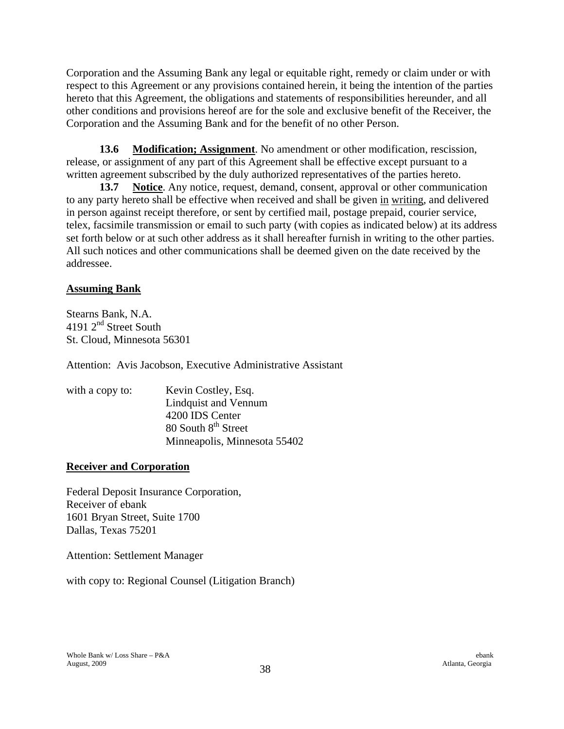Corporation and the Assuming Bank any legal or equitable right, remedy or claim under or with respect to this Agreement or any provisions contained herein, it being the intention of the parties hereto that this Agreement, the obligations and statements of responsibilities hereunder, and all other conditions and provisions hereof are for the sole and exclusive benefit of the Receiver, the Corporation and the Assuming Bank and for the benefit of no other Person.

**13.6 Modification; Assignment**. No amendment or other modification, rescission, release, or assignment of any part of this Agreement shall be effective except pursuant to a written agreement subscribed by the duly authorized representatives of the parties hereto.

**13.7 Notice**. Any notice, request, demand, consent, approval or other communication to any party hereto shall be effective when received and shall be given in writing, and delivered in person against receipt therefore, or sent by certified mail, postage prepaid, courier service, telex, facsimile transmission or email to such party (with copies as indicated below) at its address set forth below or at such other address as it shall hereafter furnish in writing to the other parties. All such notices and other communications shall be deemed given on the date received by the addressee.

**Assuming Bank**

Stearns Bank, N.A.
4191 2nd Street South
St. Cloud, Minnesota 56301

Attention: Avis Jacobson, Executive Administrative Assistant

with a copy to:

Kevin Costley, Esq.
Lindquist and Vennum
4200 IDS Center
80 South 8th Street
Minneapolis, Minnesota 55402

**Receiver and Corporation**

Federal Deposit Insurance Corporation,
Receiver of ebank
1601 Bryan Street, Suite 1700
Dallas, Texas 75201

Attention: Settlement Manager

with copy to: Regional Counsel (Litigation Branch)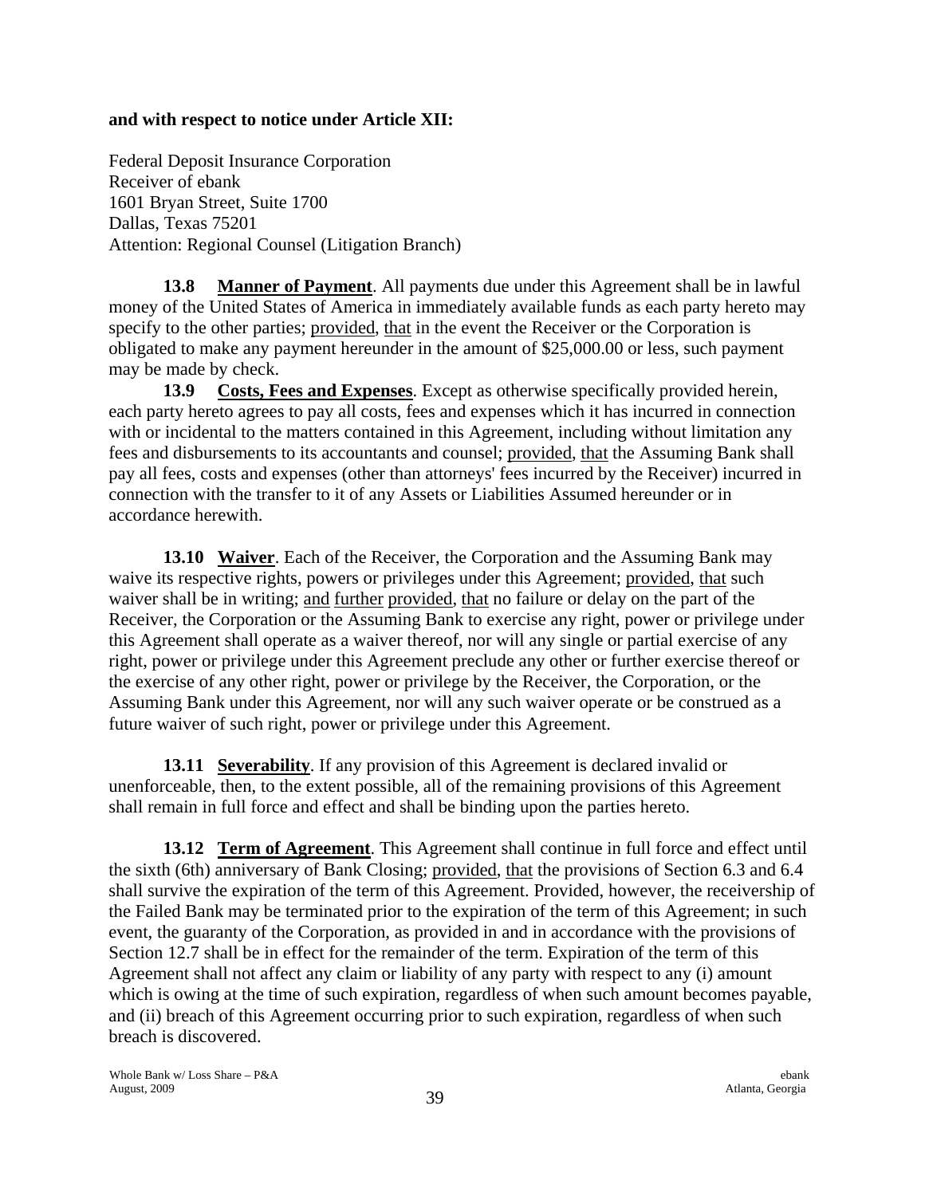**and with respect to notice under Article XII:**

Federal Deposit Insurance Corporation
Receiver of ebank
1601 Bryan Street, Suite 1700
Dallas, Texas 75201
Attention: Regional Counsel (Litigation Branch)

**13.8 Manner of Payment**. All payments due under this Agreement shall be in lawful money of the United States of America in immediately available funds as each party hereto may specify to the other parties; provided, that in the event the Receiver or the Corporation is obligated to make any payment hereunder in the amount of $25,000.00 or less, such payment may be made by check.

**13.9 Costs, Fees and Expenses**. Except as otherwise specifically provided herein, each party hereto agrees to pay all costs, fees and expenses which it has incurred in connection with or incidental to the matters contained in this Agreement, including without limitation any fees and disbursements to its accountants and counsel; provided, that the Assuming Bank shall pay all fees, costs and expenses (other than attorneys' fees incurred by the Receiver) incurred in connection with the transfer to it of any Assets or Liabilities Assumed hereunder or in accordance herewith.

**13.10 Waiver**. Each of the Receiver, the Corporation and the Assuming Bank may waive its respective rights, powers or privileges under this Agreement; provided, that such waiver shall be in writing; and further provided, that no failure or delay on the part of the Receiver, the Corporation or the Assuming Bank to exercise any right, power or privilege under this Agreement shall operate as a waiver thereof, nor will any single or partial exercise of any right, power or privilege under this Agreement preclude any other or further exercise thereof or the exercise of any other right, power or privilege by the Receiver, the Corporation, or the Assuming Bank under this Agreement, nor will any such waiver operate or be construed as a future waiver of such right, power or privilege under this Agreement.

**13.11 Severability**. If any provision of this Agreement is declared invalid or unenforceable, then, to the extent possible, all of the remaining provisions of this Agreement shall remain in full force and effect and shall be binding upon the parties hereto.

**13.12 Term of Agreement**. This Agreement shall continue in full force and effect until the sixth (6th) anniversary of Bank Closing; provided, that the provisions of Section 6.3 and 6.4 shall survive the expiration of the term of this Agreement. Provided, however, the receivership of the Failed Bank may be terminated prior to the expiration of the term of this Agreement; in such event, the guaranty of the Corporation, as provided in and in accordance with the provisions of Section 12.7 shall be in effect for the remainder of the term. Expiration of the term of this Agreement shall not affect any claim or liability of any party with respect to any (i) amount which is owing at the time of such expiration, regardless of when such amount becomes payable, and (ii) breach of this Agreement occurring prior to such expiration, regardless of when such breach is discovered.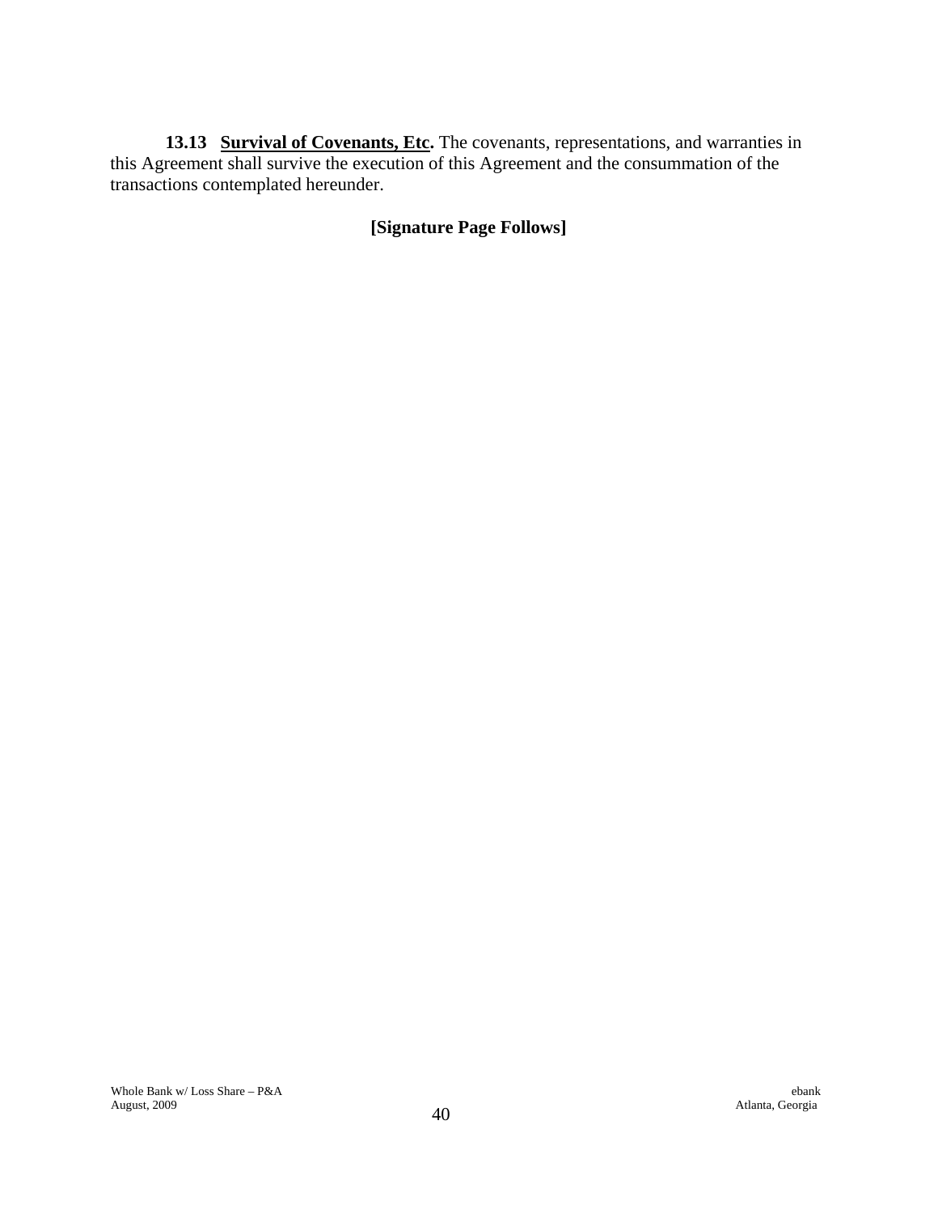**13.13 Survival of Covenants, Etc.** The covenants, representations, and warranties in this Agreement shall survive the execution of this Agreement and the consummation of the transactions contemplated hereunder.

**[Signature Page Follows]**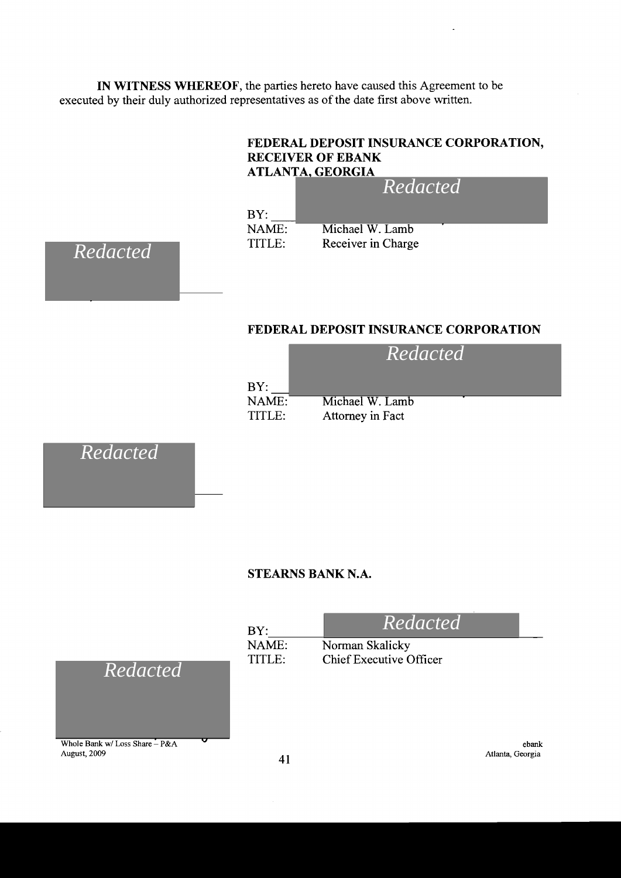**IN WITNESS WHEREOF**, the parties hereto have caused this Agreement to be executed by their duly authorized representatives as of the date first above written.

**FEDERAL DEPOSIT INSURANCE CORPORATION, RECEIVER OF EBANK ATLANTA, GEORGIA**

*Redacted*

BY: ____________________

NAME: Michael W. Lamb

TITLE: Receiver in Charge

*Redacted*

**FEDERAL DEPOSIT INSURANCE CORPORATION**

*Redacted*

BY: ____________________

NAME: Michael W. Lamb

TITLE: Attorney in Fact

*Redacted*

**STEARNS BANK N.A.**

BY: *Redacted*

NAME: Norman Skalicky

TITLE: Chief Executive Officer

*Redacted*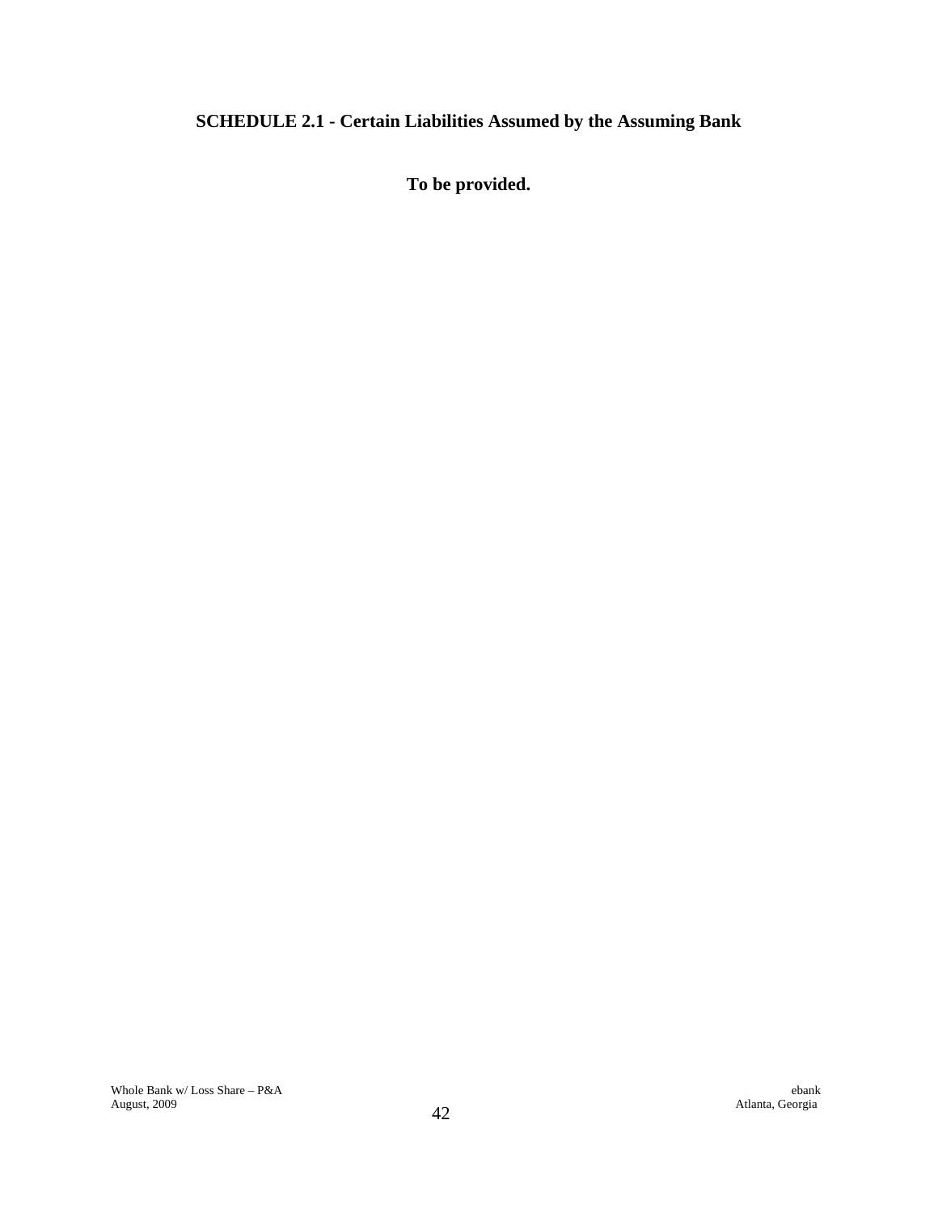## SCHEDULE 2.1 - Certain Liabilities Assumed by the Assuming Bank

**To be provided.**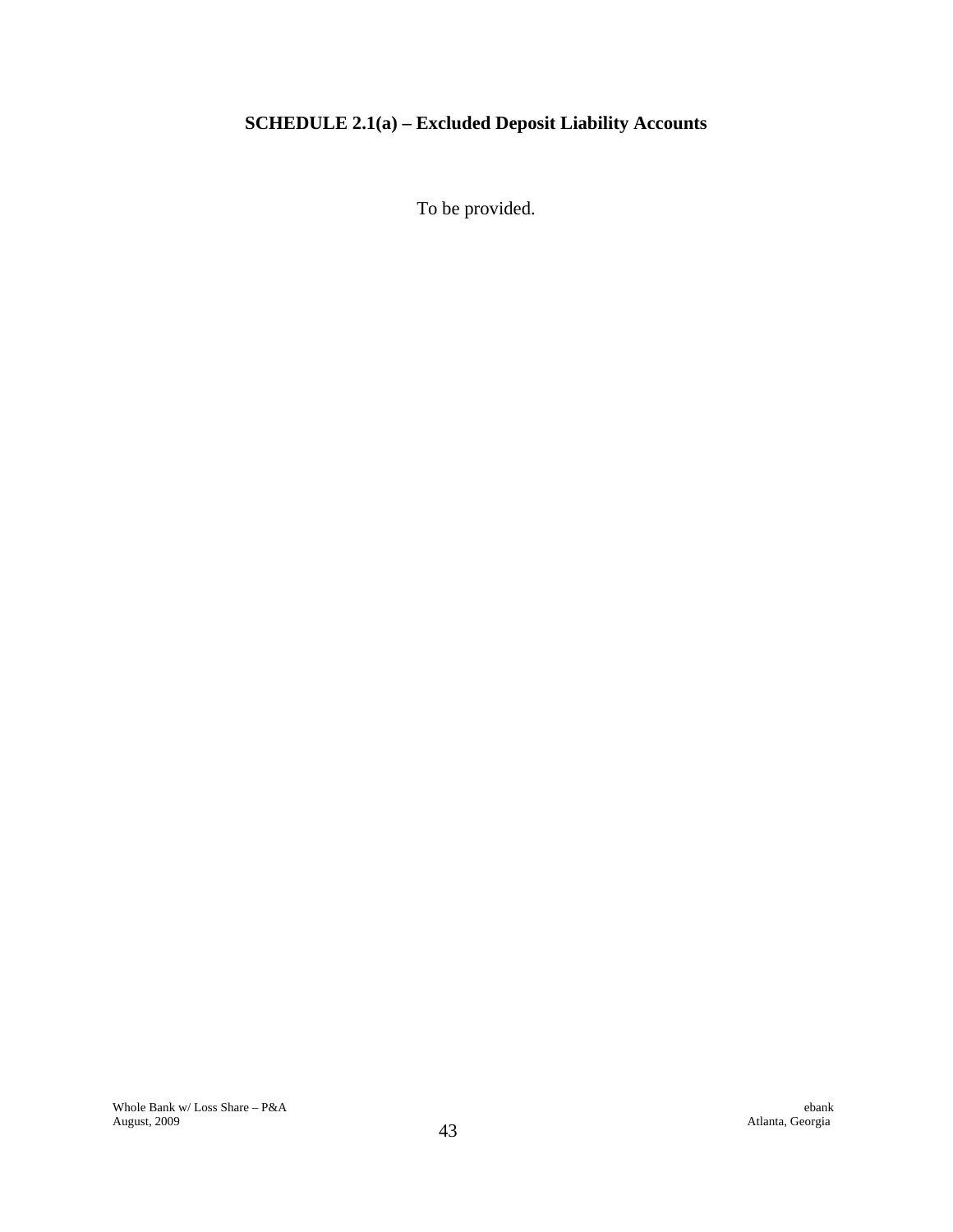## SCHEDULE 2.1(a) – Excluded Deposit Liability Accounts

To be provided.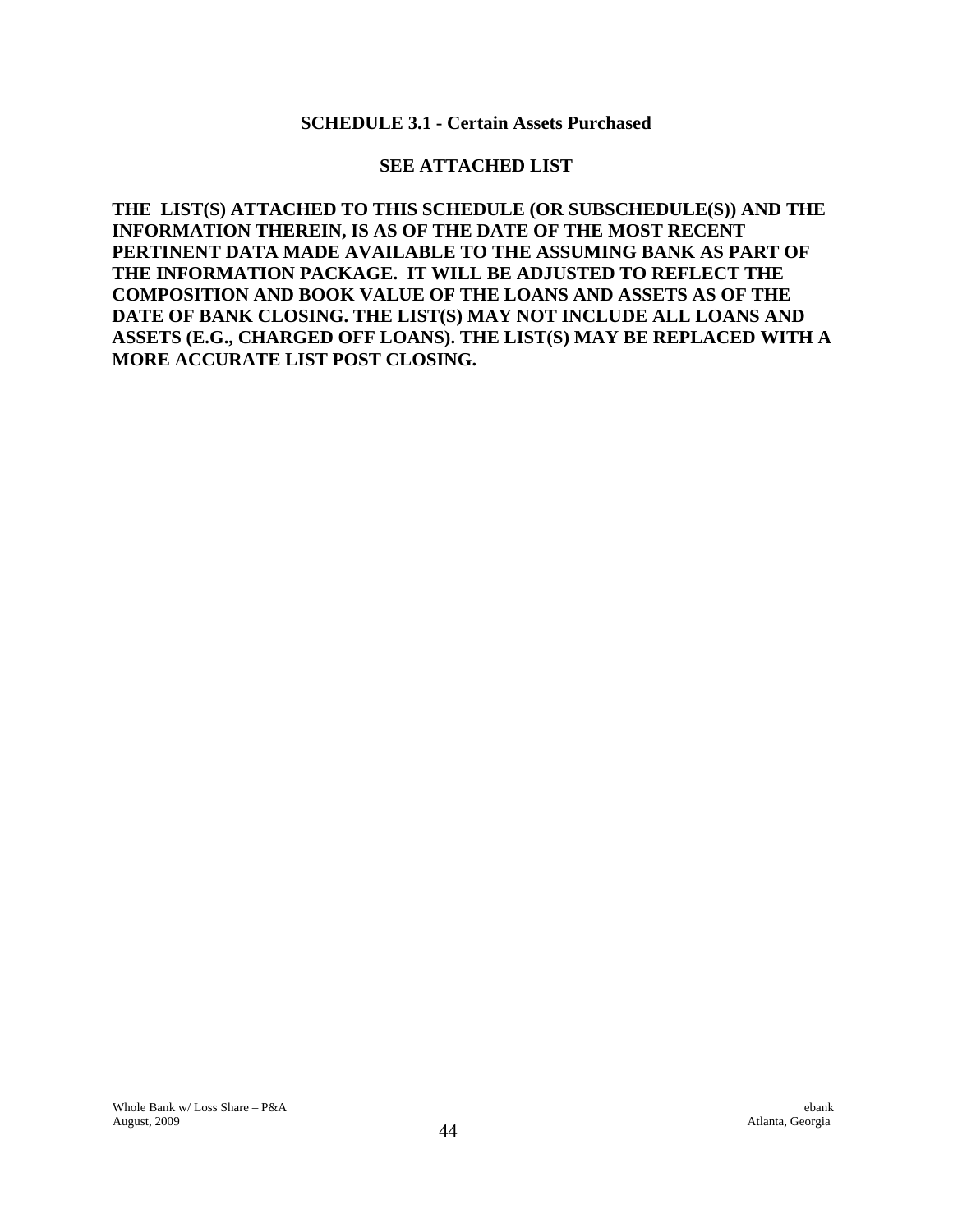## SCHEDULE 3.1 - Certain Assets Purchased

**SEE ATTACHED LIST**

**THE LIST(S) ATTACHED TO THIS SCHEDULE (OR SUBSCHEDULE(S)) AND THE INFORMATION THEREIN, IS AS OF THE DATE OF THE MOST RECENT PERTINENT DATA MADE AVAILABLE TO THE ASSUMING BANK AS PART OF THE INFORMATION PACKAGE. IT WILL BE ADJUSTED TO REFLECT THE COMPOSITION AND BOOK VALUE OF THE LOANS AND ASSETS AS OF THE DATE OF BANK CLOSING. THE LIST(S) MAY NOT INCLUDE ALL LOANS AND ASSETS (E.G., CHARGED OFF LOANS). THE LIST(S) MAY BE REPLACED WITH A MORE ACCURATE LIST POST CLOSING.**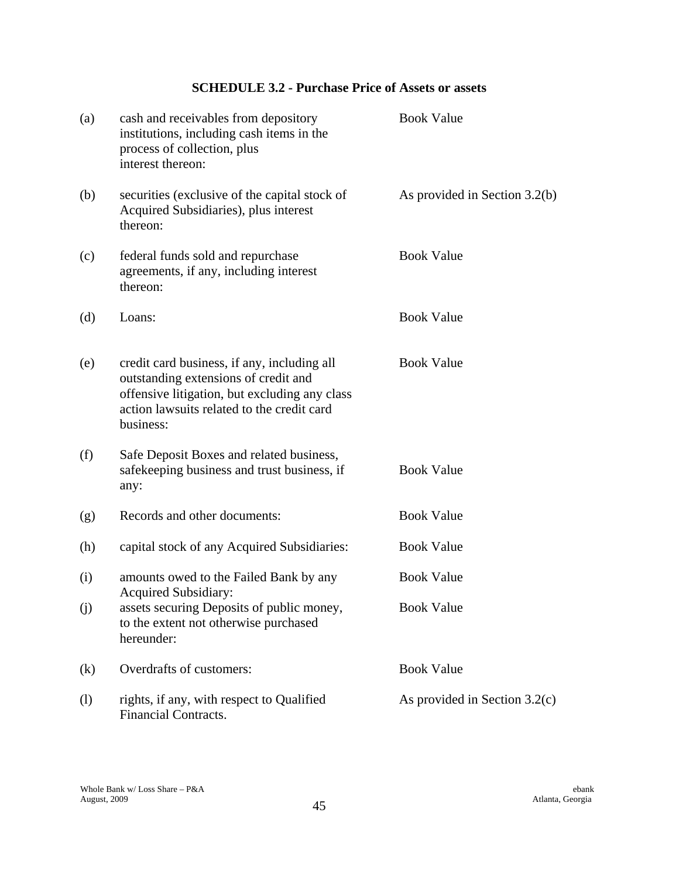## SCHEDULE 3.2 - Purchase Price of Assets or assets

| | | |
|---|---|---|
| (a) | cash and receivables from depository institutions, including cash items in the process of collection, plus interest thereon: | Book Value |
| (b) | securities (exclusive of the capital stock of Acquired Subsidiaries), plus interest thereon: | As provided in Section 3.2(b) |
| (c) | federal funds sold and repurchase agreements, if any, including interest thereon: | Book Value |
| (d) | Loans: | Book Value |
| (e) | credit card business, if any, including all outstanding extensions of credit and offensive litigation, but excluding any class action lawsuits related to the credit card business: | Book Value |
| (f) | Safe Deposit Boxes and related business, safekeeping business and trust business, if any: | Book Value |
| (g) | Records and other documents: | Book Value |
| (h) | capital stock of any Acquired Subsidiaries: | Book Value |
| (i) | amounts owed to the Failed Bank by any Acquired Subsidiary: | Book Value |
| (j) | assets securing Deposits of public money, to the extent not otherwise purchased hereunder: | Book Value |
| (k) | Overdrafts of customers: | Book Value |
| (l) | rights, if any, with respect to Qualified Financial Contracts. | As provided in Section 3.2(c) |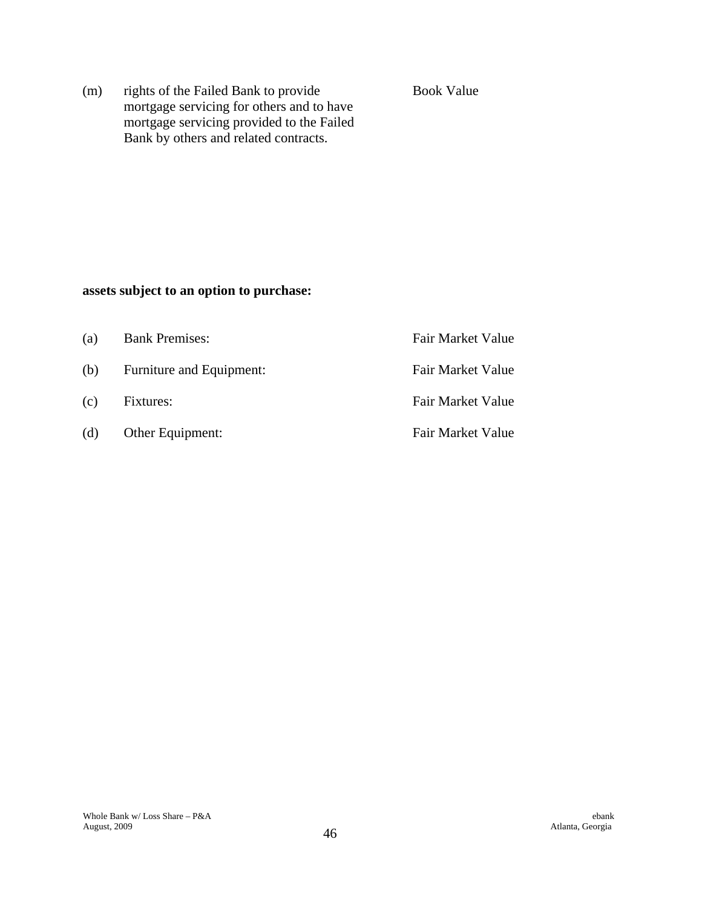| | | |
|---|---|---|
| (m) | rights of the Failed Bank to provide mortgage servicing for others and to have mortgage servicing provided to the Failed Bank by others and related contracts. | Book Value |

**assets subject to an option to purchase:**

| | | |
|---|---|---|
| (a) | Bank Premises: | Fair Market Value |
| (b) | Furniture and Equipment: | Fair Market Value |
| (c) | Fixtures: | Fair Market Value |
| (d) | Other Equipment: | Fair Market Value |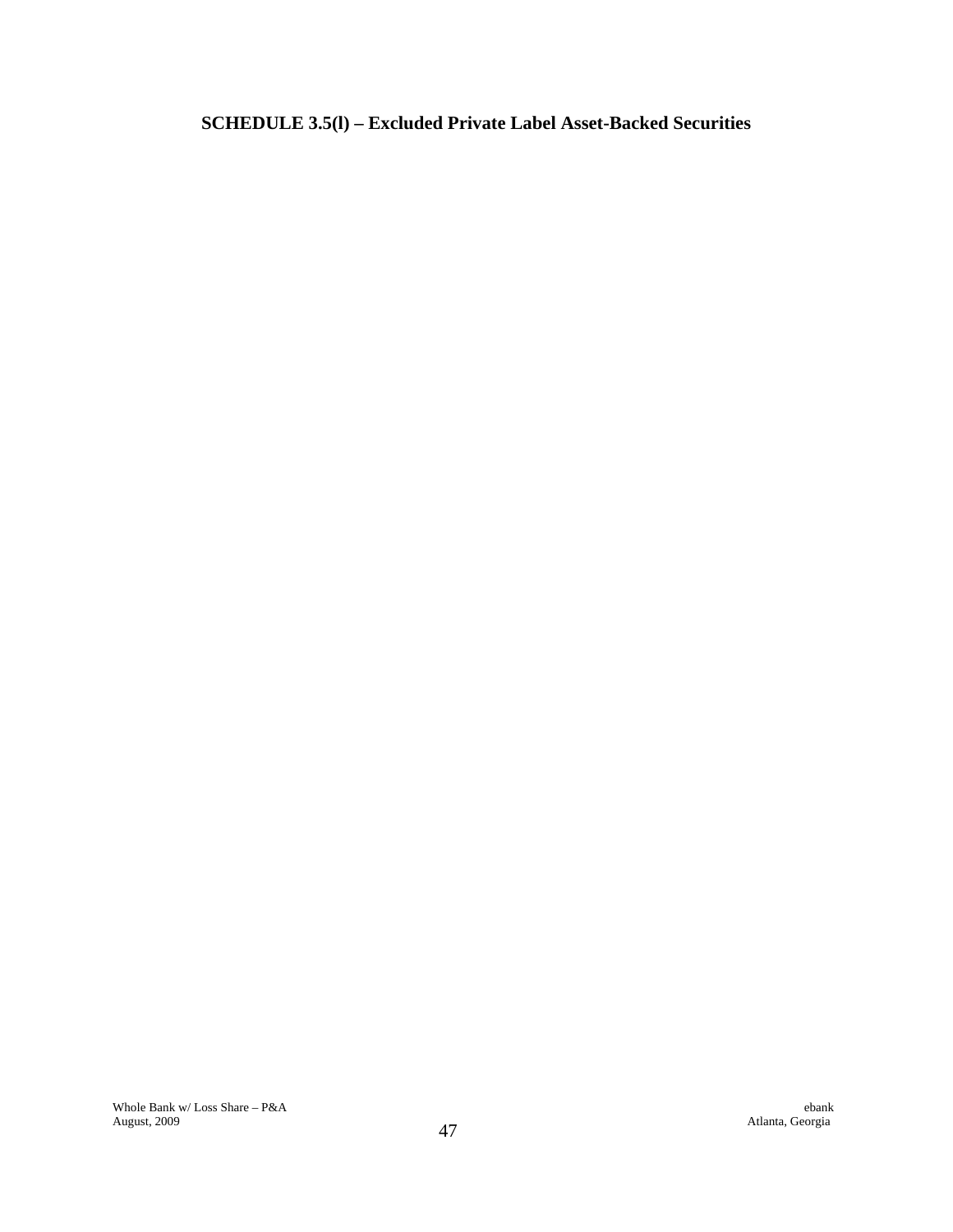## SCHEDULE 3.5(l) – Excluded Private Label Asset-Backed Securities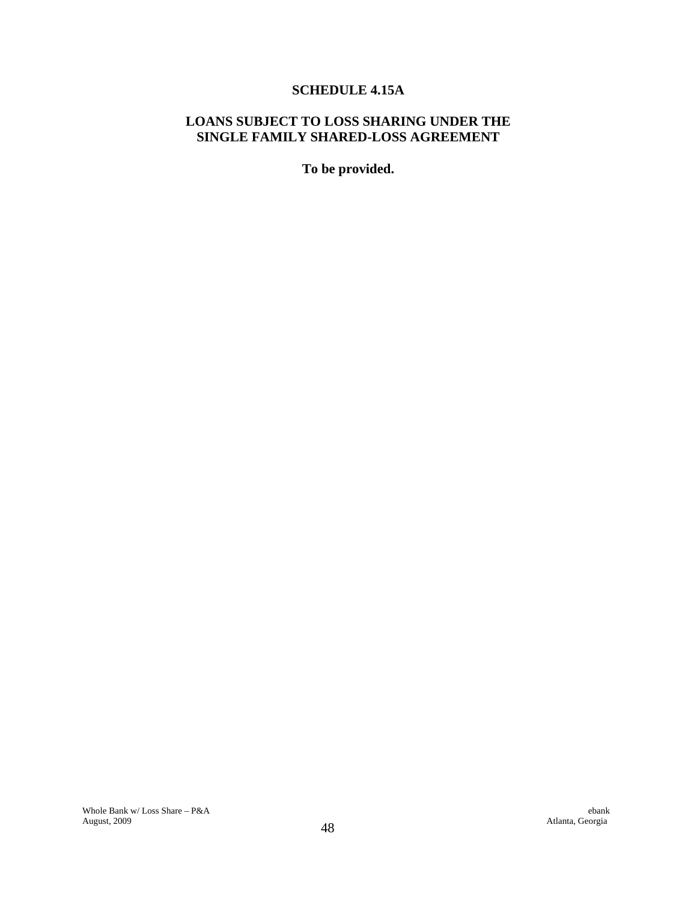# SCHEDULE 4.15A

## LOANS SUBJECT TO LOSS SHARING UNDER THE SINGLE FAMILY SHARED-LOSS AGREEMENT

**To be provided.**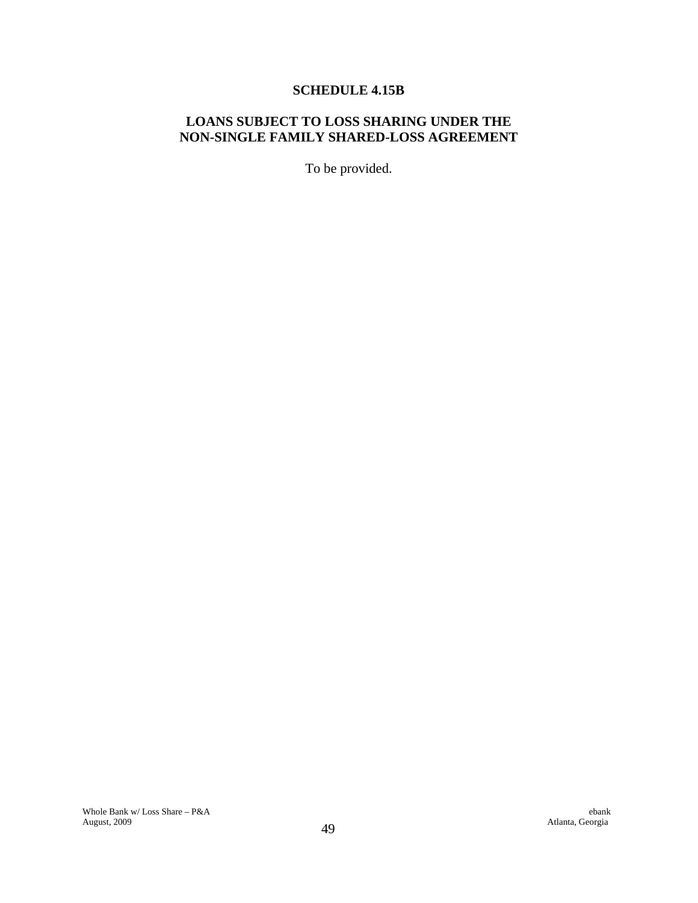# SCHEDULE 4.15B

## LOANS SUBJECT TO LOSS SHARING UNDER THE NON-SINGLE FAMILY SHARED-LOSS AGREEMENT

To be provided.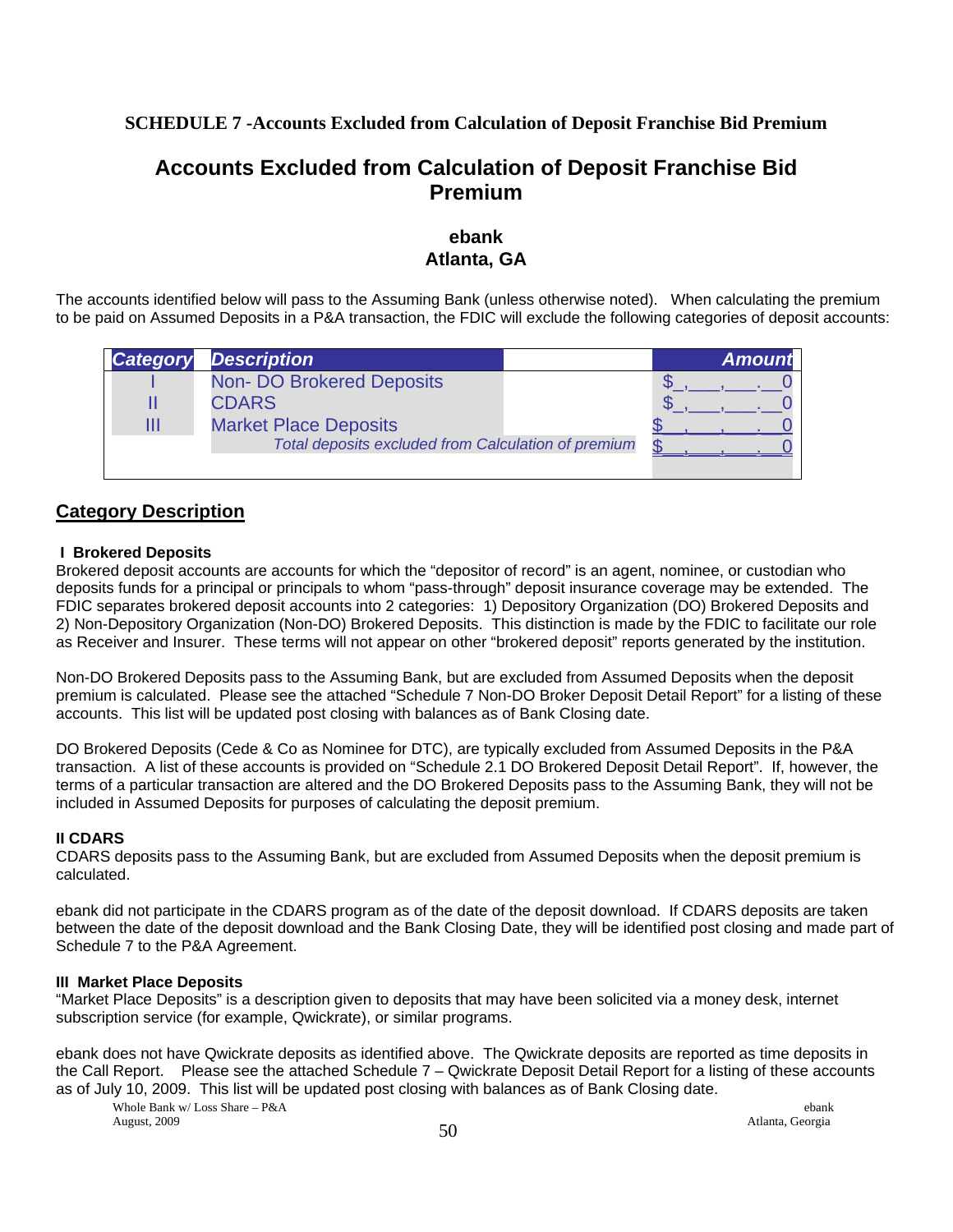**SCHEDULE 7 -Accounts Excluded from Calculation of Deposit Franchise Bid Premium**

# Accounts Excluded from Calculation of Deposit Franchise Bid Premium

**ebank**
**Atlanta, GA**

The accounts identified below will pass to the Assuming Bank (unless otherwise noted). When calculating the premium to be paid on Assumed Deposits in a P&A transaction, the FDIC will exclude the following categories of deposit accounts:

| Category | Description | Amount |
|---|---|---|
| I | Non- DO Brokered Deposits | $_,___,___.__0 |
| II | CDARS | $_,___,___.__0 |
| III | Market Place Deposits | $__,___,___.__0 |
| | *Total deposits excluded from Calculation of premium* | $__,___,___.__0 |

## Category Description

**I Brokered Deposits**
Brokered deposit accounts are accounts for which the "depositor of record" is an agent, nominee, or custodian who deposits funds for a principal or principals to whom "pass-through" deposit insurance coverage may be extended. The FDIC separates brokered deposit accounts into 2 categories: 1) Depository Organization (DO) Brokered Deposits and 2) Non-Depository Organization (Non-DO) Brokered Deposits. This distinction is made by the FDIC to facilitate our role as Receiver and Insurer. These terms will not appear on other "brokered deposit" reports generated by the institution.

Non-DO Brokered Deposits pass to the Assuming Bank, but are excluded from Assumed Deposits when the deposit premium is calculated. Please see the attached "Schedule 7 Non-DO Broker Deposit Detail Report" for a listing of these accounts. This list will be updated post closing with balances as of Bank Closing date.

DO Brokered Deposits (Cede & Co as Nominee for DTC), are typically excluded from Assumed Deposits in the P&A transaction. A list of these accounts is provided on "Schedule 2.1 DO Brokered Deposit Detail Report". If, however, the terms of a particular transaction are altered and the DO Brokered Deposits pass to the Assuming Bank, they will not be included in Assumed Deposits for purposes of calculating the deposit premium.

**II CDARS**
CDARS deposits pass to the Assuming Bank, but are excluded from Assumed Deposits when the deposit premium is calculated.

ebank did not participate in the CDARS program as of the date of the deposit download. If CDARS deposits are taken between the date of the deposit download and the Bank Closing Date, they will be identified post closing and made part of Schedule 7 to the P&A Agreement.

**III Market Place Deposits**
"Market Place Deposits" is a description given to deposits that may have been solicited via a money desk, internet subscription service (for example, Qwickrate), or similar programs.

ebank does not have Qwickrate deposits as identified above. The Qwickrate deposits are reported as time deposits in the Call Report. Please see the attached Schedule 7 – Qwickrate Deposit Detail Report for a listing of these accounts as of July 10, 2009. This list will be updated post closing with balances as of Bank Closing date.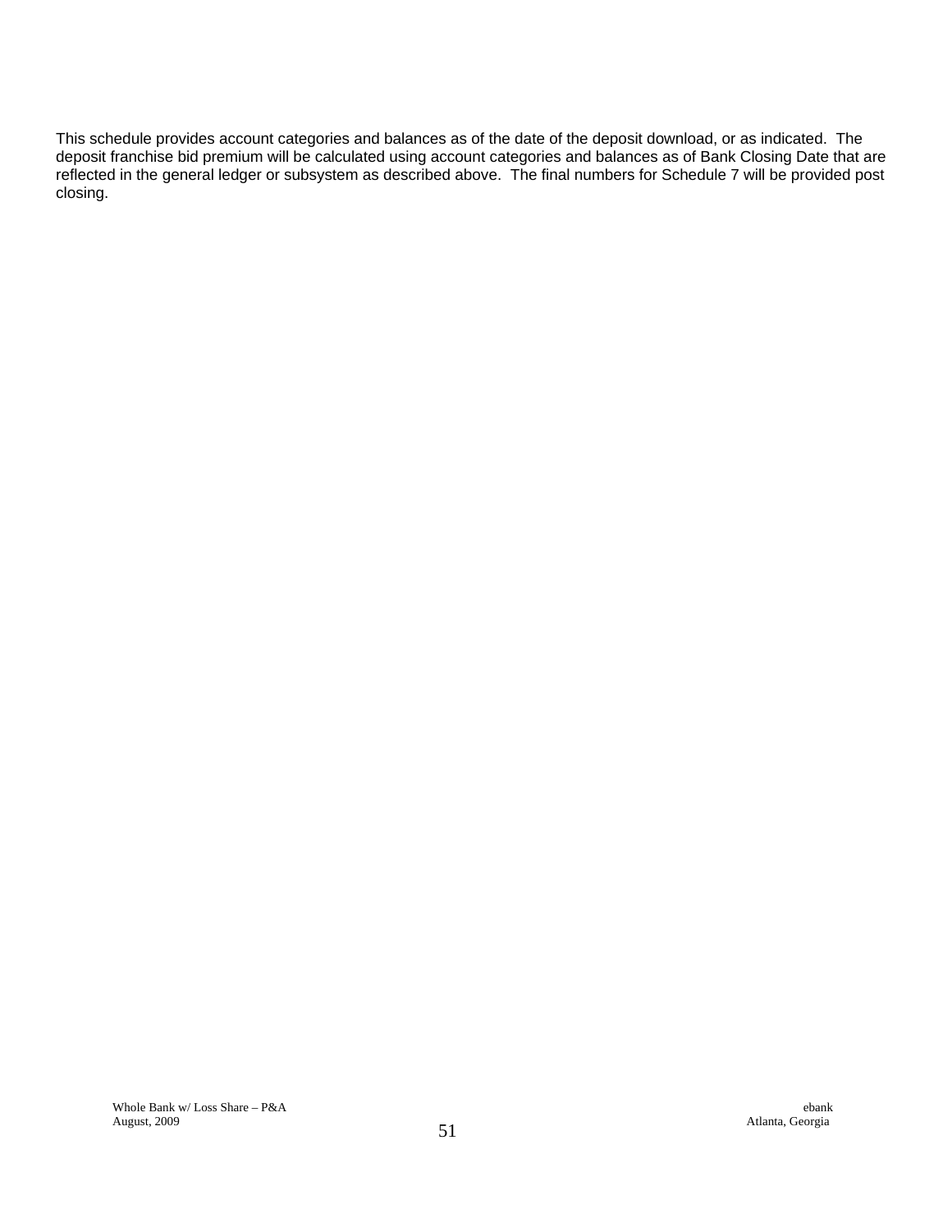This schedule provides account categories and balances as of the date of the deposit download, or as indicated. The deposit franchise bid premium will be calculated using account categories and balances as of Bank Closing Date that are reflected in the general ledger or subsystem as described above. The final numbers for Schedule 7 will be provided post closing.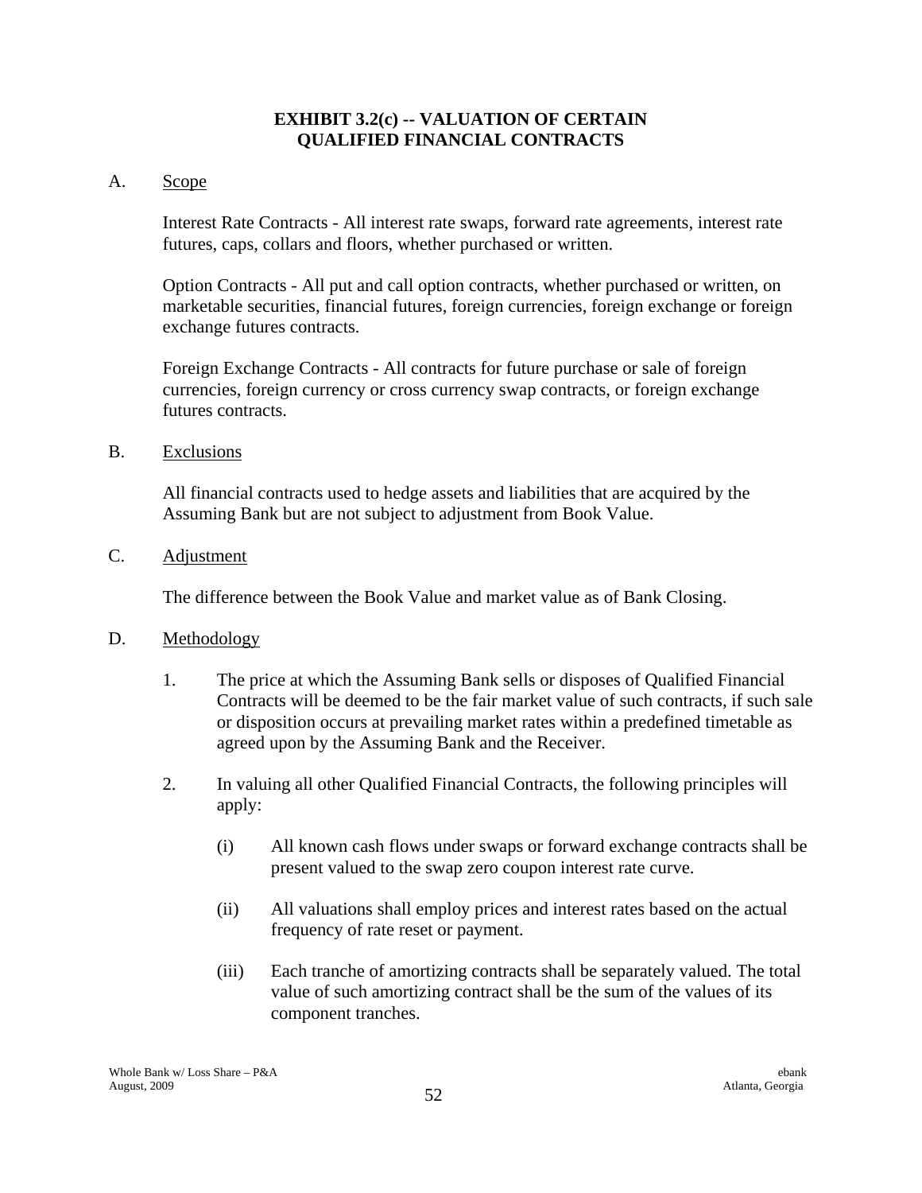# EXHIBIT 3.2(c) -- VALUATION OF CERTAIN QUALIFIED FINANCIAL CONTRACTS

A. Scope

Interest Rate Contracts - All interest rate swaps, forward rate agreements, interest rate futures, caps, collars and floors, whether purchased or written.

Option Contracts - All put and call option contracts, whether purchased or written, on marketable securities, financial futures, foreign currencies, foreign exchange or foreign exchange futures contracts.

Foreign Exchange Contracts - All contracts for future purchase or sale of foreign currencies, foreign currency or cross currency swap contracts, or foreign exchange futures contracts.

B. Exclusions

All financial contracts used to hedge assets and liabilities that are acquired by the Assuming Bank but are not subject to adjustment from Book Value.

C. Adjustment

The difference between the Book Value and market value as of Bank Closing.

D. Methodology

1. The price at which the Assuming Bank sells or disposes of Qualified Financial Contracts will be deemed to be the fair market value of such contracts, if such sale or disposition occurs at prevailing market rates within a predefined timetable as agreed upon by the Assuming Bank and the Receiver.

2. In valuing all other Qualified Financial Contracts, the following principles will apply:

   (i) All known cash flows under swaps or forward exchange contracts shall be present valued to the swap zero coupon interest rate curve.

   (ii) All valuations shall employ prices and interest rates based on the actual frequency of rate reset or payment.

   (iii) Each tranche of amortizing contracts shall be separately valued. The total value of such amortizing contract shall be the sum of the values of its component tranches.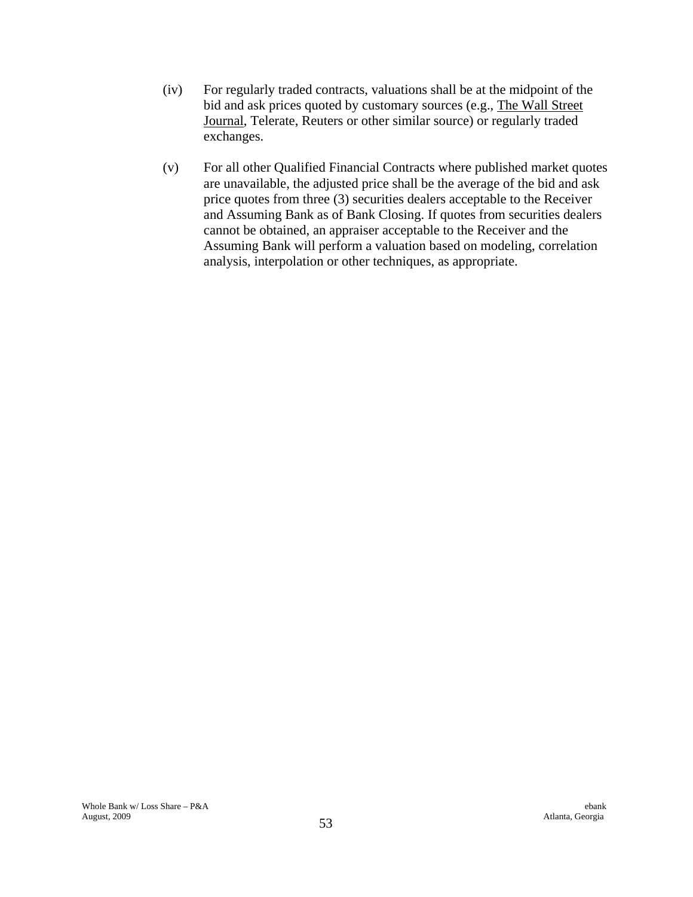(iv) For regularly traded contracts, valuations shall be at the midpoint of the bid and ask prices quoted by customary sources (e.g., The Wall Street Journal, Telerate, Reuters or other similar source) or regularly traded exchanges.

(v) For all other Qualified Financial Contracts where published market quotes are unavailable, the adjusted price shall be the average of the bid and ask price quotes from three (3) securities dealers acceptable to the Receiver and Assuming Bank as of Bank Closing. If quotes from securities dealers cannot be obtained, an appraiser acceptable to the Receiver and the Assuming Bank will perform a valuation based on modeling, correlation analysis, interpolation or other techniques, as appropriate.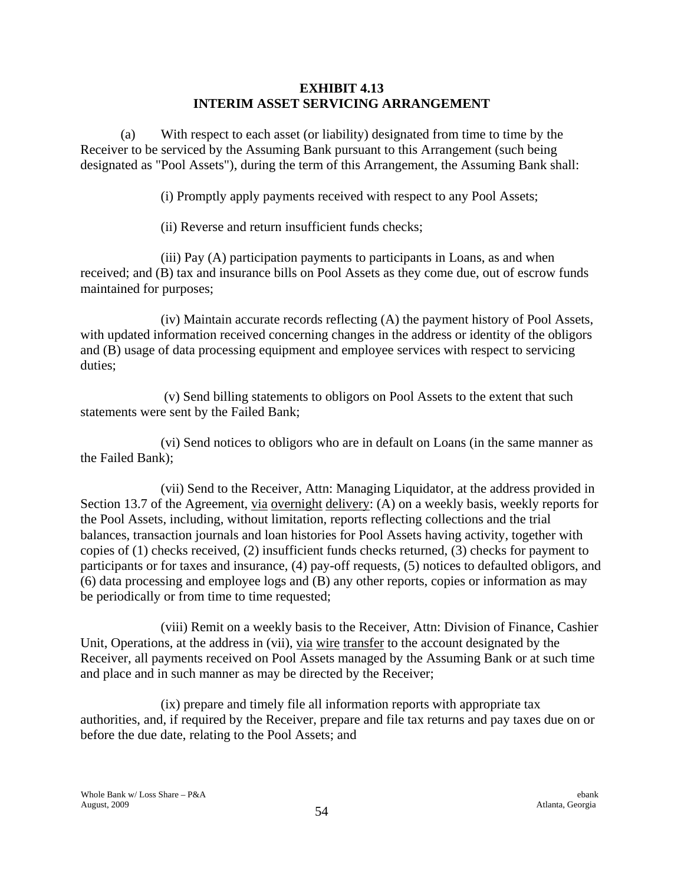# EXHIBIT 4.13
# INTERIM ASSET SERVICING ARRANGEMENT

(a) With respect to each asset (or liability) designated from time to time by the Receiver to be serviced by the Assuming Bank pursuant to this Arrangement (such being designated as "Pool Assets"), during the term of this Arrangement, the Assuming Bank shall:

(i) Promptly apply payments received with respect to any Pool Assets;

(ii) Reverse and return insufficient funds checks;

(iii) Pay (A) participation payments to participants in Loans, as and when received; and (B) tax and insurance bills on Pool Assets as they come due, out of escrow funds maintained for purposes;

(iv) Maintain accurate records reflecting (A) the payment history of Pool Assets, with updated information received concerning changes in the address or identity of the obligors and (B) usage of data processing equipment and employee services with respect to servicing duties;

(v) Send billing statements to obligors on Pool Assets to the extent that such statements were sent by the Failed Bank;

(vi) Send notices to obligors who are in default on Loans (in the same manner as the Failed Bank);

(vii) Send to the Receiver, Attn: Managing Liquidator, at the address provided in Section 13.7 of the Agreement, via overnight delivery: (A) on a weekly basis, weekly reports for the Pool Assets, including, without limitation, reports reflecting collections and the trial balances, transaction journals and loan histories for Pool Assets having activity, together with copies of (1) checks received, (2) insufficient funds checks returned, (3) checks for payment to participants or for taxes and insurance, (4) pay-off requests, (5) notices to defaulted obligors, and (6) data processing and employee logs and (B) any other reports, copies or information as may be periodically or from time to time requested;

(viii) Remit on a weekly basis to the Receiver, Attn: Division of Finance, Cashier Unit, Operations, at the address in (vii), via wire transfer to the account designated by the Receiver, all payments received on Pool Assets managed by the Assuming Bank or at such time and place and in such manner as may be directed by the Receiver;

(ix) prepare and timely file all information reports with appropriate tax authorities, and, if required by the Receiver, prepare and file tax returns and pay taxes due on or before the due date, relating to the Pool Assets; and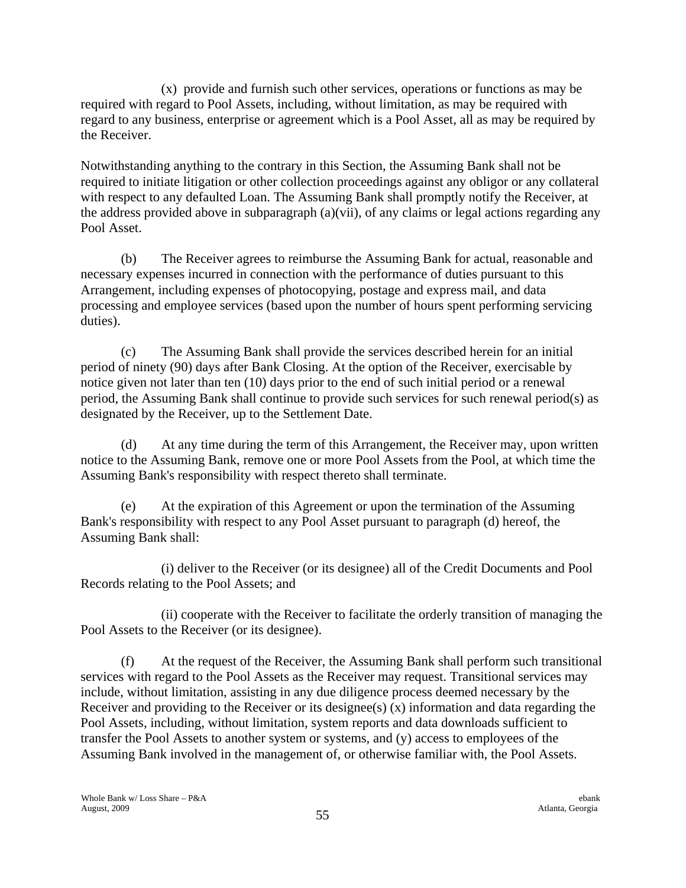(x) provide and furnish such other services, operations or functions as may be required with regard to Pool Assets, including, without limitation, as may be required with regard to any business, enterprise or agreement which is a Pool Asset, all as may be required by the Receiver.

Notwithstanding anything to the contrary in this Section, the Assuming Bank shall not be required to initiate litigation or other collection proceedings against any obligor or any collateral with respect to any defaulted Loan. The Assuming Bank shall promptly notify the Receiver, at the address provided above in subparagraph (a)(vii), of any claims or legal actions regarding any Pool Asset.

(b) The Receiver agrees to reimburse the Assuming Bank for actual, reasonable and necessary expenses incurred in connection with the performance of duties pursuant to this Arrangement, including expenses of photocopying, postage and express mail, and data processing and employee services (based upon the number of hours spent performing servicing duties).

(c) The Assuming Bank shall provide the services described herein for an initial period of ninety (90) days after Bank Closing. At the option of the Receiver, exercisable by notice given not later than ten (10) days prior to the end of such initial period or a renewal period, the Assuming Bank shall continue to provide such services for such renewal period(s) as designated by the Receiver, up to the Settlement Date.

(d) At any time during the term of this Arrangement, the Receiver may, upon written notice to the Assuming Bank, remove one or more Pool Assets from the Pool, at which time the Assuming Bank's responsibility with respect thereto shall terminate.

(e) At the expiration of this Agreement or upon the termination of the Assuming Bank's responsibility with respect to any Pool Asset pursuant to paragraph (d) hereof, the Assuming Bank shall:

(i) deliver to the Receiver (or its designee) all of the Credit Documents and Pool Records relating to the Pool Assets; and

(ii) cooperate with the Receiver to facilitate the orderly transition of managing the Pool Assets to the Receiver (or its designee).

(f) At the request of the Receiver, the Assuming Bank shall perform such transitional services with regard to the Pool Assets as the Receiver may request. Transitional services may include, without limitation, assisting in any due diligence process deemed necessary by the Receiver and providing to the Receiver or its designee(s) (x) information and data regarding the Pool Assets, including, without limitation, system reports and data downloads sufficient to transfer the Pool Assets to another system or systems, and (y) access to employees of the Assuming Bank involved in the management of, or otherwise familiar with, the Pool Assets.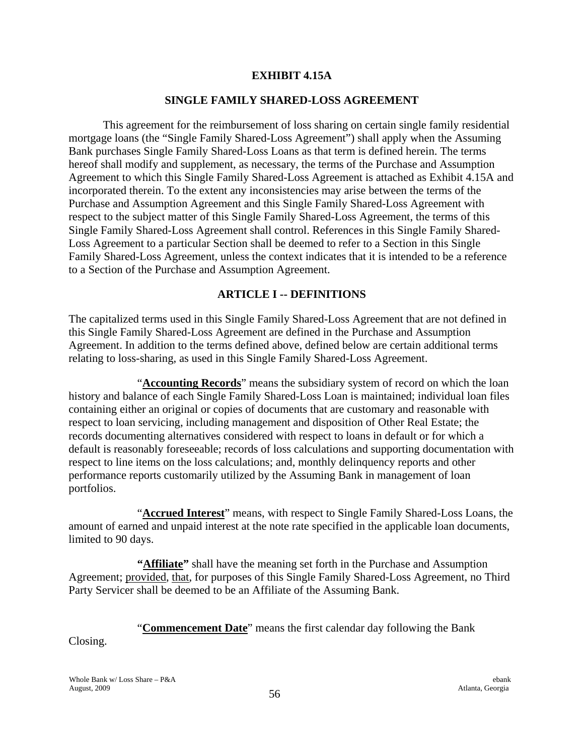# EXHIBIT 4.15A

## SINGLE FAMILY SHARED-LOSS AGREEMENT

This agreement for the reimbursement of loss sharing on certain single family residential mortgage loans (the "Single Family Shared-Loss Agreement") shall apply when the Assuming Bank purchases Single Family Shared-Loss Loans as that term is defined herein. The terms hereof shall modify and supplement, as necessary, the terms of the Purchase and Assumption Agreement to which this Single Family Shared-Loss Agreement is attached as Exhibit 4.15A and incorporated therein. To the extent any inconsistencies may arise between the terms of the Purchase and Assumption Agreement and this Single Family Shared-Loss Agreement with respect to the subject matter of this Single Family Shared-Loss Agreement, the terms of this Single Family Shared-Loss Agreement shall control. References in this Single Family Shared-Loss Agreement to a particular Section shall be deemed to refer to a Section in this Single Family Shared-Loss Agreement, unless the context indicates that it is intended to be a reference to a Section of the Purchase and Assumption Agreement.

## ARTICLE I -- DEFINITIONS

The capitalized terms used in this Single Family Shared-Loss Agreement that are not defined in this Single Family Shared-Loss Agreement are defined in the Purchase and Assumption Agreement. In addition to the terms defined above, defined below are certain additional terms relating to loss-sharing, as used in this Single Family Shared-Loss Agreement.

"**Accounting Records**" means the subsidiary system of record on which the loan history and balance of each Single Family Shared-Loss Loan is maintained; individual loan files containing either an original or copies of documents that are customary and reasonable with respect to loan servicing, including management and disposition of Other Real Estate; the records documenting alternatives considered with respect to loans in default or for which a default is reasonably foreseeable; records of loss calculations and supporting documentation with respect to line items on the loss calculations; and, monthly delinquency reports and other performance reports customarily utilized by the Assuming Bank in management of loan portfolios.

"**Accrued Interest**" means, with respect to Single Family Shared-Loss Loans, the amount of earned and unpaid interest at the note rate specified in the applicable loan documents, limited to 90 days.

**"Affiliate"** shall have the meaning set forth in the Purchase and Assumption Agreement; provided, that, for purposes of this Single Family Shared-Loss Agreement, no Third Party Servicer shall be deemed to be an Affiliate of the Assuming Bank.

"**Commencement Date**" means the first calendar day following the Bank Closing.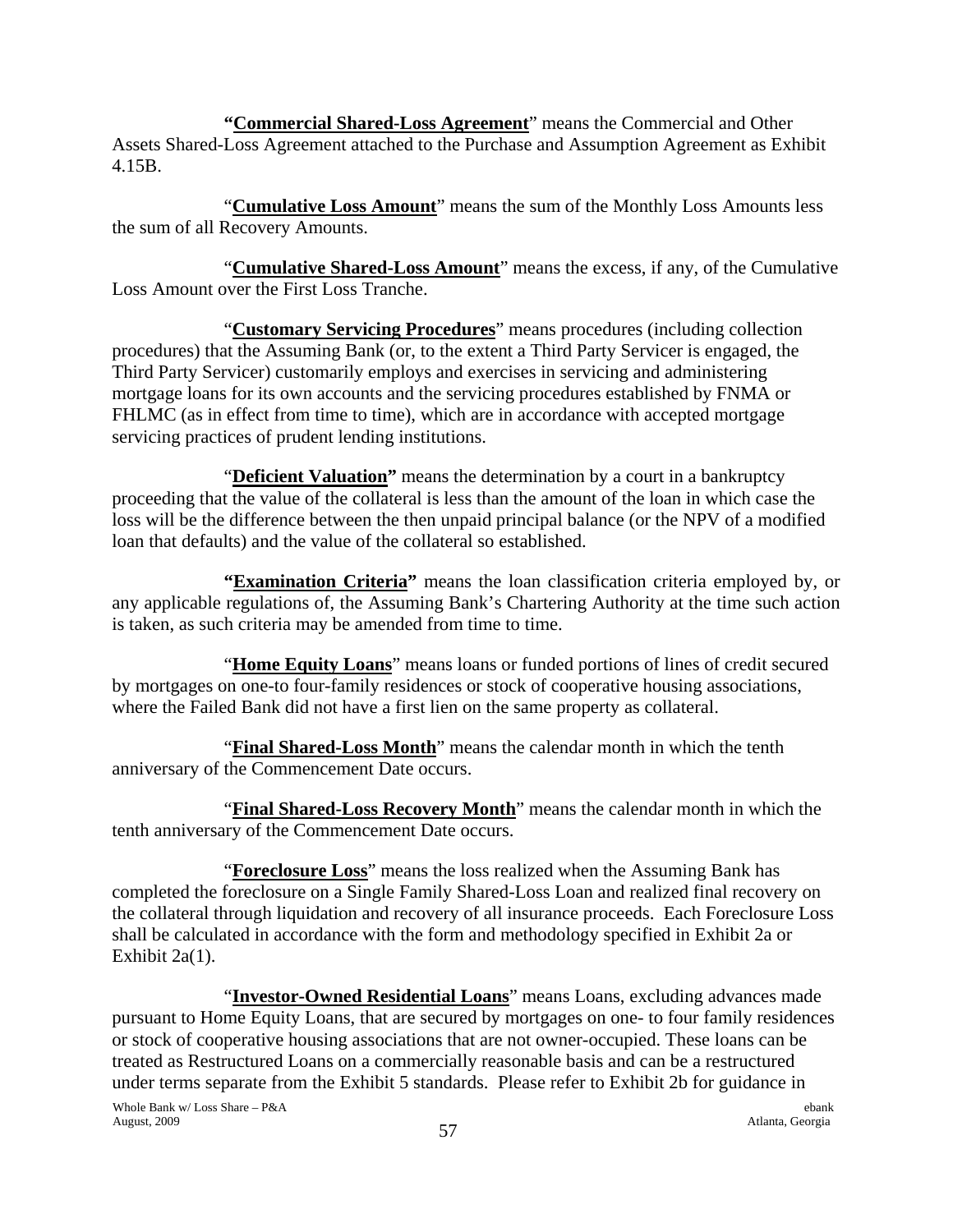"**Commercial Shared-Loss Agreement**" means the Commercial and Other Assets Shared-Loss Agreement attached to the Purchase and Assumption Agreement as Exhibit 4.15B.

"**Cumulative Loss Amount**" means the sum of the Monthly Loss Amounts less the sum of all Recovery Amounts.

"**Cumulative Shared-Loss Amount**" means the excess, if any, of the Cumulative Loss Amount over the First Loss Tranche.

"**Customary Servicing Procedures**" means procedures (including collection procedures) that the Assuming Bank (or, to the extent a Third Party Servicer is engaged, the Third Party Servicer) customarily employs and exercises in servicing and administering mortgage loans for its own accounts and the servicing procedures established by FNMA or FHLMC (as in effect from time to time), which are in accordance with accepted mortgage servicing practices of prudent lending institutions.

"**Deficient Valuation**" means the determination by a court in a bankruptcy proceeding that the value of the collateral is less than the amount of the loan in which case the loss will be the difference between the then unpaid principal balance (or the NPV of a modified loan that defaults) and the value of the collateral so established.

"**Examination Criteria**" means the loan classification criteria employed by, or any applicable regulations of, the Assuming Bank's Chartering Authority at the time such action is taken, as such criteria may be amended from time to time.

"**Home Equity Loans**" means loans or funded portions of lines of credit secured by mortgages on one-to four-family residences or stock of cooperative housing associations, where the Failed Bank did not have a first lien on the same property as collateral.

"**Final Shared-Loss Month**" means the calendar month in which the tenth anniversary of the Commencement Date occurs.

"**Final Shared-Loss Recovery Month**" means the calendar month in which the tenth anniversary of the Commencement Date occurs.

"**Foreclosure Loss**" means the loss realized when the Assuming Bank has completed the foreclosure on a Single Family Shared-Loss Loan and realized final recovery on the collateral through liquidation and recovery of all insurance proceeds. Each Foreclosure Loss shall be calculated in accordance with the form and methodology specified in Exhibit 2a or Exhibit 2a(1).

"**Investor-Owned Residential Loans**" means Loans, excluding advances made pursuant to Home Equity Loans, that are secured by mortgages on one- to four family residences or stock of cooperative housing associations that are not owner-occupied. These loans can be treated as Restructured Loans on a commercially reasonable basis and can be a restructured under terms separate from the Exhibit 5 standards. Please refer to Exhibit 2b for guidance in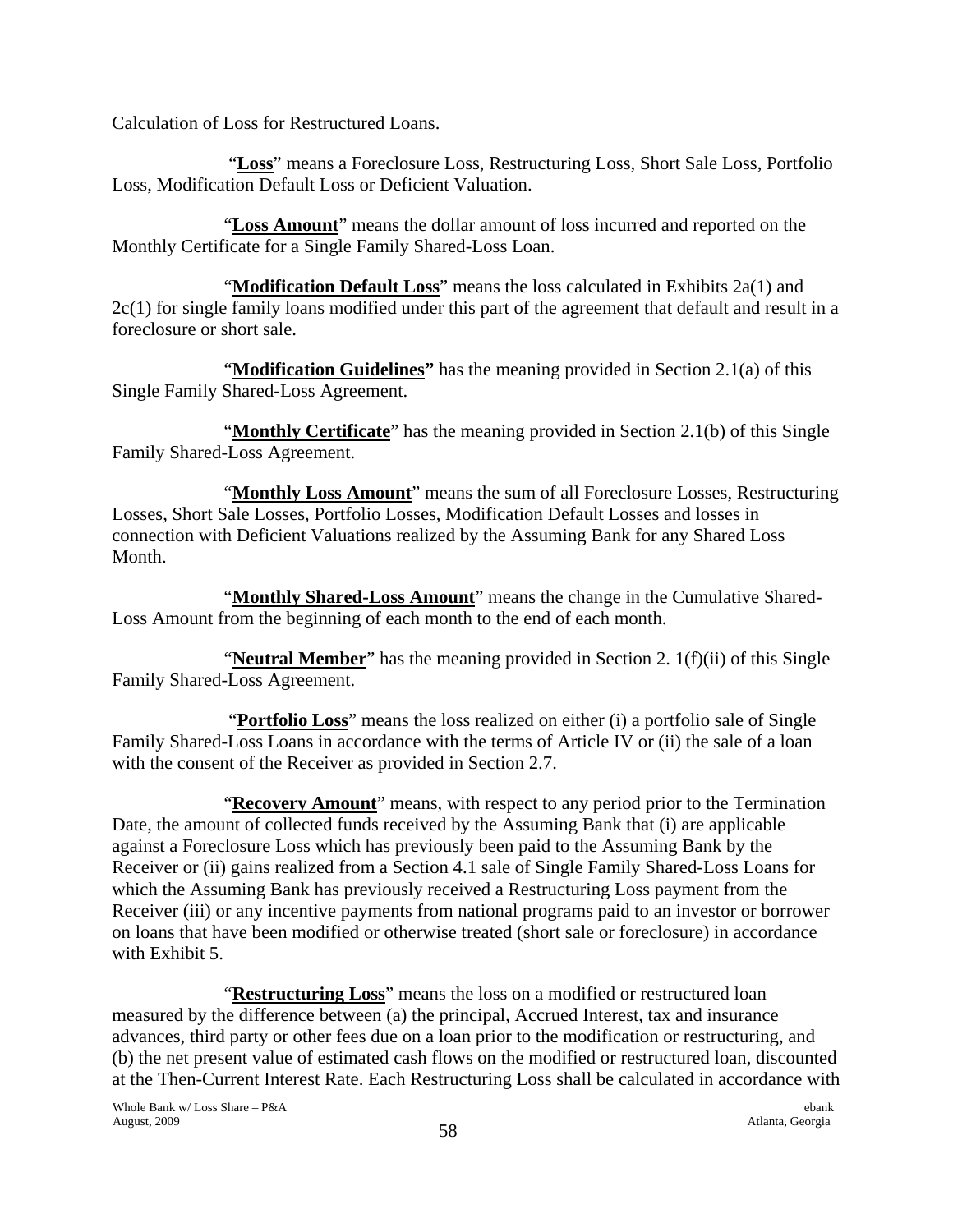Calculation of Loss for Restructured Loans.

"**Loss**" means a Foreclosure Loss, Restructuring Loss, Short Sale Loss, Portfolio Loss, Modification Default Loss or Deficient Valuation.

"**Loss Amount**" means the dollar amount of loss incurred and reported on the Monthly Certificate for a Single Family Shared-Loss Loan.

"**Modification Default Loss**" means the loss calculated in Exhibits 2a(1) and 2c(1) for single family loans modified under this part of the agreement that default and result in a foreclosure or short sale.

"**Modification Guidelines"** has the meaning provided in Section 2.1(a) of this Single Family Shared-Loss Agreement.

"**Monthly Certificate**" has the meaning provided in Section 2.1(b) of this Single Family Shared-Loss Agreement.

"**Monthly Loss Amount**" means the sum of all Foreclosure Losses, Restructuring Losses, Short Sale Losses, Portfolio Losses, Modification Default Losses and losses in connection with Deficient Valuations realized by the Assuming Bank for any Shared Loss Month.

"**Monthly Shared-Loss Amount**" means the change in the Cumulative Shared-Loss Amount from the beginning of each month to the end of each month.

"**Neutral Member**" has the meaning provided in Section 2. 1(f)(ii) of this Single Family Shared-Loss Agreement.

"**Portfolio Loss**" means the loss realized on either (i) a portfolio sale of Single Family Shared-Loss Loans in accordance with the terms of Article IV or (ii) the sale of a loan with the consent of the Receiver as provided in Section 2.7.

"**Recovery Amount**" means, with respect to any period prior to the Termination Date, the amount of collected funds received by the Assuming Bank that (i) are applicable against a Foreclosure Loss which has previously been paid to the Assuming Bank by the Receiver or (ii) gains realized from a Section 4.1 sale of Single Family Shared-Loss Loans for which the Assuming Bank has previously received a Restructuring Loss payment from the Receiver (iii) or any incentive payments from national programs paid to an investor or borrower on loans that have been modified or otherwise treated (short sale or foreclosure) in accordance with Exhibit 5.

"**Restructuring Loss**" means the loss on a modified or restructured loan measured by the difference between (a) the principal, Accrued Interest, tax and insurance advances, third party or other fees due on a loan prior to the modification or restructuring, and (b) the net present value of estimated cash flows on the modified or restructured loan, discounted at the Then-Current Interest Rate. Each Restructuring Loss shall be calculated in accordance with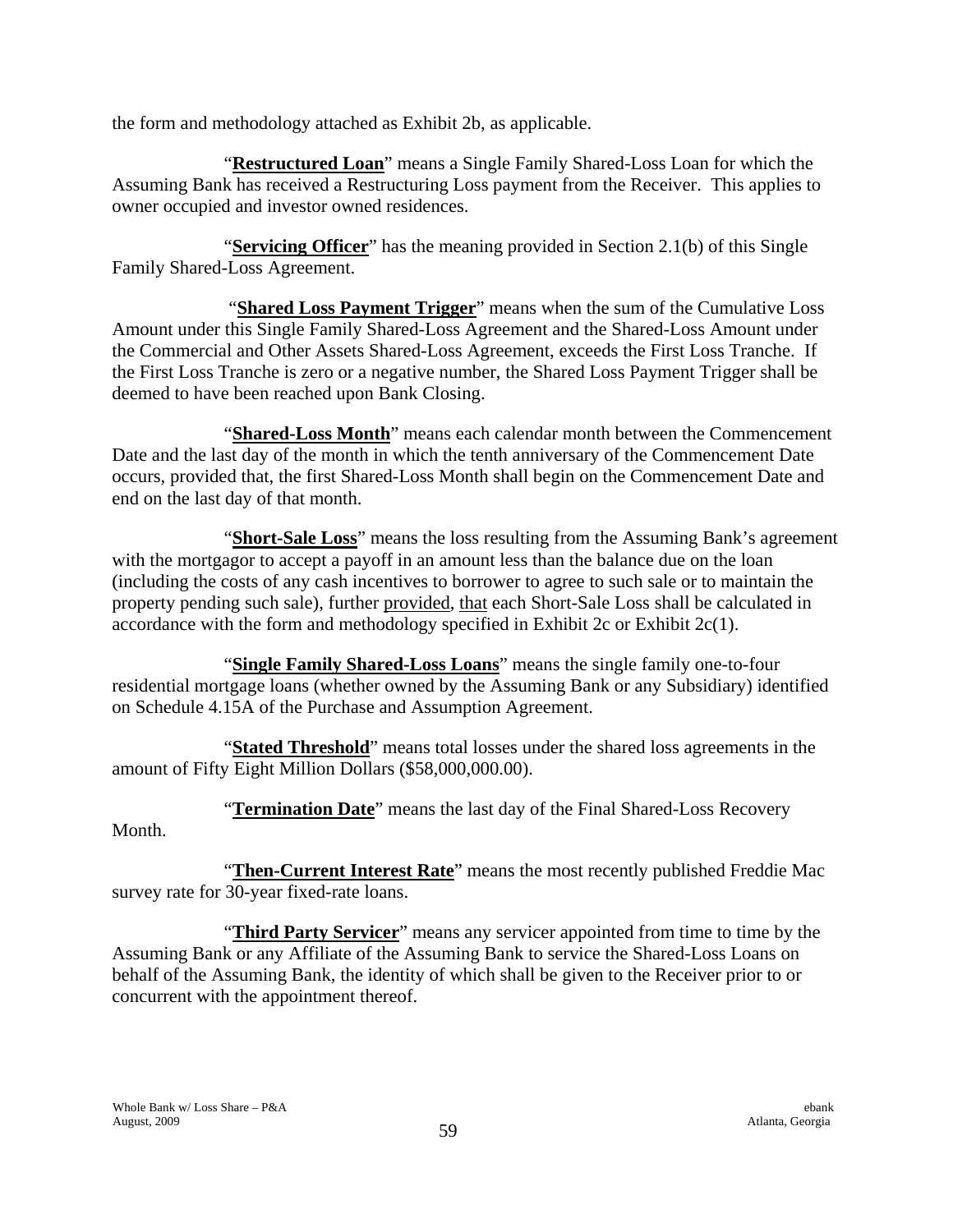the form and methodology attached as Exhibit 2b, as applicable.

"**Restructured Loan**" means a Single Family Shared-Loss Loan for which the Assuming Bank has received a Restructuring Loss payment from the Receiver. This applies to owner occupied and investor owned residences.

"**Servicing Officer**" has the meaning provided in Section 2.1(b) of this Single Family Shared-Loss Agreement.

"**Shared Loss Payment Trigger**" means when the sum of the Cumulative Loss Amount under this Single Family Shared-Loss Agreement and the Shared-Loss Amount under the Commercial and Other Assets Shared-Loss Agreement, exceeds the First Loss Tranche. If the First Loss Tranche is zero or a negative number, the Shared Loss Payment Trigger shall be deemed to have been reached upon Bank Closing.

"**Shared-Loss Month**" means each calendar month between the Commencement Date and the last day of the month in which the tenth anniversary of the Commencement Date occurs, provided that, the first Shared-Loss Month shall begin on the Commencement Date and end on the last day of that month.

"**Short-Sale Loss**" means the loss resulting from the Assuming Bank's agreement with the mortgagor to accept a payoff in an amount less than the balance due on the loan (including the costs of any cash incentives to borrower to agree to such sale or to maintain the property pending such sale), further provided, that each Short-Sale Loss shall be calculated in accordance with the form and methodology specified in Exhibit 2c or Exhibit 2c(1).

"**Single Family Shared-Loss Loans**" means the single family one-to-four residential mortgage loans (whether owned by the Assuming Bank or any Subsidiary) identified on Schedule 4.15A of the Purchase and Assumption Agreement.

"**Stated Threshold**" means total losses under the shared loss agreements in the amount of Fifty Eight Million Dollars ($58,000,000.00).

"**Termination Date**" means the last day of the Final Shared-Loss Recovery Month.

"**Then-Current Interest Rate**" means the most recently published Freddie Mac survey rate for 30-year fixed-rate loans.

"**Third Party Servicer**" means any servicer appointed from time to time by the Assuming Bank or any Affiliate of the Assuming Bank to service the Shared-Loss Loans on behalf of the Assuming Bank, the identity of which shall be given to the Receiver prior to or concurrent with the appointment thereof.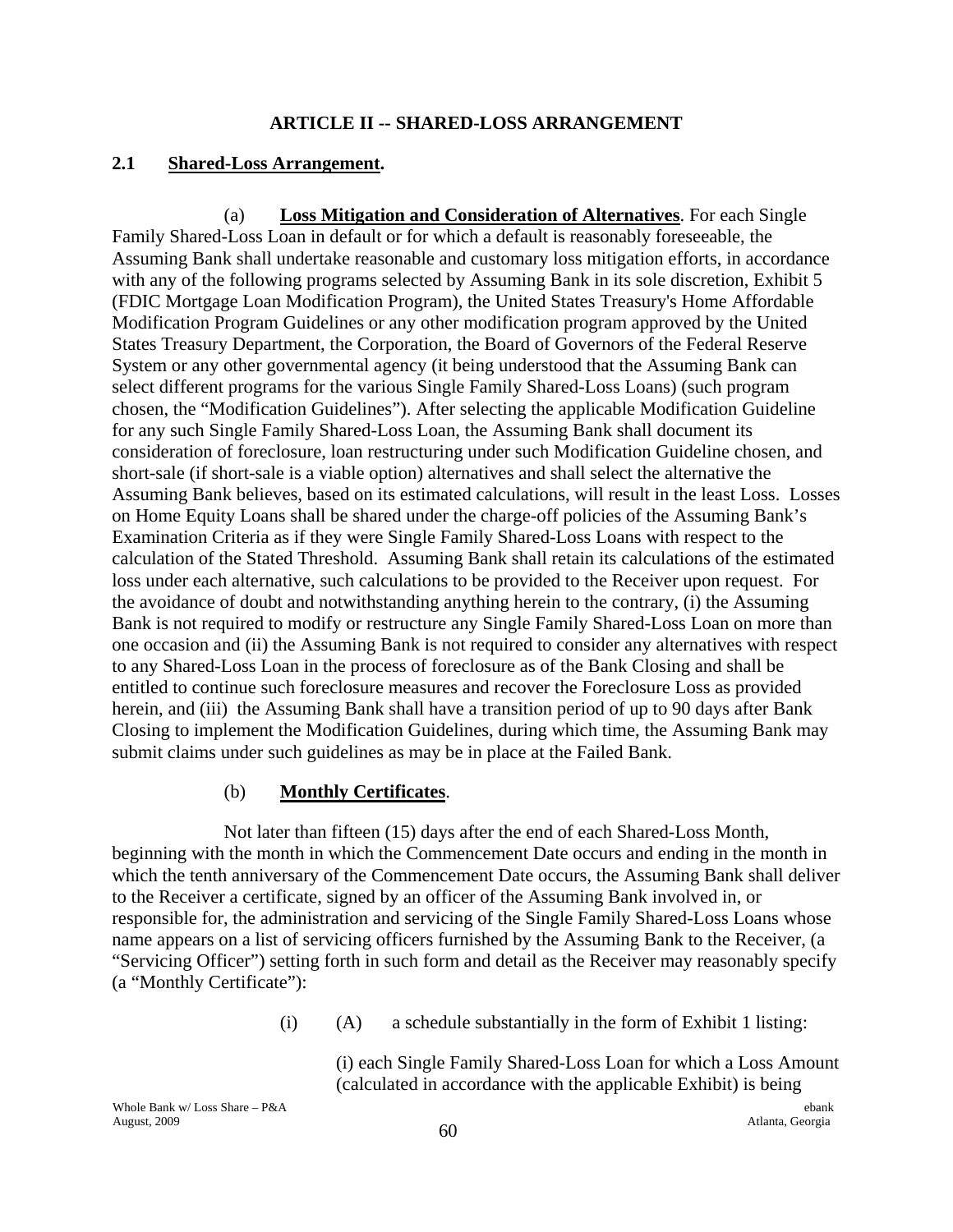## ARTICLE II -- SHARED-LOSS ARRANGEMENT

### 2.1 Shared-Loss Arrangement.

(a) **Loss Mitigation and Consideration of Alternatives**. For each Single Family Shared-Loss Loan in default or for which a default is reasonably foreseeable, the Assuming Bank shall undertake reasonable and customary loss mitigation efforts, in accordance with any of the following programs selected by Assuming Bank in its sole discretion, Exhibit 5 (FDIC Mortgage Loan Modification Program), the United States Treasury's Home Affordable Modification Program Guidelines or any other modification program approved by the United States Treasury Department, the Corporation, the Board of Governors of the Federal Reserve System or any other governmental agency (it being understood that the Assuming Bank can select different programs for the various Single Family Shared-Loss Loans) (such program chosen, the "Modification Guidelines"). After selecting the applicable Modification Guideline for any such Single Family Shared-Loss Loan, the Assuming Bank shall document its consideration of foreclosure, loan restructuring under such Modification Guideline chosen, and short-sale (if short-sale is a viable option) alternatives and shall select the alternative the Assuming Bank believes, based on its estimated calculations, will result in the least Loss. Losses on Home Equity Loans shall be shared under the charge-off policies of the Assuming Bank's Examination Criteria as if they were Single Family Shared-Loss Loans with respect to the calculation of the Stated Threshold. Assuming Bank shall retain its calculations of the estimated loss under each alternative, such calculations to be provided to the Receiver upon request. For the avoidance of doubt and notwithstanding anything herein to the contrary, (i) the Assuming Bank is not required to modify or restructure any Single Family Shared-Loss Loan on more than one occasion and (ii) the Assuming Bank is not required to consider any alternatives with respect to any Shared-Loss Loan in the process of foreclosure as of the Bank Closing and shall be entitled to continue such foreclosure measures and recover the Foreclosure Loss as provided herein, and (iii) the Assuming Bank shall have a transition period of up to 90 days after Bank Closing to implement the Modification Guidelines, during which time, the Assuming Bank may submit claims under such guidelines as may be in place at the Failed Bank.

(b) **Monthly Certificates**.

Not later than fifteen (15) days after the end of each Shared-Loss Month, beginning with the month in which the Commencement Date occurs and ending in the month in which the tenth anniversary of the Commencement Date occurs, the Assuming Bank shall deliver to the Receiver a certificate, signed by an officer of the Assuming Bank involved in, or responsible for, the administration and servicing of the Single Family Shared-Loss Loans whose name appears on a list of servicing officers furnished by the Assuming Bank to the Receiver, (a "Servicing Officer") setting forth in such form and detail as the Receiver may reasonably specify (a "Monthly Certificate"):

(i) (A) a schedule substantially in the form of Exhibit 1 listing:

(i) each Single Family Shared-Loss Loan for which a Loss Amount (calculated in accordance with the applicable Exhibit) is being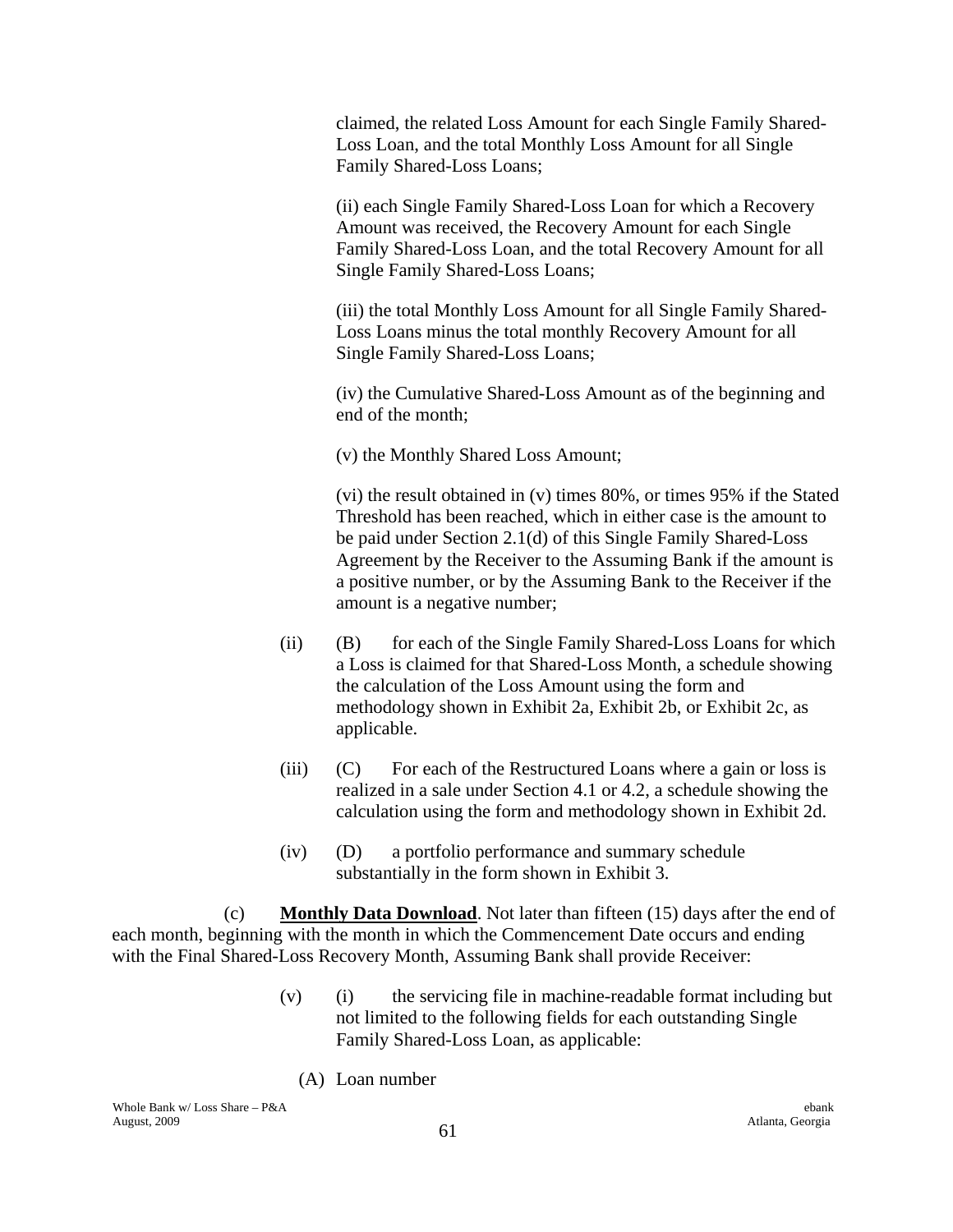claimed, the related Loss Amount for each Single Family Shared-Loss Loan, and the total Monthly Loss Amount for all Single Family Shared-Loss Loans;

(ii) each Single Family Shared-Loss Loan for which a Recovery Amount was received, the Recovery Amount for each Single Family Shared-Loss Loan, and the total Recovery Amount for all Single Family Shared-Loss Loans;

(iii) the total Monthly Loss Amount for all Single Family Shared-Loss Loans minus the total monthly Recovery Amount for all Single Family Shared-Loss Loans;

(iv) the Cumulative Shared-Loss Amount as of the beginning and end of the month;

(v) the Monthly Shared Loss Amount;

(vi) the result obtained in (v) times 80%, or times 95% if the Stated Threshold has been reached, which in either case is the amount to be paid under Section 2.1(d) of this Single Family Shared-Loss Agreement by the Receiver to the Assuming Bank if the amount is a positive number, or by the Assuming Bank to the Receiver if the amount is a negative number;

(ii) (B) for each of the Single Family Shared-Loss Loans for which a Loss is claimed for that Shared-Loss Month, a schedule showing the calculation of the Loss Amount using the form and methodology shown in Exhibit 2a, Exhibit 2b, or Exhibit 2c, as applicable.

(iii) (C) For each of the Restructured Loans where a gain or loss is realized in a sale under Section 4.1 or 4.2, a schedule showing the calculation using the form and methodology shown in Exhibit 2d.

(iv) (D) a portfolio performance and summary schedule substantially in the form shown in Exhibit 3.

(c) **Monthly Data Download**. Not later than fifteen (15) days after the end of each month, beginning with the month in which the Commencement Date occurs and ending with the Final Shared-Loss Recovery Month, Assuming Bank shall provide Receiver:

(v) (i) the servicing file in machine-readable format including but not limited to the following fields for each outstanding Single Family Shared-Loss Loan, as applicable:

(A) Loan number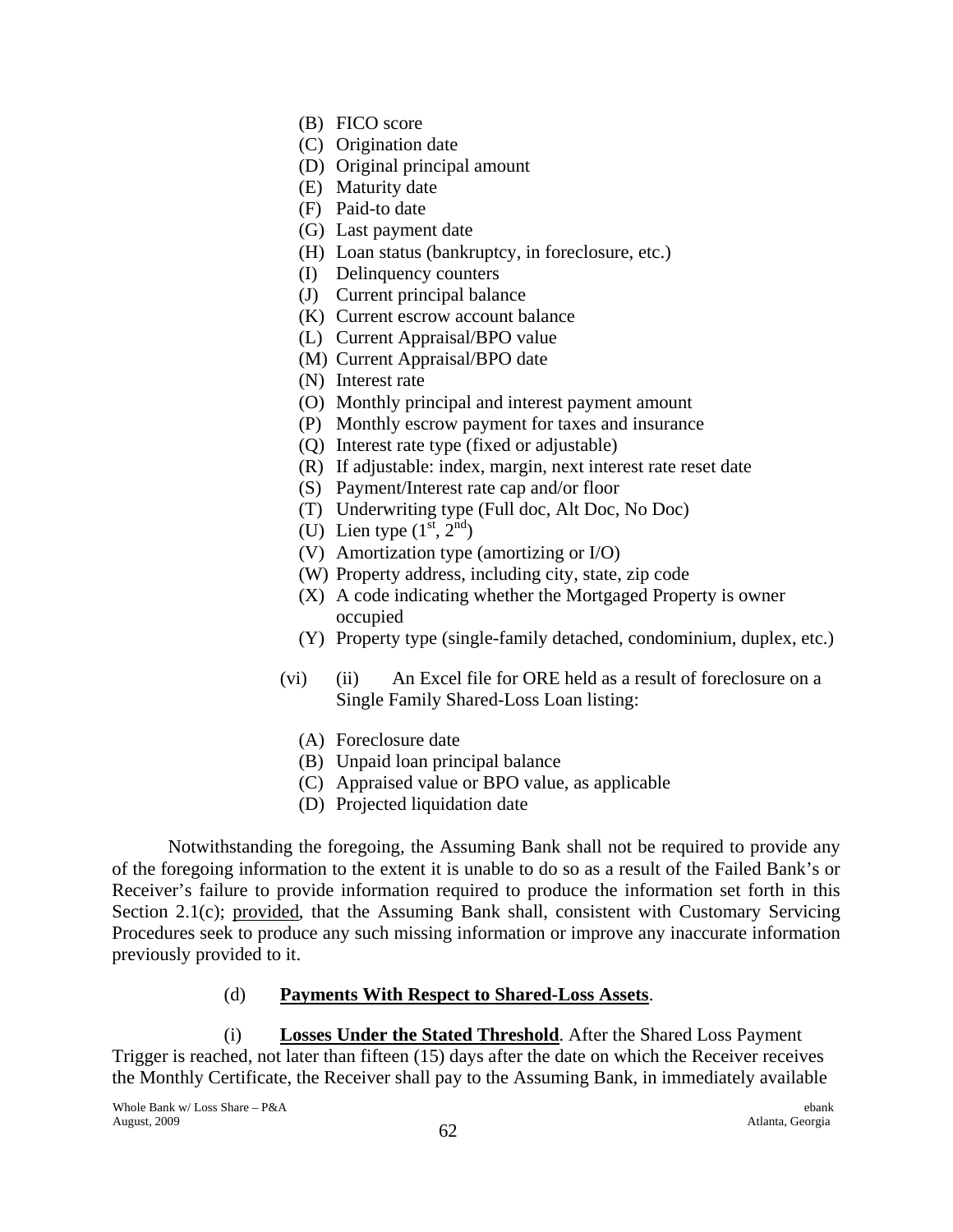(B) FICO score
(C) Origination date
(D) Original principal amount
(E) Maturity date
(F) Paid-to date
(G) Last payment date
(H) Loan status (bankruptcy, in foreclosure, etc.)
(I) Delinquency counters
(J) Current principal balance
(K) Current escrow account balance
(L) Current Appraisal/BPO value
(M) Current Appraisal/BPO date
(N) Interest rate
(O) Monthly principal and interest payment amount
(P) Monthly escrow payment for taxes and insurance
(Q) Interest rate type (fixed or adjustable)
(R) If adjustable: index, margin, next interest rate reset date
(S) Payment/Interest rate cap and/or floor
(T) Underwriting type (Full doc, Alt Doc, No Doc)
(U) Lien type (1st, 2nd)
(V) Amortization type (amortizing or I/O)
(W) Property address, including city, state, zip code
(X) A code indicating whether the Mortgaged Property is owner occupied
(Y) Property type (single-family detached, condominium, duplex, etc.)

(vi) (ii) An Excel file for ORE held as a result of foreclosure on a Single Family Shared-Loss Loan listing:

(A) Foreclosure date
(B) Unpaid loan principal balance
(C) Appraised value or BPO value, as applicable
(D) Projected liquidation date

Notwithstanding the foregoing, the Assuming Bank shall not be required to provide any of the foregoing information to the extent it is unable to do so as a result of the Failed Bank's or Receiver's failure to provide information required to produce the information set forth in this Section 2.1(c); provided, that the Assuming Bank shall, consistent with Customary Servicing Procedures seek to produce any such missing information or improve any inaccurate information previously provided to it.

(d) **Payments With Respect to Shared-Loss Assets**.

(i) **Losses Under the Stated Threshold**. After the Shared Loss Payment Trigger is reached, not later than fifteen (15) days after the date on which the Receiver receives the Monthly Certificate, the Receiver shall pay to the Assuming Bank, in immediately available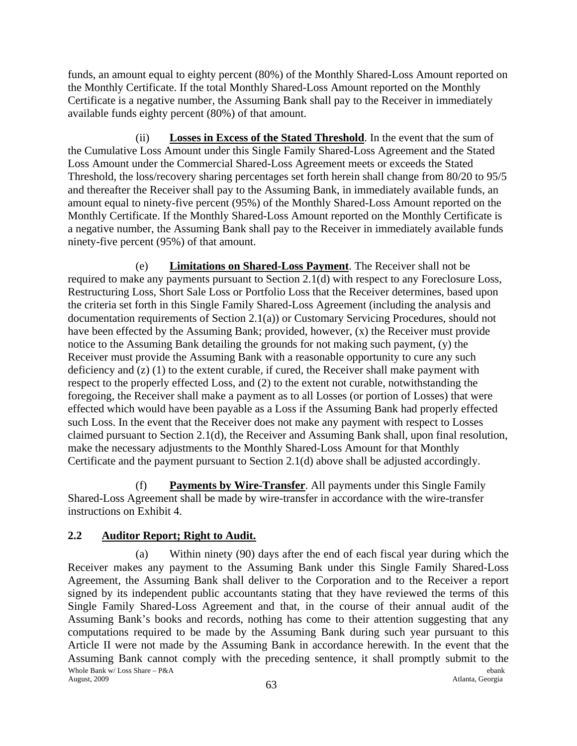funds, an amount equal to eighty percent (80%) of the Monthly Shared-Loss Amount reported on the Monthly Certificate. If the total Monthly Shared-Loss Amount reported on the Monthly Certificate is a negative number, the Assuming Bank shall pay to the Receiver in immediately available funds eighty percent (80%) of that amount.

(ii) **Losses in Excess of the Stated Threshold**. In the event that the sum of the Cumulative Loss Amount under this Single Family Shared-Loss Agreement and the Stated Loss Amount under the Commercial Shared-Loss Agreement meets or exceeds the Stated Threshold, the loss/recovery sharing percentages set forth herein shall change from 80/20 to 95/5 and thereafter the Receiver shall pay to the Assuming Bank, in immediately available funds, an amount equal to ninety-five percent (95%) of the Monthly Shared-Loss Amount reported on the Monthly Certificate. If the Monthly Shared-Loss Amount reported on the Monthly Certificate is a negative number, the Assuming Bank shall pay to the Receiver in immediately available funds ninety-five percent (95%) of that amount.

(e) **Limitations on Shared-Loss Payment**. The Receiver shall not be required to make any payments pursuant to Section 2.1(d) with respect to any Foreclosure Loss, Restructuring Loss, Short Sale Loss or Portfolio Loss that the Receiver determines, based upon the criteria set forth in this Single Family Shared-Loss Agreement (including the analysis and documentation requirements of Section 2.1(a)) or Customary Servicing Procedures, should not have been effected by the Assuming Bank; provided, however, (x) the Receiver must provide notice to the Assuming Bank detailing the grounds for not making such payment, (y) the Receiver must provide the Assuming Bank with a reasonable opportunity to cure any such deficiency and (z) (1) to the extent curable, if cured, the Receiver shall make payment with respect to the properly effected Loss, and (2) to the extent not curable, notwithstanding the foregoing, the Receiver shall make a payment as to all Losses (or portion of Losses) that were effected which would have been payable as a Loss if the Assuming Bank had properly effected such Loss. In the event that the Receiver does not make any payment with respect to Losses claimed pursuant to Section 2.1(d), the Receiver and Assuming Bank shall, upon final resolution, make the necessary adjustments to the Monthly Shared-Loss Amount for that Monthly Certificate and the payment pursuant to Section 2.1(d) above shall be adjusted accordingly.

(f) **Payments by Wire-Transfer**. All payments under this Single Family Shared-Loss Agreement shall be made by wire-transfer in accordance with the wire-transfer instructions on Exhibit 4.

## 2.2 Auditor Report; Right to Audit.

(a) Within ninety (90) days after the end of each fiscal year during which the Receiver makes any payment to the Assuming Bank under this Single Family Shared-Loss Agreement, the Assuming Bank shall deliver to the Corporation and to the Receiver a report signed by its independent public accountants stating that they have reviewed the terms of this Single Family Shared-Loss Agreement and that, in the course of their annual audit of the Assuming Bank's books and records, nothing has come to their attention suggesting that any computations required to be made by the Assuming Bank during such year pursuant to this Article II were not made by the Assuming Bank in accordance herewith. In the event that the Assuming Bank cannot comply with the preceding sentence, it shall promptly submit to the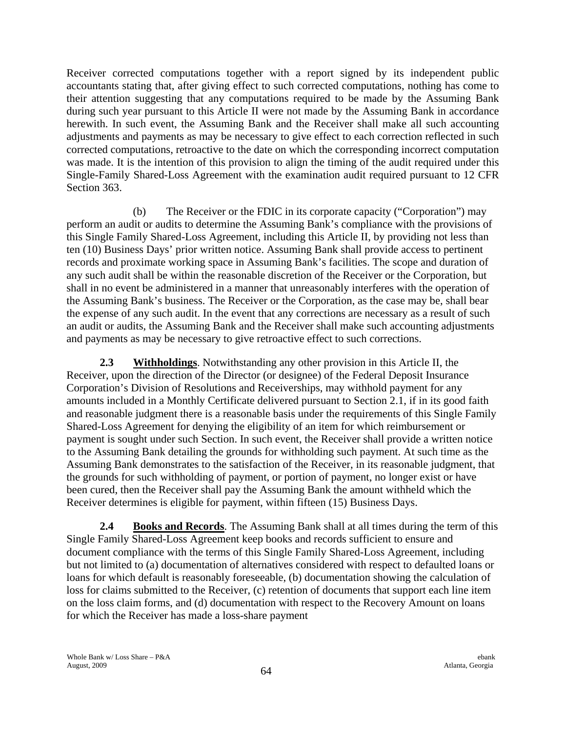Receiver corrected computations together with a report signed by its independent public accountants stating that, after giving effect to such corrected computations, nothing has come to their attention suggesting that any computations required to be made by the Assuming Bank during such year pursuant to this Article II were not made by the Assuming Bank in accordance herewith. In such event, the Assuming Bank and the Receiver shall make all such accounting adjustments and payments as may be necessary to give effect to each correction reflected in such corrected computations, retroactive to the date on which the corresponding incorrect computation was made. It is the intention of this provision to align the timing of the audit required under this Single-Family Shared-Loss Agreement with the examination audit required pursuant to 12 CFR Section 363.

(b) The Receiver or the FDIC in its corporate capacity ("Corporation") may perform an audit or audits to determine the Assuming Bank's compliance with the provisions of this Single Family Shared-Loss Agreement, including this Article II, by providing not less than ten (10) Business Days' prior written notice. Assuming Bank shall provide access to pertinent records and proximate working space in Assuming Bank's facilities. The scope and duration of any such audit shall be within the reasonable discretion of the Receiver or the Corporation, but shall in no event be administered in a manner that unreasonably interferes with the operation of the Assuming Bank's business. The Receiver or the Corporation, as the case may be, shall bear the expense of any such audit. In the event that any corrections are necessary as a result of such an audit or audits, the Assuming Bank and the Receiver shall make such accounting adjustments and payments as may be necessary to give retroactive effect to such corrections.

**2.3 Withholdings**. Notwithstanding any other provision in this Article II, the Receiver, upon the direction of the Director (or designee) of the Federal Deposit Insurance Corporation's Division of Resolutions and Receiverships, may withhold payment for any amounts included in a Monthly Certificate delivered pursuant to Section 2.1, if in its good faith and reasonable judgment there is a reasonable basis under the requirements of this Single Family Shared-Loss Agreement for denying the eligibility of an item for which reimbursement or payment is sought under such Section. In such event, the Receiver shall provide a written notice to the Assuming Bank detailing the grounds for withholding such payment. At such time as the Assuming Bank demonstrates to the satisfaction of the Receiver, in its reasonable judgment, that the grounds for such withholding of payment, or portion of payment, no longer exist or have been cured, then the Receiver shall pay the Assuming Bank the amount withheld which the Receiver determines is eligible for payment, within fifteen (15) Business Days.

**2.4 Books and Records**. The Assuming Bank shall at all times during the term of this Single Family Shared-Loss Agreement keep books and records sufficient to ensure and document compliance with the terms of this Single Family Shared-Loss Agreement, including but not limited to (a) documentation of alternatives considered with respect to defaulted loans or loans for which default is reasonably foreseeable, (b) documentation showing the calculation of loss for claims submitted to the Receiver, (c) retention of documents that support each line item on the loss claim forms, and (d) documentation with respect to the Recovery Amount on loans for which the Receiver has made a loss-share payment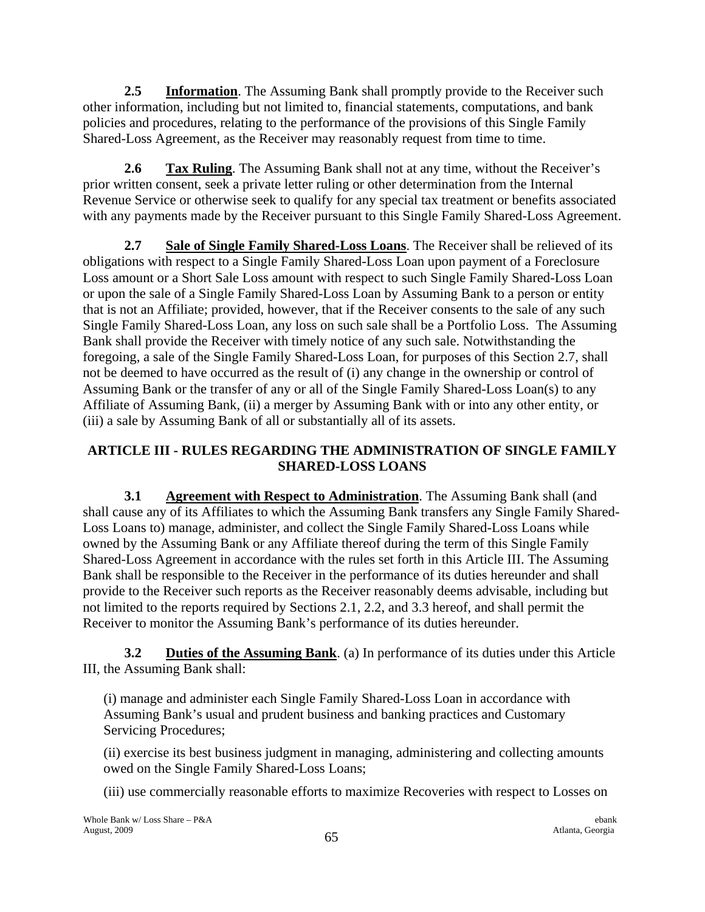**2.5 Information**. The Assuming Bank shall promptly provide to the Receiver such other information, including but not limited to, financial statements, computations, and bank policies and procedures, relating to the performance of the provisions of this Single Family Shared-Loss Agreement, as the Receiver may reasonably request from time to time.

**2.6 Tax Ruling**. The Assuming Bank shall not at any time, without the Receiver's prior written consent, seek a private letter ruling or other determination from the Internal Revenue Service or otherwise seek to qualify for any special tax treatment or benefits associated with any payments made by the Receiver pursuant to this Single Family Shared-Loss Agreement.

**2.7 Sale of Single Family Shared-Loss Loans**. The Receiver shall be relieved of its obligations with respect to a Single Family Shared-Loss Loan upon payment of a Foreclosure Loss amount or a Short Sale Loss amount with respect to such Single Family Shared-Loss Loan or upon the sale of a Single Family Shared-Loss Loan by Assuming Bank to a person or entity that is not an Affiliate; provided, however, that if the Receiver consents to the sale of any such Single Family Shared-Loss Loan, any loss on such sale shall be a Portfolio Loss. The Assuming Bank shall provide the Receiver with timely notice of any such sale. Notwithstanding the foregoing, a sale of the Single Family Shared-Loss Loan, for purposes of this Section 2.7, shall not be deemed to have occurred as the result of (i) any change in the ownership or control of Assuming Bank or the transfer of any or all of the Single Family Shared-Loss Loan(s) to any Affiliate of Assuming Bank, (ii) a merger by Assuming Bank with or into any other entity, or (iii) a sale by Assuming Bank of all or substantially all of its assets.

## ARTICLE III - RULES REGARDING THE ADMINISTRATION OF SINGLE FAMILY SHARED-LOSS LOANS

**3.1 Agreement with Respect to Administration**. The Assuming Bank shall (and shall cause any of its Affiliates to which the Assuming Bank transfers any Single Family Shared-Loss Loans to) manage, administer, and collect the Single Family Shared-Loss Loans while owned by the Assuming Bank or any Affiliate thereof during the term of this Single Family Shared-Loss Agreement in accordance with the rules set forth in this Article III. The Assuming Bank shall be responsible to the Receiver in the performance of its duties hereunder and shall provide to the Receiver such reports as the Receiver reasonably deems advisable, including but not limited to the reports required by Sections 2.1, 2.2, and 3.3 hereof, and shall permit the Receiver to monitor the Assuming Bank's performance of its duties hereunder.

**3.2 Duties of the Assuming Bank**. (a) In performance of its duties under this Article III, the Assuming Bank shall:

(i) manage and administer each Single Family Shared-Loss Loan in accordance with Assuming Bank's usual and prudent business and banking practices and Customary Servicing Procedures;

(ii) exercise its best business judgment in managing, administering and collecting amounts owed on the Single Family Shared-Loss Loans;

(iii) use commercially reasonable efforts to maximize Recoveries with respect to Losses on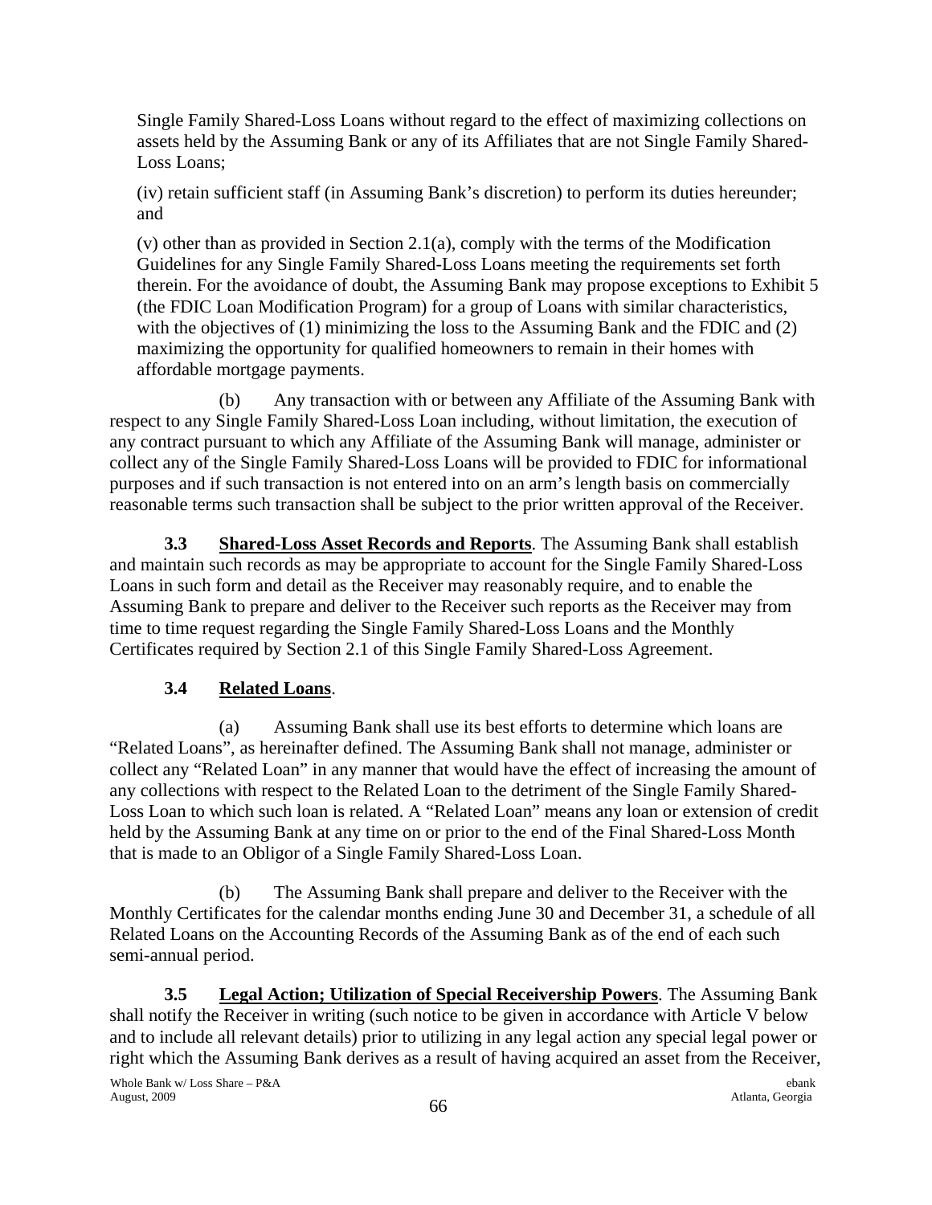Single Family Shared-Loss Loans without regard to the effect of maximizing collections on assets held by the Assuming Bank or any of its Affiliates that are not Single Family Shared-Loss Loans;

(iv) retain sufficient staff (in Assuming Bank's discretion) to perform its duties hereunder; and

(v) other than as provided in Section 2.1(a), comply with the terms of the Modification Guidelines for any Single Family Shared-Loss Loans meeting the requirements set forth therein. For the avoidance of doubt, the Assuming Bank may propose exceptions to Exhibit 5 (the FDIC Loan Modification Program) for a group of Loans with similar characteristics, with the objectives of (1) minimizing the loss to the Assuming Bank and the FDIC and (2) maximizing the opportunity for qualified homeowners to remain in their homes with affordable mortgage payments.

(b) Any transaction with or between any Affiliate of the Assuming Bank with respect to any Single Family Shared-Loss Loan including, without limitation, the execution of any contract pursuant to which any Affiliate of the Assuming Bank will manage, administer or collect any of the Single Family Shared-Loss Loans will be provided to FDIC for informational purposes and if such transaction is not entered into on an arm's length basis on commercially reasonable terms such transaction shall be subject to the prior written approval of the Receiver.

**3.3 Shared-Loss Asset Records and Reports**. The Assuming Bank shall establish and maintain such records as may be appropriate to account for the Single Family Shared-Loss Loans in such form and detail as the Receiver may reasonably require, and to enable the Assuming Bank to prepare and deliver to the Receiver such reports as the Receiver may from time to time request regarding the Single Family Shared-Loss Loans and the Monthly Certificates required by Section 2.1 of this Single Family Shared-Loss Agreement.

**3.4 Related Loans**.

(a) Assuming Bank shall use its best efforts to determine which loans are "Related Loans", as hereinafter defined. The Assuming Bank shall not manage, administer or collect any "Related Loan" in any manner that would have the effect of increasing the amount of any collections with respect to the Related Loan to the detriment of the Single Family Shared-Loss Loan to which such loan is related. A "Related Loan" means any loan or extension of credit held by the Assuming Bank at any time on or prior to the end of the Final Shared-Loss Month that is made to an Obligor of a Single Family Shared-Loss Loan.

(b) The Assuming Bank shall prepare and deliver to the Receiver with the Monthly Certificates for the calendar months ending June 30 and December 31, a schedule of all Related Loans on the Accounting Records of the Assuming Bank as of the end of each such semi-annual period.

**3.5 Legal Action; Utilization of Special Receivership Powers**. The Assuming Bank shall notify the Receiver in writing (such notice to be given in accordance with Article V below and to include all relevant details) prior to utilizing in any legal action any special legal power or right which the Assuming Bank derives as a result of having acquired an asset from the Receiver,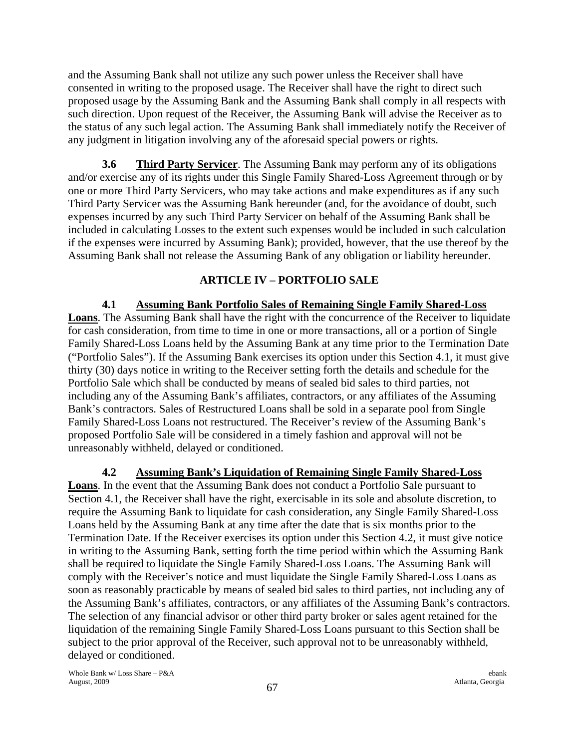and the Assuming Bank shall not utilize any such power unless the Receiver shall have consented in writing to the proposed usage. The Receiver shall have the right to direct such proposed usage by the Assuming Bank and the Assuming Bank shall comply in all respects with such direction. Upon request of the Receiver, the Assuming Bank will advise the Receiver as to the status of any such legal action. The Assuming Bank shall immediately notify the Receiver of any judgment in litigation involving any of the aforesaid special powers or rights.

**3.6 Third Party Servicer**. The Assuming Bank may perform any of its obligations and/or exercise any of its rights under this Single Family Shared-Loss Agreement through or by one or more Third Party Servicers, who may take actions and make expenditures as if any such Third Party Servicer was the Assuming Bank hereunder (and, for the avoidance of doubt, such expenses incurred by any such Third Party Servicer on behalf of the Assuming Bank shall be included in calculating Losses to the extent such expenses would be included in such calculation if the expenses were incurred by Assuming Bank); provided, however, that the use thereof by the Assuming Bank shall not release the Assuming Bank of any obligation or liability hereunder.

## ARTICLE IV – PORTFOLIO SALE

**4.1 Assuming Bank Portfolio Sales of Remaining Single Family Shared-Loss Loans**. The Assuming Bank shall have the right with the concurrence of the Receiver to liquidate for cash consideration, from time to time in one or more transactions, all or a portion of Single Family Shared-Loss Loans held by the Assuming Bank at any time prior to the Termination Date ("Portfolio Sales"). If the Assuming Bank exercises its option under this Section 4.1, it must give thirty (30) days notice in writing to the Receiver setting forth the details and schedule for the Portfolio Sale which shall be conducted by means of sealed bid sales to third parties, not including any of the Assuming Bank's affiliates, contractors, or any affiliates of the Assuming Bank's contractors. Sales of Restructured Loans shall be sold in a separate pool from Single Family Shared-Loss Loans not restructured. The Receiver's review of the Assuming Bank's proposed Portfolio Sale will be considered in a timely fashion and approval will not be unreasonably withheld, delayed or conditioned.

**4.2 Assuming Bank's Liquidation of Remaining Single Family Shared-Loss Loans**. In the event that the Assuming Bank does not conduct a Portfolio Sale pursuant to Section 4.1, the Receiver shall have the right, exercisable in its sole and absolute discretion, to require the Assuming Bank to liquidate for cash consideration, any Single Family Shared-Loss Loans held by the Assuming Bank at any time after the date that is six months prior to the Termination Date. If the Receiver exercises its option under this Section 4.2, it must give notice in writing to the Assuming Bank, setting forth the time period within which the Assuming Bank shall be required to liquidate the Single Family Shared-Loss Loans. The Assuming Bank will comply with the Receiver's notice and must liquidate the Single Family Shared-Loss Loans as soon as reasonably practicable by means of sealed bid sales to third parties, not including any of the Assuming Bank's affiliates, contractors, or any affiliates of the Assuming Bank's contractors. The selection of any financial advisor or other third party broker or sales agent retained for the liquidation of the remaining Single Family Shared-Loss Loans pursuant to this Section shall be subject to the prior approval of the Receiver, such approval not to be unreasonably withheld, delayed or conditioned.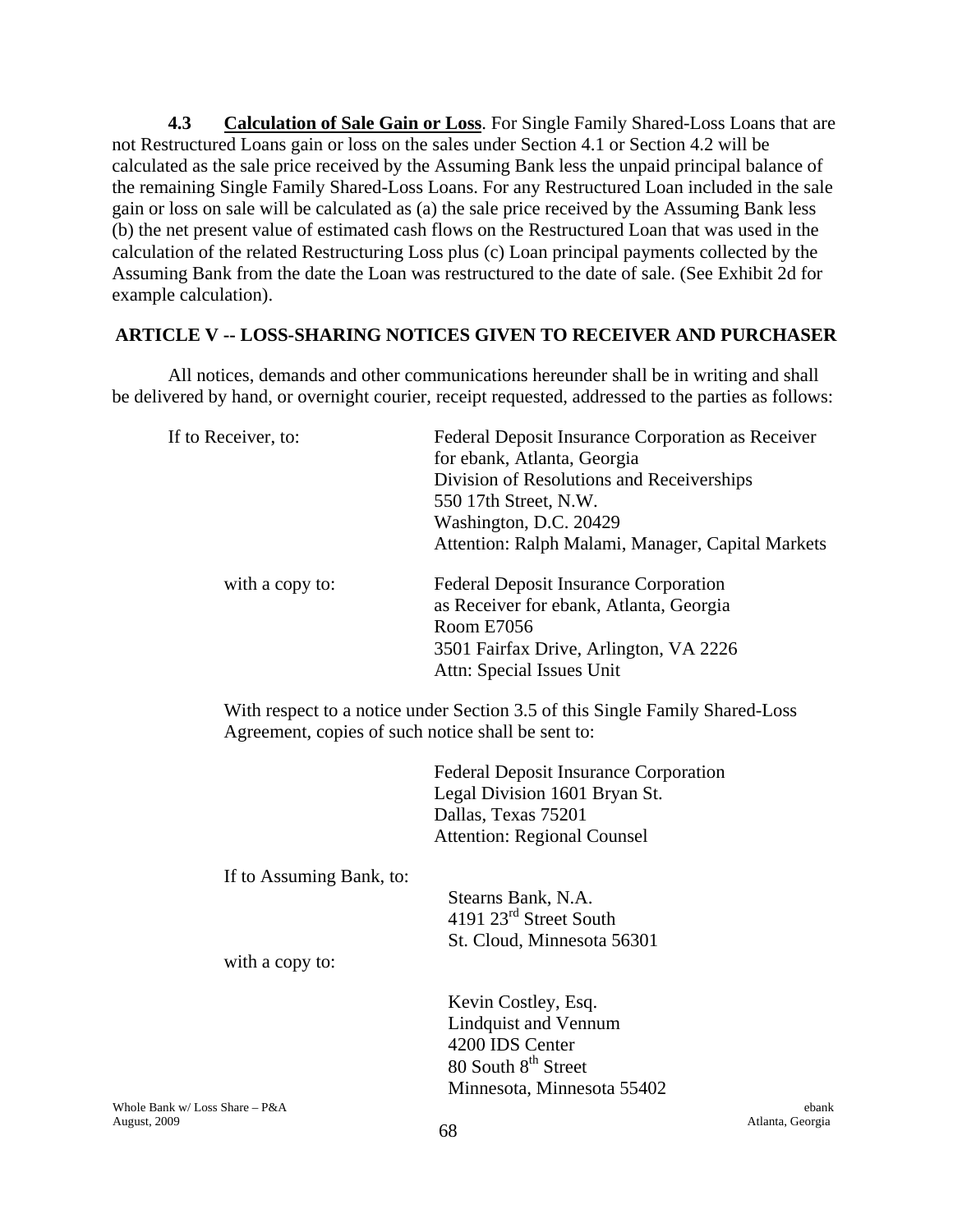**4.3 Calculation of Sale Gain or Loss**. For Single Family Shared-Loss Loans that are not Restructured Loans gain or loss on the sales under Section 4.1 or Section 4.2 will be calculated as the sale price received by the Assuming Bank less the unpaid principal balance of the remaining Single Family Shared-Loss Loans. For any Restructured Loan included in the sale gain or loss on sale will be calculated as (a) the sale price received by the Assuming Bank less (b) the net present value of estimated cash flows on the Restructured Loan that was used in the calculation of the related Restructuring Loss plus (c) Loan principal payments collected by the Assuming Bank from the date the Loan was restructured to the date of sale. (See Exhibit 2d for example calculation).

## ARTICLE V -- LOSS-SHARING NOTICES GIVEN TO RECEIVER AND PURCHASER

All notices, demands and other communications hereunder shall be in writing and shall be delivered by hand, or overnight courier, receipt requested, addressed to the parties as follows:

If to Receiver, to:

Federal Deposit Insurance Corporation as Receiver
for ebank, Atlanta, Georgia
Division of Resolutions and Receiverships
550 17th Street, N.W.
Washington, D.C. 20429
Attention: Ralph Malami, Manager, Capital Markets

with a copy to:

Federal Deposit Insurance Corporation
as Receiver for ebank, Atlanta, Georgia
Room E7056
3501 Fairfax Drive, Arlington, VA 2226
Attn: Special Issues Unit

With respect to a notice under Section 3.5 of this Single Family Shared-Loss Agreement, copies of such notice shall be sent to:

Federal Deposit Insurance Corporation
Legal Division 1601 Bryan St.
Dallas, Texas 75201
Attention: Regional Counsel

If to Assuming Bank, to:

Stearns Bank, N.A.
4191 23rd Street South
St. Cloud, Minnesota 56301

with a copy to:

Kevin Costley, Esq.
Lindquist and Vennum
4200 IDS Center
80 South 8th Street
Minnesota, Minnesota 55402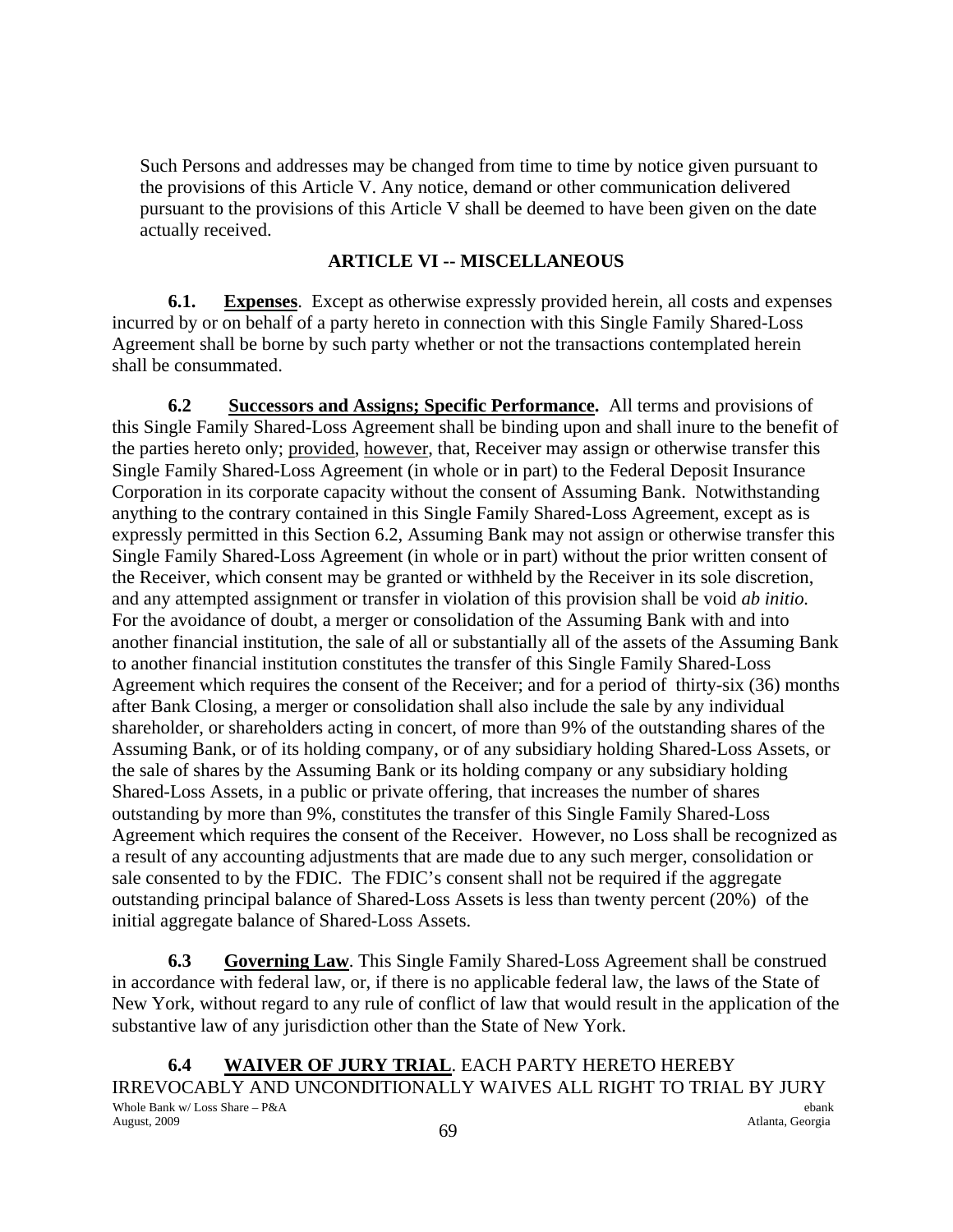Such Persons and addresses may be changed from time to time by notice given pursuant to the provisions of this Article V. Any notice, demand or other communication delivered pursuant to the provisions of this Article V shall be deemed to have been given on the date actually received.

## ARTICLE VI -- MISCELLANEOUS

**6.1. Expenses**. Except as otherwise expressly provided herein, all costs and expenses incurred by or on behalf of a party hereto in connection with this Single Family Shared-Loss Agreement shall be borne by such party whether or not the transactions contemplated herein shall be consummated.

**6.2 Successors and Assigns; Specific Performance.** All terms and provisions of this Single Family Shared-Loss Agreement shall be binding upon and shall inure to the benefit of the parties hereto only; provided, however, that, Receiver may assign or otherwise transfer this Single Family Shared-Loss Agreement (in whole or in part) to the Federal Deposit Insurance Corporation in its corporate capacity without the consent of Assuming Bank. Notwithstanding anything to the contrary contained in this Single Family Shared-Loss Agreement, except as is expressly permitted in this Section 6.2, Assuming Bank may not assign or otherwise transfer this Single Family Shared-Loss Agreement (in whole or in part) without the prior written consent of the Receiver, which consent may be granted or withheld by the Receiver in its sole discretion, and any attempted assignment or transfer in violation of this provision shall be void *ab initio.* For the avoidance of doubt, a merger or consolidation of the Assuming Bank with and into another financial institution, the sale of all or substantially all of the assets of the Assuming Bank to another financial institution constitutes the transfer of this Single Family Shared-Loss Agreement which requires the consent of the Receiver; and for a period of thirty-six (36) months after Bank Closing, a merger or consolidation shall also include the sale by any individual shareholder, or shareholders acting in concert, of more than 9% of the outstanding shares of the Assuming Bank, or of its holding company, or of any subsidiary holding Shared-Loss Assets, or the sale of shares by the Assuming Bank or its holding company or any subsidiary holding Shared-Loss Assets, in a public or private offering, that increases the number of shares outstanding by more than 9%, constitutes the transfer of this Single Family Shared-Loss Agreement which requires the consent of the Receiver. However, no Loss shall be recognized as a result of any accounting adjustments that are made due to any such merger, consolidation or sale consented to by the FDIC. The FDIC's consent shall not be required if the aggregate outstanding principal balance of Shared-Loss Assets is less than twenty percent (20%) of the initial aggregate balance of Shared-Loss Assets.

**6.3 Governing Law**. This Single Family Shared-Loss Agreement shall be construed in accordance with federal law, or, if there is no applicable federal law, the laws of the State of New York, without regard to any rule of conflict of law that would result in the application of the substantive law of any jurisdiction other than the State of New York.

**6.4 WAIVER OF JURY TRIAL**. EACH PARTY HERETO HEREBY IRREVOCABLY AND UNCONDITIONALLY WAIVES ALL RIGHT TO TRIAL BY JURY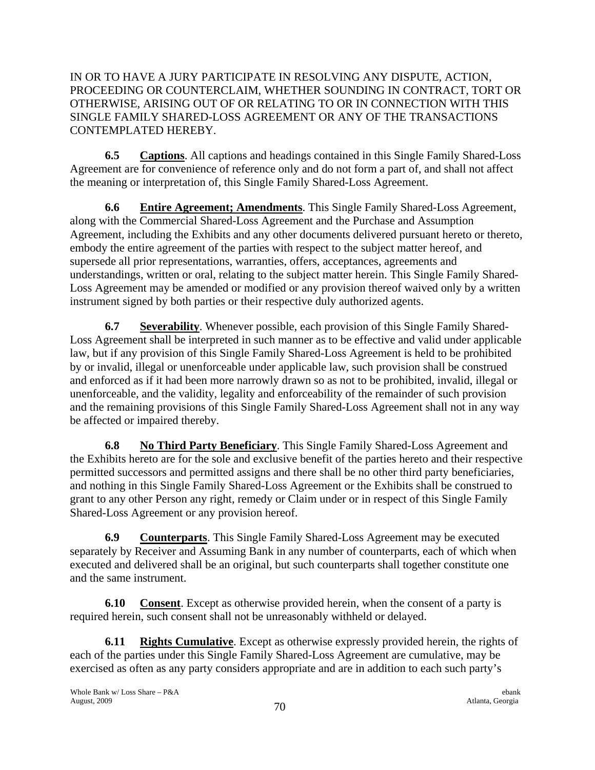IN OR TO HAVE A JURY PARTICIPATE IN RESOLVING ANY DISPUTE, ACTION, PROCEEDING OR COUNTERCLAIM, WHETHER SOUNDING IN CONTRACT, TORT OR OTHERWISE, ARISING OUT OF OR RELATING TO OR IN CONNECTION WITH THIS SINGLE FAMILY SHARED-LOSS AGREEMENT OR ANY OF THE TRANSACTIONS CONTEMPLATED HEREBY.

**6.5 Captions**. All captions and headings contained in this Single Family Shared-Loss Agreement are for convenience of reference only and do not form a part of, and shall not affect the meaning or interpretation of, this Single Family Shared-Loss Agreement.

**6.6 Entire Agreement; Amendments**. This Single Family Shared-Loss Agreement, along with the Commercial Shared-Loss Agreement and the Purchase and Assumption Agreement, including the Exhibits and any other documents delivered pursuant hereto or thereto, embody the entire agreement of the parties with respect to the subject matter hereof, and supersede all prior representations, warranties, offers, acceptances, agreements and understandings, written or oral, relating to the subject matter herein. This Single Family Shared-Loss Agreement may be amended or modified or any provision thereof waived only by a written instrument signed by both parties or their respective duly authorized agents.

**6.7 Severability**. Whenever possible, each provision of this Single Family Shared-Loss Agreement shall be interpreted in such manner as to be effective and valid under applicable law, but if any provision of this Single Family Shared-Loss Agreement is held to be prohibited by or invalid, illegal or unenforceable under applicable law, such provision shall be construed and enforced as if it had been more narrowly drawn so as not to be prohibited, invalid, illegal or unenforceable, and the validity, legality and enforceability of the remainder of such provision and the remaining provisions of this Single Family Shared-Loss Agreement shall not in any way be affected or impaired thereby.

**6.8 No Third Party Beneficiary**. This Single Family Shared-Loss Agreement and the Exhibits hereto are for the sole and exclusive benefit of the parties hereto and their respective permitted successors and permitted assigns and there shall be no other third party beneficiaries, and nothing in this Single Family Shared-Loss Agreement or the Exhibits shall be construed to grant to any other Person any right, remedy or Claim under or in respect of this Single Family Shared-Loss Agreement or any provision hereof.

**6.9 Counterparts**. This Single Family Shared-Loss Agreement may be executed separately by Receiver and Assuming Bank in any number of counterparts, each of which when executed and delivered shall be an original, but such counterparts shall together constitute one and the same instrument.

**6.10 Consent**. Except as otherwise provided herein, when the consent of a party is required herein, such consent shall not be unreasonably withheld or delayed.

**6.11 Rights Cumulative**. Except as otherwise expressly provided herein, the rights of each of the parties under this Single Family Shared-Loss Agreement are cumulative, may be exercised as often as any party considers appropriate and are in addition to each such party's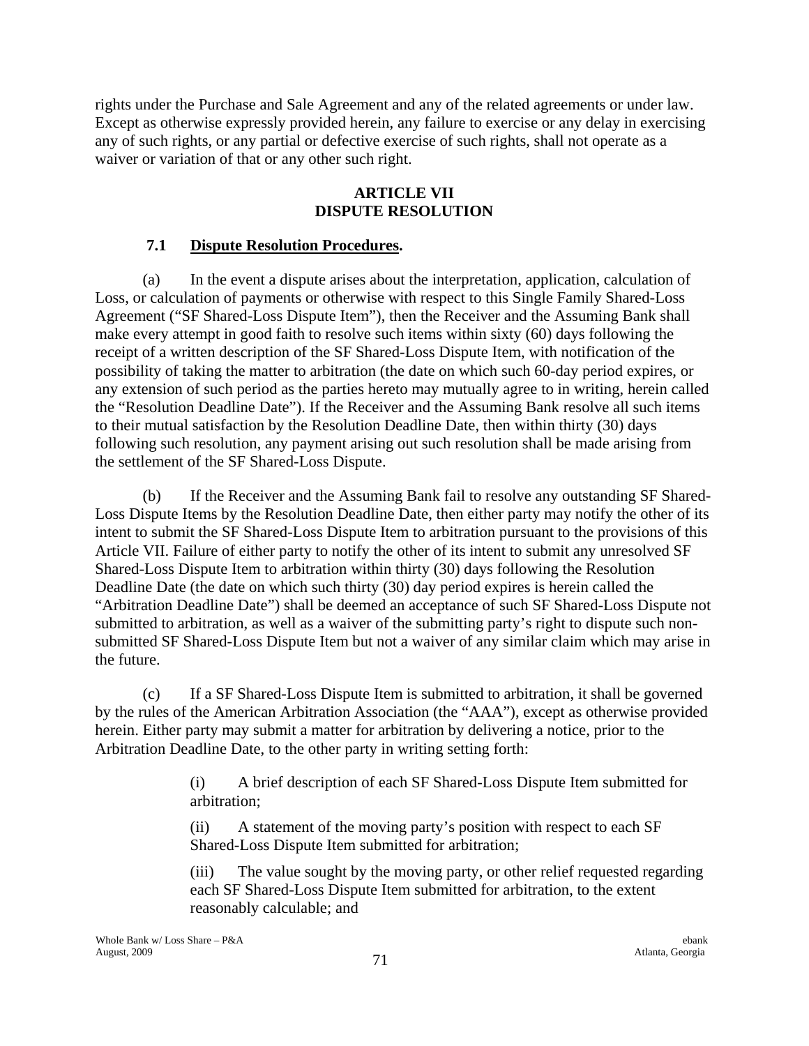rights under the Purchase and Sale Agreement and any of the related agreements or under law. Except as otherwise expressly provided herein, any failure to exercise or any delay in exercising any of such rights, or any partial or defective exercise of such rights, shall not operate as a waiver or variation of that or any other such right.

## ARTICLE VII
## DISPUTE RESOLUTION

### 7.1 Dispute Resolution Procedures.

(a) In the event a dispute arises about the interpretation, application, calculation of Loss, or calculation of payments or otherwise with respect to this Single Family Shared-Loss Agreement ("SF Shared-Loss Dispute Item"), then the Receiver and the Assuming Bank shall make every attempt in good faith to resolve such items within sixty (60) days following the receipt of a written description of the SF Shared-Loss Dispute Item, with notification of the possibility of taking the matter to arbitration (the date on which such 60-day period expires, or any extension of such period as the parties hereto may mutually agree to in writing, herein called the "Resolution Deadline Date"). If the Receiver and the Assuming Bank resolve all such items to their mutual satisfaction by the Resolution Deadline Date, then within thirty (30) days following such resolution, any payment arising out such resolution shall be made arising from the settlement of the SF Shared-Loss Dispute.

(b) If the Receiver and the Assuming Bank fail to resolve any outstanding SF Shared-Loss Dispute Items by the Resolution Deadline Date, then either party may notify the other of its intent to submit the SF Shared-Loss Dispute Item to arbitration pursuant to the provisions of this Article VII. Failure of either party to notify the other of its intent to submit any unresolved SF Shared-Loss Dispute Item to arbitration within thirty (30) days following the Resolution Deadline Date (the date on which such thirty (30) day period expires is herein called the "Arbitration Deadline Date") shall be deemed an acceptance of such SF Shared-Loss Dispute not submitted to arbitration, as well as a waiver of the submitting party's right to dispute such non-submitted SF Shared-Loss Dispute Item but not a waiver of any similar claim which may arise in the future.

(c) If a SF Shared-Loss Dispute Item is submitted to arbitration, it shall be governed by the rules of the American Arbitration Association (the "AAA"), except as otherwise provided herein. Either party may submit a matter for arbitration by delivering a notice, prior to the Arbitration Deadline Date, to the other party in writing setting forth:

> (i) A brief description of each SF Shared-Loss Dispute Item submitted for arbitration;
>
> (ii) A statement of the moving party's position with respect to each SF Shared-Loss Dispute Item submitted for arbitration;
>
> (iii) The value sought by the moving party, or other relief requested regarding each SF Shared-Loss Dispute Item submitted for arbitration, to the extent reasonably calculable; and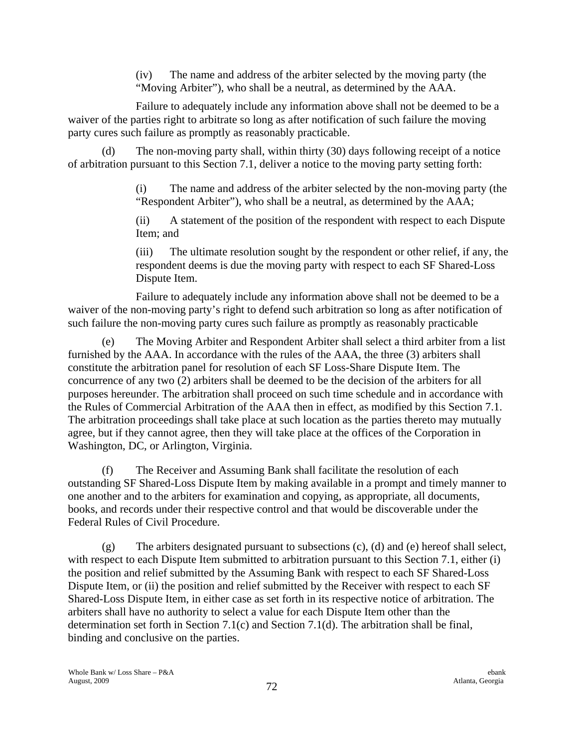(iv) The name and address of the arbiter selected by the moving party (the "Moving Arbiter"), who shall be a neutral, as determined by the AAA.

Failure to adequately include any information above shall not be deemed to be a waiver of the parties right to arbitrate so long as after notification of such failure the moving party cures such failure as promptly as reasonably practicable.

(d) The non-moving party shall, within thirty (30) days following receipt of a notice of arbitration pursuant to this Section 7.1, deliver a notice to the moving party setting forth:

(i) The name and address of the arbiter selected by the non-moving party (the "Respondent Arbiter"), who shall be a neutral, as determined by the AAA;

(ii) A statement of the position of the respondent with respect to each Dispute Item; and

(iii) The ultimate resolution sought by the respondent or other relief, if any, the respondent deems is due the moving party with respect to each SF Shared-Loss Dispute Item.

Failure to adequately include any information above shall not be deemed to be a waiver of the non-moving party's right to defend such arbitration so long as after notification of such failure the non-moving party cures such failure as promptly as reasonably practicable

(e) The Moving Arbiter and Respondent Arbiter shall select a third arbiter from a list furnished by the AAA. In accordance with the rules of the AAA, the three (3) arbiters shall constitute the arbitration panel for resolution of each SF Loss-Share Dispute Item. The concurrence of any two (2) arbiters shall be deemed to be the decision of the arbiters for all purposes hereunder. The arbitration shall proceed on such time schedule and in accordance with the Rules of Commercial Arbitration of the AAA then in effect, as modified by this Section 7.1. The arbitration proceedings shall take place at such location as the parties thereto may mutually agree, but if they cannot agree, then they will take place at the offices of the Corporation in Washington, DC, or Arlington, Virginia.

(f) The Receiver and Assuming Bank shall facilitate the resolution of each outstanding SF Shared-Loss Dispute Item by making available in a prompt and timely manner to one another and to the arbiters for examination and copying, as appropriate, all documents, books, and records under their respective control and that would be discoverable under the Federal Rules of Civil Procedure.

(g) The arbiters designated pursuant to subsections (c), (d) and (e) hereof shall select, with respect to each Dispute Item submitted to arbitration pursuant to this Section 7.1, either (i) the position and relief submitted by the Assuming Bank with respect to each SF Shared-Loss Dispute Item, or (ii) the position and relief submitted by the Receiver with respect to each SF Shared-Loss Dispute Item, in either case as set forth in its respective notice of arbitration. The arbiters shall have no authority to select a value for each Dispute Item other than the determination set forth in Section 7.1(c) and Section 7.1(d). The arbitration shall be final, binding and conclusive on the parties.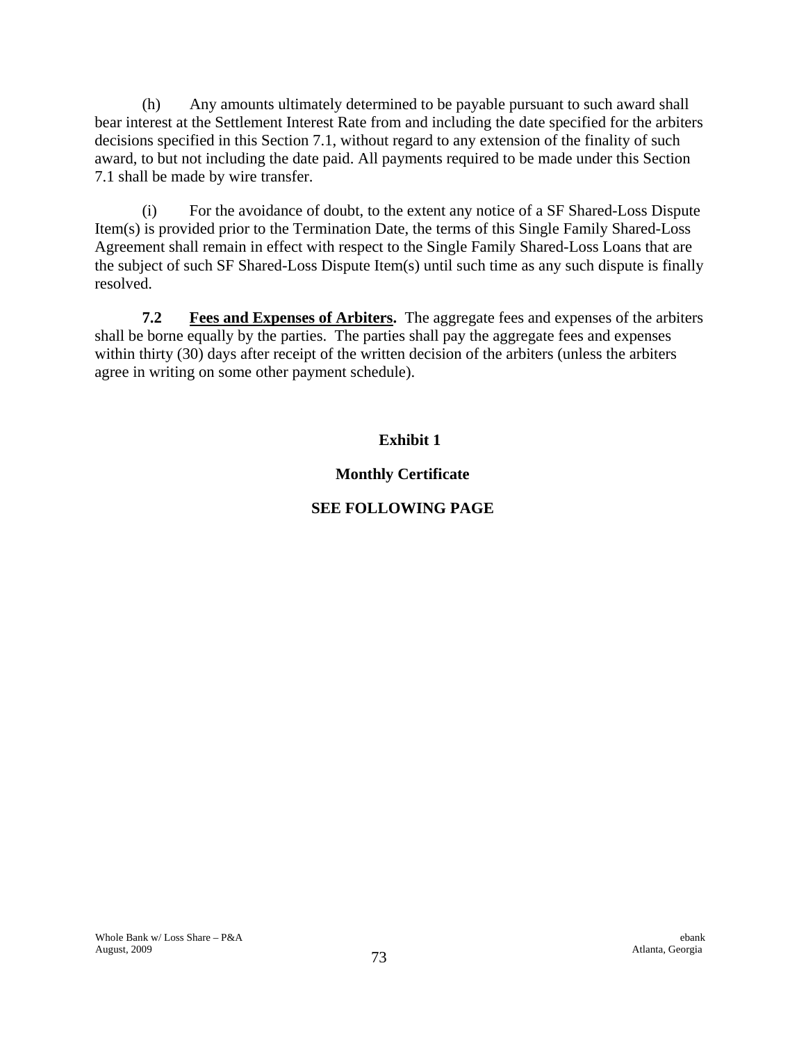(h) Any amounts ultimately determined to be payable pursuant to such award shall bear interest at the Settlement Interest Rate from and including the date specified for the arbiters decisions specified in this Section 7.1, without regard to any extension of the finality of such award, to but not including the date paid. All payments required to be made under this Section 7.1 shall be made by wire transfer.

(i) For the avoidance of doubt, to the extent any notice of a SF Shared-Loss Dispute Item(s) is provided prior to the Termination Date, the terms of this Single Family Shared-Loss Agreement shall remain in effect with respect to the Single Family Shared-Loss Loans that are the subject of such SF Shared-Loss Dispute Item(s) until such time as any such dispute is finally resolved.

**7.2** **Fees and Expenses of Arbiters.** The aggregate fees and expenses of the arbiters shall be borne equally by the parties. The parties shall pay the aggregate fees and expenses within thirty (30) days after receipt of the written decision of the arbiters (unless the arbiters agree in writing on some other payment schedule).

**Exhibit 1**

**Monthly Certificate**

**SEE FOLLOWING PAGE**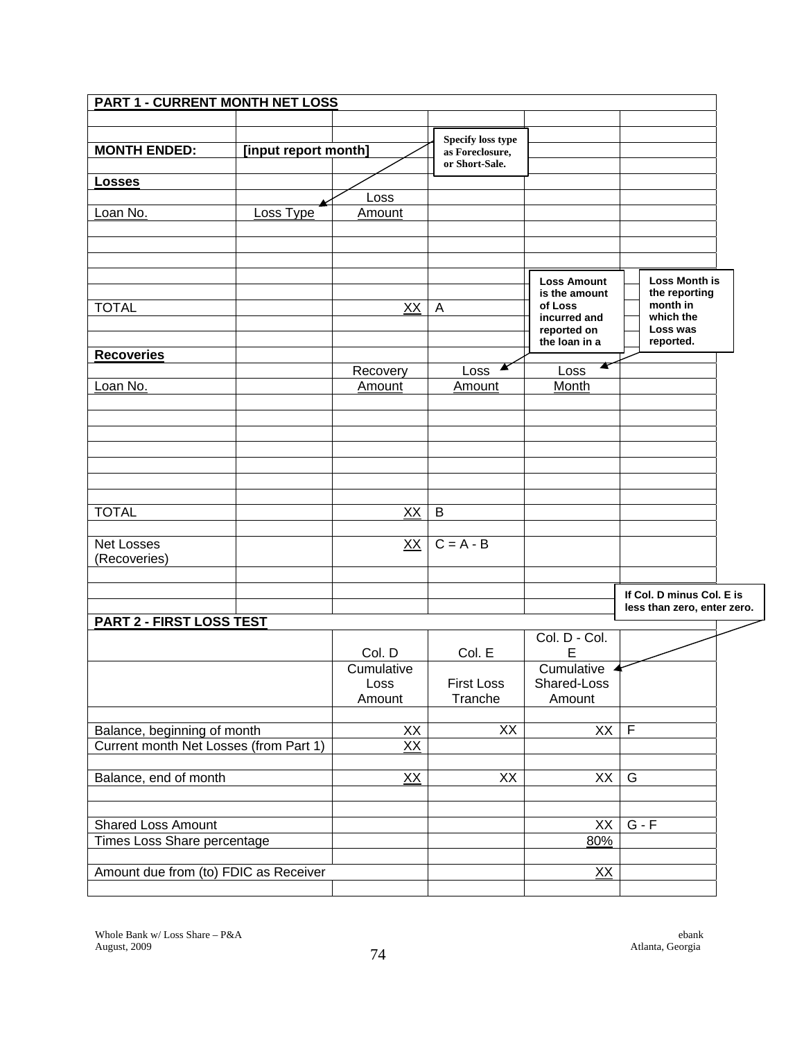## PART 1 - CURRENT MONTH NET LOSS

| | | | | | |
|---|---|---|---|---|---|
| **MONTH ENDED:** | **[input report month]** | | | | |
| **Losses** | | | | | |
| Loan No. | Loss Type | Loss Amount | | | |
| | | | | | |
| | | | | | |
| | | | | | |
| TOTAL | | XX | A | | |
| | | | | | |
| **Recoveries** | | | | | |
| Loan No. | | Recovery Amount | Loss Amount | Loss Month | |
| | | | | | |
| | | | | | |
| | | | | | |
| | | | | | |
| | | | | | |
| | | | | | |
| TOTAL | | XX | B | | |
| | | | | | |
| Net Losses (Recoveries) | | XX | C = A - B | | |

Specify loss type as Foreclosure, or Short-Sale.

Loss Amount is the amount of Loss incurred and reported on the loan in a

Loss Month is the reporting month in which the Loss was reported.

## PART 2 - FIRST LOSS TEST

| | Col. D | Col. E | Col. D - Col. E | |
|---|---|---|---|---|
| | Cumulative Loss Amount | First Loss Tranche | Cumulative Shared-Loss Amount | |
| | | | | |
| Balance, beginning of month | XX | XX | XX | F |
| Current month Net Losses (from Part 1) | XX | | | |
| | | | | |
| Balance, end of month | XX | XX | XX | G |
| | | | | |
| | | | | |
| Shared Loss Amount | | | XX | G - F |
| Times Loss Share percentage | | | 80% | |
| | | | | |
| Amount due from (to) FDIC as Receiver | | | XX | |

If Col. D minus Col. E is less than zero, enter zero.

Whole Bank w/ Loss Share – P&A
August, 2009

ebank
Atlanta, Georgia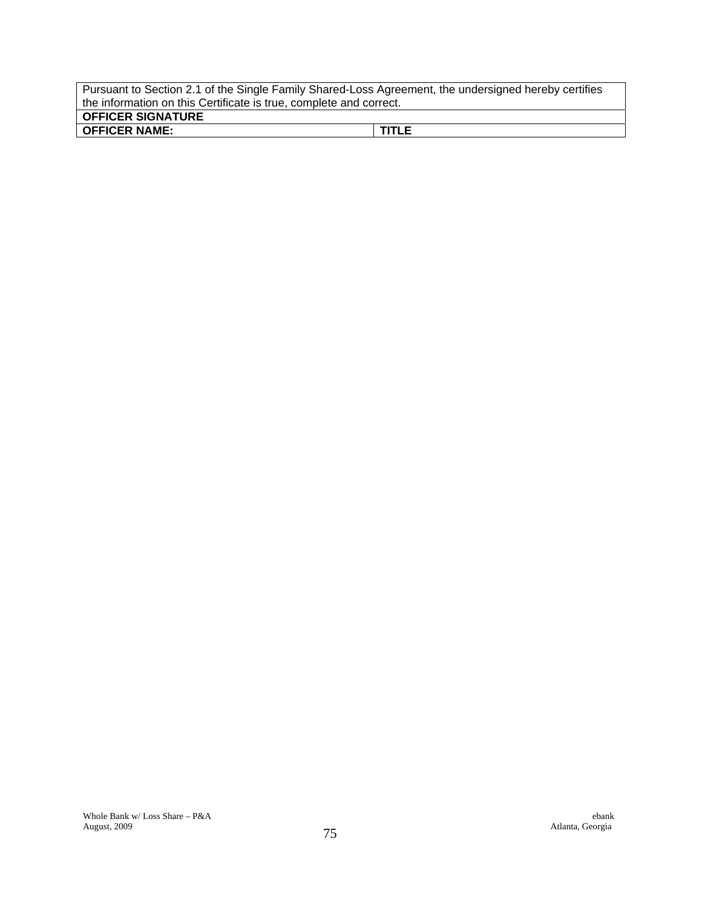| Pursuant to Section 2.1 of the Single Family Shared-Loss Agreement, the undersigned hereby certifies the information on this Certificate is true, complete and correct. | |
|---|---|
| **OFFICER SIGNATURE** | |
| **OFFICER NAME:** | **TITLE** |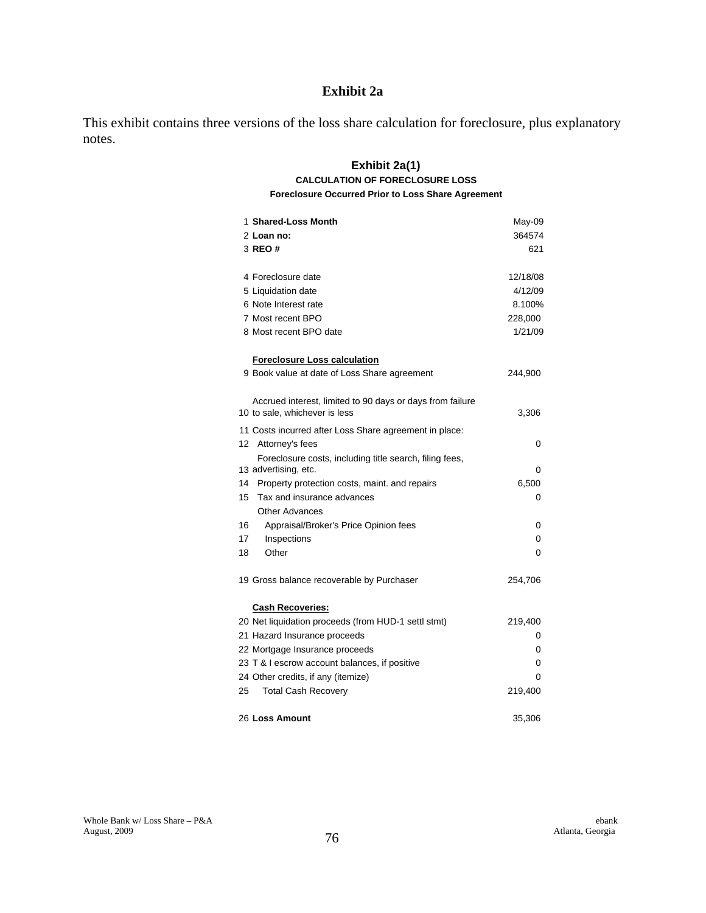# Exhibit 2a

This exhibit contains three versions of the loss share calculation for foreclosure, plus explanatory notes.

## Exhibit 2a(1)

### CALCULATION OF FORECLOSURE LOSS

**Foreclosure Occurred Prior to Loss Share Agreement**

| | | |
|---|---|---|
| 1 | **Shared-Loss Month** | May-09 |
| 2 | **Loan no:** | 364574 |
| 3 | **REO #** | 621 |
| | | |
| 4 | Foreclosure date | 12/18/08 |
| 5 | Liquidation date | 4/12/09 |
| 6 | Note Interest rate | 8.100% |
| 7 | Most recent BPO | 228,000 |
| 8 | Most recent BPO date | 1/21/09 |
| | | |
| | **Foreclosure Loss calculation** | |
| 9 | Book value at date of Loss Share agreement | 244,900 |
| | | |
| 10 | Accrued interest, limited to 90 days or days from failure to sale, whichever is less | 3,306 |
| 11 | Costs incurred after Loss Share agreement in place: | |
| 12 | Attorney's fees | 0 |
| 13 | Foreclosure costs, including title search, filing fees, advertising, etc. | 0 |
| 14 | Property protection costs, maint. and repairs | 6,500 |
| 15 | Tax and insurance advances | 0 |
| | Other Advances | |
| 16 | Appraisal/Broker's Price Opinion fees | 0 |
| 17 | Inspections | 0 |
| 18 | Other | 0 |
| | | |
| 19 | Gross balance recoverable by Purchaser | 254,706 |
| | | |
| | **Cash Recoveries:** | |
| 20 | Net liquidation proceeds (from HUD-1 settl stmt) | 219,400 |
| 21 | Hazard Insurance proceeds | 0 |
| 22 | Mortgage Insurance proceeds | 0 |
| 23 | T & I escrow account balances, if positive | 0 |
| 24 | Other credits, if any (itemize) | 0 |
| 25 | Total Cash Recovery | 219,400 |
| | | |
| 26 | **Loss Amount** | 35,306 |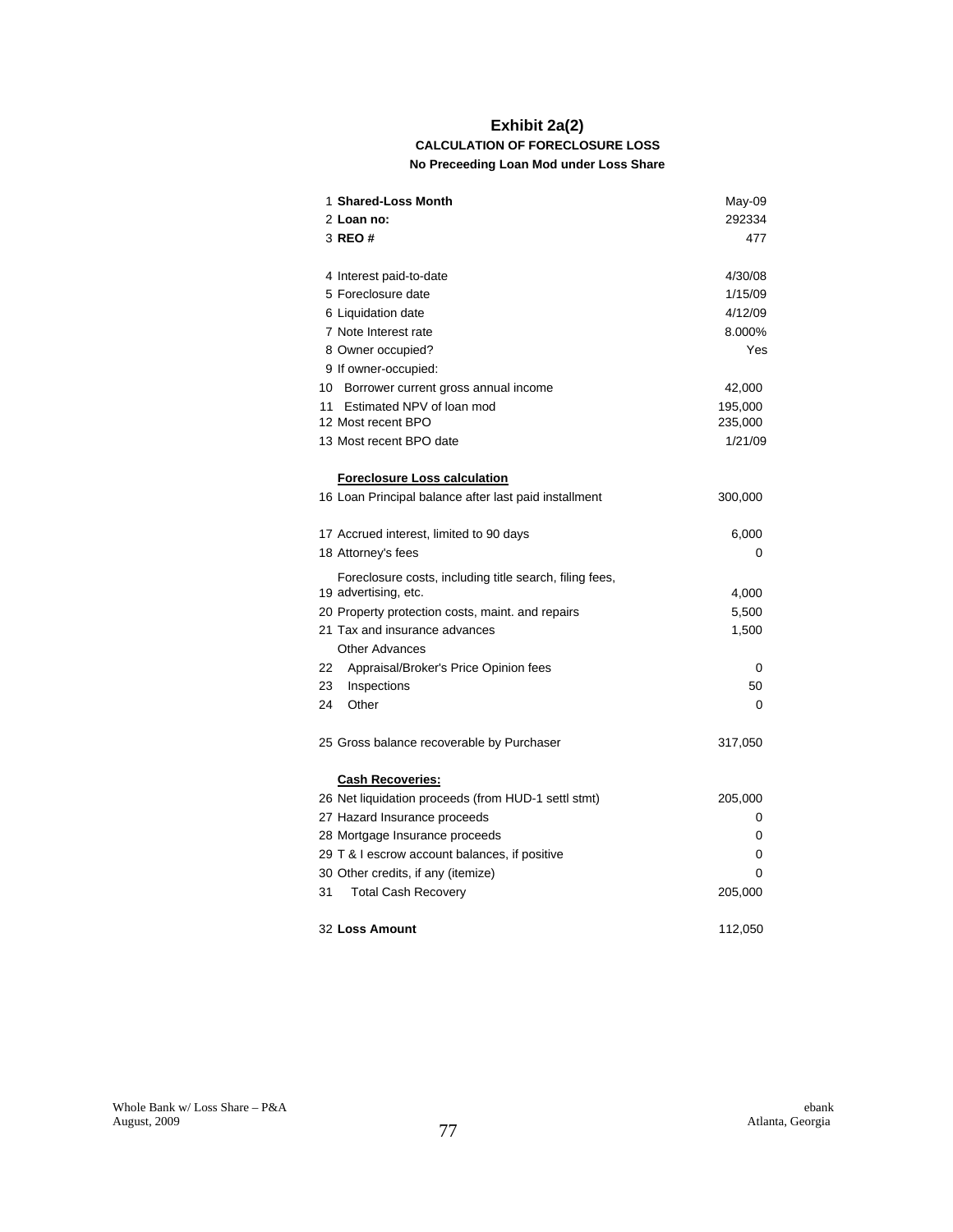# Exhibit 2a(2)

## CALCULATION OF FORECLOSURE LOSS

### No Preceeding Loan Mod under Loss Share

| | | |
|---|---|---|
| 1 | **Shared-Loss Month** | May-09 |
| 2 | **Loan no:** | 292334 |
| 3 | **REO #** | 477 |
| | | |
| 4 | Interest paid-to-date | 4/30/08 |
| 5 | Foreclosure date | 1/15/09 |
| 6 | Liquidation date | 4/12/09 |
| 7 | Note Interest rate | 8.000% |
| 8 | Owner occupied? | Yes |
| 9 | If owner-occupied: | |
| 10 | Borrower current gross annual income | 42,000 |
| 11 | Estimated NPV of loan mod | 195,000 |
| 12 | Most recent BPO | 235,000 |
| 13 | Most recent BPO date | 1/21/09 |
| | | |
| | **Foreclosure Loss calculation** | |
| 16 | Loan Principal balance after last paid installment | 300,000 |
| | | |
| 17 | Accrued interest, limited to 90 days | 6,000 |
| 18 | Attorney's fees | 0 |
| 19 | Foreclosure costs, including title search, filing fees, advertising, etc. | 4,000 |
| 20 | Property protection costs, maint. and repairs | 5,500 |
| 21 | Tax and insurance advances | 1,500 |
| | Other Advances | |
| 22 | Appraisal/Broker's Price Opinion fees | 0 |
| 23 | Inspections | 50 |
| 24 | Other | 0 |
| | | |
| 25 | Gross balance recoverable by Purchaser | 317,050 |
| | | |
| | **Cash Recoveries:** | |
| 26 | Net liquidation proceeds (from HUD-1 settl stmt) | 205,000 |
| 27 | Hazard Insurance proceeds | 0 |
| 28 | Mortgage Insurance proceeds | 0 |
| 29 | T & I escrow account balances, if positive | 0 |
| 30 | Other credits, if any (itemize) | 0 |
| 31 | Total Cash Recovery | 205,000 |
| | | |
| 32 | **Loss Amount** | 112,050 |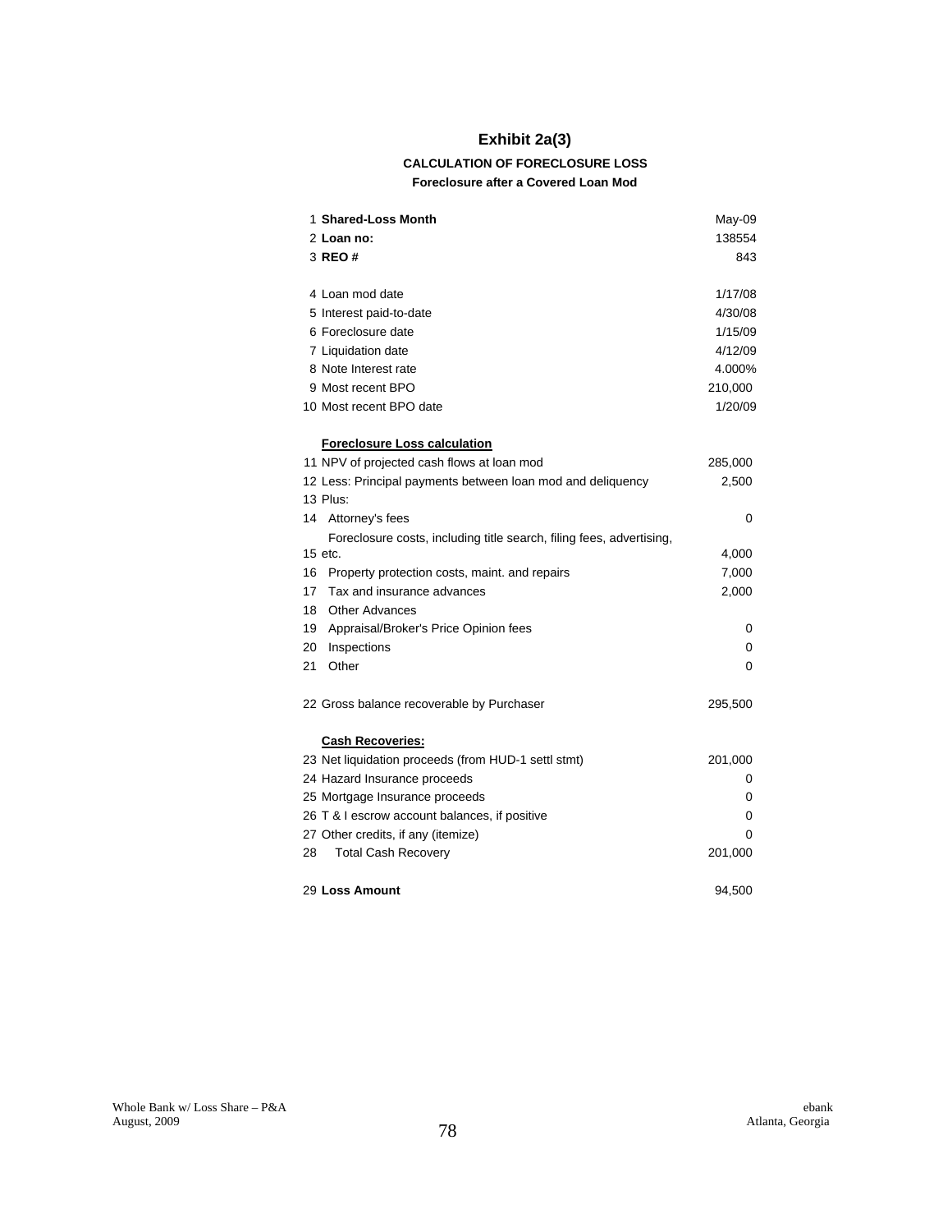# Exhibit 2a(3)

## CALCULATION OF FORECLOSURE LOSS

### Foreclosure after a Covered Loan Mod

| | | |
|---|---|---|
| 1 | **Shared-Loss Month** | May-09 |
| 2 | **Loan no:** | 138554 |
| 3 | **REO #** | 843 |
| | | |
| 4 | Loan mod date | 1/17/08 |
| 5 | Interest paid-to-date | 4/30/08 |
| 6 | Foreclosure date | 1/15/09 |
| 7 | Liquidation date | 4/12/09 |
| 8 | Note Interest rate | 4.000% |
| 9 | Most recent BPO | 210,000 |
| 10 | Most recent BPO date | 1/20/09 |
| | | |
| | **Foreclosure Loss calculation** | |
| 11 | NPV of projected cash flows at loan mod | 285,000 |
| 12 | Less: Principal payments between loan mod and deliquency | 2,500 |
| 13 | Plus: | |
| 14 | Attorney's fees | 0 |
| 15 | Foreclosure costs, including title search, filing fees, advertising, etc. | 4,000 |
| 16 | Property protection costs, maint. and repairs | 7,000 |
| 17 | Tax and insurance advances | 2,000 |
| 18 | Other Advances | |
| 19 | Appraisal/Broker's Price Opinion fees | 0 |
| 20 | Inspections | 0 |
| 21 | Other | 0 |
| | | |
| 22 | Gross balance recoverable by Purchaser | 295,500 |
| | | |
| | **Cash Recoveries:** | |
| 23 | Net liquidation proceeds (from HUD-1 settl stmt) | 201,000 |
| 24 | Hazard Insurance proceeds | 0 |
| 25 | Mortgage Insurance proceeds | 0 |
| 26 | T & I escrow account balances, if positive | 0 |
| 27 | Other credits, if any (itemize) | 0 |
| 28 | Total Cash Recovery | 201,000 |
| | | |
| 29 | **Loss Amount** | 94,500 |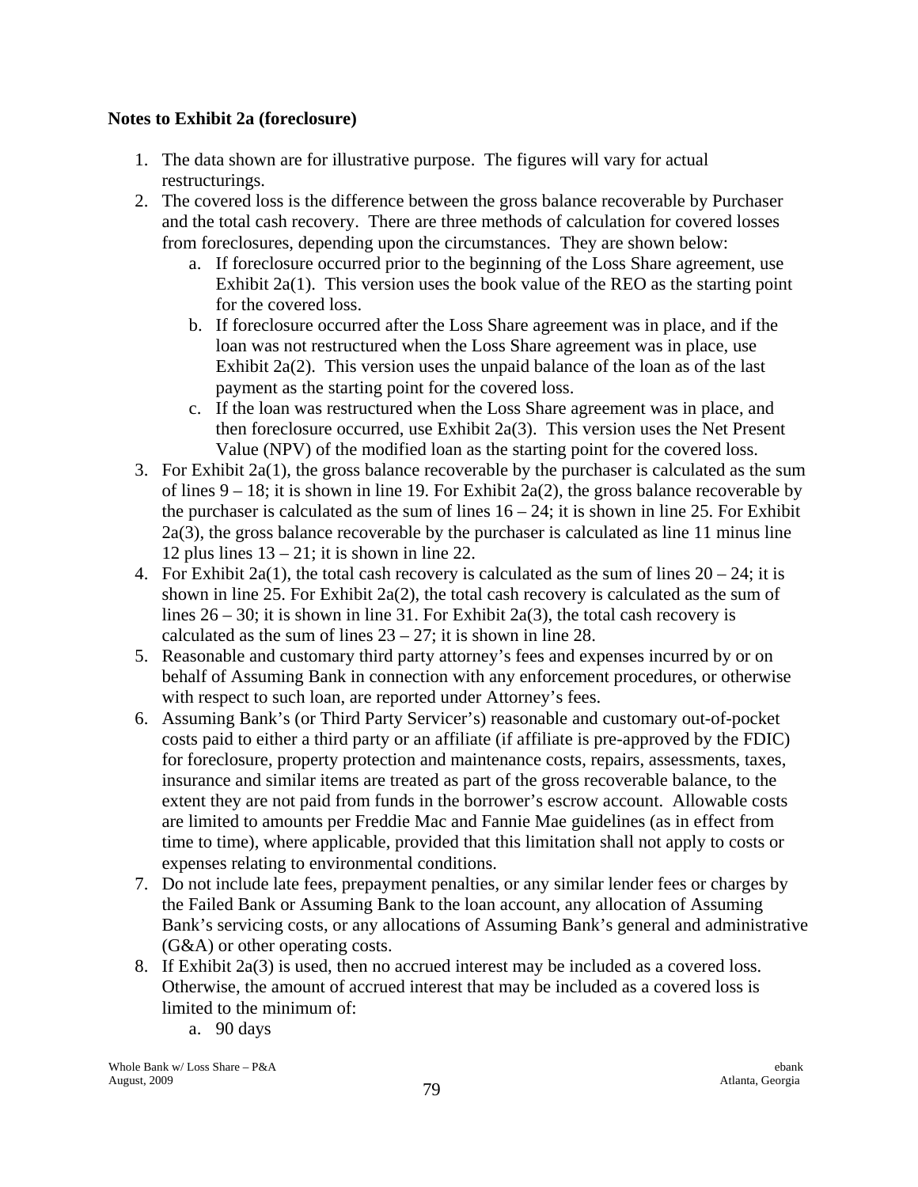**Notes to Exhibit 2a (foreclosure)**

1. The data shown are for illustrative purpose. The figures will vary for actual restructurings.
2. The covered loss is the difference between the gross balance recoverable by Purchaser and the total cash recovery. There are three methods of calculation for covered losses from foreclosures, depending upon the circumstances. They are shown below:
   a. If foreclosure occurred prior to the beginning of the Loss Share agreement, use Exhibit 2a(1). This version uses the book value of the REO as the starting point for the covered loss.
   b. If foreclosure occurred after the Loss Share agreement was in place, and if the loan was not restructured when the Loss Share agreement was in place, use Exhibit 2a(2). This version uses the unpaid balance of the loan as of the last payment as the starting point for the covered loss.
   c. If the loan was restructured when the Loss Share agreement was in place, and then foreclosure occurred, use Exhibit 2a(3). This version uses the Net Present Value (NPV) of the modified loan as the starting point for the covered loss.
3. For Exhibit 2a(1), the gross balance recoverable by the purchaser is calculated as the sum of lines 9 – 18; it is shown in line 19. For Exhibit 2a(2), the gross balance recoverable by the purchaser is calculated as the sum of lines 16 – 24; it is shown in line 25. For Exhibit 2a(3), the gross balance recoverable by the purchaser is calculated as line 11 minus line 12 plus lines 13 – 21; it is shown in line 22.
4. For Exhibit 2a(1), the total cash recovery is calculated as the sum of lines 20 – 24; it is shown in line 25. For Exhibit 2a(2), the total cash recovery is calculated as the sum of lines 26 – 30; it is shown in line 31. For Exhibit 2a(3), the total cash recovery is calculated as the sum of lines 23 – 27; it is shown in line 28.
5. Reasonable and customary third party attorney's fees and expenses incurred by or on behalf of Assuming Bank in connection with any enforcement procedures, or otherwise with respect to such loan, are reported under Attorney's fees.
6. Assuming Bank's (or Third Party Servicer's) reasonable and customary out-of-pocket costs paid to either a third party or an affiliate (if affiliate is pre-approved by the FDIC) for foreclosure, property protection and maintenance costs, repairs, assessments, taxes, insurance and similar items are treated as part of the gross recoverable balance, to the extent they are not paid from funds in the borrower's escrow account. Allowable costs are limited to amounts per Freddie Mac and Fannie Mae guidelines (as in effect from time to time), where applicable, provided that this limitation shall not apply to costs or expenses relating to environmental conditions.
7. Do not include late fees, prepayment penalties, or any similar lender fees or charges by the Failed Bank or Assuming Bank to the loan account, any allocation of Assuming Bank's servicing costs, or any allocations of Assuming Bank's general and administrative (G&A) or other operating costs.
8. If Exhibit 2a(3) is used, then no accrued interest may be included as a covered loss. Otherwise, the amount of accrued interest that may be included as a covered loss is limited to the minimum of:
   a. 90 days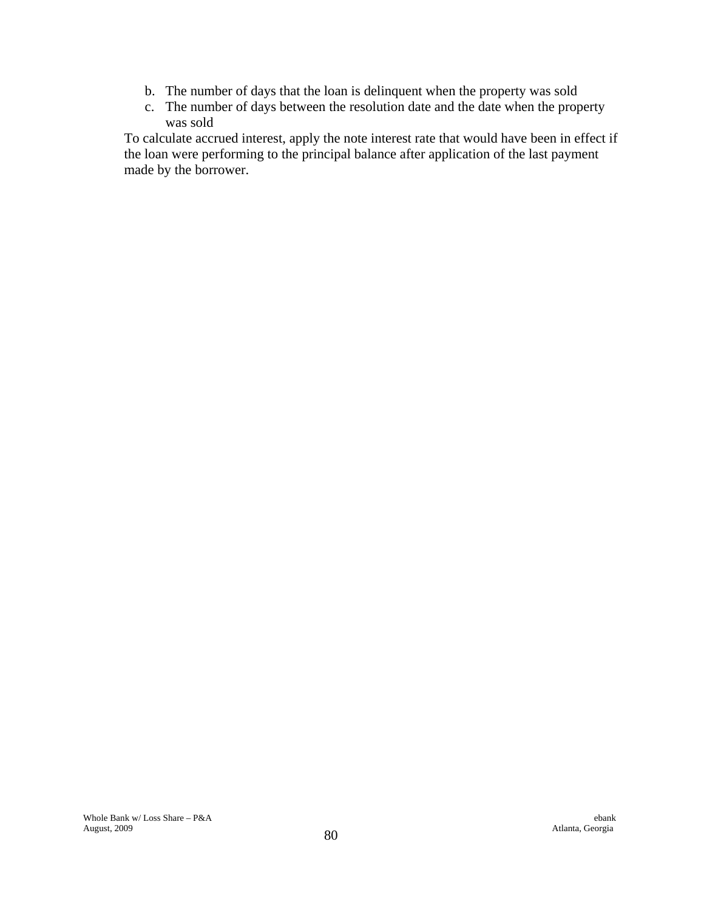b. The number of days that the loan is delinquent when the property was sold
c. The number of days between the resolution date and the date when the property was sold

To calculate accrued interest, apply the note interest rate that would have been in effect if the loan were performing to the principal balance after application of the last payment made by the borrower.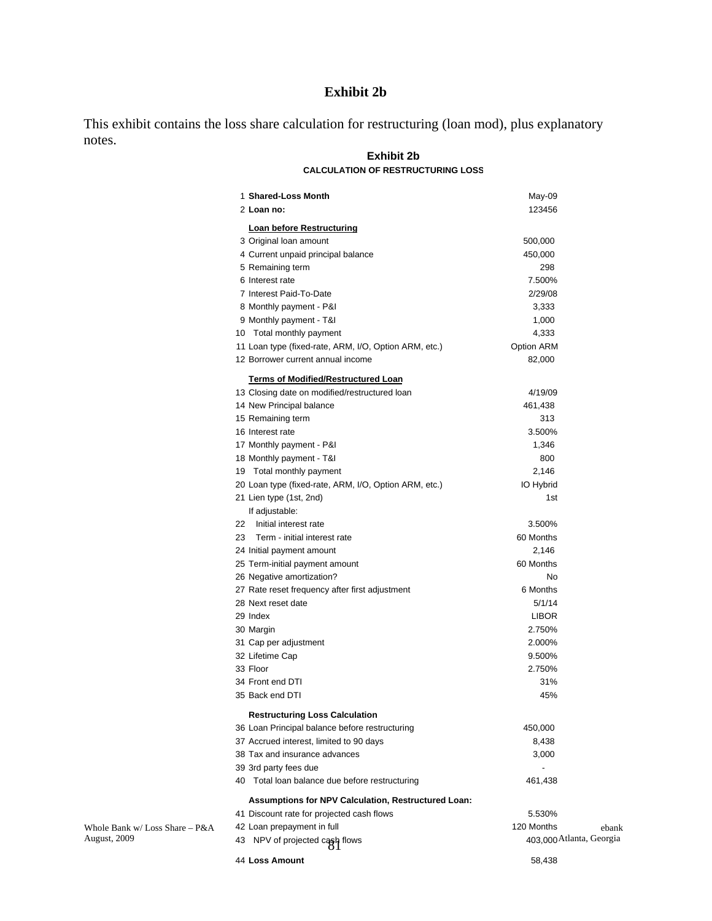# Exhibit 2b

This exhibit contains the loss share calculation for restructuring (loan mod), plus explanatory notes.

## Exhibit 2b

### CALCULATION OF RESTRUCTURING LOSS

| # | Item | Value |
|---|---|---|
| 1 | **Shared-Loss Month** | May-09 |
| 2 | **Loan no:** | 123456 |
| | **Loan before Restructuring** | |
| 3 | Original loan amount | 500,000 |
| 4 | Current unpaid principal balance | 450,000 |
| 5 | Remaining term | 298 |
| 6 | Interest rate | 7.500% |
| 7 | Interest Paid-To-Date | 2/29/08 |
| 8 | Monthly payment - P&I | 3,333 |
| 9 | Monthly payment - T&I | 1,000 |
| 10 | Total monthly payment | 4,333 |
| 11 | Loan type (fixed-rate, ARM, I/O, Option ARM, etc.) | Option ARM |
| 12 | Borrower current annual income | 82,000 |
| | **Terms of Modified/Restructured Loan** | |
| 13 | Closing date on modified/restructured loan | 4/19/09 |
| 14 | New Principal balance | 461,438 |
| 15 | Remaining term | 313 |
| 16 | Interest rate | 3.500% |
| 17 | Monthly payment - P&I | 1,346 |
| 18 | Monthly payment - T&I | 800 |
| 19 | Total monthly payment | 2,146 |
| 20 | Loan type (fixed-rate, ARM, I/O, Option ARM, etc.) | IO Hybrid |
| 21 | Lien type (1st, 2nd) | 1st |
| | If adjustable: | |
| 22 | Initial interest rate | 3.500% |
| 23 | Term - initial interest rate | 60 Months |
| 24 | Initial payment amount | 2,146 |
| 25 | Term-initial payment amount | 60 Months |
| 26 | Negative amortization? | No |
| 27 | Rate reset frequency after first adjustment | 6 Months |
| 28 | Next reset date | 5/1/14 |
| 29 | Index | LIBOR |
| 30 | Margin | 2.750% |
| 31 | Cap per adjustment | 2.000% |
| 32 | Lifetime Cap | 9.500% |
| 33 | Floor | 2.750% |
| 34 | Front end DTI | 31% |
| 35 | Back end DTI | 45% |
| | **Restructuring Loss Calculation** | |
| 36 | Loan Principal balance before restructuring | 450,000 |
| 37 | Accrued interest, limited to 90 days | 8,438 |
| 38 | Tax and insurance advances | 3,000 |
| 39 | 3rd party fees due | - |
| 40 | Total loan balance due before restructuring | 461,438 |
| | **Assumptions for NPV Calculation, Restructured Loan:** | |
| 41 | Discount rate for projected cash flows | 5.530% |
| 42 | Loan prepayment in full | 120 Months |
| 43 | NPV of projected cash flows | 403,000 |
| 44 | **Loss Amount** | 58,438 |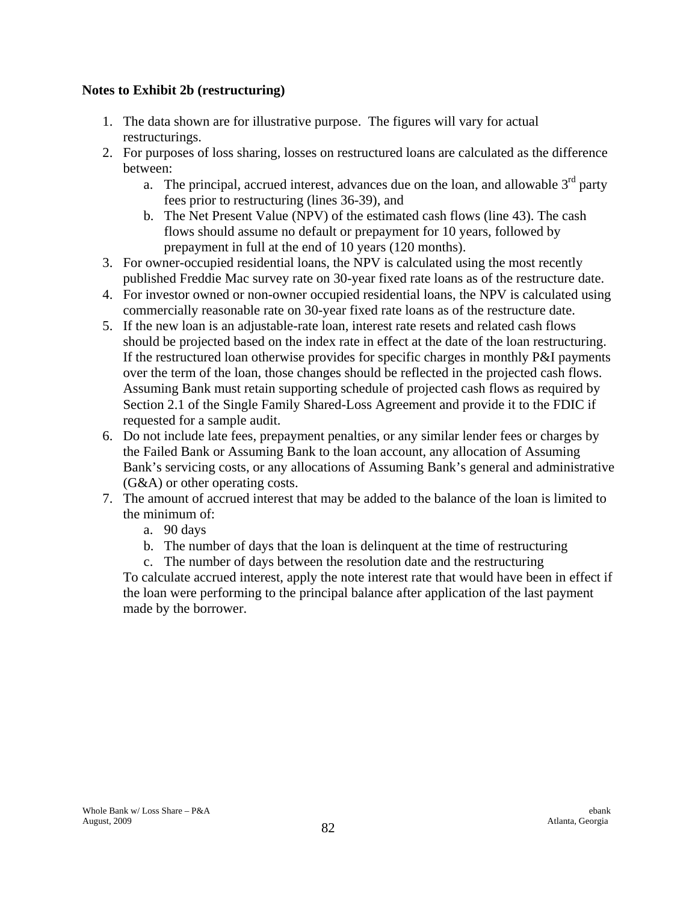**Notes to Exhibit 2b (restructuring)**

1. The data shown are for illustrative purpose. The figures will vary for actual restructurings.
2. For purposes of loss sharing, losses on restructured loans are calculated as the difference between:
   a. The principal, accrued interest, advances due on the loan, and allowable 3rd party fees prior to restructuring (lines 36-39), and
   b. The Net Present Value (NPV) of the estimated cash flows (line 43). The cash flows should assume no default or prepayment for 10 years, followed by prepayment in full at the end of 10 years (120 months).
3. For owner-occupied residential loans, the NPV is calculated using the most recently published Freddie Mac survey rate on 30-year fixed rate loans as of the restructure date.
4. For investor owned or non-owner occupied residential loans, the NPV is calculated using commercially reasonable rate on 30-year fixed rate loans as of the restructure date.
5. If the new loan is an adjustable-rate loan, interest rate resets and related cash flows should be projected based on the index rate in effect at the date of the loan restructuring. If the restructured loan otherwise provides for specific charges in monthly P&I payments over the term of the loan, those changes should be reflected in the projected cash flows. Assuming Bank must retain supporting schedule of projected cash flows as required by Section 2.1 of the Single Family Shared-Loss Agreement and provide it to the FDIC if requested for a sample audit.
6. Do not include late fees, prepayment penalties, or any similar lender fees or charges by the Failed Bank or Assuming Bank to the loan account, any allocation of Assuming Bank's servicing costs, or any allocations of Assuming Bank's general and administrative (G&A) or other operating costs.
7. The amount of accrued interest that may be added to the balance of the loan is limited to the minimum of:
   a. 90 days
   b. The number of days that the loan is delinquent at the time of restructuring
   c. The number of days between the resolution date and the restructuring

   To calculate accrued interest, apply the note interest rate that would have been in effect if the loan were performing to the principal balance after application of the last payment made by the borrower.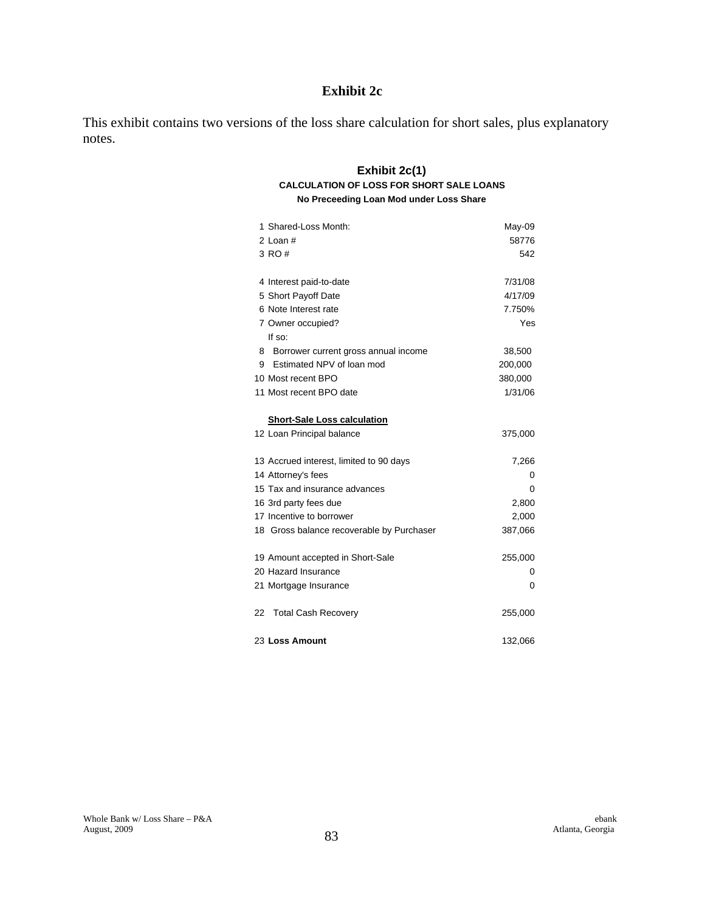# Exhibit 2c

This exhibit contains two versions of the loss share calculation for short sales, plus explanatory notes.

## Exhibit 2c(1)

**CALCULATION OF LOSS FOR SHORT SALE LOANS**

**No Preceeding Loan Mod under Loss Share**

| | |
|---|---|
| 1 Shared-Loss Month: | May-09 |
| 2 Loan # | 58776 |
| 3 RO # | 542 |
| | |
| 4 Interest paid-to-date | 7/31/08 |
| 5 Short Payoff Date | 4/17/09 |
| 6 Note Interest rate | 7.750% |
| 7 Owner occupied? | Yes |
| If so: | |
| 8 Borrower current gross annual income | 38,500 |
| 9 Estimated NPV of loan mod | 200,000 |
| 10 Most recent BPO | 380,000 |
| 11 Most recent BPO date | 1/31/06 |
| | |
| **Short-Sale Loss calculation** | |
| 12 Loan Principal balance | 375,000 |
| | |
| 13 Accrued interest, limited to 90 days | 7,266 |
| 14 Attorney's fees | 0 |
| 15 Tax and insurance advances | 0 |
| 16 3rd party fees due | 2,800 |
| 17 Incentive to borrower | 2,000 |
| 18 Gross balance recoverable by Purchaser | 387,066 |
| | |
| 19 Amount accepted in Short-Sale | 255,000 |
| 20 Hazard Insurance | 0 |
| 21 Mortgage Insurance | 0 |
| | |
| 22 Total Cash Recovery | 255,000 |
| | |
| 23 **Loss Amount** | 132,066 |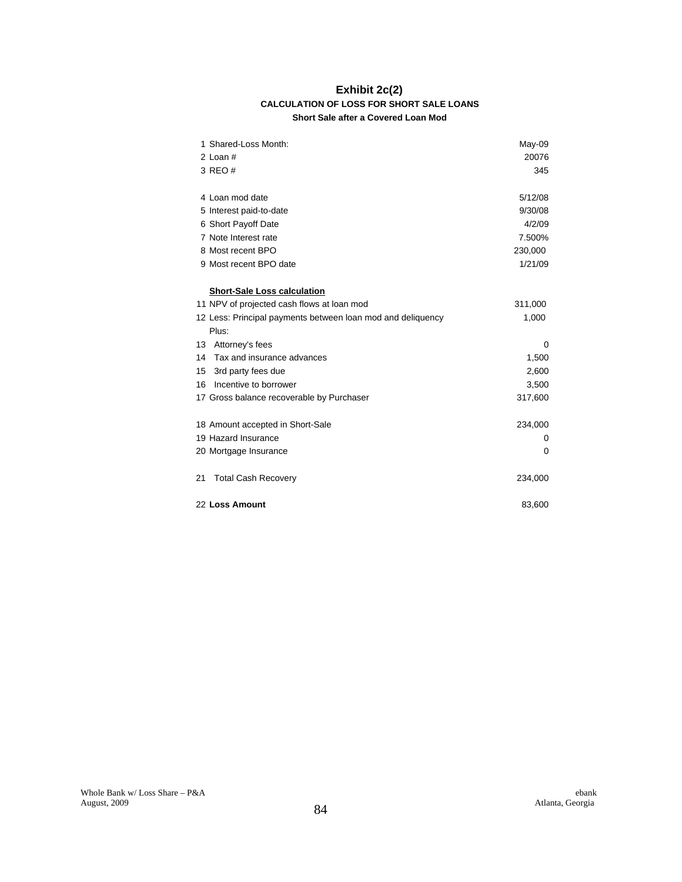# Exhibit 2c(2)

## CALCULATION OF LOSS FOR SHORT SALE LOANS

### Short Sale after a Covered Loan Mod

| | |
|---|---|
| 1 Shared-Loss Month: | May-09 |
| 2 Loan # | 20076 |
| 3 REO # | 345 |
| | |
| 4 Loan mod date | 5/12/08 |
| 5 Interest paid-to-date | 9/30/08 |
| 6 Short Payoff Date | 4/2/09 |
| 7 Note Interest rate | 7.500% |
| 8 Most recent BPO | 230,000 |
| 9 Most recent BPO date | 1/21/09 |
| | |
| **Short-Sale Loss calculation** | |
| 11 NPV of projected cash flows at loan mod | 311,000 |
| 12 Less: Principal payments between loan mod and deliquency | 1,000 |
| Plus: | |
| 13 Attorney's fees | 0 |
| 14 Tax and insurance advances | 1,500 |
| 15 3rd party fees due | 2,600 |
| 16 Incentive to borrower | 3,500 |
| 17 Gross balance recoverable by Purchaser | 317,600 |
| | |
| 18 Amount accepted in Short-Sale | 234,000 |
| 19 Hazard Insurance | 0 |
| 20 Mortgage Insurance | 0 |
| | |
| 21 Total Cash Recovery | 234,000 |
| | |
| 22 **Loss Amount** | 83,600 |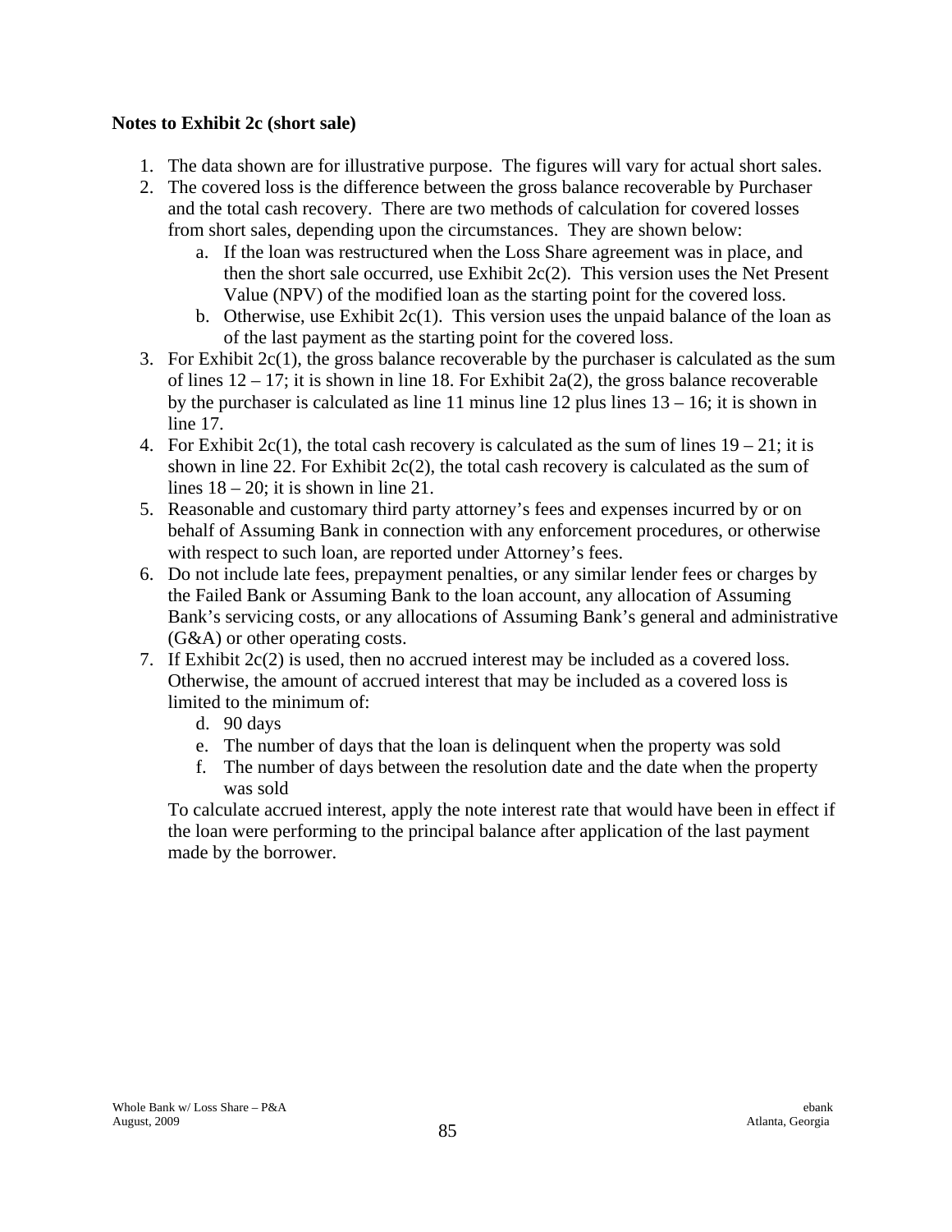**Notes to Exhibit 2c (short sale)**

1. The data shown are for illustrative purpose. The figures will vary for actual short sales.
2. The covered loss is the difference between the gross balance recoverable by Purchaser and the total cash recovery. There are two methods of calculation for covered losses from short sales, depending upon the circumstances. They are shown below:
   a. If the loan was restructured when the Loss Share agreement was in place, and then the short sale occurred, use Exhibit 2c(2). This version uses the Net Present Value (NPV) of the modified loan as the starting point for the covered loss.
   b. Otherwise, use Exhibit 2c(1). This version uses the unpaid balance of the loan as of the last payment as the starting point for the covered loss.
3. For Exhibit 2c(1), the gross balance recoverable by the purchaser is calculated as the sum of lines 12 – 17; it is shown in line 18. For Exhibit 2a(2), the gross balance recoverable by the purchaser is calculated as line 11 minus line 12 plus lines 13 – 16; it is shown in line 17.
4. For Exhibit 2c(1), the total cash recovery is calculated as the sum of lines 19 – 21; it is shown in line 22. For Exhibit 2c(2), the total cash recovery is calculated as the sum of lines 18 – 20; it is shown in line 21.
5. Reasonable and customary third party attorney's fees and expenses incurred by or on behalf of Assuming Bank in connection with any enforcement procedures, or otherwise with respect to such loan, are reported under Attorney's fees.
6. Do not include late fees, prepayment penalties, or any similar lender fees or charges by the Failed Bank or Assuming Bank to the loan account, any allocation of Assuming Bank's servicing costs, or any allocations of Assuming Bank's general and administrative (G&A) or other operating costs.
7. If Exhibit 2c(2) is used, then no accrued interest may be included as a covered loss. Otherwise, the amount of accrued interest that may be included as a covered loss is limited to the minimum of:
   d. 90 days
   e. The number of days that the loan is delinquent when the property was sold
   f. The number of days between the resolution date and the date when the property was sold

   To calculate accrued interest, apply the note interest rate that would have been in effect if the loan were performing to the principal balance after application of the last payment made by the borrower.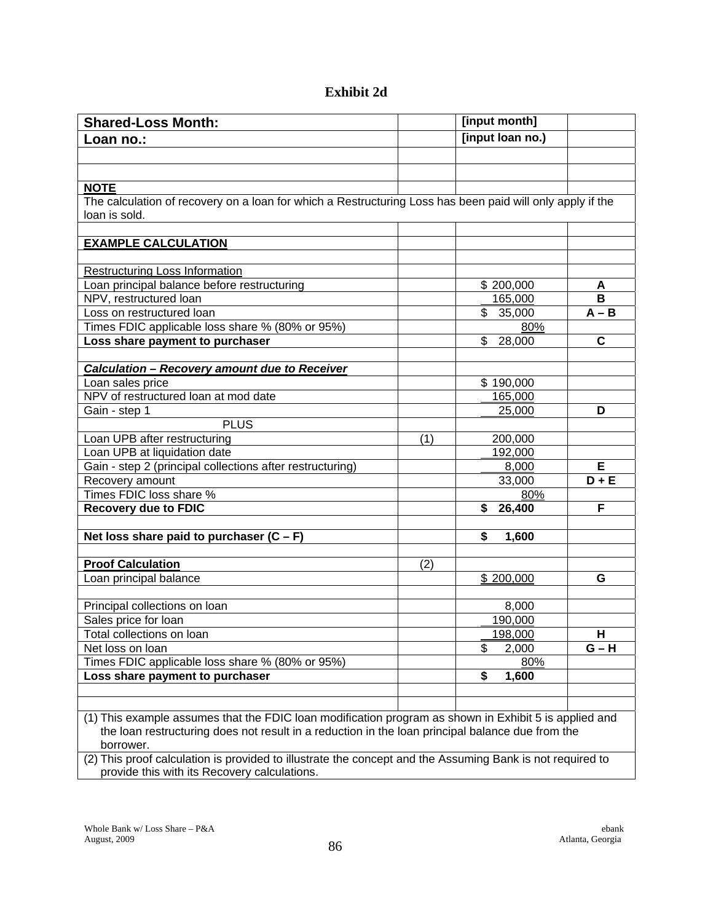# Exhibit 2d

| | | | |
|---|---|---|---|
| **Shared-Loss Month:** | | **[input month]** | |
| **Loan no.:** | | **[input loan no.)** | |
| | | | |
| | | | |
| **NOTE** | | | |
| The calculation of recovery on a loan for which a Restructuring Loss has been paid will only apply if the loan is sold. | | | |
| | | | |
| **EXAMPLE CALCULATION** | | | |
| | | | |
| Restructuring Loss Information | | | |
| Loan principal balance before restructuring | | $ 200,000 | **A** |
| NPV, restructured loan | | 165,000 | **B** |
| Loss on restructured loan | | $ 35,000 | **A – B** |
| Times FDIC applicable loss share % (80% or 95%) | | 80% | |
| **Loss share payment to purchaser** | | $ 28,000 | **C** |
| | | | |
| ***Calculation – Recovery amount due to Receiver*** | | | |
| Loan sales price | | $ 190,000 | |
| NPV of restructured loan at mod date | | 165,000 | |
| Gain - step 1 | | 25,000 | **D** |
| PLUS | | | |
| Loan UPB after restructuring | (1) | 200,000 | |
| Loan UPB at liquidation date | | 192,000 | |
| Gain - step 2 (principal collections after restructuring) | | 8,000 | **E** |
| Recovery amount | | 33,000 | **D + E** |
| Times FDIC loss share % | | 80% | |
| **Recovery due to FDIC** | | **$ 26,400** | **F** |
| | | | |
| **Net loss share paid to purchaser (C – F)** | | **$ 1,600** | |
| | | | |
| **Proof Calculation** | (2) | | |
| Loan principal balance | | $ 200,000 | **G** |
| | | | |
| Principal collections on loan | | 8,000 | |
| Sales price for loan | | 190,000 | |
| Total collections on loan | | 198,000 | **H** |
| Net loss on loan | | $ 2,000 | **G – H** |
| Times FDIC applicable loss share % (80% or 95%) | | 80% | |
| **Loss share payment to purchaser** | | **$ 1,600** | |
| | | | |
| | | | |
| (1) This example assumes that the FDIC loan modification program as shown in Exhibit 5 is applied and the loan restructuring does not result in a reduction in the loan principal balance due from the borrower. | | | |
| (2) This proof calculation is provided to illustrate the concept and the Assuming Bank is not required to provide this with its Recovery calculations. | | | |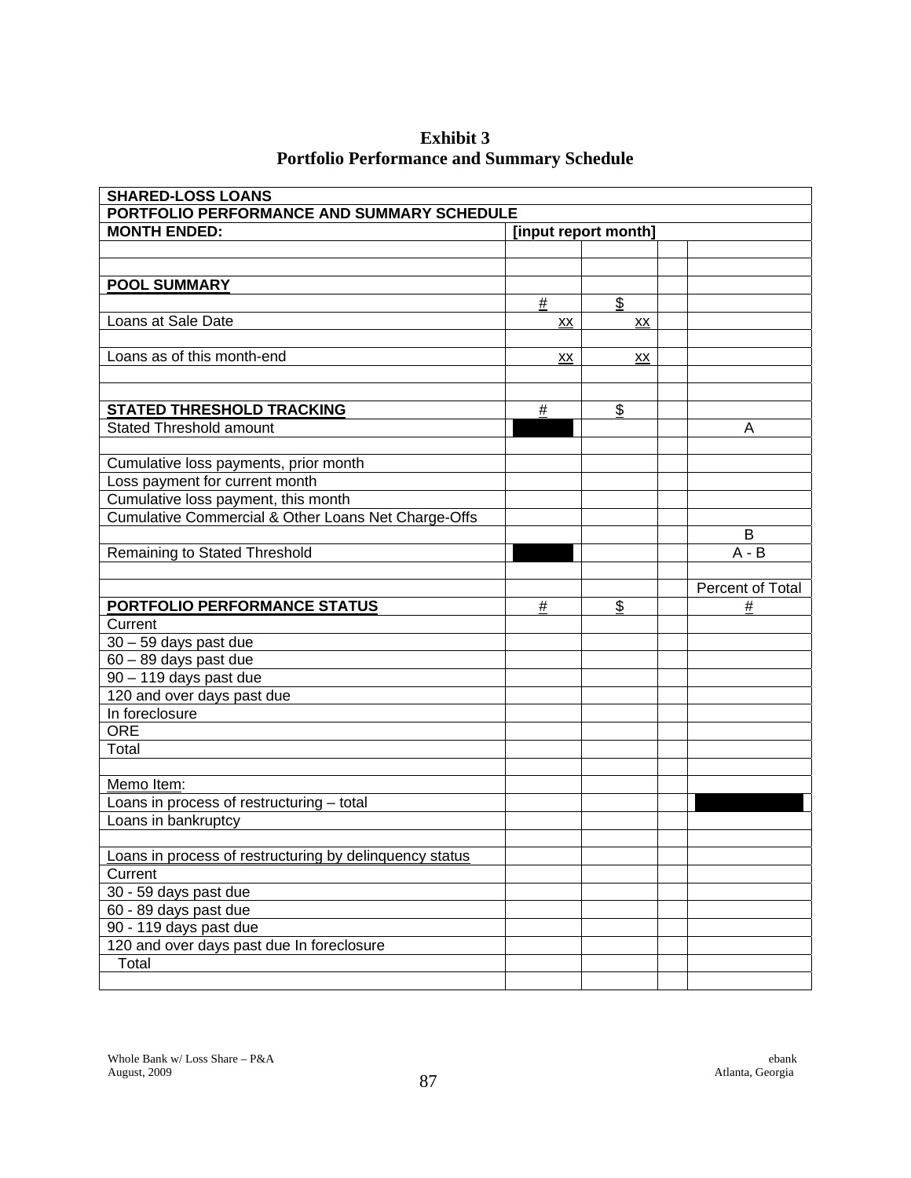# Exhibit 3
## Portfolio Performance and Summary Schedule

| SHARED-LOSS LOANS | | | | |
|---|---|---|---|---|
| PORTFOLIO PERFORMANCE AND SUMMARY SCHEDULE | | | | |
| **MONTH ENDED:** | **[input report month]** | | | |
| | | | | |
| | | | | |
| **POOL SUMMARY** | | | | |
| | # | $ | | |
| Loans at Sale Date | xx | xx | | |
| | | | | |
| Loans as of this month-end | xx | xx | | |
| | | | | |
| | | | | |
| **STATED THRESHOLD TRACKING** | # | $ | | |
| Stated Threshold amount | | | | A |
| | | | | |
| Cumulative loss payments, prior month | | | | |
| Loss payment for current month | | | | |
| Cumulative loss payment, this month | | | | |
| Cumulative Commercial & Other Loans Net Charge-Offs | | | | |
| | | | | B |
| Remaining to Stated Threshold | | | | A - B |
| | | | | |
| | | | | Percent of Total |
| **PORTFOLIO PERFORMANCE STATUS** | # | $ | | # |
| Current | | | | |
| 30 – 59 days past due | | | | |
| 60 – 89 days past due | | | | |
| 90 – 119 days past due | | | | |
| 120 and over days past due | | | | |
| In foreclosure | | | | |
| ORE | | | | |
| Total | | | | |
| | | | | |
| Memo Item: | | | | |
| Loans in process of restructuring – total | | | | |
| Loans in bankruptcy | | | | |
| | | | | |
| Loans in process of restructuring by delinquency status | | | | |
| Current | | | | |
| 30 - 59 days past due | | | | |
| 60 - 89 days past due | | | | |
| 90 - 119 days past due | | | | |
| 120 and over days past due In foreclosure | | | | |
| Total | | | | |
| | | | | |

Whole Bank w/ Loss Share – P&A
August, 2009

ebank
Atlanta, Georgia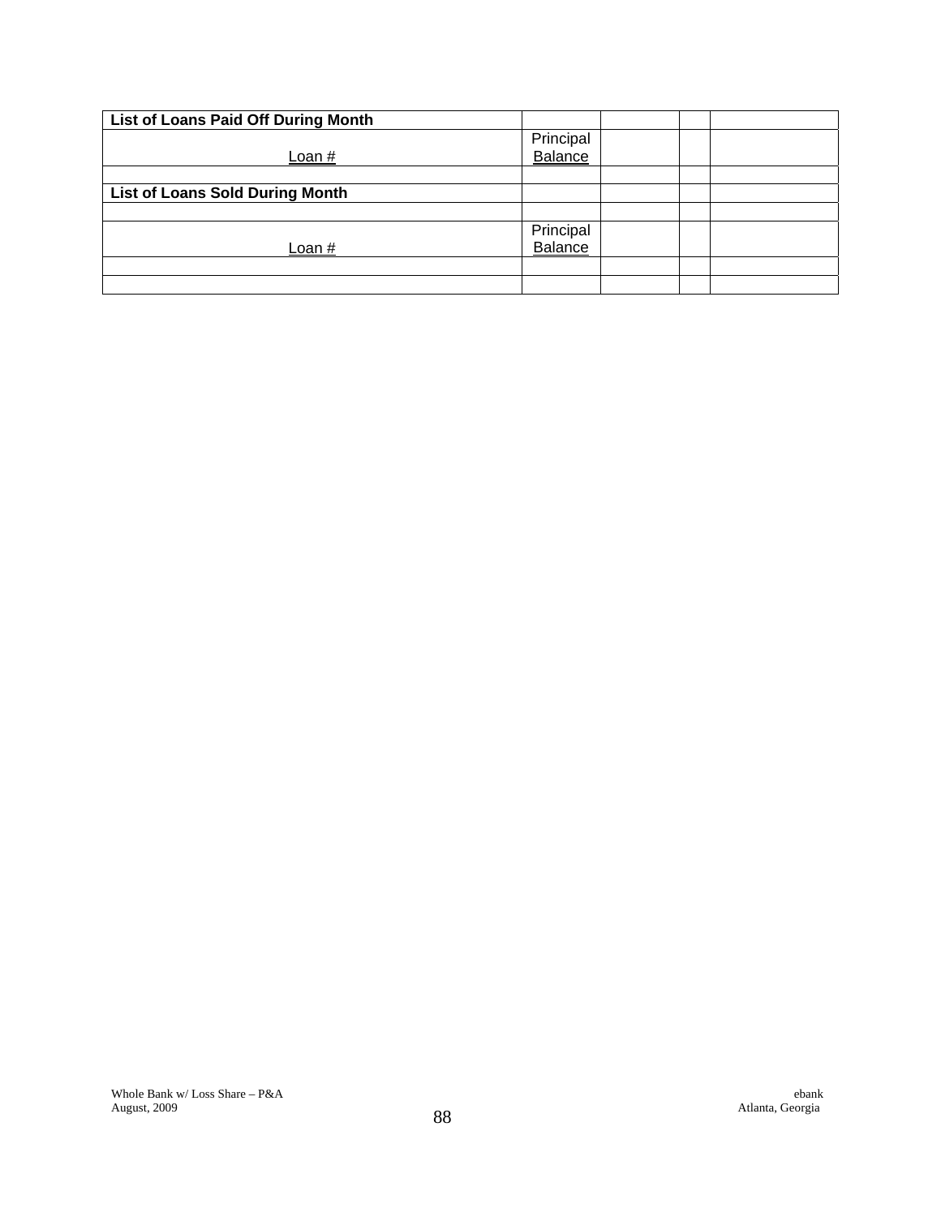| List of Loans Paid Off During Month | | | | |
|---|---|---|---|---|
| Loan # | Principal Balance | | | |
| | | | | |
| **List of Loans Sold During Month** | | | | |
| | | | | |
| Loan # | Principal Balance | | | |
| | | | | |
| | | | | |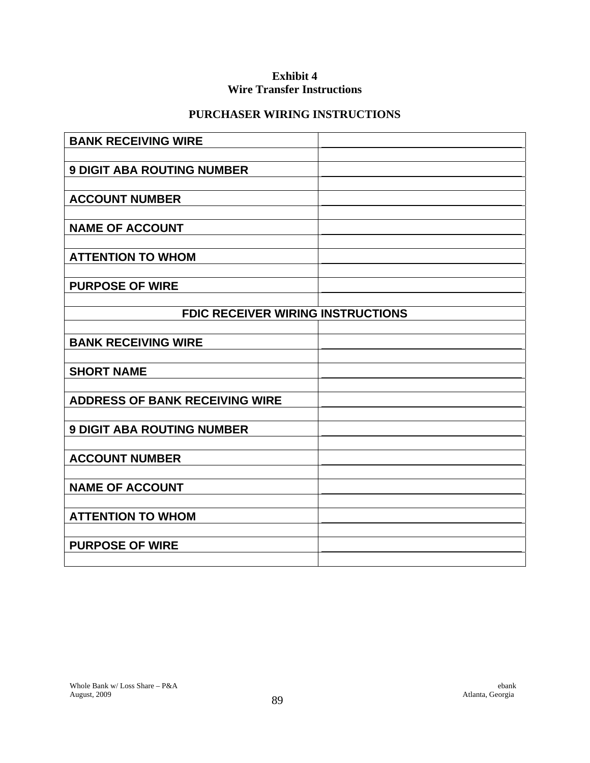**Exhibit 4**
**Wire Transfer Instructions**

**PURCHASER WIRING INSTRUCTIONS**

| | |
|---|---|
| **BANK RECEIVING WIRE** | |
| | |
| **9 DIGIT ABA ROUTING NUMBER** | |
| | |
| **ACCOUNT NUMBER** | |
| | |
| **NAME OF ACCOUNT** | |
| | |
| **ATTENTION TO WHOM** | |
| | |
| **PURPOSE OF WIRE** | |
| | |
| **FDIC RECEIVER WIRING INSTRUCTIONS** | |
| | |
| **BANK RECEIVING WIRE** | |
| | |
| **SHORT NAME** | |
| | |
| **ADDRESS OF BANK RECEIVING WIRE** | |
| | |
| **9 DIGIT ABA ROUTING NUMBER** | |
| | |
| **ACCOUNT NUMBER** | |
| | |
| **NAME OF ACCOUNT** | |
| | |
| **ATTENTION TO WHOM** | |
| | |
| **PURPOSE OF WIRE** | |
| | |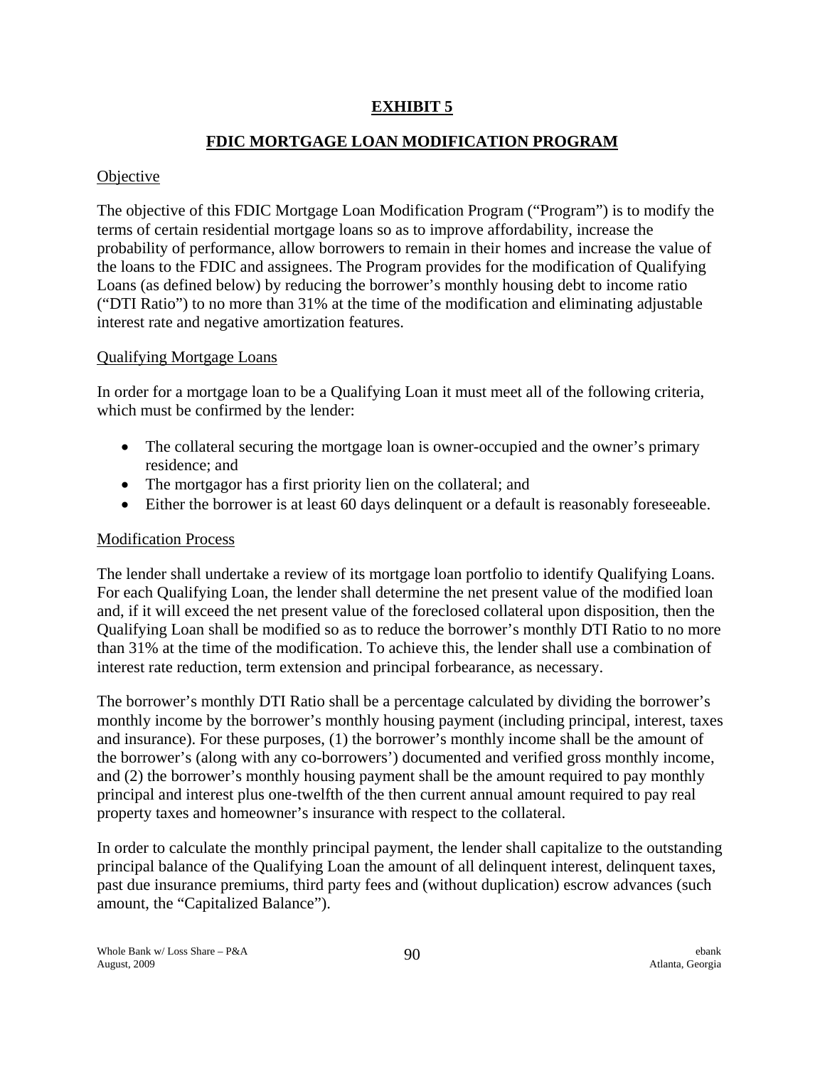# EXHIBIT 5

## FDIC MORTGAGE LOAN MODIFICATION PROGRAM

### Objective

The objective of this FDIC Mortgage Loan Modification Program ("Program") is to modify the terms of certain residential mortgage loans so as to improve affordability, increase the probability of performance, allow borrowers to remain in their homes and increase the value of the loans to the FDIC and assignees. The Program provides for the modification of Qualifying Loans (as defined below) by reducing the borrower's monthly housing debt to income ratio ("DTI Ratio") to no more than 31% at the time of the modification and eliminating adjustable interest rate and negative amortization features.

### Qualifying Mortgage Loans

In order for a mortgage loan to be a Qualifying Loan it must meet all of the following criteria, which must be confirmed by the lender:

- The collateral securing the mortgage loan is owner-occupied and the owner's primary residence; and
- The mortgagor has a first priority lien on the collateral; and
- Either the borrower is at least 60 days delinquent or a default is reasonably foreseeable.

### Modification Process

The lender shall undertake a review of its mortgage loan portfolio to identify Qualifying Loans. For each Qualifying Loan, the lender shall determine the net present value of the modified loan and, if it will exceed the net present value of the foreclosed collateral upon disposition, then the Qualifying Loan shall be modified so as to reduce the borrower's monthly DTI Ratio to no more than 31% at the time of the modification. To achieve this, the lender shall use a combination of interest rate reduction, term extension and principal forbearance, as necessary.

The borrower's monthly DTI Ratio shall be a percentage calculated by dividing the borrower's monthly income by the borrower's monthly housing payment (including principal, interest, taxes and insurance). For these purposes, (1) the borrower's monthly income shall be the amount of the borrower's (along with any co-borrowers') documented and verified gross monthly income, and (2) the borrower's monthly housing payment shall be the amount required to pay monthly principal and interest plus one-twelfth of the then current annual amount required to pay real property taxes and homeowner's insurance with respect to the collateral.

In order to calculate the monthly principal payment, the lender shall capitalize to the outstanding principal balance of the Qualifying Loan the amount of all delinquent interest, delinquent taxes, past due insurance premiums, third party fees and (without duplication) escrow advances (such amount, the "Capitalized Balance").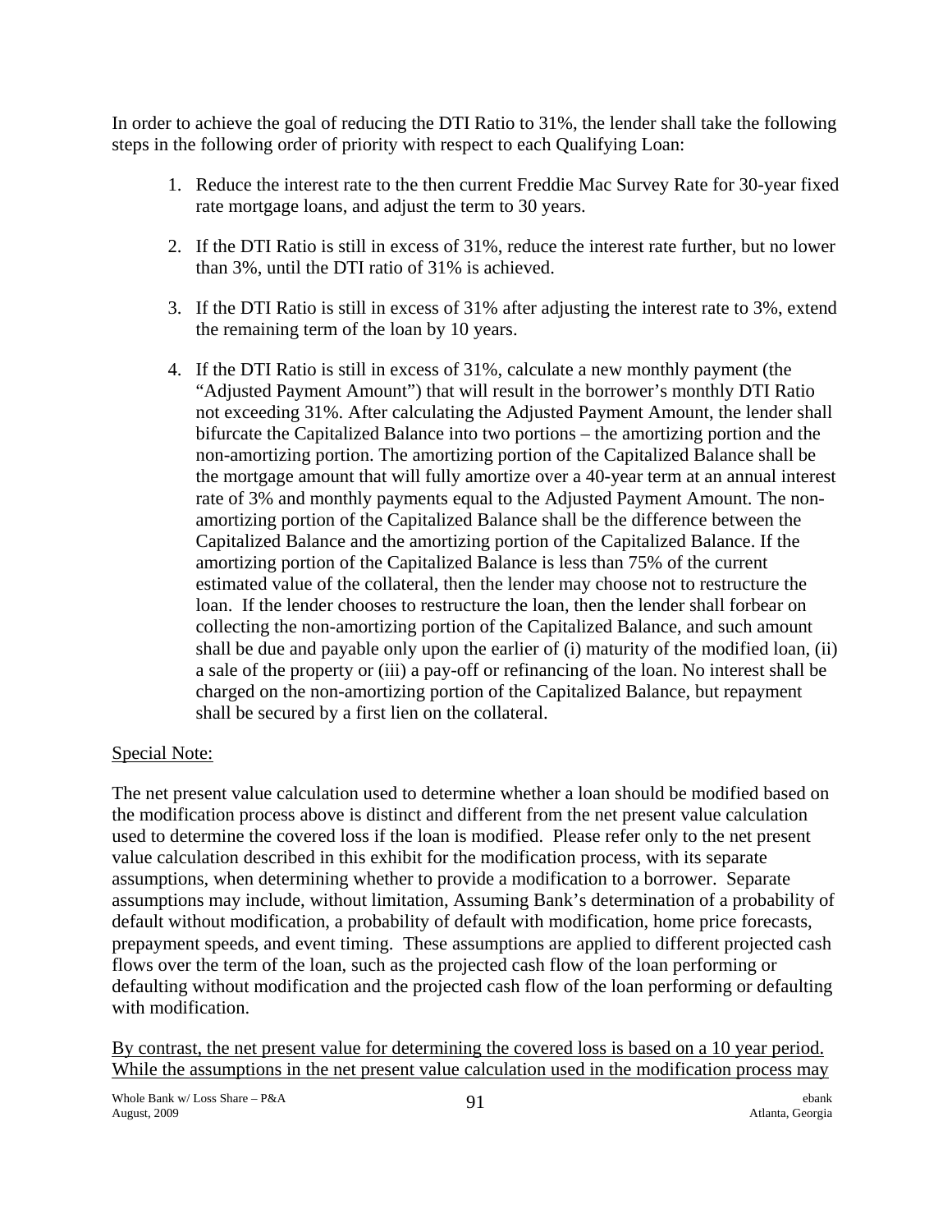In order to achieve the goal of reducing the DTI Ratio to 31%, the lender shall take the following steps in the following order of priority with respect to each Qualifying Loan:

1. Reduce the interest rate to the then current Freddie Mac Survey Rate for 30-year fixed rate mortgage loans, and adjust the term to 30 years.

2. If the DTI Ratio is still in excess of 31%, reduce the interest rate further, but no lower than 3%, until the DTI ratio of 31% is achieved.

3. If the DTI Ratio is still in excess of 31% after adjusting the interest rate to 3%, extend the remaining term of the loan by 10 years.

4. If the DTI Ratio is still in excess of 31%, calculate a new monthly payment (the "Adjusted Payment Amount") that will result in the borrower's monthly DTI Ratio not exceeding 31%. After calculating the Adjusted Payment Amount, the lender shall bifurcate the Capitalized Balance into two portions – the amortizing portion and the non-amortizing portion. The amortizing portion of the Capitalized Balance shall be the mortgage amount that will fully amortize over a 40-year term at an annual interest rate of 3% and monthly payments equal to the Adjusted Payment Amount. The non-amortizing portion of the Capitalized Balance shall be the difference between the Capitalized Balance and the amortizing portion of the Capitalized Balance. If the amortizing portion of the Capitalized Balance is less than 75% of the current estimated value of the collateral, then the lender may choose not to restructure the loan. If the lender chooses to restructure the loan, then the lender shall forbear on collecting the non-amortizing portion of the Capitalized Balance, and such amount shall be due and payable only upon the earlier of (i) maturity of the modified loan, (ii) a sale of the property or (iii) a pay-off or refinancing of the loan. No interest shall be charged on the non-amortizing portion of the Capitalized Balance, but repayment shall be secured by a first lien on the collateral.

<u>Special Note:</u>

The net present value calculation used to determine whether a loan should be modified based on the modification process above is distinct and different from the net present value calculation used to determine the covered loss if the loan is modified. Please refer only to the net present value calculation described in this exhibit for the modification process, with its separate assumptions, when determining whether to provide a modification to a borrower. Separate assumptions may include, without limitation, Assuming Bank's determination of a probability of default without modification, a probability of default with modification, home price forecasts, prepayment speeds, and event timing. These assumptions are applied to different projected cash flows over the term of the loan, such as the projected cash flow of the loan performing or defaulting without modification and the projected cash flow of the loan performing or defaulting with modification.

<u>By contrast, the net present value for determining the covered loss is based on a 10 year period. While the assumptions in the net present value calculation used in the modification process may</u>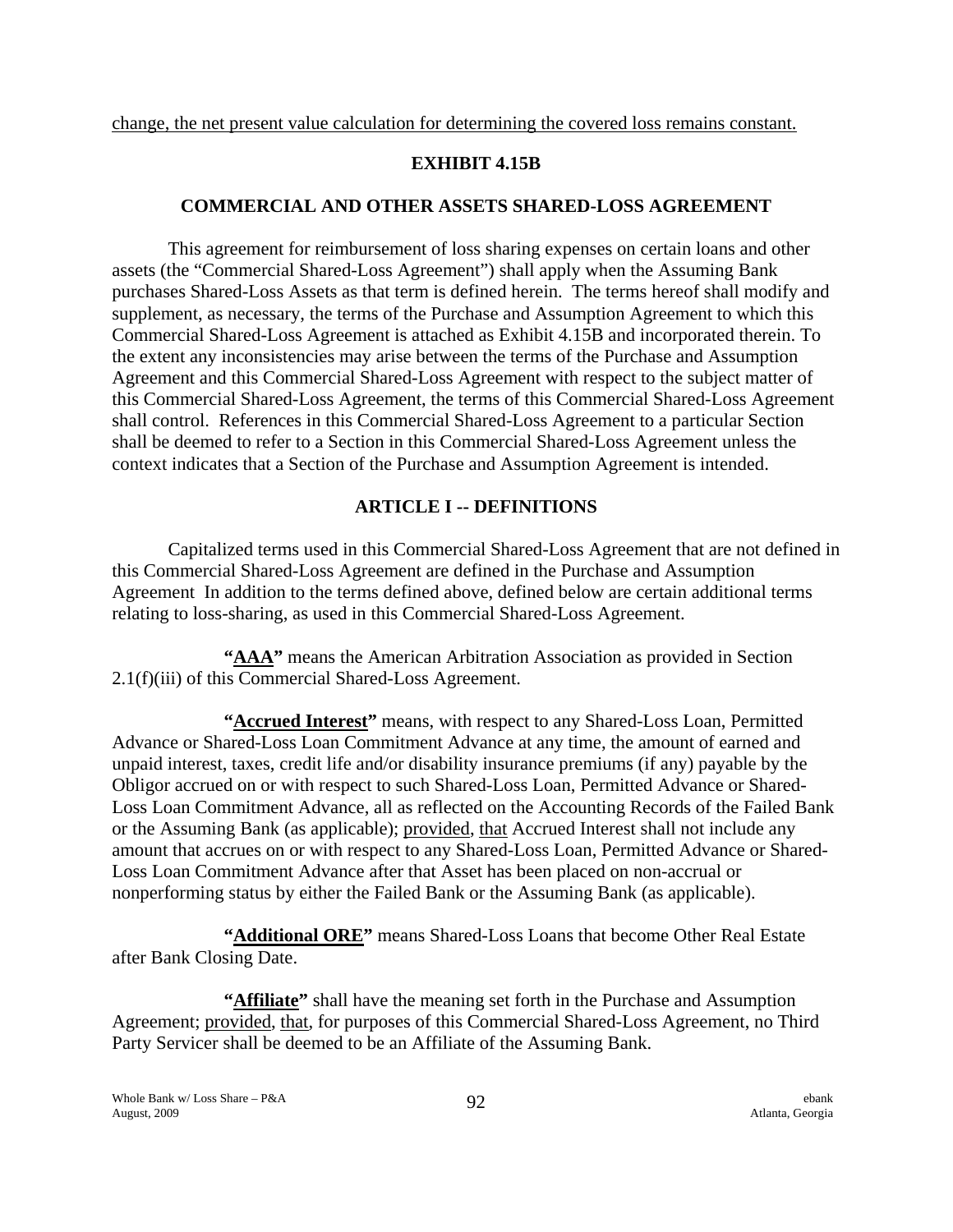change, the net present value calculation for determining the covered loss remains constant.

## EXHIBIT 4.15B

## COMMERCIAL AND OTHER ASSETS SHARED-LOSS AGREEMENT

This agreement for reimbursement of loss sharing expenses on certain loans and other assets (the "Commercial Shared-Loss Agreement") shall apply when the Assuming Bank purchases Shared-Loss Assets as that term is defined herein. The terms hereof shall modify and supplement, as necessary, the terms of the Purchase and Assumption Agreement to which this Commercial Shared-Loss Agreement is attached as Exhibit 4.15B and incorporated therein. To the extent any inconsistencies may arise between the terms of the Purchase and Assumption Agreement and this Commercial Shared-Loss Agreement with respect to the subject matter of this Commercial Shared-Loss Agreement, the terms of this Commercial Shared-Loss Agreement shall control. References in this Commercial Shared-Loss Agreement to a particular Section shall be deemed to refer to a Section in this Commercial Shared-Loss Agreement unless the context indicates that a Section of the Purchase and Assumption Agreement is intended.

## ARTICLE I -- DEFINITIONS

Capitalized terms used in this Commercial Shared-Loss Agreement that are not defined in this Commercial Shared-Loss Agreement are defined in the Purchase and Assumption Agreement In addition to the terms defined above, defined below are certain additional terms relating to loss-sharing, as used in this Commercial Shared-Loss Agreement.

**"AAA"** means the American Arbitration Association as provided in Section 2.1(f)(iii) of this Commercial Shared-Loss Agreement.

**"Accrued Interest"** means, with respect to any Shared-Loss Loan, Permitted Advance or Shared-Loss Loan Commitment Advance at any time, the amount of earned and unpaid interest, taxes, credit life and/or disability insurance premiums (if any) payable by the Obligor accrued on or with respect to such Shared-Loss Loan, Permitted Advance or Shared-Loss Loan Commitment Advance, all as reflected on the Accounting Records of the Failed Bank or the Assuming Bank (as applicable); provided, that Accrued Interest shall not include any amount that accrues on or with respect to any Shared-Loss Loan, Permitted Advance or Shared-Loss Loan Commitment Advance after that Asset has been placed on non-accrual or nonperforming status by either the Failed Bank or the Assuming Bank (as applicable).

**"Additional ORE"** means Shared-Loss Loans that become Other Real Estate after Bank Closing Date.

**"Affiliate"** shall have the meaning set forth in the Purchase and Assumption Agreement; provided, that, for purposes of this Commercial Shared-Loss Agreement, no Third Party Servicer shall be deemed to be an Affiliate of the Assuming Bank.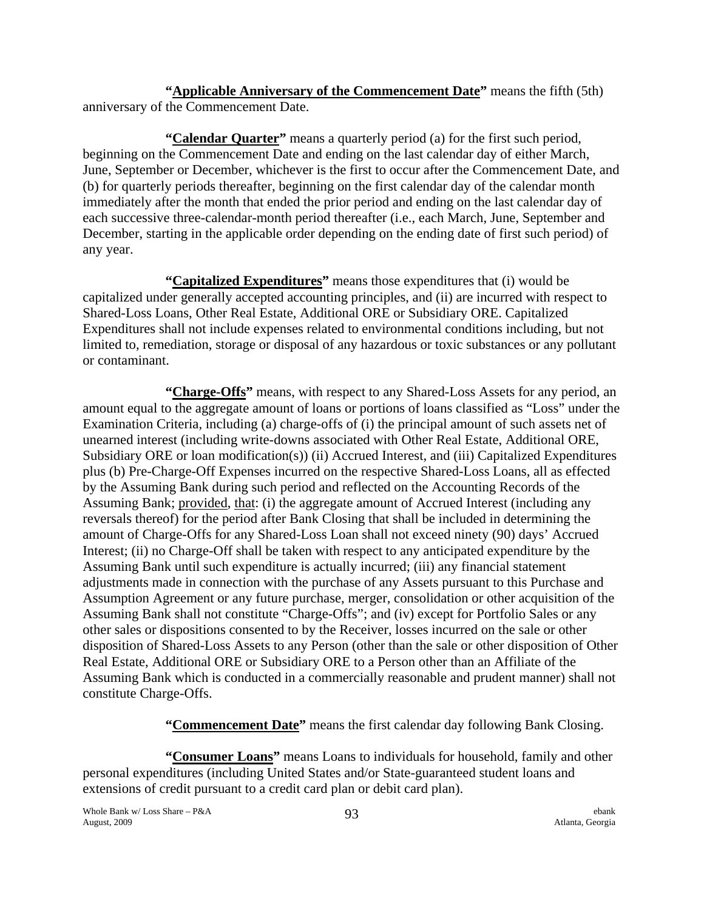**"Applicable Anniversary of the Commencement Date"** means the fifth (5th) anniversary of the Commencement Date.

**"Calendar Quarter"** means a quarterly period (a) for the first such period, beginning on the Commencement Date and ending on the last calendar day of either March, June, September or December, whichever is the first to occur after the Commencement Date, and (b) for quarterly periods thereafter, beginning on the first calendar day of the calendar month immediately after the month that ended the prior period and ending on the last calendar day of each successive three-calendar-month period thereafter (i.e., each March, June, September and December, starting in the applicable order depending on the ending date of first such period) of any year.

**"Capitalized Expenditures"** means those expenditures that (i) would be capitalized under generally accepted accounting principles, and (ii) are incurred with respect to Shared-Loss Loans, Other Real Estate, Additional ORE or Subsidiary ORE. Capitalized Expenditures shall not include expenses related to environmental conditions including, but not limited to, remediation, storage or disposal of any hazardous or toxic substances or any pollutant or contaminant.

**"Charge-Offs"** means, with respect to any Shared-Loss Assets for any period, an amount equal to the aggregate amount of loans or portions of loans classified as "Loss" under the Examination Criteria, including (a) charge-offs of (i) the principal amount of such assets net of unearned interest (including write-downs associated with Other Real Estate, Additional ORE, Subsidiary ORE or loan modification(s)) (ii) Accrued Interest, and (iii) Capitalized Expenditures plus (b) Pre-Charge-Off Expenses incurred on the respective Shared-Loss Loans, all as effected by the Assuming Bank during such period and reflected on the Accounting Records of the Assuming Bank; provided, that: (i) the aggregate amount of Accrued Interest (including any reversals thereof) for the period after Bank Closing that shall be included in determining the amount of Charge-Offs for any Shared-Loss Loan shall not exceed ninety (90) days' Accrued Interest; (ii) no Charge-Off shall be taken with respect to any anticipated expenditure by the Assuming Bank until such expenditure is actually incurred; (iii) any financial statement adjustments made in connection with the purchase of any Assets pursuant to this Purchase and Assumption Agreement or any future purchase, merger, consolidation or other acquisition of the Assuming Bank shall not constitute "Charge-Offs"; and (iv) except for Portfolio Sales or any other sales or dispositions consented to by the Receiver, losses incurred on the sale or other disposition of Shared-Loss Assets to any Person (other than the sale or other disposition of Other Real Estate, Additional ORE or Subsidiary ORE to a Person other than an Affiliate of the Assuming Bank which is conducted in a commercially reasonable and prudent manner) shall not constitute Charge-Offs.

**"Commencement Date"** means the first calendar day following Bank Closing.

**"Consumer Loans"** means Loans to individuals for household, family and other personal expenditures (including United States and/or State-guaranteed student loans and extensions of credit pursuant to a credit card plan or debit card plan).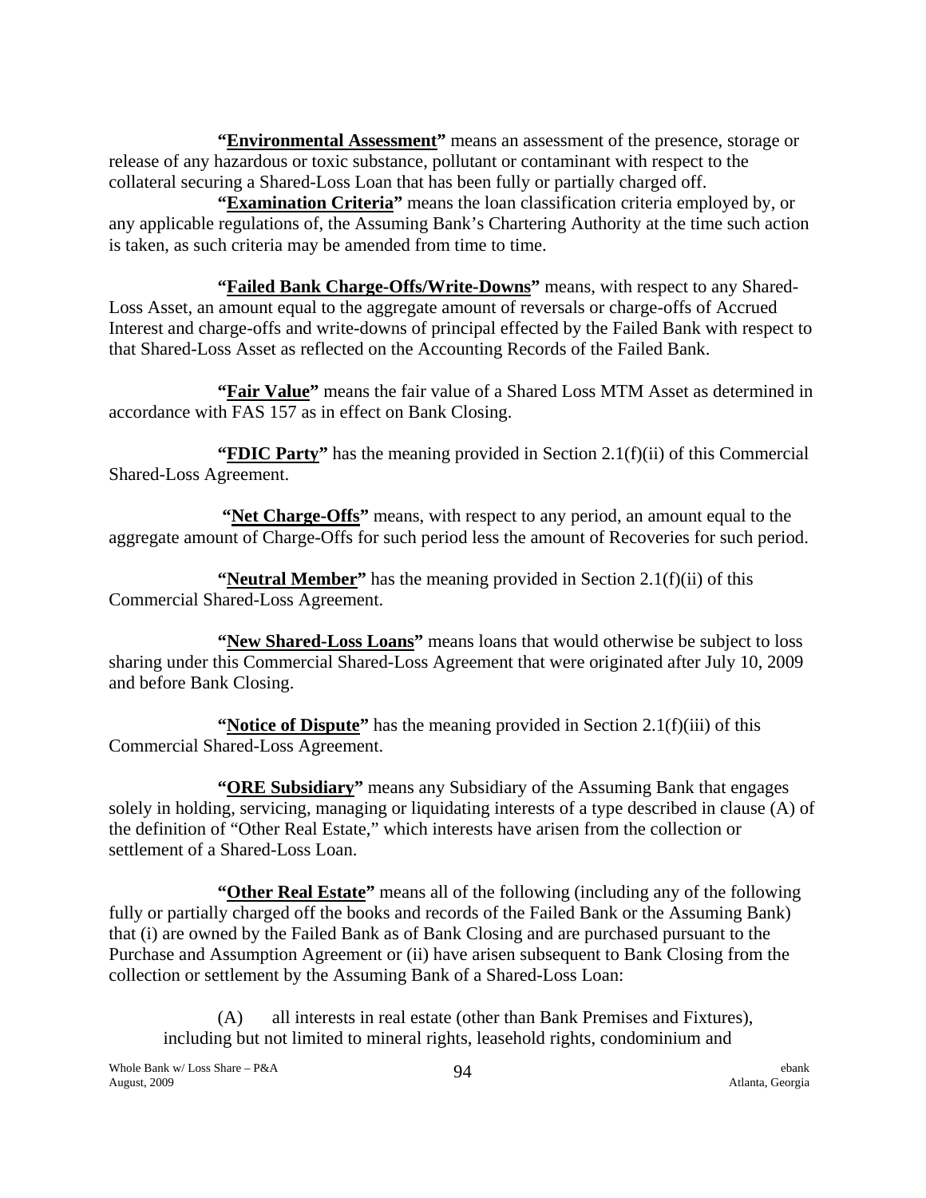**"<u>Environmental Assessment</u>"** means an assessment of the presence, storage or release of any hazardous or toxic substance, pollutant or contaminant with respect to the collateral securing a Shared-Loss Loan that has been fully or partially charged off.

**"<u>Examination Criteria</u>"** means the loan classification criteria employed by, or any applicable regulations of, the Assuming Bank's Chartering Authority at the time such action is taken, as such criteria may be amended from time to time.

**"<u>Failed Bank Charge-Offs/Write-Downs</u>"** means, with respect to any Shared-Loss Asset, an amount equal to the aggregate amount of reversals or charge-offs of Accrued Interest and charge-offs and write-downs of principal effected by the Failed Bank with respect to that Shared-Loss Asset as reflected on the Accounting Records of the Failed Bank.

**"<u>Fair Value</u>"** means the fair value of a Shared Loss MTM Asset as determined in accordance with FAS 157 as in effect on Bank Closing.

**"<u>FDIC Party</u>"** has the meaning provided in Section 2.1(f)(ii) of this Commercial Shared-Loss Agreement.

**"<u>Net Charge-Offs</u>"** means, with respect to any period, an amount equal to the aggregate amount of Charge-Offs for such period less the amount of Recoveries for such period.

**"<u>Neutral Member</u>"** has the meaning provided in Section 2.1(f)(ii) of this Commercial Shared-Loss Agreement.

**"<u>New Shared-Loss Loans</u>"** means loans that would otherwise be subject to loss sharing under this Commercial Shared-Loss Agreement that were originated after July 10, 2009 and before Bank Closing.

**"<u>Notice of Dispute</u>"** has the meaning provided in Section 2.1(f)(iii) of this Commercial Shared-Loss Agreement.

**"<u>ORE Subsidiary</u>"** means any Subsidiary of the Assuming Bank that engages solely in holding, servicing, managing or liquidating interests of a type described in clause (A) of the definition of "Other Real Estate," which interests have arisen from the collection or settlement of a Shared-Loss Loan.

**"<u>Other Real Estate</u>"** means all of the following (including any of the following fully or partially charged off the books and records of the Failed Bank or the Assuming Bank) that (i) are owned by the Failed Bank as of Bank Closing and are purchased pursuant to the Purchase and Assumption Agreement or (ii) have arisen subsequent to Bank Closing from the collection or settlement by the Assuming Bank of a Shared-Loss Loan:

(A) all interests in real estate (other than Bank Premises and Fixtures), including but not limited to mineral rights, leasehold rights, condominium and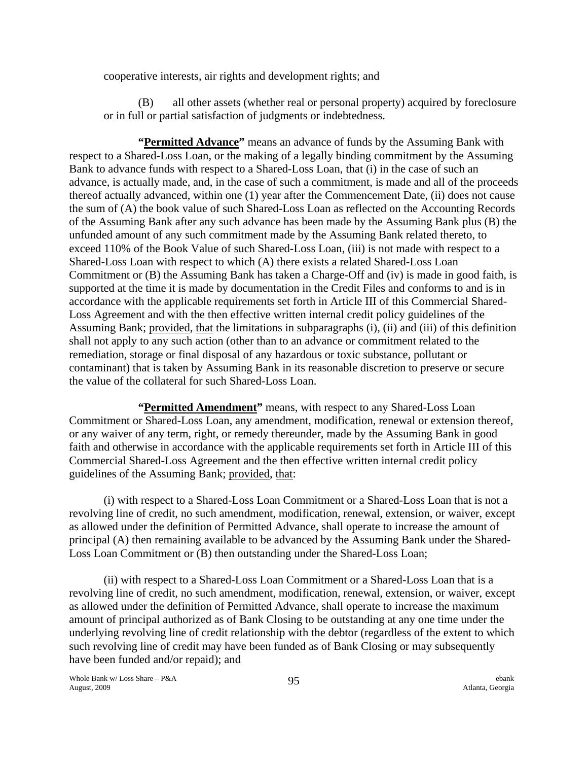cooperative interests, air rights and development rights; and

(B) all other assets (whether real or personal property) acquired by foreclosure or in full or partial satisfaction of judgments or indebtedness.

**"Permitted Advance"** means an advance of funds by the Assuming Bank with respect to a Shared-Loss Loan, or the making of a legally binding commitment by the Assuming Bank to advance funds with respect to a Shared-Loss Loan, that (i) in the case of such an advance, is actually made, and, in the case of such a commitment, is made and all of the proceeds thereof actually advanced, within one (1) year after the Commencement Date, (ii) does not cause the sum of (A) the book value of such Shared-Loss Loan as reflected on the Accounting Records of the Assuming Bank after any such advance has been made by the Assuming Bank plus (B) the unfunded amount of any such commitment made by the Assuming Bank related thereto, to exceed 110% of the Book Value of such Shared-Loss Loan, (iii) is not made with respect to a Shared-Loss Loan with respect to which (A) there exists a related Shared-Loss Loan Commitment or (B) the Assuming Bank has taken a Charge-Off and (iv) is made in good faith, is supported at the time it is made by documentation in the Credit Files and conforms to and is in accordance with the applicable requirements set forth in Article III of this Commercial Shared-Loss Agreement and with the then effective written internal credit policy guidelines of the Assuming Bank; provided, that the limitations in subparagraphs (i), (ii) and (iii) of this definition shall not apply to any such action (other than to an advance or commitment related to the remediation, storage or final disposal of any hazardous or toxic substance, pollutant or contaminant) that is taken by Assuming Bank in its reasonable discretion to preserve or secure the value of the collateral for such Shared-Loss Loan.

**"Permitted Amendment"** means, with respect to any Shared-Loss Loan Commitment or Shared-Loss Loan, any amendment, modification, renewal or extension thereof, or any waiver of any term, right, or remedy thereunder, made by the Assuming Bank in good faith and otherwise in accordance with the applicable requirements set forth in Article III of this Commercial Shared-Loss Agreement and the then effective written internal credit policy guidelines of the Assuming Bank; provided, that:

(i) with respect to a Shared-Loss Loan Commitment or a Shared-Loss Loan that is not a revolving line of credit, no such amendment, modification, renewal, extension, or waiver, except as allowed under the definition of Permitted Advance, shall operate to increase the amount of principal (A) then remaining available to be advanced by the Assuming Bank under the Shared-Loss Loan Commitment or (B) then outstanding under the Shared-Loss Loan;

(ii) with respect to a Shared-Loss Loan Commitment or a Shared-Loss Loan that is a revolving line of credit, no such amendment, modification, renewal, extension, or waiver, except as allowed under the definition of Permitted Advance, shall operate to increase the maximum amount of principal authorized as of Bank Closing to be outstanding at any one time under the underlying revolving line of credit relationship with the debtor (regardless of the extent to which such revolving line of credit may have been funded as of Bank Closing or may subsequently have been funded and/or repaid); and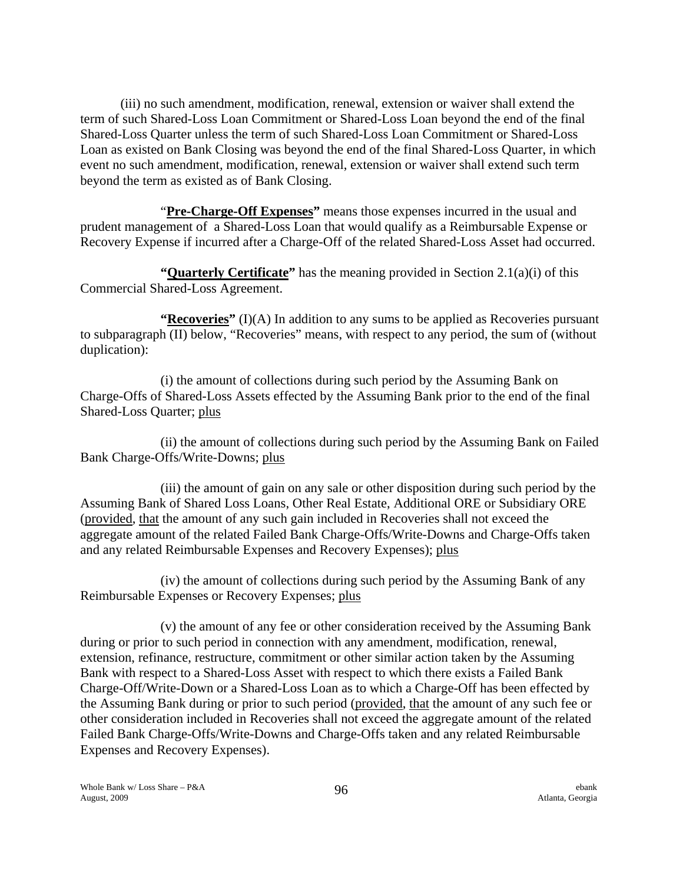(iii) no such amendment, modification, renewal, extension or waiver shall extend the term of such Shared-Loss Loan Commitment or Shared-Loss Loan beyond the end of the final Shared-Loss Quarter unless the term of such Shared-Loss Loan Commitment or Shared-Loss Loan as existed on Bank Closing was beyond the end of the final Shared-Loss Quarter, in which event no such amendment, modification, renewal, extension or waiver shall extend such term beyond the term as existed as of Bank Closing.

"**<u>Pre-Charge-Off Expenses</u>"** means those expenses incurred in the usual and prudent management of a Shared-Loss Loan that would qualify as a Reimbursable Expense or Recovery Expense if incurred after a Charge-Off of the related Shared-Loss Asset had occurred.

**"<u>Quarterly Certificate</u>"** has the meaning provided in Section 2.1(a)(i) of this Commercial Shared-Loss Agreement.

**"<u>Recoveries</u>"** (I)(A) In addition to any sums to be applied as Recoveries pursuant to subparagraph (II) below, "Recoveries" means, with respect to any period, the sum of (without duplication):

(i) the amount of collections during such period by the Assuming Bank on Charge-Offs of Shared-Loss Assets effected by the Assuming Bank prior to the end of the final Shared-Loss Quarter; <u>plus</u>

(ii) the amount of collections during such period by the Assuming Bank on Failed Bank Charge-Offs/Write-Downs; <u>plus</u>

(iii) the amount of gain on any sale or other disposition during such period by the Assuming Bank of Shared Loss Loans, Other Real Estate, Additional ORE or Subsidiary ORE (<u>provided</u>, <u>that</u> the amount of any such gain included in Recoveries shall not exceed the aggregate amount of the related Failed Bank Charge-Offs/Write-Downs and Charge-Offs taken and any related Reimbursable Expenses and Recovery Expenses); <u>plus</u>

(iv) the amount of collections during such period by the Assuming Bank of any Reimbursable Expenses or Recovery Expenses; <u>plus</u>

(v) the amount of any fee or other consideration received by the Assuming Bank during or prior to such period in connection with any amendment, modification, renewal, extension, refinance, restructure, commitment or other similar action taken by the Assuming Bank with respect to a Shared-Loss Asset with respect to which there exists a Failed Bank Charge-Off/Write-Down or a Shared-Loss Loan as to which a Charge-Off has been effected by the Assuming Bank during or prior to such period (<u>provided</u>, <u>that</u> the amount of any such fee or other consideration included in Recoveries shall not exceed the aggregate amount of the related Failed Bank Charge-Offs/Write-Downs and Charge-Offs taken and any related Reimbursable Expenses and Recovery Expenses).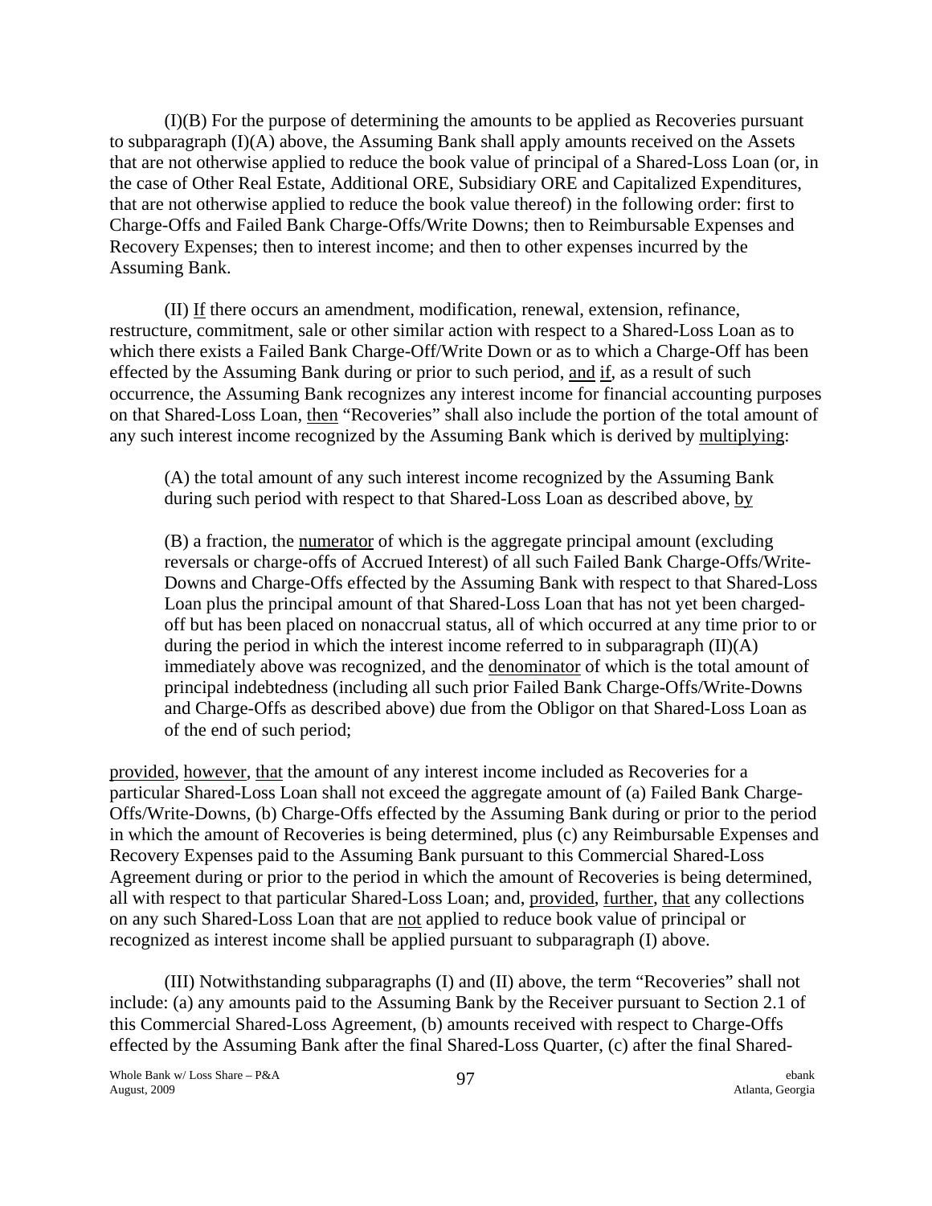(I)(B) For the purpose of determining the amounts to be applied as Recoveries pursuant to subparagraph (I)(A) above, the Assuming Bank shall apply amounts received on the Assets that are not otherwise applied to reduce the book value of principal of a Shared-Loss Loan (or, in the case of Other Real Estate, Additional ORE, Subsidiary ORE and Capitalized Expenditures, that are not otherwise applied to reduce the book value thereof) in the following order: first to Charge-Offs and Failed Bank Charge-Offs/Write Downs; then to Reimbursable Expenses and Recovery Expenses; then to interest income; and then to other expenses incurred by the Assuming Bank.

(II) If there occurs an amendment, modification, renewal, extension, refinance, restructure, commitment, sale or other similar action with respect to a Shared-Loss Loan as to which there exists a Failed Bank Charge-Off/Write Down or as to which a Charge-Off has been effected by the Assuming Bank during or prior to such period, and if, as a result of such occurrence, the Assuming Bank recognizes any interest income for financial accounting purposes on that Shared-Loss Loan, then "Recoveries" shall also include the portion of the total amount of any such interest income recognized by the Assuming Bank which is derived by multiplying:

> (A) the total amount of any such interest income recognized by the Assuming Bank during such period with respect to that Shared-Loss Loan as described above, by
>
> (B) a fraction, the numerator of which is the aggregate principal amount (excluding reversals or charge-offs of Accrued Interest) of all such Failed Bank Charge-Offs/Write-Downs and Charge-Offs effected by the Assuming Bank with respect to that Shared-Loss Loan plus the principal amount of that Shared-Loss Loan that has not yet been charged-off but has been placed on nonaccrual status, all of which occurred at any time prior to or during the period in which the interest income referred to in subparagraph (II)(A) immediately above was recognized, and the denominator of which is the total amount of principal indebtedness (including all such prior Failed Bank Charge-Offs/Write-Downs and Charge-Offs as described above) due from the Obligor on that Shared-Loss Loan as of the end of such period;

provided, however, that the amount of any interest income included as Recoveries for a particular Shared-Loss Loan shall not exceed the aggregate amount of (a) Failed Bank Charge-Offs/Write-Downs, (b) Charge-Offs effected by the Assuming Bank during or prior to the period in which the amount of Recoveries is being determined, plus (c) any Reimbursable Expenses and Recovery Expenses paid to the Assuming Bank pursuant to this Commercial Shared-Loss Agreement during or prior to the period in which the amount of Recoveries is being determined, all with respect to that particular Shared-Loss Loan; and, provided, further, that any collections on any such Shared-Loss Loan that are not applied to reduce book value of principal or recognized as interest income shall be applied pursuant to subparagraph (I) above.

(III) Notwithstanding subparagraphs (I) and (II) above, the term "Recoveries" shall not include: (a) any amounts paid to the Assuming Bank by the Receiver pursuant to Section 2.1 of this Commercial Shared-Loss Agreement, (b) amounts received with respect to Charge-Offs effected by the Assuming Bank after the final Shared-Loss Quarter, (c) after the final Shared-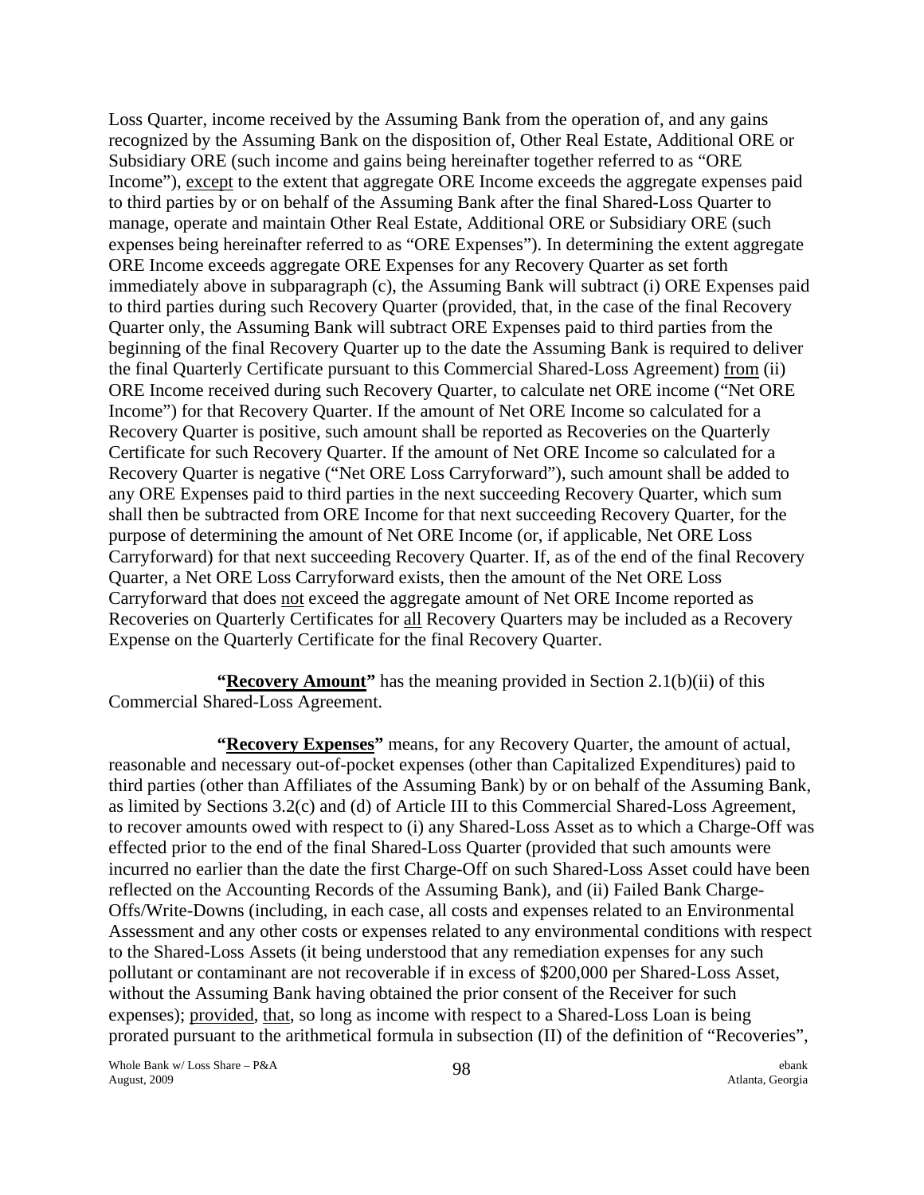Loss Quarter, income received by the Assuming Bank from the operation of, and any gains recognized by the Assuming Bank on the disposition of, Other Real Estate, Additional ORE or Subsidiary ORE (such income and gains being hereinafter together referred to as "ORE Income"), except to the extent that aggregate ORE Income exceeds the aggregate expenses paid to third parties by or on behalf of the Assuming Bank after the final Shared-Loss Quarter to manage, operate and maintain Other Real Estate, Additional ORE or Subsidiary ORE (such expenses being hereinafter referred to as "ORE Expenses"). In determining the extent aggregate ORE Income exceeds aggregate ORE Expenses for any Recovery Quarter as set forth immediately above in subparagraph (c), the Assuming Bank will subtract (i) ORE Expenses paid to third parties during such Recovery Quarter (provided, that, in the case of the final Recovery Quarter only, the Assuming Bank will subtract ORE Expenses paid to third parties from the beginning of the final Recovery Quarter up to the date the Assuming Bank is required to deliver the final Quarterly Certificate pursuant to this Commercial Shared-Loss Agreement) from (ii) ORE Income received during such Recovery Quarter, to calculate net ORE income ("Net ORE Income") for that Recovery Quarter. If the amount of Net ORE Income so calculated for a Recovery Quarter is positive, such amount shall be reported as Recoveries on the Quarterly Certificate for such Recovery Quarter. If the amount of Net ORE Income so calculated for a Recovery Quarter is negative ("Net ORE Loss Carryforward"), such amount shall be added to any ORE Expenses paid to third parties in the next succeeding Recovery Quarter, which sum shall then be subtracted from ORE Income for that next succeeding Recovery Quarter, for the purpose of determining the amount of Net ORE Income (or, if applicable, Net ORE Loss Carryforward) for that next succeeding Recovery Quarter. If, as of the end of the final Recovery Quarter, a Net ORE Loss Carryforward exists, then the amount of the Net ORE Loss Carryforward that does not exceed the aggregate amount of Net ORE Income reported as Recoveries on Quarterly Certificates for all Recovery Quarters may be included as a Recovery Expense on the Quarterly Certificate for the final Recovery Quarter.

**"Recovery Amount"** has the meaning provided in Section 2.1(b)(ii) of this Commercial Shared-Loss Agreement.

**"Recovery Expenses"** means, for any Recovery Quarter, the amount of actual, reasonable and necessary out-of-pocket expenses (other than Capitalized Expenditures) paid to third parties (other than Affiliates of the Assuming Bank) by or on behalf of the Assuming Bank, as limited by Sections 3.2(c) and (d) of Article III to this Commercial Shared-Loss Agreement, to recover amounts owed with respect to (i) any Shared-Loss Asset as to which a Charge-Off was effected prior to the end of the final Shared-Loss Quarter (provided that such amounts were incurred no earlier than the date the first Charge-Off on such Shared-Loss Asset could have been reflected on the Accounting Records of the Assuming Bank), and (ii) Failed Bank Charge-Offs/Write-Downs (including, in each case, all costs and expenses related to an Environmental Assessment and any other costs or expenses related to any environmental conditions with respect to the Shared-Loss Assets (it being understood that any remediation expenses for any such pollutant or contaminant are not recoverable if in excess of $200,000 per Shared-Loss Asset, without the Assuming Bank having obtained the prior consent of the Receiver for such expenses); provided, that, so long as income with respect to a Shared-Loss Loan is being prorated pursuant to the arithmetical formula in subsection (II) of the definition of "Recoveries",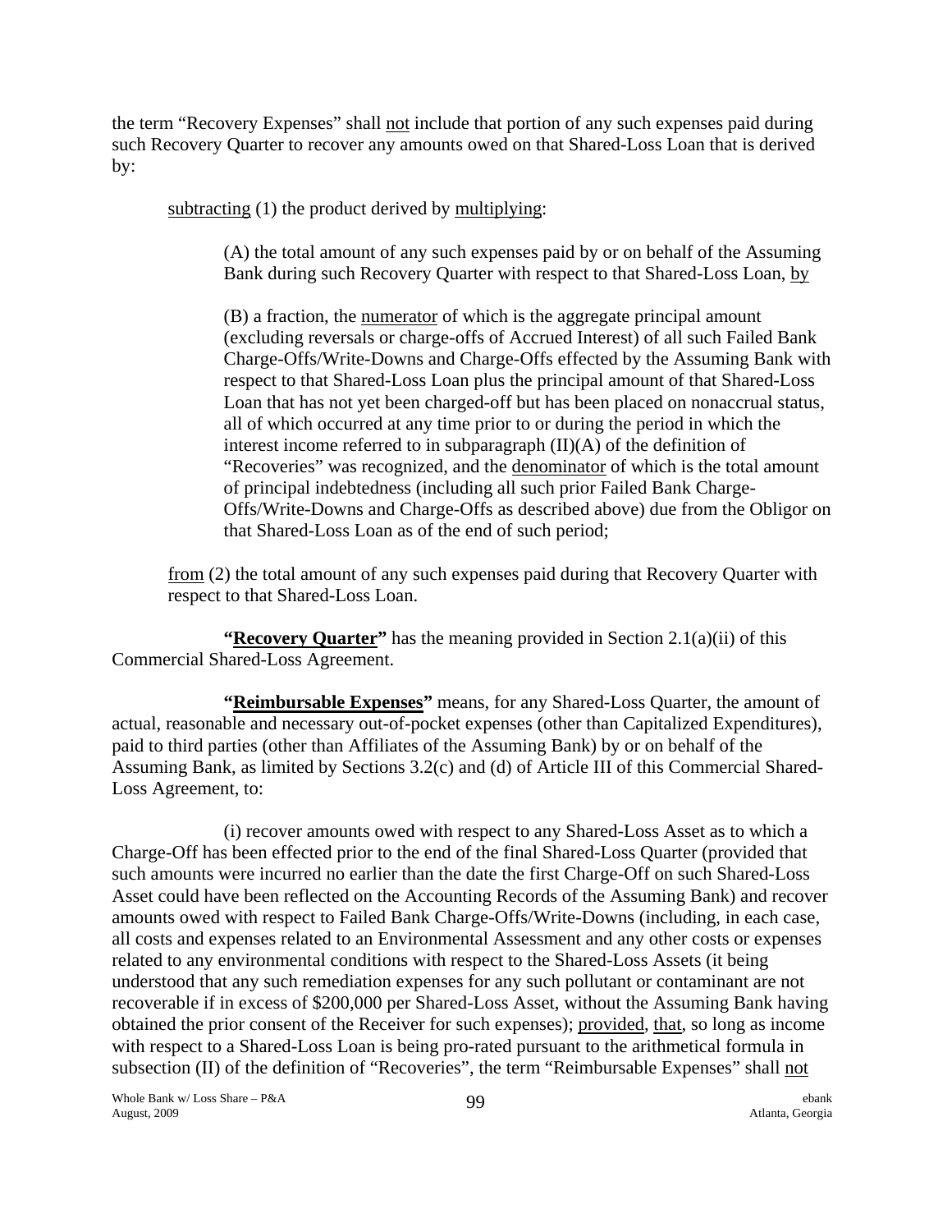the term "Recovery Expenses" shall not include that portion of any such expenses paid during such Recovery Quarter to recover any amounts owed on that Shared-Loss Loan that is derived by:

subtracting (1) the product derived by multiplying:

(A) the total amount of any such expenses paid by or on behalf of the Assuming Bank during such Recovery Quarter with respect to that Shared-Loss Loan, by

(B) a fraction, the numerator of which is the aggregate principal amount (excluding reversals or charge-offs of Accrued Interest) of all such Failed Bank Charge-Offs/Write-Downs and Charge-Offs effected by the Assuming Bank with respect to that Shared-Loss Loan plus the principal amount of that Shared-Loss Loan that has not yet been charged-off but has been placed on nonaccrual status, all of which occurred at any time prior to or during the period in which the interest income referred to in subparagraph (II)(A) of the definition of "Recoveries" was recognized, and the denominator of which is the total amount of principal indebtedness (including all such prior Failed Bank Charge-Offs/Write-Downs and Charge-Offs as described above) due from the Obligor on that Shared-Loss Loan as of the end of such period;

from (2) the total amount of any such expenses paid during that Recovery Quarter with respect to that Shared-Loss Loan.

**"Recovery Quarter"** has the meaning provided in Section 2.1(a)(ii) of this Commercial Shared-Loss Agreement.

**"Reimbursable Expenses"** means, for any Shared-Loss Quarter, the amount of actual, reasonable and necessary out-of-pocket expenses (other than Capitalized Expenditures), paid to third parties (other than Affiliates of the Assuming Bank) by or on behalf of the Assuming Bank, as limited by Sections 3.2(c) and (d) of Article III of this Commercial Shared-Loss Agreement, to:

(i) recover amounts owed with respect to any Shared-Loss Asset as to which a Charge-Off has been effected prior to the end of the final Shared-Loss Quarter (provided that such amounts were incurred no earlier than the date the first Charge-Off on such Shared-Loss Asset could have been reflected on the Accounting Records of the Assuming Bank) and recover amounts owed with respect to Failed Bank Charge-Offs/Write-Downs (including, in each case, all costs and expenses related to an Environmental Assessment and any other costs or expenses related to any environmental conditions with respect to the Shared-Loss Assets (it being understood that any such remediation expenses for any such pollutant or contaminant are not recoverable if in excess of $200,000 per Shared-Loss Asset, without the Assuming Bank having obtained the prior consent of the Receiver for such expenses); provided, that, so long as income with respect to a Shared-Loss Loan is being pro-rated pursuant to the arithmetical formula in subsection (II) of the definition of "Recoveries", the term "Reimbursable Expenses" shall not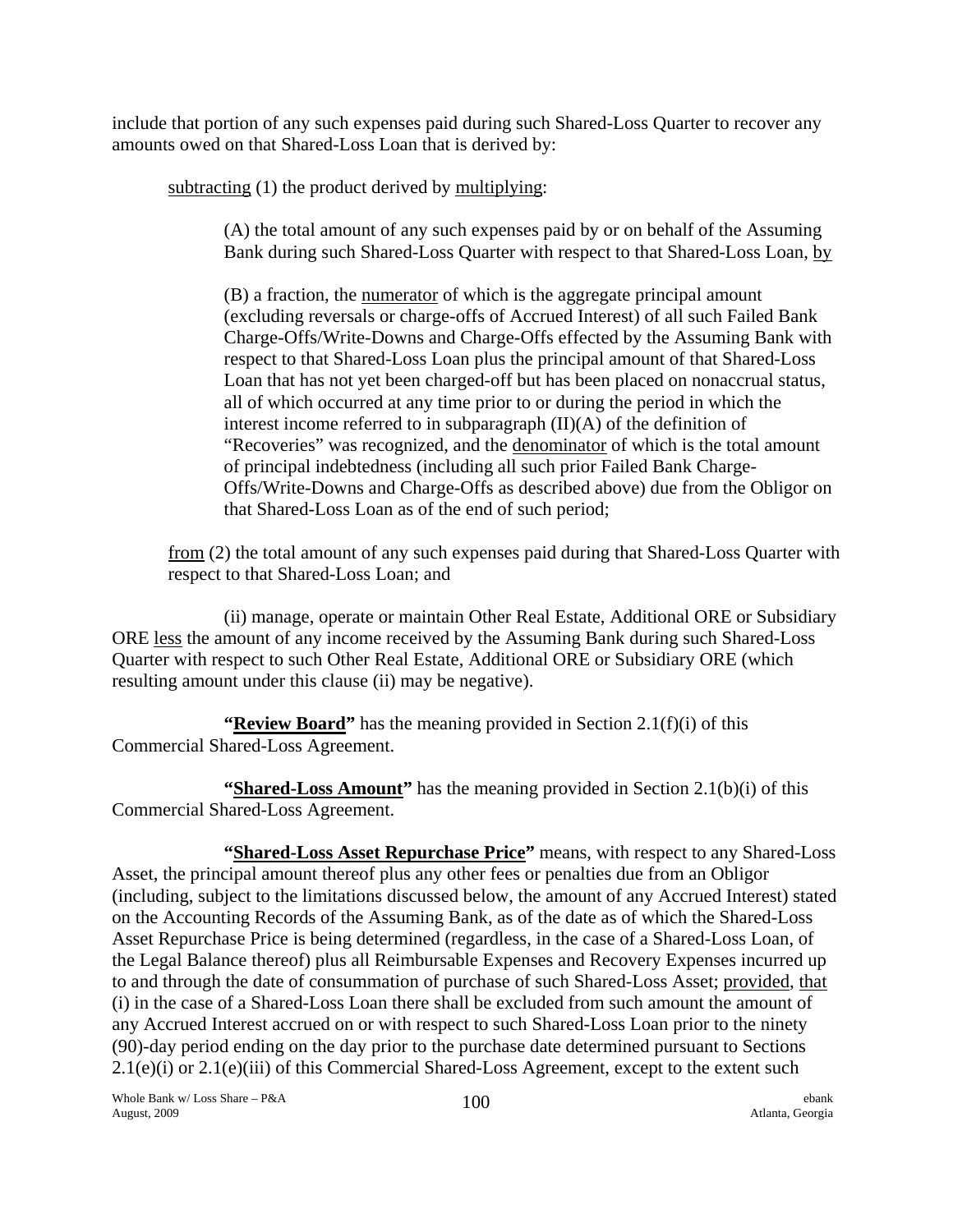include that portion of any such expenses paid during such Shared-Loss Quarter to recover any amounts owed on that Shared-Loss Loan that is derived by:

subtracting (1) the product derived by multiplying:

(A) the total amount of any such expenses paid by or on behalf of the Assuming Bank during such Shared-Loss Quarter with respect to that Shared-Loss Loan, by

(B) a fraction, the numerator of which is the aggregate principal amount (excluding reversals or charge-offs of Accrued Interest) of all such Failed Bank Charge-Offs/Write-Downs and Charge-Offs effected by the Assuming Bank with respect to that Shared-Loss Loan plus the principal amount of that Shared-Loss Loan that has not yet been charged-off but has been placed on nonaccrual status, all of which occurred at any time prior to or during the period in which the interest income referred to in subparagraph (II)(A) of the definition of "Recoveries" was recognized, and the denominator of which is the total amount of principal indebtedness (including all such prior Failed Bank Charge-Offs/Write-Downs and Charge-Offs as described above) due from the Obligor on that Shared-Loss Loan as of the end of such period;

from (2) the total amount of any such expenses paid during that Shared-Loss Quarter with respect to that Shared-Loss Loan; and

(ii) manage, operate or maintain Other Real Estate, Additional ORE or Subsidiary ORE less the amount of any income received by the Assuming Bank during such Shared-Loss Quarter with respect to such Other Real Estate, Additional ORE or Subsidiary ORE (which resulting amount under this clause (ii) may be negative).

**"Review Board"** has the meaning provided in Section 2.1(f)(i) of this Commercial Shared-Loss Agreement.

**"Shared-Loss Amount"** has the meaning provided in Section 2.1(b)(i) of this Commercial Shared-Loss Agreement.

**"Shared-Loss Asset Repurchase Price"** means, with respect to any Shared-Loss Asset, the principal amount thereof plus any other fees or penalties due from an Obligor (including, subject to the limitations discussed below, the amount of any Accrued Interest) stated on the Accounting Records of the Assuming Bank, as of the date as of which the Shared-Loss Asset Repurchase Price is being determined (regardless, in the case of a Shared-Loss Loan, of the Legal Balance thereof) plus all Reimbursable Expenses and Recovery Expenses incurred up to and through the date of consummation of purchase of such Shared-Loss Asset; provided, that (i) in the case of a Shared-Loss Loan there shall be excluded from such amount the amount of any Accrued Interest accrued on or with respect to such Shared-Loss Loan prior to the ninety (90)-day period ending on the day prior to the purchase date determined pursuant to Sections 2.1(e)(i) or 2.1(e)(iii) of this Commercial Shared-Loss Agreement, except to the extent such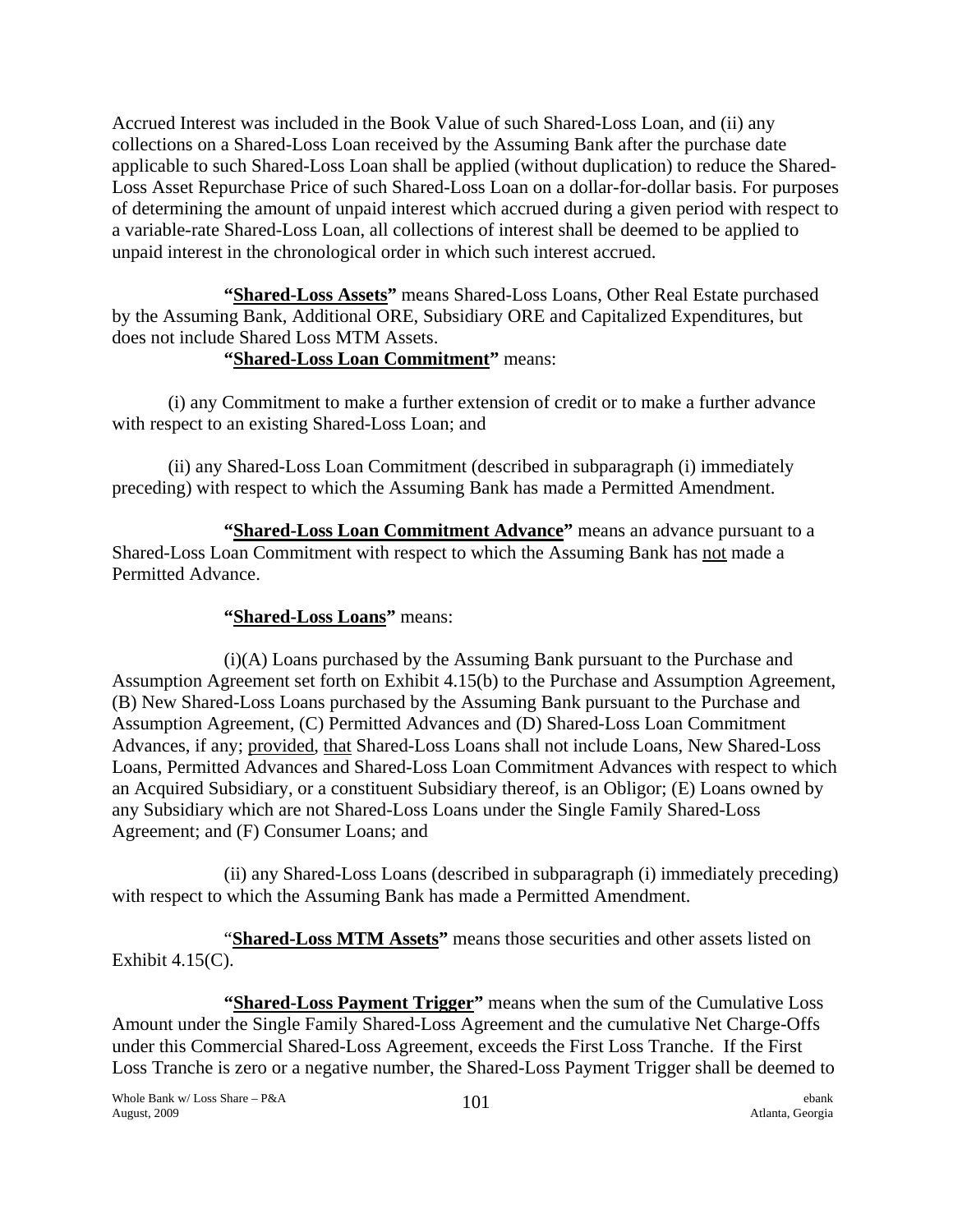Accrued Interest was included in the Book Value of such Shared-Loss Loan, and (ii) any collections on a Shared-Loss Loan received by the Assuming Bank after the purchase date applicable to such Shared-Loss Loan shall be applied (without duplication) to reduce the Shared-Loss Asset Repurchase Price of such Shared-Loss Loan on a dollar-for-dollar basis. For purposes of determining the amount of unpaid interest which accrued during a given period with respect to a variable-rate Shared-Loss Loan, all collections of interest shall be deemed to be applied to unpaid interest in the chronological order in which such interest accrued.

**"Shared-Loss Assets"** means Shared-Loss Loans, Other Real Estate purchased by the Assuming Bank, Additional ORE, Subsidiary ORE and Capitalized Expenditures, but does not include Shared Loss MTM Assets.

**"Shared-Loss Loan Commitment"** means:

(i) any Commitment to make a further extension of credit or to make a further advance with respect to an existing Shared-Loss Loan; and

(ii) any Shared-Loss Loan Commitment (described in subparagraph (i) immediately preceding) with respect to which the Assuming Bank has made a Permitted Amendment.

**"Shared-Loss Loan Commitment Advance"** means an advance pursuant to a Shared-Loss Loan Commitment with respect to which the Assuming Bank has not made a Permitted Advance.

**"Shared-Loss Loans"** means:

(i)(A) Loans purchased by the Assuming Bank pursuant to the Purchase and Assumption Agreement set forth on Exhibit 4.15(b) to the Purchase and Assumption Agreement, (B) New Shared-Loss Loans purchased by the Assuming Bank pursuant to the Purchase and Assumption Agreement, (C) Permitted Advances and (D) Shared-Loss Loan Commitment Advances, if any; provided, that Shared-Loss Loans shall not include Loans, New Shared-Loss Loans, Permitted Advances and Shared-Loss Loan Commitment Advances with respect to which an Acquired Subsidiary, or a constituent Subsidiary thereof, is an Obligor; (E) Loans owned by any Subsidiary which are not Shared-Loss Loans under the Single Family Shared-Loss Agreement; and (F) Consumer Loans; and

(ii) any Shared-Loss Loans (described in subparagraph (i) immediately preceding) with respect to which the Assuming Bank has made a Permitted Amendment.

"**Shared-Loss MTM Assets"** means those securities and other assets listed on Exhibit 4.15(C).

**"Shared-Loss Payment Trigger"** means when the sum of the Cumulative Loss Amount under the Single Family Shared-Loss Agreement and the cumulative Net Charge-Offs under this Commercial Shared-Loss Agreement, exceeds the First Loss Tranche. If the First Loss Tranche is zero or a negative number, the Shared-Loss Payment Trigger shall be deemed to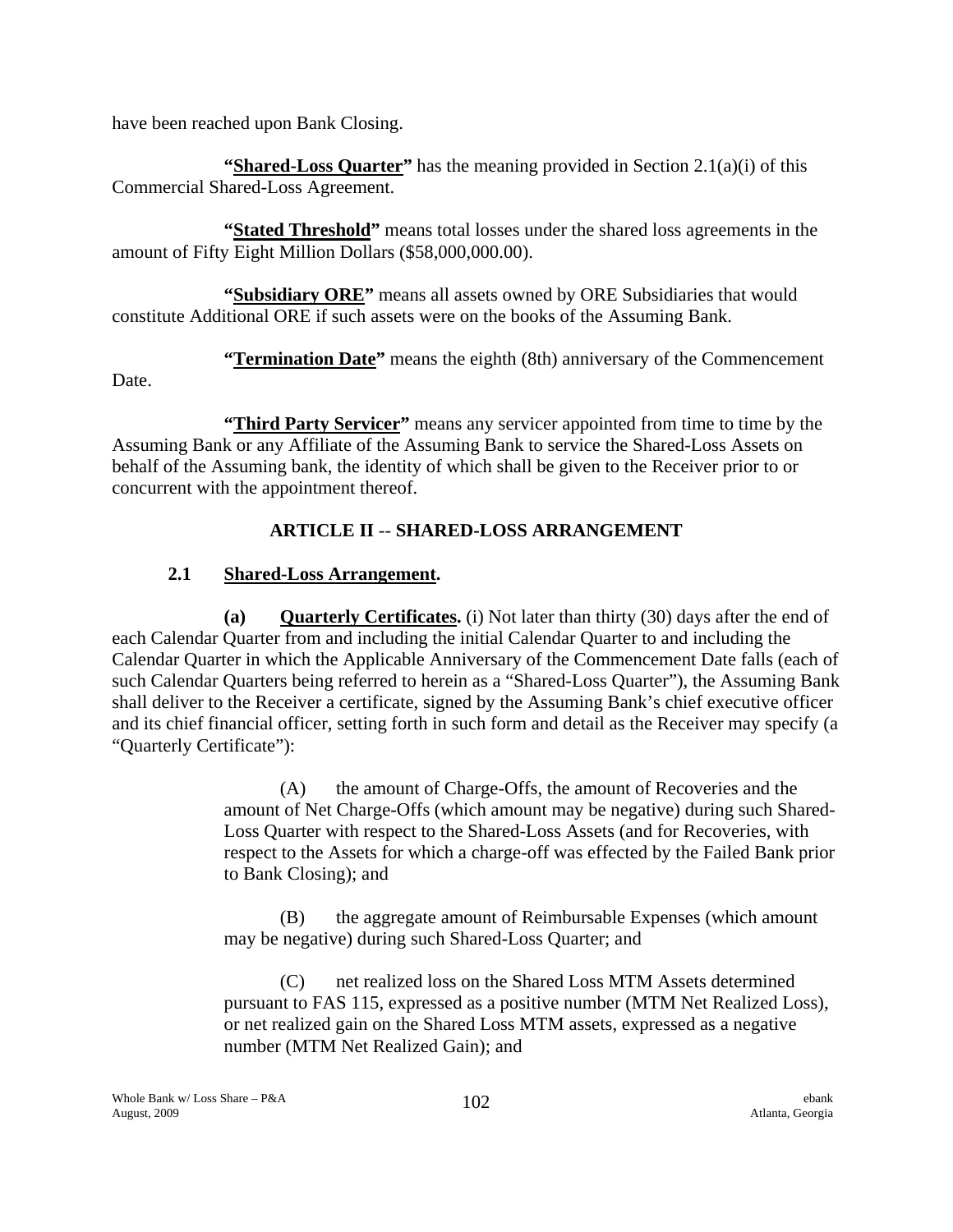have been reached upon Bank Closing.

**"Shared-Loss Quarter"** has the meaning provided in Section 2.1(a)(i) of this Commercial Shared-Loss Agreement.

**"Stated Threshold"** means total losses under the shared loss agreements in the amount of Fifty Eight Million Dollars ($58,000,000.00).

**"Subsidiary ORE"** means all assets owned by ORE Subsidiaries that would constitute Additional ORE if such assets were on the books of the Assuming Bank.

**"Termination Date"** means the eighth (8th) anniversary of the Commencement Date.

**"Third Party Servicer"** means any servicer appointed from time to time by the Assuming Bank or any Affiliate of the Assuming Bank to service the Shared-Loss Assets on behalf of the Assuming bank, the identity of which shall be given to the Receiver prior to or concurrent with the appointment thereof.

## ARTICLE II -- SHARED-LOSS ARRANGEMENT

### 2.1 Shared-Loss Arrangement.

**(a) Quarterly Certificates.** (i) Not later than thirty (30) days after the end of each Calendar Quarter from and including the initial Calendar Quarter to and including the Calendar Quarter in which the Applicable Anniversary of the Commencement Date falls (each of such Calendar Quarters being referred to herein as a "Shared-Loss Quarter"), the Assuming Bank shall deliver to the Receiver a certificate, signed by the Assuming Bank's chief executive officer and its chief financial officer, setting forth in such form and detail as the Receiver may specify (a "Quarterly Certificate"):

(A) the amount of Charge-Offs, the amount of Recoveries and the amount of Net Charge-Offs (which amount may be negative) during such Shared-Loss Quarter with respect to the Shared-Loss Assets (and for Recoveries, with respect to the Assets for which a charge-off was effected by the Failed Bank prior to Bank Closing); and

(B) the aggregate amount of Reimbursable Expenses (which amount may be negative) during such Shared-Loss Quarter; and

(C) net realized loss on the Shared Loss MTM Assets determined pursuant to FAS 115, expressed as a positive number (MTM Net Realized Loss), or net realized gain on the Shared Loss MTM assets, expressed as a negative number (MTM Net Realized Gain); and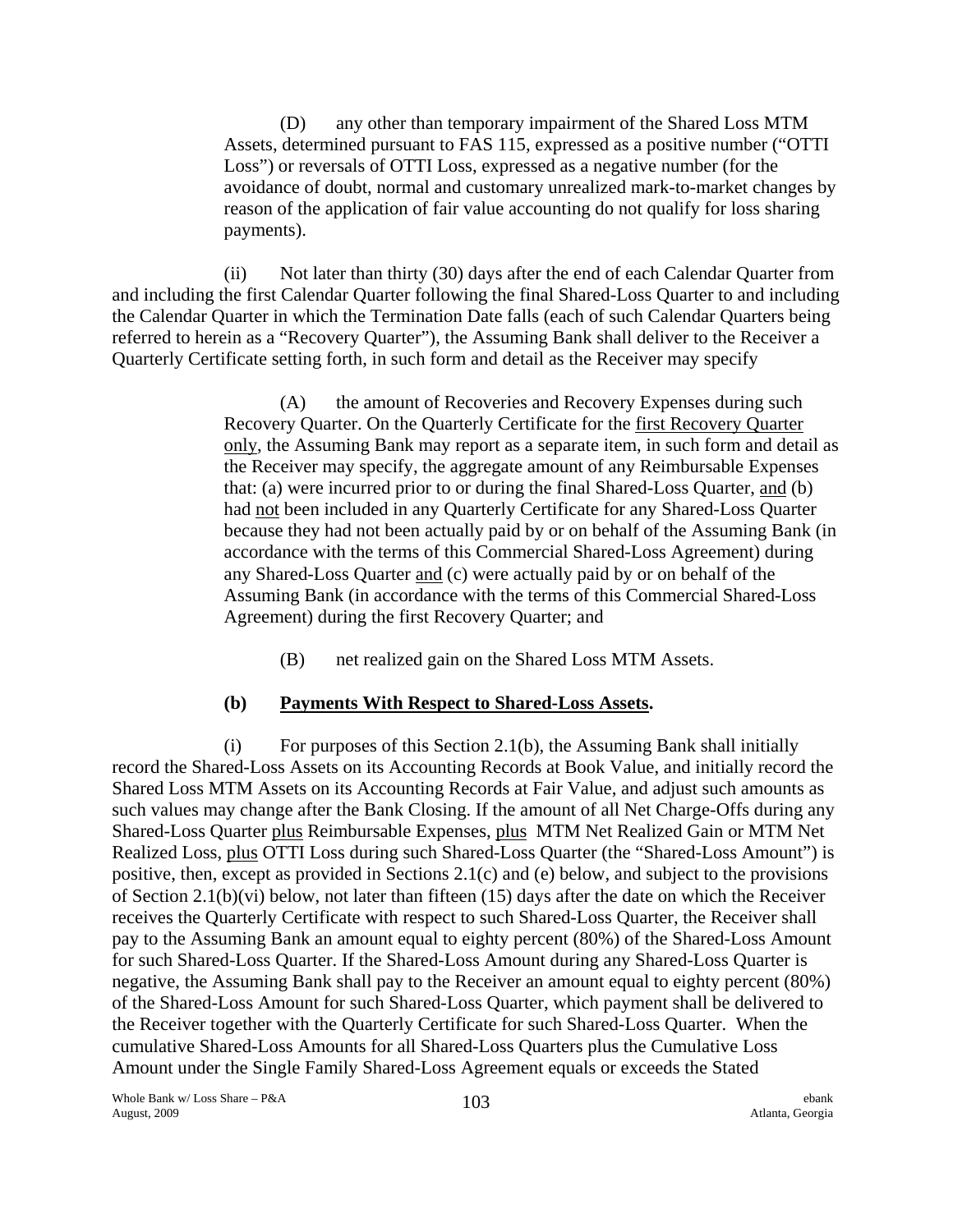(D) any other than temporary impairment of the Shared Loss MTM Assets, determined pursuant to FAS 115, expressed as a positive number ("OTTI Loss") or reversals of OTTI Loss, expressed as a negative number (for the avoidance of doubt, normal and customary unrealized mark-to-market changes by reason of the application of fair value accounting do not qualify for loss sharing payments).

(ii) Not later than thirty (30) days after the end of each Calendar Quarter from and including the first Calendar Quarter following the final Shared-Loss Quarter to and including the Calendar Quarter in which the Termination Date falls (each of such Calendar Quarters being referred to herein as a "Recovery Quarter"), the Assuming Bank shall deliver to the Receiver a Quarterly Certificate setting forth, in such form and detail as the Receiver may specify

(A) the amount of Recoveries and Recovery Expenses during such Recovery Quarter. On the Quarterly Certificate for the first Recovery Quarter only, the Assuming Bank may report as a separate item, in such form and detail as the Receiver may specify, the aggregate amount of any Reimbursable Expenses that: (a) were incurred prior to or during the final Shared-Loss Quarter, and (b) had not been included in any Quarterly Certificate for any Shared-Loss Quarter because they had not been actually paid by or on behalf of the Assuming Bank (in accordance with the terms of this Commercial Shared-Loss Agreement) during any Shared-Loss Quarter and (c) were actually paid by or on behalf of the Assuming Bank (in accordance with the terms of this Commercial Shared-Loss Agreement) during the first Recovery Quarter; and

(B) net realized gain on the Shared Loss MTM Assets.

**(b) Payments With Respect to Shared-Loss Assets.**

(i) For purposes of this Section 2.1(b), the Assuming Bank shall initially record the Shared-Loss Assets on its Accounting Records at Book Value, and initially record the Shared Loss MTM Assets on its Accounting Records at Fair Value, and adjust such amounts as such values may change after the Bank Closing. If the amount of all Net Charge-Offs during any Shared-Loss Quarter plus Reimbursable Expenses, plus MTM Net Realized Gain or MTM Net Realized Loss, plus OTTI Loss during such Shared-Loss Quarter (the "Shared-Loss Amount") is positive, then, except as provided in Sections 2.1(c) and (e) below, and subject to the provisions of Section 2.1(b)(vi) below, not later than fifteen (15) days after the date on which the Receiver receives the Quarterly Certificate with respect to such Shared-Loss Quarter, the Receiver shall pay to the Assuming Bank an amount equal to eighty percent (80%) of the Shared-Loss Amount for such Shared-Loss Quarter. If the Shared-Loss Amount during any Shared-Loss Quarter is negative, the Assuming Bank shall pay to the Receiver an amount equal to eighty percent (80%) of the Shared-Loss Amount for such Shared-Loss Quarter, which payment shall be delivered to the Receiver together with the Quarterly Certificate for such Shared-Loss Quarter. When the cumulative Shared-Loss Amounts for all Shared-Loss Quarters plus the Cumulative Loss Amount under the Single Family Shared-Loss Agreement equals or exceeds the Stated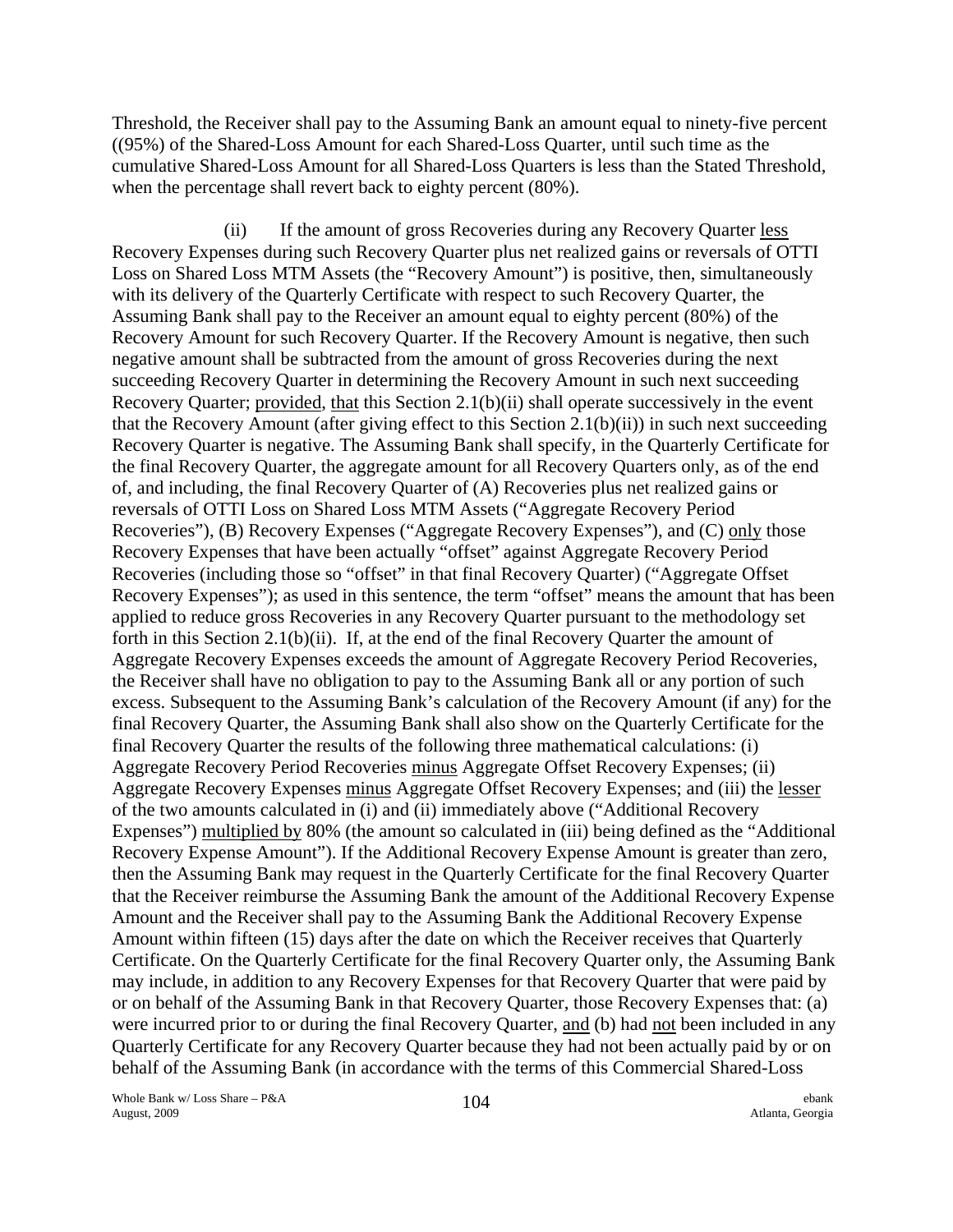Threshold, the Receiver shall pay to the Assuming Bank an amount equal to ninety-five percent ((95%) of the Shared-Loss Amount for each Shared-Loss Quarter, until such time as the cumulative Shared-Loss Amount for all Shared-Loss Quarters is less than the Stated Threshold, when the percentage shall revert back to eighty percent (80%).

(ii) If the amount of gross Recoveries during any Recovery Quarter less Recovery Expenses during such Recovery Quarter plus net realized gains or reversals of OTTI Loss on Shared Loss MTM Assets (the "Recovery Amount") is positive, then, simultaneously with its delivery of the Quarterly Certificate with respect to such Recovery Quarter, the Assuming Bank shall pay to the Receiver an amount equal to eighty percent (80%) of the Recovery Amount for such Recovery Quarter. If the Recovery Amount is negative, then such negative amount shall be subtracted from the amount of gross Recoveries during the next succeeding Recovery Quarter in determining the Recovery Amount in such next succeeding Recovery Quarter; provided, that this Section 2.1(b)(ii) shall operate successively in the event that the Recovery Amount (after giving effect to this Section 2.1(b)(ii)) in such next succeeding Recovery Quarter is negative. The Assuming Bank shall specify, in the Quarterly Certificate for the final Recovery Quarter, the aggregate amount for all Recovery Quarters only, as of the end of, and including, the final Recovery Quarter of (A) Recoveries plus net realized gains or reversals of OTTI Loss on Shared Loss MTM Assets ("Aggregate Recovery Period Recoveries"), (B) Recovery Expenses ("Aggregate Recovery Expenses"), and (C) only those Recovery Expenses that have been actually "offset" against Aggregate Recovery Period Recoveries (including those so "offset" in that final Recovery Quarter) ("Aggregate Offset Recovery Expenses"); as used in this sentence, the term "offset" means the amount that has been applied to reduce gross Recoveries in any Recovery Quarter pursuant to the methodology set forth in this Section 2.1(b)(ii). If, at the end of the final Recovery Quarter the amount of Aggregate Recovery Expenses exceeds the amount of Aggregate Recovery Period Recoveries, the Receiver shall have no obligation to pay to the Assuming Bank all or any portion of such excess. Subsequent to the Assuming Bank's calculation of the Recovery Amount (if any) for the final Recovery Quarter, the Assuming Bank shall also show on the Quarterly Certificate for the final Recovery Quarter the results of the following three mathematical calculations: (i) Aggregate Recovery Period Recoveries minus Aggregate Offset Recovery Expenses; (ii) Aggregate Recovery Expenses minus Aggregate Offset Recovery Expenses; and (iii) the lesser of the two amounts calculated in (i) and (ii) immediately above ("Additional Recovery Expenses") multiplied by 80% (the amount so calculated in (iii) being defined as the "Additional Recovery Expense Amount"). If the Additional Recovery Expense Amount is greater than zero, then the Assuming Bank may request in the Quarterly Certificate for the final Recovery Quarter that the Receiver reimburse the Assuming Bank the amount of the Additional Recovery Expense Amount and the Receiver shall pay to the Assuming Bank the Additional Recovery Expense Amount within fifteen (15) days after the date on which the Receiver receives that Quarterly Certificate. On the Quarterly Certificate for the final Recovery Quarter only, the Assuming Bank may include, in addition to any Recovery Expenses for that Recovery Quarter that were paid by or on behalf of the Assuming Bank in that Recovery Quarter, those Recovery Expenses that: (a) were incurred prior to or during the final Recovery Quarter, and (b) had not been included in any Quarterly Certificate for any Recovery Quarter because they had not been actually paid by or on behalf of the Assuming Bank (in accordance with the terms of this Commercial Shared-Loss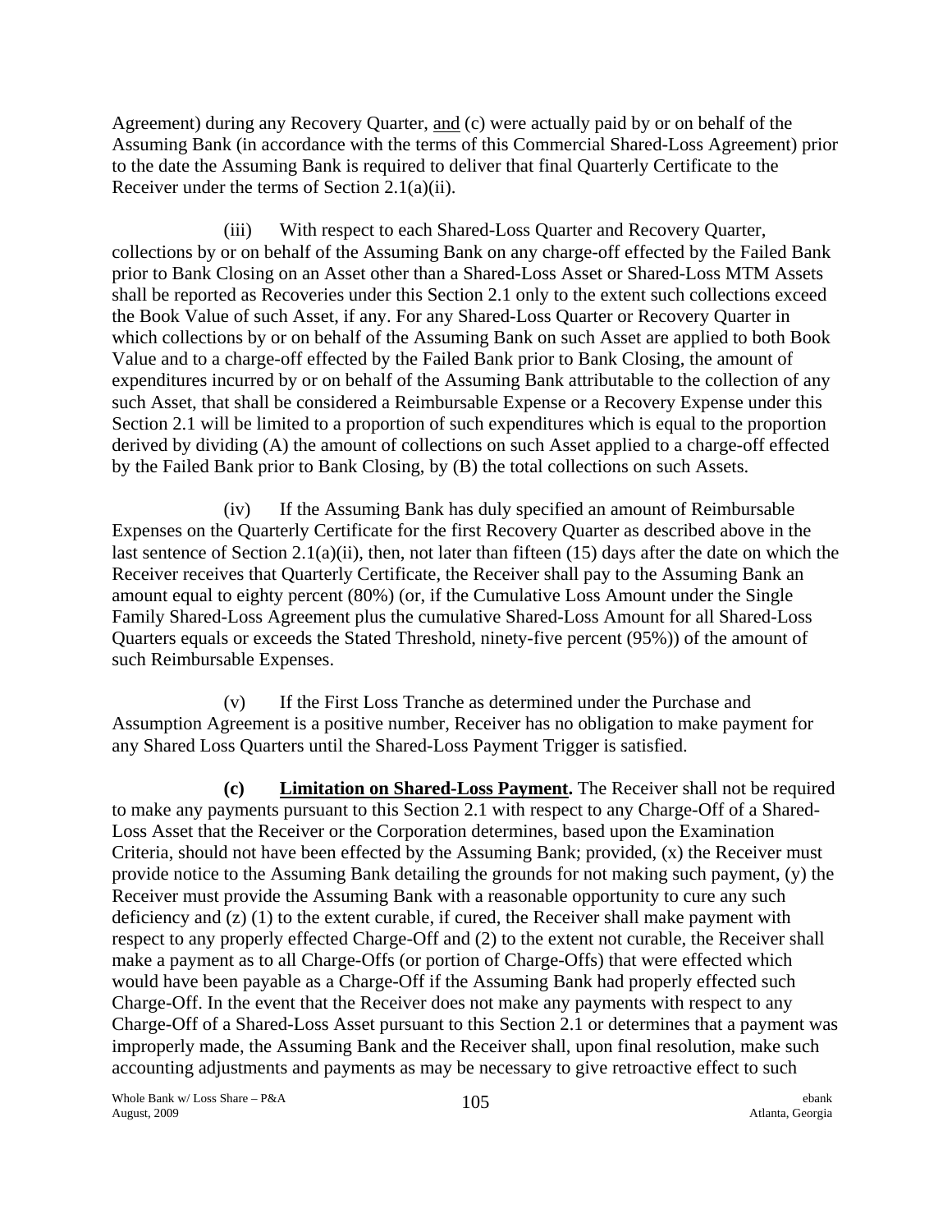Agreement) during any Recovery Quarter, and (c) were actually paid by or on behalf of the Assuming Bank (in accordance with the terms of this Commercial Shared-Loss Agreement) prior to the date the Assuming Bank is required to deliver that final Quarterly Certificate to the Receiver under the terms of Section 2.1(a)(ii).

(iii) With respect to each Shared-Loss Quarter and Recovery Quarter, collections by or on behalf of the Assuming Bank on any charge-off effected by the Failed Bank prior to Bank Closing on an Asset other than a Shared-Loss Asset or Shared-Loss MTM Assets shall be reported as Recoveries under this Section 2.1 only to the extent such collections exceed the Book Value of such Asset, if any. For any Shared-Loss Quarter or Recovery Quarter in which collections by or on behalf of the Assuming Bank on such Asset are applied to both Book Value and to a charge-off effected by the Failed Bank prior to Bank Closing, the amount of expenditures incurred by or on behalf of the Assuming Bank attributable to the collection of any such Asset, that shall be considered a Reimbursable Expense or a Recovery Expense under this Section 2.1 will be limited to a proportion of such expenditures which is equal to the proportion derived by dividing (A) the amount of collections on such Asset applied to a charge-off effected by the Failed Bank prior to Bank Closing, by (B) the total collections on such Assets.

(iv) If the Assuming Bank has duly specified an amount of Reimbursable Expenses on the Quarterly Certificate for the first Recovery Quarter as described above in the last sentence of Section 2.1(a)(ii), then, not later than fifteen (15) days after the date on which the Receiver receives that Quarterly Certificate, the Receiver shall pay to the Assuming Bank an amount equal to eighty percent (80%) (or, if the Cumulative Loss Amount under the Single Family Shared-Loss Agreement plus the cumulative Shared-Loss Amount for all Shared-Loss Quarters equals or exceeds the Stated Threshold, ninety-five percent (95%)) of the amount of such Reimbursable Expenses.

(v) If the First Loss Tranche as determined under the Purchase and Assumption Agreement is a positive number, Receiver has no obligation to make payment for any Shared Loss Quarters until the Shared-Loss Payment Trigger is satisfied.

**(c) Limitation on Shared-Loss Payment.** The Receiver shall not be required to make any payments pursuant to this Section 2.1 with respect to any Charge-Off of a Shared-Loss Asset that the Receiver or the Corporation determines, based upon the Examination Criteria, should not have been effected by the Assuming Bank; provided, (x) the Receiver must provide notice to the Assuming Bank detailing the grounds for not making such payment, (y) the Receiver must provide the Assuming Bank with a reasonable opportunity to cure any such deficiency and (z) (1) to the extent curable, if cured, the Receiver shall make payment with respect to any properly effected Charge-Off and (2) to the extent not curable, the Receiver shall make a payment as to all Charge-Offs (or portion of Charge-Offs) that were effected which would have been payable as a Charge-Off if the Assuming Bank had properly effected such Charge-Off. In the event that the Receiver does not make any payments with respect to any Charge-Off of a Shared-Loss Asset pursuant to this Section 2.1 or determines that a payment was improperly made, the Assuming Bank and the Receiver shall, upon final resolution, make such accounting adjustments and payments as may be necessary to give retroactive effect to such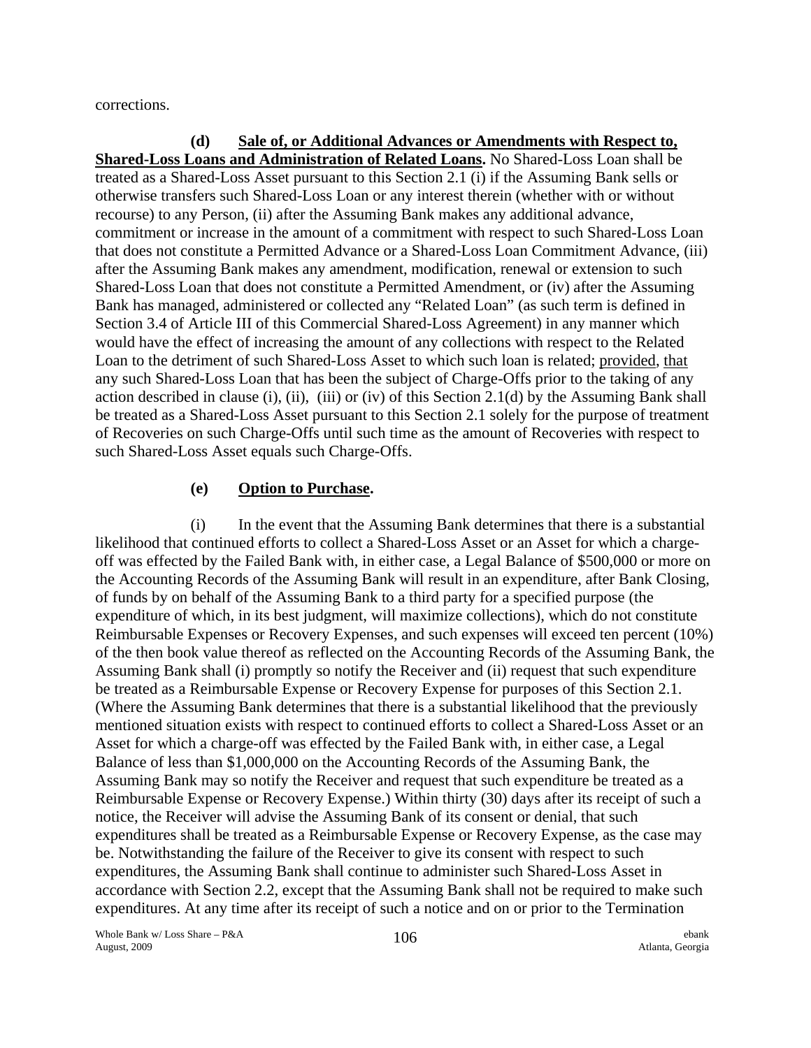corrections.

**(d) Sale of, or Additional Advances or Amendments with Respect to, Shared-Loss Loans and Administration of Related Loans.** No Shared-Loss Loan shall be treated as a Shared-Loss Asset pursuant to this Section 2.1 (i) if the Assuming Bank sells or otherwise transfers such Shared-Loss Loan or any interest therein (whether with or without recourse) to any Person, (ii) after the Assuming Bank makes any additional advance, commitment or increase in the amount of a commitment with respect to such Shared-Loss Loan that does not constitute a Permitted Advance or a Shared-Loss Loan Commitment Advance, (iii) after the Assuming Bank makes any amendment, modification, renewal or extension to such Shared-Loss Loan that does not constitute a Permitted Amendment, or (iv) after the Assuming Bank has managed, administered or collected any "Related Loan" (as such term is defined in Section 3.4 of Article III of this Commercial Shared-Loss Agreement) in any manner which would have the effect of increasing the amount of any collections with respect to the Related Loan to the detriment of such Shared-Loss Asset to which such loan is related; provided, that any such Shared-Loss Loan that has been the subject of Charge-Offs prior to the taking of any action described in clause (i), (ii), (iii) or (iv) of this Section 2.1(d) by the Assuming Bank shall be treated as a Shared-Loss Asset pursuant to this Section 2.1 solely for the purpose of treatment of Recoveries on such Charge-Offs until such time as the amount of Recoveries with respect to such Shared-Loss Asset equals such Charge-Offs.

**(e) Option to Purchase.**

(i) In the event that the Assuming Bank determines that there is a substantial likelihood that continued efforts to collect a Shared-Loss Asset or an Asset for which a charge-off was effected by the Failed Bank with, in either case, a Legal Balance of $500,000 or more on the Accounting Records of the Assuming Bank will result in an expenditure, after Bank Closing, of funds by on behalf of the Assuming Bank to a third party for a specified purpose (the expenditure of which, in its best judgment, will maximize collections), which do not constitute Reimbursable Expenses or Recovery Expenses, and such expenses will exceed ten percent (10%) of the then book value thereof as reflected on the Accounting Records of the Assuming Bank, the Assuming Bank shall (i) promptly so notify the Receiver and (ii) request that such expenditure be treated as a Reimbursable Expense or Recovery Expense for purposes of this Section 2.1. (Where the Assuming Bank determines that there is a substantial likelihood that the previously mentioned situation exists with respect to continued efforts to collect a Shared-Loss Asset or an Asset for which a charge-off was effected by the Failed Bank with, in either case, a Legal Balance of less than $1,000,000 on the Accounting Records of the Assuming Bank, the Assuming Bank may so notify the Receiver and request that such expenditure be treated as a Reimbursable Expense or Recovery Expense.) Within thirty (30) days after its receipt of such a notice, the Receiver will advise the Assuming Bank of its consent or denial, that such expenditures shall be treated as a Reimbursable Expense or Recovery Expense, as the case may be. Notwithstanding the failure of the Receiver to give its consent with respect to such expenditures, the Assuming Bank shall continue to administer such Shared-Loss Asset in accordance with Section 2.2, except that the Assuming Bank shall not be required to make such expenditures. At any time after its receipt of such a notice and on or prior to the Termination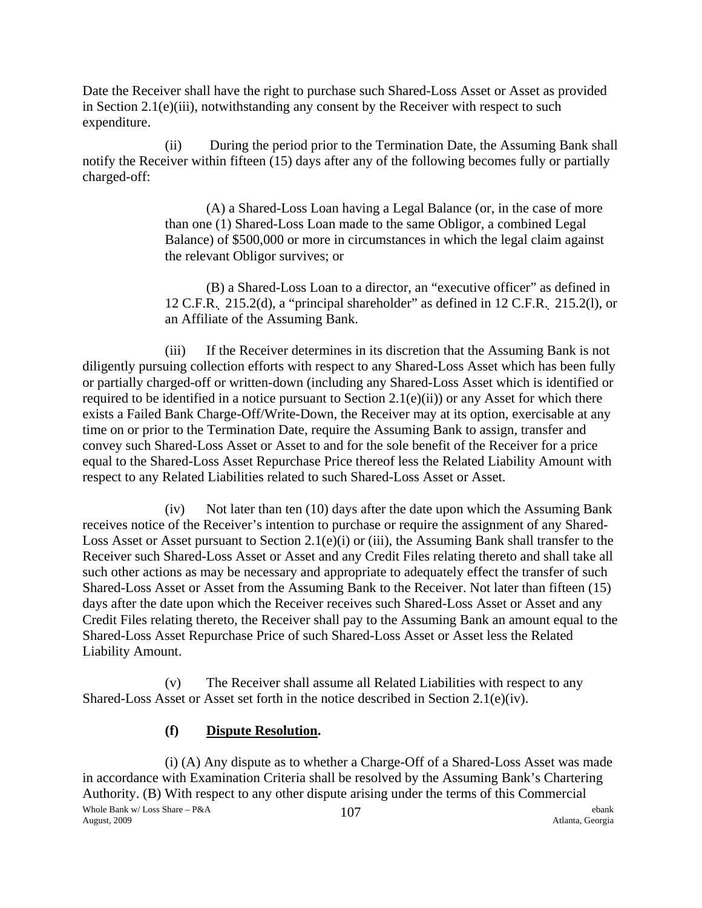Date the Receiver shall have the right to purchase such Shared-Loss Asset or Asset as provided in Section 2.1(e)(iii), notwithstanding any consent by the Receiver with respect to such expenditure.

(ii) During the period prior to the Termination Date, the Assuming Bank shall notify the Receiver within fifteen (15) days after any of the following becomes fully or partially charged-off:

> (A) a Shared-Loss Loan having a Legal Balance (or, in the case of more than one (1) Shared-Loss Loan made to the same Obligor, a combined Legal Balance) of $500,000 or more in circumstances in which the legal claim against the relevant Obligor survives; or
>
> (B) a Shared-Loss Loan to a director, an "executive officer" as defined in 12 C.F.R. 215.2(d), a "principal shareholder" as defined in 12 C.F.R. 215.2(l), or an Affiliate of the Assuming Bank.

(iii) If the Receiver determines in its discretion that the Assuming Bank is not diligently pursuing collection efforts with respect to any Shared-Loss Asset which has been fully or partially charged-off or written-down (including any Shared-Loss Asset which is identified or required to be identified in a notice pursuant to Section 2.1(e)(ii)) or any Asset for which there exists a Failed Bank Charge-Off/Write-Down, the Receiver may at its option, exercisable at any time on or prior to the Termination Date, require the Assuming Bank to assign, transfer and convey such Shared-Loss Asset or Asset to and for the sole benefit of the Receiver for a price equal to the Shared-Loss Asset Repurchase Price thereof less the Related Liability Amount with respect to any Related Liabilities related to such Shared-Loss Asset or Asset.

(iv) Not later than ten (10) days after the date upon which the Assuming Bank receives notice of the Receiver's intention to purchase or require the assignment of any Shared-Loss Asset or Asset pursuant to Section 2.1(e)(i) or (iii), the Assuming Bank shall transfer to the Receiver such Shared-Loss Asset or Asset and any Credit Files relating thereto and shall take all such other actions as may be necessary and appropriate to adequately effect the transfer of such Shared-Loss Asset or Asset from the Assuming Bank to the Receiver. Not later than fifteen (15) days after the date upon which the Receiver receives such Shared-Loss Asset or Asset and any Credit Files relating thereto, the Receiver shall pay to the Assuming Bank an amount equal to the Shared-Loss Asset Repurchase Price of such Shared-Loss Asset or Asset less the Related Liability Amount.

(v) The Receiver shall assume all Related Liabilities with respect to any Shared-Loss Asset or Asset set forth in the notice described in Section 2.1(e)(iv).

**(f) Dispute Resolution.**

(i) (A) Any dispute as to whether a Charge-Off of a Shared-Loss Asset was made in accordance with Examination Criteria shall be resolved by the Assuming Bank's Chartering Authority. (B) With respect to any other dispute arising under the terms of this Commercial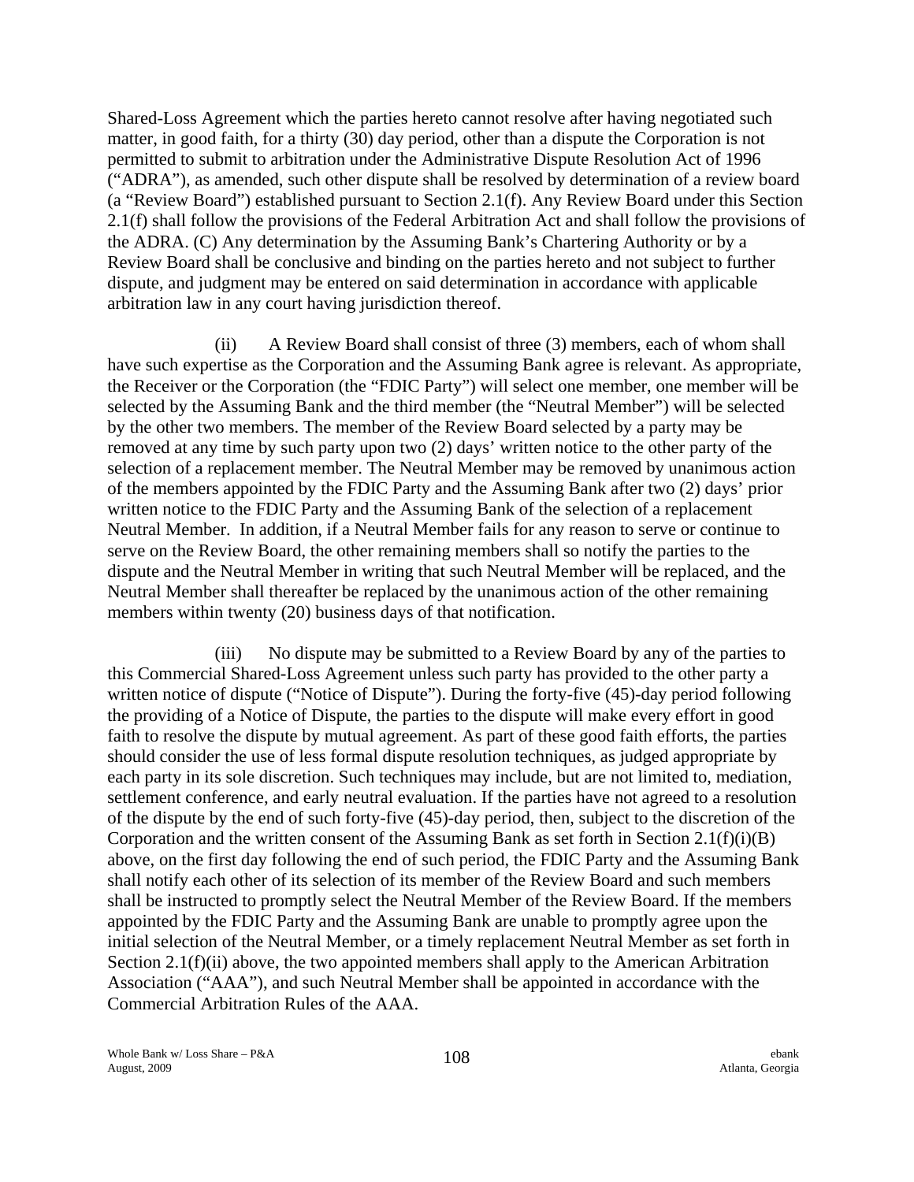Shared-Loss Agreement which the parties hereto cannot resolve after having negotiated such matter, in good faith, for a thirty (30) day period, other than a dispute the Corporation is not permitted to submit to arbitration under the Administrative Dispute Resolution Act of 1996 ("ADRA"), as amended, such other dispute shall be resolved by determination of a review board (a "Review Board") established pursuant to Section 2.1(f). Any Review Board under this Section 2.1(f) shall follow the provisions of the Federal Arbitration Act and shall follow the provisions of the ADRA. (C) Any determination by the Assuming Bank's Chartering Authority or by a Review Board shall be conclusive and binding on the parties hereto and not subject to further dispute, and judgment may be entered on said determination in accordance with applicable arbitration law in any court having jurisdiction thereof.

(ii) A Review Board shall consist of three (3) members, each of whom shall have such expertise as the Corporation and the Assuming Bank agree is relevant. As appropriate, the Receiver or the Corporation (the "FDIC Party") will select one member, one member will be selected by the Assuming Bank and the third member (the "Neutral Member") will be selected by the other two members. The member of the Review Board selected by a party may be removed at any time by such party upon two (2) days' written notice to the other party of the selection of a replacement member. The Neutral Member may be removed by unanimous action of the members appointed by the FDIC Party and the Assuming Bank after two (2) days' prior written notice to the FDIC Party and the Assuming Bank of the selection of a replacement Neutral Member. In addition, if a Neutral Member fails for any reason to serve or continue to serve on the Review Board, the other remaining members shall so notify the parties to the dispute and the Neutral Member in writing that such Neutral Member will be replaced, and the Neutral Member shall thereafter be replaced by the unanimous action of the other remaining members within twenty (20) business days of that notification.

(iii) No dispute may be submitted to a Review Board by any of the parties to this Commercial Shared-Loss Agreement unless such party has provided to the other party a written notice of dispute ("Notice of Dispute"). During the forty-five (45)-day period following the providing of a Notice of Dispute, the parties to the dispute will make every effort in good faith to resolve the dispute by mutual agreement. As part of these good faith efforts, the parties should consider the use of less formal dispute resolution techniques, as judged appropriate by each party in its sole discretion. Such techniques may include, but are not limited to, mediation, settlement conference, and early neutral evaluation. If the parties have not agreed to a resolution of the dispute by the end of such forty-five (45)-day period, then, subject to the discretion of the Corporation and the written consent of the Assuming Bank as set forth in Section 2.1(f)(i)(B) above, on the first day following the end of such period, the FDIC Party and the Assuming Bank shall notify each other of its selection of its member of the Review Board and such members shall be instructed to promptly select the Neutral Member of the Review Board. If the members appointed by the FDIC Party and the Assuming Bank are unable to promptly agree upon the initial selection of the Neutral Member, or a timely replacement Neutral Member as set forth in Section 2.1(f)(ii) above, the two appointed members shall apply to the American Arbitration Association ("AAA"), and such Neutral Member shall be appointed in accordance with the Commercial Arbitration Rules of the AAA.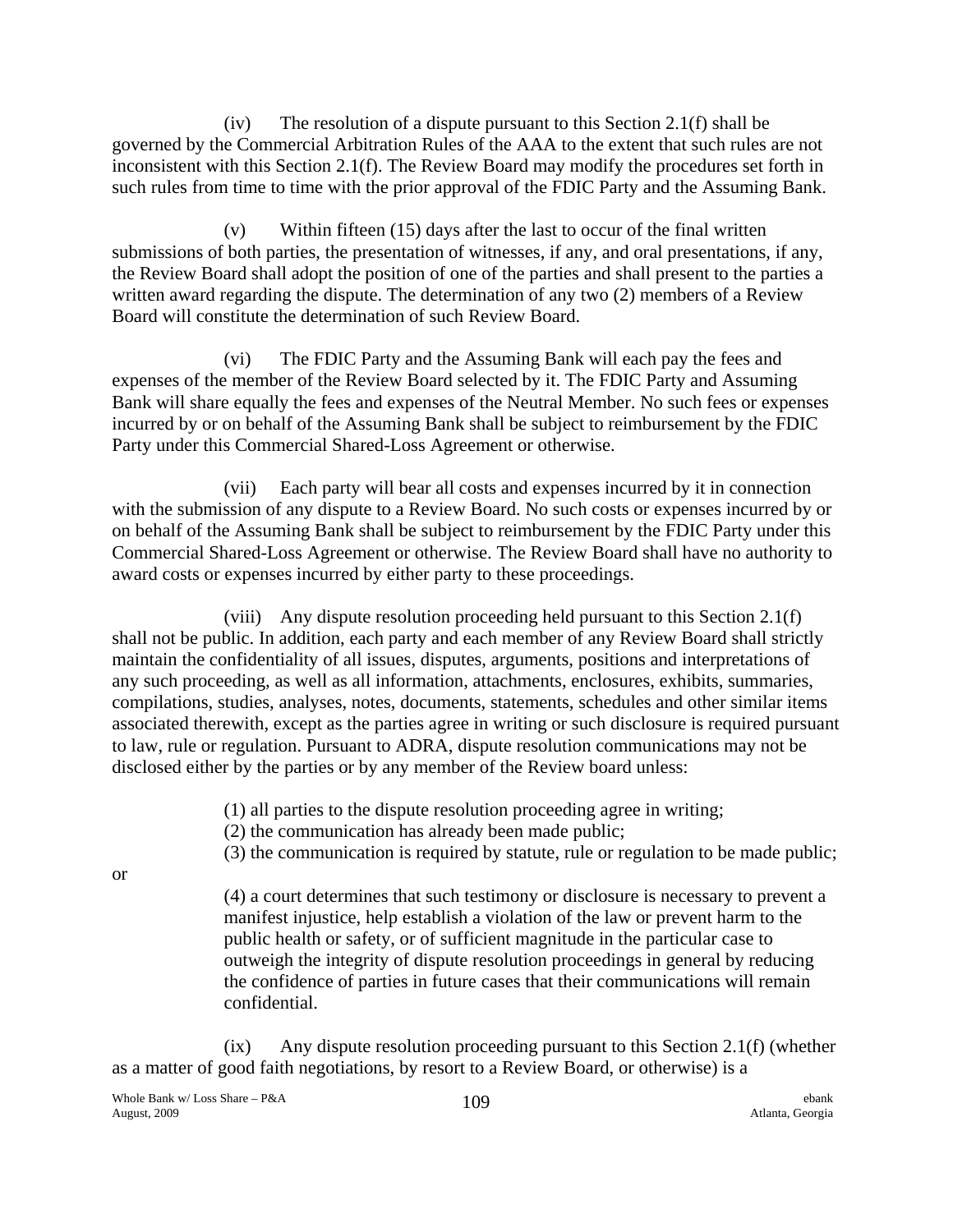(iv) The resolution of a dispute pursuant to this Section 2.1(f) shall be governed by the Commercial Arbitration Rules of the AAA to the extent that such rules are not inconsistent with this Section 2.1(f). The Review Board may modify the procedures set forth in such rules from time to time with the prior approval of the FDIC Party and the Assuming Bank.

(v) Within fifteen (15) days after the last to occur of the final written submissions of both parties, the presentation of witnesses, if any, and oral presentations, if any, the Review Board shall adopt the position of one of the parties and shall present to the parties a written award regarding the dispute. The determination of any two (2) members of a Review Board will constitute the determination of such Review Board.

(vi) The FDIC Party and the Assuming Bank will each pay the fees and expenses of the member of the Review Board selected by it. The FDIC Party and Assuming Bank will share equally the fees and expenses of the Neutral Member. No such fees or expenses incurred by or on behalf of the Assuming Bank shall be subject to reimbursement by the FDIC Party under this Commercial Shared-Loss Agreement or otherwise.

(vii) Each party will bear all costs and expenses incurred by it in connection with the submission of any dispute to a Review Board. No such costs or expenses incurred by or on behalf of the Assuming Bank shall be subject to reimbursement by the FDIC Party under this Commercial Shared-Loss Agreement or otherwise. The Review Board shall have no authority to award costs or expenses incurred by either party to these proceedings.

(viii) Any dispute resolution proceeding held pursuant to this Section 2.1(f) shall not be public. In addition, each party and each member of any Review Board shall strictly maintain the confidentiality of all issues, disputes, arguments, positions and interpretations of any such proceeding, as well as all information, attachments, enclosures, exhibits, summaries, compilations, studies, analyses, notes, documents, statements, schedules and other similar items associated therewith, except as the parties agree in writing or such disclosure is required pursuant to law, rule or regulation. Pursuant to ADRA, dispute resolution communications may not be disclosed either by the parties or by any member of the Review board unless:

(1) all parties to the dispute resolution proceeding agree in writing;
(2) the communication has already been made public;
(3) the communication is required by statute, rule or regulation to be made public;

or

(4) a court determines that such testimony or disclosure is necessary to prevent a manifest injustice, help establish a violation of the law or prevent harm to the public health or safety, or of sufficient magnitude in the particular case to outweigh the integrity of dispute resolution proceedings in general by reducing the confidence of parties in future cases that their communications will remain confidential.

(ix) Any dispute resolution proceeding pursuant to this Section 2.1(f) (whether as a matter of good faith negotiations, by resort to a Review Board, or otherwise) is a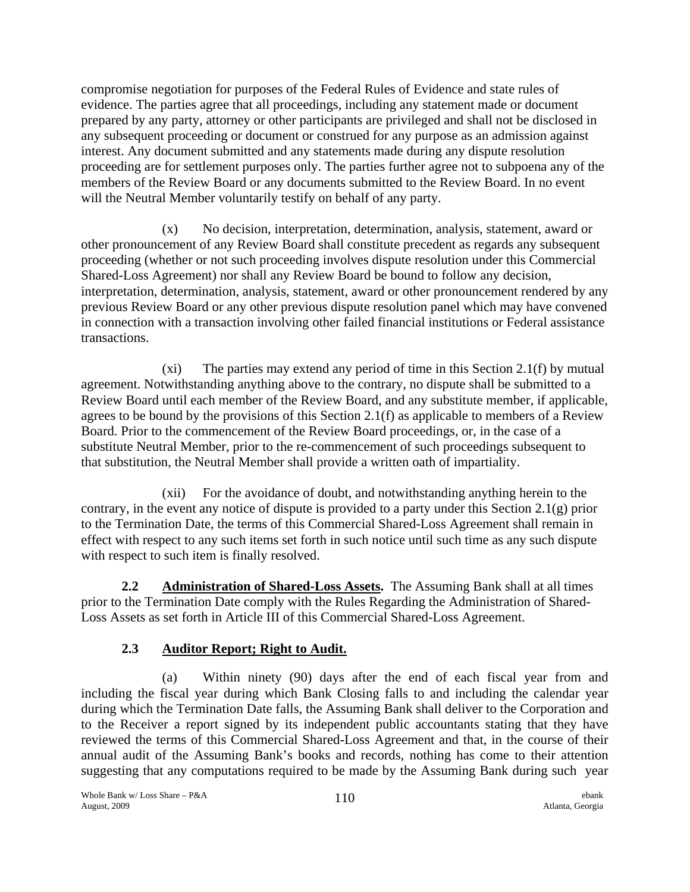compromise negotiation for purposes of the Federal Rules of Evidence and state rules of evidence. The parties agree that all proceedings, including any statement made or document prepared by any party, attorney or other participants are privileged and shall not be disclosed in any subsequent proceeding or document or construed for any purpose as an admission against interest. Any document submitted and any statements made during any dispute resolution proceeding are for settlement purposes only. The parties further agree not to subpoena any of the members of the Review Board or any documents submitted to the Review Board. In no event will the Neutral Member voluntarily testify on behalf of any party.

(x) No decision, interpretation, determination, analysis, statement, award or other pronouncement of any Review Board shall constitute precedent as regards any subsequent proceeding (whether or not such proceeding involves dispute resolution under this Commercial Shared-Loss Agreement) nor shall any Review Board be bound to follow any decision, interpretation, determination, analysis, statement, award or other pronouncement rendered by any previous Review Board or any other previous dispute resolution panel which may have convened in connection with a transaction involving other failed financial institutions or Federal assistance transactions.

(xi) The parties may extend any period of time in this Section 2.1(f) by mutual agreement. Notwithstanding anything above to the contrary, no dispute shall be submitted to a Review Board until each member of the Review Board, and any substitute member, if applicable, agrees to be bound by the provisions of this Section 2.1(f) as applicable to members of a Review Board. Prior to the commencement of the Review Board proceedings, or, in the case of a substitute Neutral Member, prior to the re-commencement of such proceedings subsequent to that substitution, the Neutral Member shall provide a written oath of impartiality.

(xii) For the avoidance of doubt, and notwithstanding anything herein to the contrary, in the event any notice of dispute is provided to a party under this Section 2.1(g) prior to the Termination Date, the terms of this Commercial Shared-Loss Agreement shall remain in effect with respect to any such items set forth in such notice until such time as any such dispute with respect to such item is finally resolved.

**2.2 Administration of Shared-Loss Assets.** The Assuming Bank shall at all times prior to the Termination Date comply with the Rules Regarding the Administration of Shared-Loss Assets as set forth in Article III of this Commercial Shared-Loss Agreement.

**2.3 Auditor Report; Right to Audit.**

(a) Within ninety (90) days after the end of each fiscal year from and including the fiscal year during which Bank Closing falls to and including the calendar year during which the Termination Date falls, the Assuming Bank shall deliver to the Corporation and to the Receiver a report signed by its independent public accountants stating that they have reviewed the terms of this Commercial Shared-Loss Agreement and that, in the course of their annual audit of the Assuming Bank's books and records, nothing has come to their attention suggesting that any computations required to be made by the Assuming Bank during such year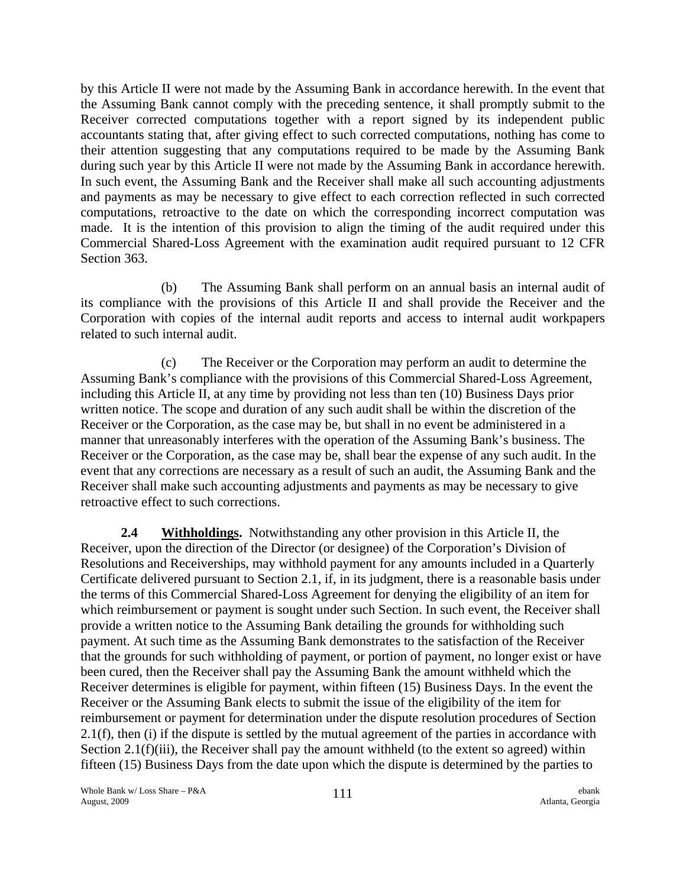by this Article II were not made by the Assuming Bank in accordance herewith. In the event that the Assuming Bank cannot comply with the preceding sentence, it shall promptly submit to the Receiver corrected computations together with a report signed by its independent public accountants stating that, after giving effect to such corrected computations, nothing has come to their attention suggesting that any computations required to be made by the Assuming Bank during such year by this Article II were not made by the Assuming Bank in accordance herewith. In such event, the Assuming Bank and the Receiver shall make all such accounting adjustments and payments as may be necessary to give effect to each correction reflected in such corrected computations, retroactive to the date on which the corresponding incorrect computation was made. It is the intention of this provision to align the timing of the audit required under this Commercial Shared-Loss Agreement with the examination audit required pursuant to 12 CFR Section 363.

(b) The Assuming Bank shall perform on an annual basis an internal audit of its compliance with the provisions of this Article II and shall provide the Receiver and the Corporation with copies of the internal audit reports and access to internal audit workpapers related to such internal audit.

(c) The Receiver or the Corporation may perform an audit to determine the Assuming Bank's compliance with the provisions of this Commercial Shared-Loss Agreement, including this Article II, at any time by providing not less than ten (10) Business Days prior written notice. The scope and duration of any such audit shall be within the discretion of the Receiver or the Corporation, as the case may be, but shall in no event be administered in a manner that unreasonably interferes with the operation of the Assuming Bank's business. The Receiver or the Corporation, as the case may be, shall bear the expense of any such audit. In the event that any corrections are necessary as a result of such an audit, the Assuming Bank and the Receiver shall make such accounting adjustments and payments as may be necessary to give retroactive effect to such corrections.

**2.4 Withholdings.** Notwithstanding any other provision in this Article II, the Receiver, upon the direction of the Director (or designee) of the Corporation's Division of Resolutions and Receiverships, may withhold payment for any amounts included in a Quarterly Certificate delivered pursuant to Section 2.1, if, in its judgment, there is a reasonable basis under the terms of this Commercial Shared-Loss Agreement for denying the eligibility of an item for which reimbursement or payment is sought under such Section. In such event, the Receiver shall provide a written notice to the Assuming Bank detailing the grounds for withholding such payment. At such time as the Assuming Bank demonstrates to the satisfaction of the Receiver that the grounds for such withholding of payment, or portion of payment, no longer exist or have been cured, then the Receiver shall pay the Assuming Bank the amount withheld which the Receiver determines is eligible for payment, within fifteen (15) Business Days. In the event the Receiver or the Assuming Bank elects to submit the issue of the eligibility of the item for reimbursement or payment for determination under the dispute resolution procedures of Section 2.1(f), then (i) if the dispute is settled by the mutual agreement of the parties in accordance with Section 2.1(f)(iii), the Receiver shall pay the amount withheld (to the extent so agreed) within fifteen (15) Business Days from the date upon which the dispute is determined by the parties to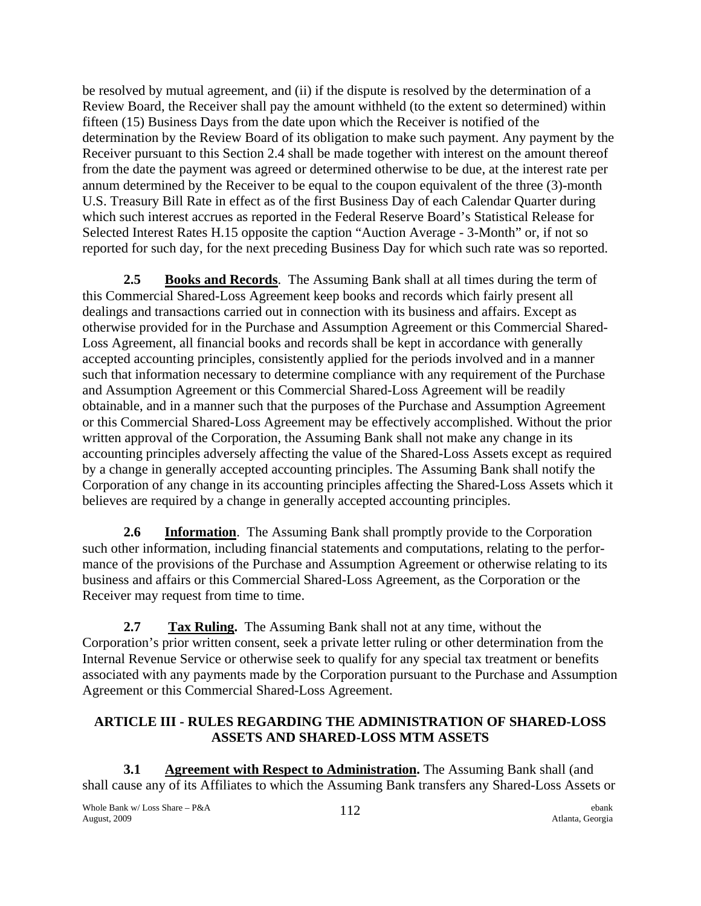be resolved by mutual agreement, and (ii) if the dispute is resolved by the determination of a Review Board, the Receiver shall pay the amount withheld (to the extent so determined) within fifteen (15) Business Days from the date upon which the Receiver is notified of the determination by the Review Board of its obligation to make such payment. Any payment by the Receiver pursuant to this Section 2.4 shall be made together with interest on the amount thereof from the date the payment was agreed or determined otherwise to be due, at the interest rate per annum determined by the Receiver to be equal to the coupon equivalent of the three (3)-month U.S. Treasury Bill Rate in effect as of the first Business Day of each Calendar Quarter during which such interest accrues as reported in the Federal Reserve Board's Statistical Release for Selected Interest Rates H.15 opposite the caption "Auction Average - 3-Month" or, if not so reported for such day, for the next preceding Business Day for which such rate was so reported.

**2.5 Books and Records**. The Assuming Bank shall at all times during the term of this Commercial Shared-Loss Agreement keep books and records which fairly present all dealings and transactions carried out in connection with its business and affairs. Except as otherwise provided for in the Purchase and Assumption Agreement or this Commercial Shared-Loss Agreement, all financial books and records shall be kept in accordance with generally accepted accounting principles, consistently applied for the periods involved and in a manner such that information necessary to determine compliance with any requirement of the Purchase and Assumption Agreement or this Commercial Shared-Loss Agreement will be readily obtainable, and in a manner such that the purposes of the Purchase and Assumption Agreement or this Commercial Shared-Loss Agreement may be effectively accomplished. Without the prior written approval of the Corporation, the Assuming Bank shall not make any change in its accounting principles adversely affecting the value of the Shared-Loss Assets except as required by a change in generally accepted accounting principles. The Assuming Bank shall notify the Corporation of any change in its accounting principles affecting the Shared-Loss Assets which it believes are required by a change in generally accepted accounting principles.

**2.6 Information**. The Assuming Bank shall promptly provide to the Corporation such other information, including financial statements and computations, relating to the performance of the provisions of the Purchase and Assumption Agreement or otherwise relating to its business and affairs or this Commercial Shared-Loss Agreement, as the Corporation or the Receiver may request from time to time.

**2.7 Tax Ruling.** The Assuming Bank shall not at any time, without the Corporation's prior written consent, seek a private letter ruling or other determination from the Internal Revenue Service or otherwise seek to qualify for any special tax treatment or benefits associated with any payments made by the Corporation pursuant to the Purchase and Assumption Agreement or this Commercial Shared-Loss Agreement.

## ARTICLE III - RULES REGARDING THE ADMINISTRATION OF SHARED-LOSS ASSETS AND SHARED-LOSS MTM ASSETS

**3.1 Agreement with Respect to Administration.** The Assuming Bank shall (and shall cause any of its Affiliates to which the Assuming Bank transfers any Shared-Loss Assets or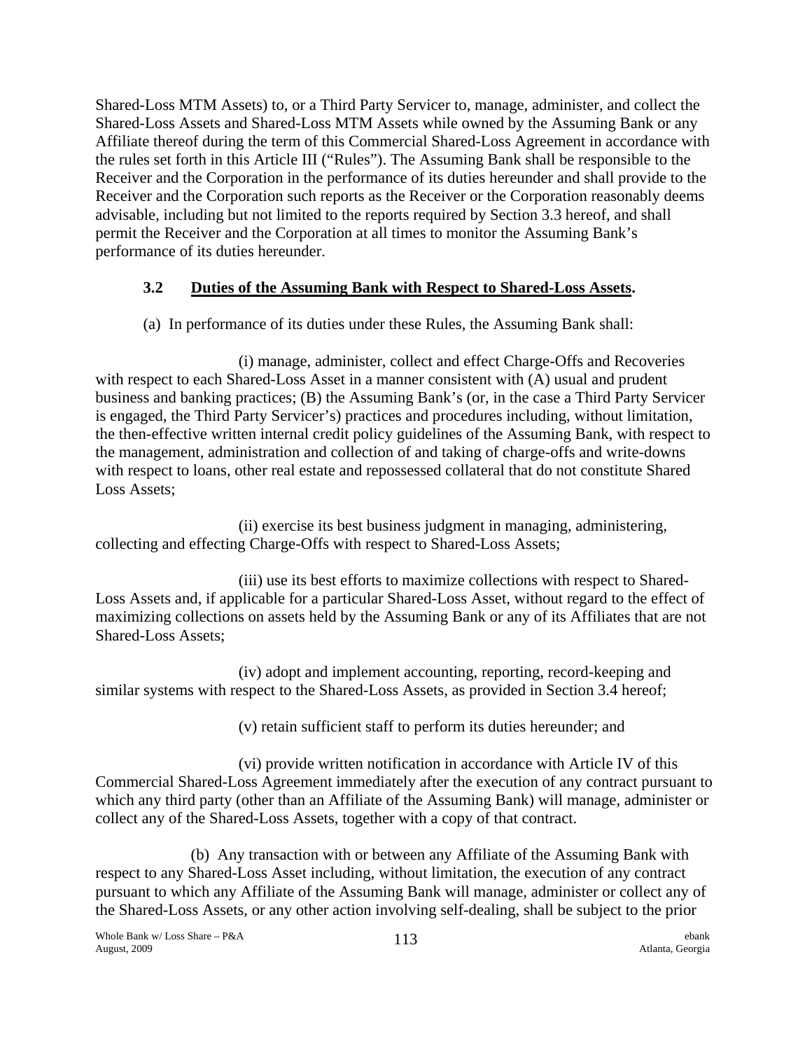Shared-Loss MTM Assets) to, or a Third Party Servicer to, manage, administer, and collect the Shared-Loss Assets and Shared-Loss MTM Assets while owned by the Assuming Bank or any Affiliate thereof during the term of this Commercial Shared-Loss Agreement in accordance with the rules set forth in this Article III ("Rules"). The Assuming Bank shall be responsible to the Receiver and the Corporation in the performance of its duties hereunder and shall provide to the Receiver and the Corporation such reports as the Receiver or the Corporation reasonably deems advisable, including but not limited to the reports required by Section 3.3 hereof, and shall permit the Receiver and the Corporation at all times to monitor the Assuming Bank's performance of its duties hereunder.

### 3.2 Duties of the Assuming Bank with Respect to Shared-Loss Assets.

(a) In performance of its duties under these Rules, the Assuming Bank shall:

(i) manage, administer, collect and effect Charge-Offs and Recoveries with respect to each Shared-Loss Asset in a manner consistent with (A) usual and prudent business and banking practices; (B) the Assuming Bank's (or, in the case a Third Party Servicer is engaged, the Third Party Servicer's) practices and procedures including, without limitation, the then-effective written internal credit policy guidelines of the Assuming Bank, with respect to the management, administration and collection of and taking of charge-offs and write-downs with respect to loans, other real estate and repossessed collateral that do not constitute Shared Loss Assets;

(ii) exercise its best business judgment in managing, administering, collecting and effecting Charge-Offs with respect to Shared-Loss Assets;

(iii) use its best efforts to maximize collections with respect to Shared-Loss Assets and, if applicable for a particular Shared-Loss Asset, without regard to the effect of maximizing collections on assets held by the Assuming Bank or any of its Affiliates that are not Shared-Loss Assets;

(iv) adopt and implement accounting, reporting, record-keeping and similar systems with respect to the Shared-Loss Assets, as provided in Section 3.4 hereof;

(v) retain sufficient staff to perform its duties hereunder; and

(vi) provide written notification in accordance with Article IV of this Commercial Shared-Loss Agreement immediately after the execution of any contract pursuant to which any third party (other than an Affiliate of the Assuming Bank) will manage, administer or collect any of the Shared-Loss Assets, together with a copy of that contract.

(b) Any transaction with or between any Affiliate of the Assuming Bank with respect to any Shared-Loss Asset including, without limitation, the execution of any contract pursuant to which any Affiliate of the Assuming Bank will manage, administer or collect any of the Shared-Loss Assets, or any other action involving self-dealing, shall be subject to the prior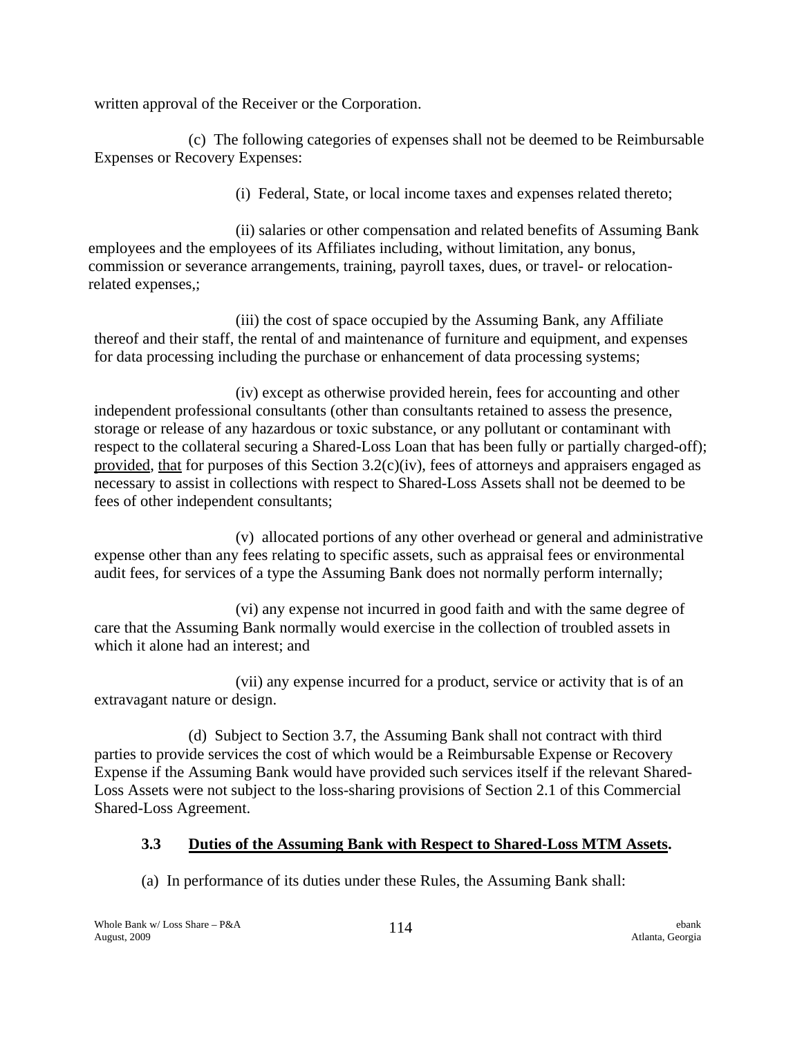written approval of the Receiver or the Corporation.

(c) The following categories of expenses shall not be deemed to be Reimbursable Expenses or Recovery Expenses:

(i) Federal, State, or local income taxes and expenses related thereto;

(ii) salaries or other compensation and related benefits of Assuming Bank employees and the employees of its Affiliates including, without limitation, any bonus, commission or severance arrangements, training, payroll taxes, dues, or travel- or relocation-related expenses,;

(iii) the cost of space occupied by the Assuming Bank, any Affiliate thereof and their staff, the rental of and maintenance of furniture and equipment, and expenses for data processing including the purchase or enhancement of data processing systems;

(iv) except as otherwise provided herein, fees for accounting and other independent professional consultants (other than consultants retained to assess the presence, storage or release of any hazardous or toxic substance, or any pollutant or contaminant with respect to the collateral securing a Shared-Loss Loan that has been fully or partially charged-off); provided, that for purposes of this Section 3.2(c)(iv), fees of attorneys and appraisers engaged as necessary to assist in collections with respect to Shared-Loss Assets shall not be deemed to be fees of other independent consultants;

(v) allocated portions of any other overhead or general and administrative expense other than any fees relating to specific assets, such as appraisal fees or environmental audit fees, for services of a type the Assuming Bank does not normally perform internally;

(vi) any expense not incurred in good faith and with the same degree of care that the Assuming Bank normally would exercise in the collection of troubled assets in which it alone had an interest; and

(vii) any expense incurred for a product, service or activity that is of an extravagant nature or design.

(d) Subject to Section 3.7, the Assuming Bank shall not contract with third parties to provide services the cost of which would be a Reimbursable Expense or Recovery Expense if the Assuming Bank would have provided such services itself if the relevant Shared-Loss Assets were not subject to the loss-sharing provisions of Section 2.1 of this Commercial Shared-Loss Agreement.

### 3.3 Duties of the Assuming Bank with Respect to Shared-Loss MTM Assets.

(a) In performance of its duties under these Rules, the Assuming Bank shall: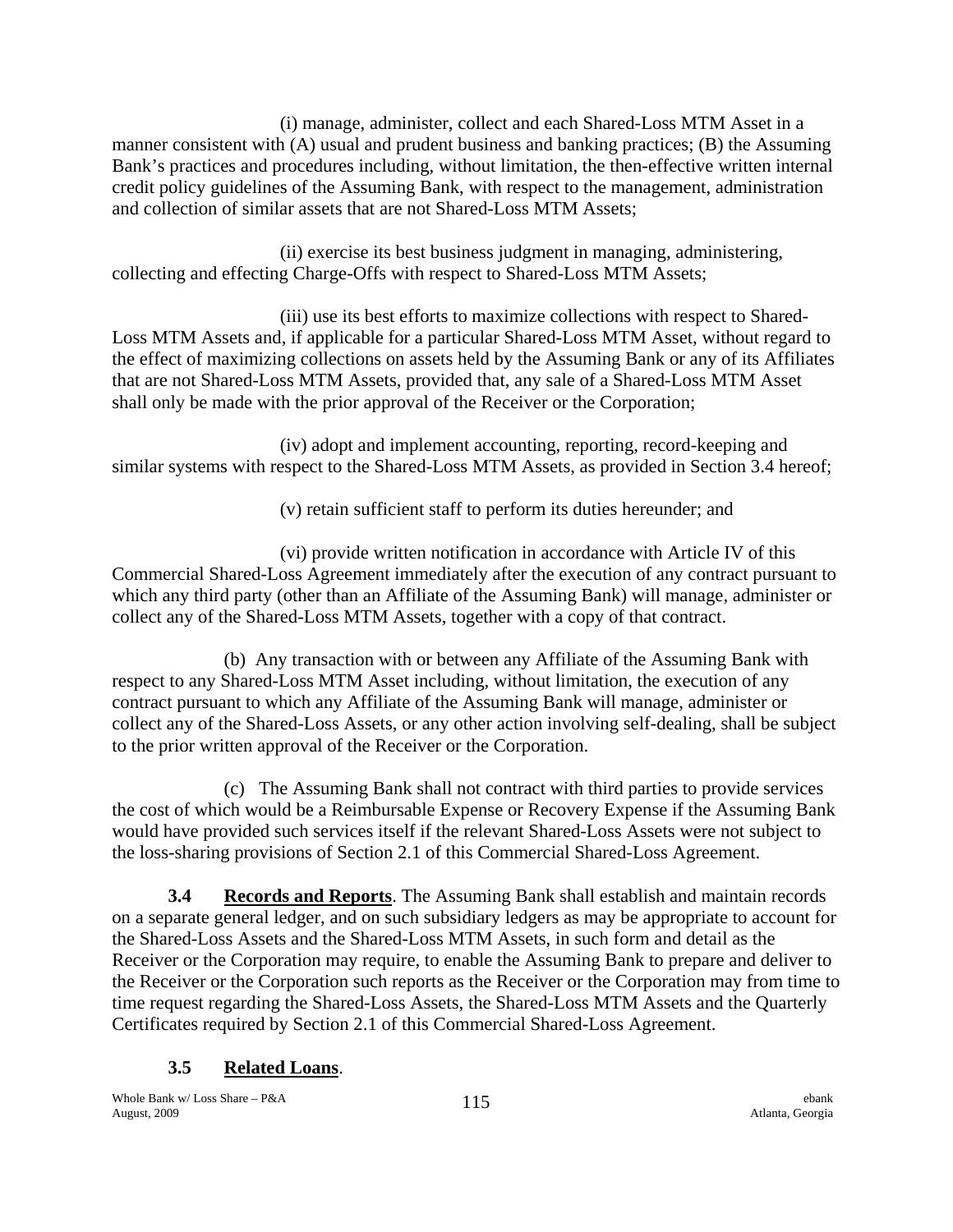(i) manage, administer, collect and each Shared-Loss MTM Asset in a manner consistent with (A) usual and prudent business and banking practices; (B) the Assuming Bank's practices and procedures including, without limitation, the then-effective written internal credit policy guidelines of the Assuming Bank, with respect to the management, administration and collection of similar assets that are not Shared-Loss MTM Assets;

(ii) exercise its best business judgment in managing, administering, collecting and effecting Charge-Offs with respect to Shared-Loss MTM Assets;

(iii) use its best efforts to maximize collections with respect to Shared-Loss MTM Assets and, if applicable for a particular Shared-Loss MTM Asset, without regard to the effect of maximizing collections on assets held by the Assuming Bank or any of its Affiliates that are not Shared-Loss MTM Assets, provided that, any sale of a Shared-Loss MTM Asset shall only be made with the prior approval of the Receiver or the Corporation;

(iv) adopt and implement accounting, reporting, record-keeping and similar systems with respect to the Shared-Loss MTM Assets, as provided in Section 3.4 hereof;

(v) retain sufficient staff to perform its duties hereunder; and

(vi) provide written notification in accordance with Article IV of this Commercial Shared-Loss Agreement immediately after the execution of any contract pursuant to which any third party (other than an Affiliate of the Assuming Bank) will manage, administer or collect any of the Shared-Loss MTM Assets, together with a copy of that contract.

(b) Any transaction with or between any Affiliate of the Assuming Bank with respect to any Shared-Loss MTM Asset including, without limitation, the execution of any contract pursuant to which any Affiliate of the Assuming Bank will manage, administer or collect any of the Shared-Loss Assets, or any other action involving self-dealing, shall be subject to the prior written approval of the Receiver or the Corporation.

(c) The Assuming Bank shall not contract with third parties to provide services the cost of which would be a Reimbursable Expense or Recovery Expense if the Assuming Bank would have provided such services itself if the relevant Shared-Loss Assets were not subject to the loss-sharing provisions of Section 2.1 of this Commercial Shared-Loss Agreement.

**3.4 Records and Reports**. The Assuming Bank shall establish and maintain records on a separate general ledger, and on such subsidiary ledgers as may be appropriate to account for the Shared-Loss Assets and the Shared-Loss MTM Assets, in such form and detail as the Receiver or the Corporation may require, to enable the Assuming Bank to prepare and deliver to the Receiver or the Corporation such reports as the Receiver or the Corporation may from time to time request regarding the Shared-Loss Assets, the Shared-Loss MTM Assets and the Quarterly Certificates required by Section 2.1 of this Commercial Shared-Loss Agreement.

**3.5 Related Loans**.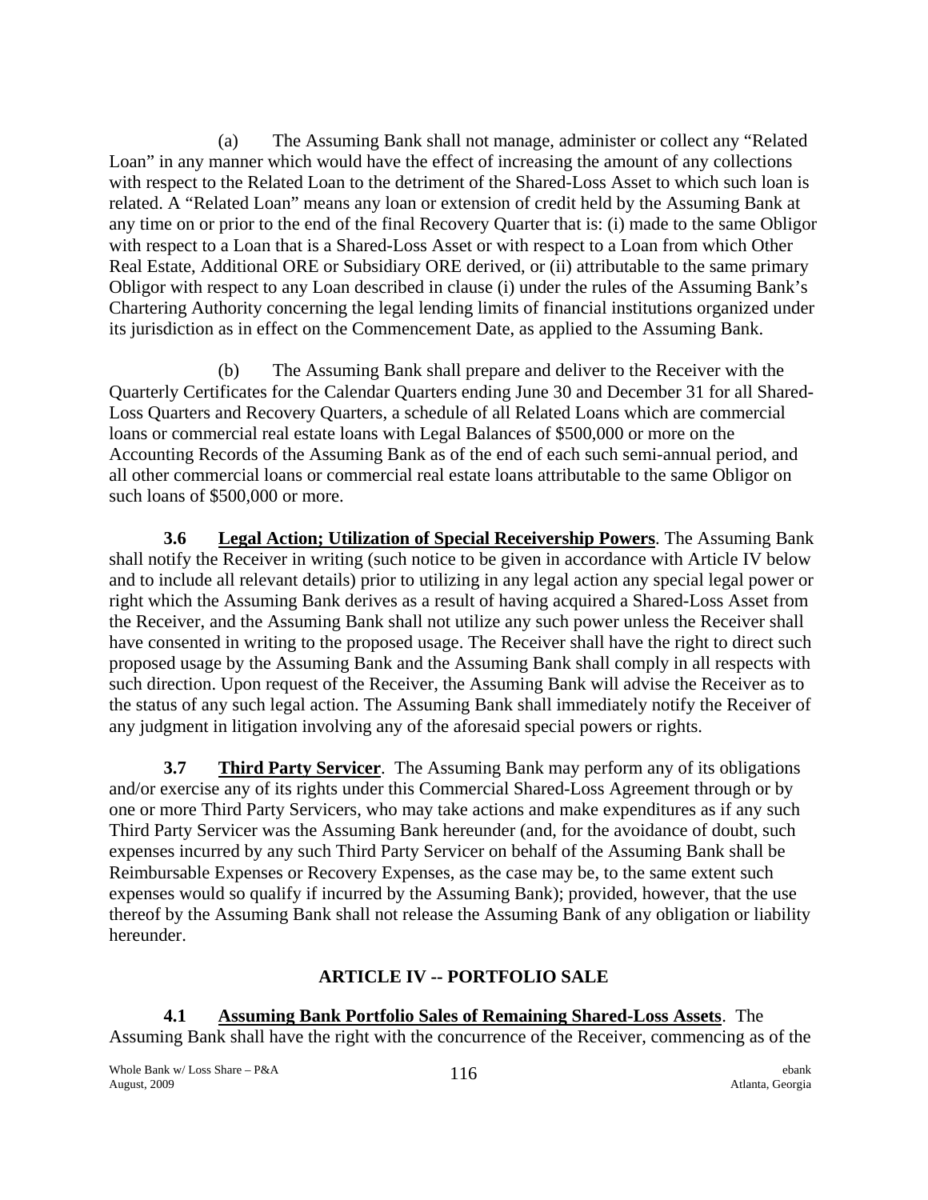(a) The Assuming Bank shall not manage, administer or collect any "Related Loan" in any manner which would have the effect of increasing the amount of any collections with respect to the Related Loan to the detriment of the Shared-Loss Asset to which such loan is related. A "Related Loan" means any loan or extension of credit held by the Assuming Bank at any time on or prior to the end of the final Recovery Quarter that is: (i) made to the same Obligor with respect to a Loan that is a Shared-Loss Asset or with respect to a Loan from which Other Real Estate, Additional ORE or Subsidiary ORE derived, or (ii) attributable to the same primary Obligor with respect to any Loan described in clause (i) under the rules of the Assuming Bank's Chartering Authority concerning the legal lending limits of financial institutions organized under its jurisdiction as in effect on the Commencement Date, as applied to the Assuming Bank.

(b) The Assuming Bank shall prepare and deliver to the Receiver with the Quarterly Certificates for the Calendar Quarters ending June 30 and December 31 for all Shared-Loss Quarters and Recovery Quarters, a schedule of all Related Loans which are commercial loans or commercial real estate loans with Legal Balances of $500,000 or more on the Accounting Records of the Assuming Bank as of the end of each such semi-annual period, and all other commercial loans or commercial real estate loans attributable to the same Obligor on such loans of $500,000 or more.

**3.6 Legal Action; Utilization of Special Receivership Powers**. The Assuming Bank shall notify the Receiver in writing (such notice to be given in accordance with Article IV below and to include all relevant details) prior to utilizing in any legal action any special legal power or right which the Assuming Bank derives as a result of having acquired a Shared-Loss Asset from the Receiver, and the Assuming Bank shall not utilize any such power unless the Receiver shall have consented in writing to the proposed usage. The Receiver shall have the right to direct such proposed usage by the Assuming Bank and the Assuming Bank shall comply in all respects with such direction. Upon request of the Receiver, the Assuming Bank will advise the Receiver as to the status of any such legal action. The Assuming Bank shall immediately notify the Receiver of any judgment in litigation involving any of the aforesaid special powers or rights.

**3.7 Third Party Servicer**. The Assuming Bank may perform any of its obligations and/or exercise any of its rights under this Commercial Shared-Loss Agreement through or by one or more Third Party Servicers, who may take actions and make expenditures as if any such Third Party Servicer was the Assuming Bank hereunder (and, for the avoidance of doubt, such expenses incurred by any such Third Party Servicer on behalf of the Assuming Bank shall be Reimbursable Expenses or Recovery Expenses, as the case may be, to the same extent such expenses would so qualify if incurred by the Assuming Bank); provided, however, that the use thereof by the Assuming Bank shall not release the Assuming Bank of any obligation or liability hereunder.

## ARTICLE IV -- PORTFOLIO SALE

**4.1 Assuming Bank Portfolio Sales of Remaining Shared-Loss Assets**. The Assuming Bank shall have the right with the concurrence of the Receiver, commencing as of the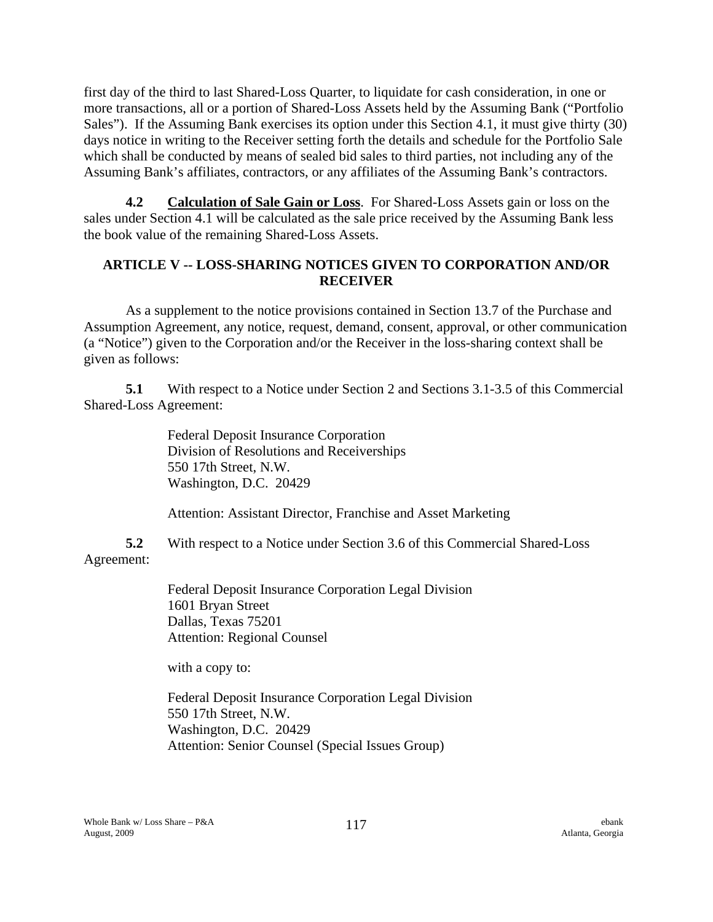first day of the third to last Shared-Loss Quarter, to liquidate for cash consideration, in one or more transactions, all or a portion of Shared-Loss Assets held by the Assuming Bank ("Portfolio Sales"). If the Assuming Bank exercises its option under this Section 4.1, it must give thirty (30) days notice in writing to the Receiver setting forth the details and schedule for the Portfolio Sale which shall be conducted by means of sealed bid sales to third parties, not including any of the Assuming Bank's affiliates, contractors, or any affiliates of the Assuming Bank's contractors.

**4.2 Calculation of Sale Gain or Loss**. For Shared-Loss Assets gain or loss on the sales under Section 4.1 will be calculated as the sale price received by the Assuming Bank less the book value of the remaining Shared-Loss Assets.

## ARTICLE V -- LOSS-SHARING NOTICES GIVEN TO CORPORATION AND/OR RECEIVER

As a supplement to the notice provisions contained in Section 13.7 of the Purchase and Assumption Agreement, any notice, request, demand, consent, approval, or other communication (a "Notice") given to the Corporation and/or the Receiver in the loss-sharing context shall be given as follows:

**5.1** With respect to a Notice under Section 2 and Sections 3.1-3.5 of this Commercial Shared-Loss Agreement:

Federal Deposit Insurance Corporation
Division of Resolutions and Receiverships
550 17th Street, N.W.
Washington, D.C. 20429

Attention: Assistant Director, Franchise and Asset Marketing

**5.2** With respect to a Notice under Section 3.6 of this Commercial Shared-Loss Agreement:

Federal Deposit Insurance Corporation Legal Division
1601 Bryan Street
Dallas, Texas 75201
Attention: Regional Counsel

with a copy to:

Federal Deposit Insurance Corporation Legal Division
550 17th Street, N.W.
Washington, D.C. 20429
Attention: Senior Counsel (Special Issues Group)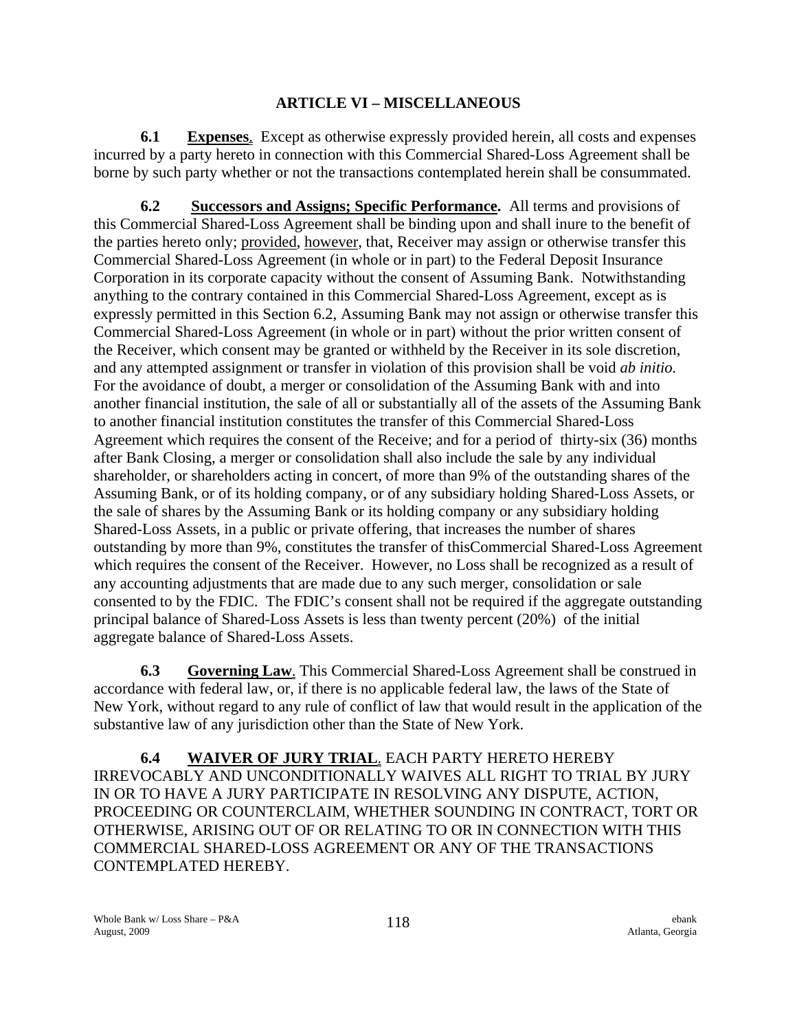## ARTICLE VI – MISCELLANEOUS

**6.1 Expenses**. Except as otherwise expressly provided herein, all costs and expenses incurred by a party hereto in connection with this Commercial Shared-Loss Agreement shall be borne by such party whether or not the transactions contemplated herein shall be consummated.

**6.2 Successors and Assigns; Specific Performance.** All terms and provisions of this Commercial Shared-Loss Agreement shall be binding upon and shall inure to the benefit of the parties hereto only; provided, however, that, Receiver may assign or otherwise transfer this Commercial Shared-Loss Agreement (in whole or in part) to the Federal Deposit Insurance Corporation in its corporate capacity without the consent of Assuming Bank. Notwithstanding anything to the contrary contained in this Commercial Shared-Loss Agreement, except as is expressly permitted in this Section 6.2, Assuming Bank may not assign or otherwise transfer this Commercial Shared-Loss Agreement (in whole or in part) without the prior written consent of the Receiver, which consent may be granted or withheld by the Receiver in its sole discretion, and any attempted assignment or transfer in violation of this provision shall be void *ab initio.* For the avoidance of doubt, a merger or consolidation of the Assuming Bank with and into another financial institution, the sale of all or substantially all of the assets of the Assuming Bank to another financial institution constitutes the transfer of this Commercial Shared-Loss Agreement which requires the consent of the Receive; and for a period of thirty-six (36) months after Bank Closing, a merger or consolidation shall also include the sale by any individual shareholder, or shareholders acting in concert, of more than 9% of the outstanding shares of the Assuming Bank, or of its holding company, or of any subsidiary holding Shared-Loss Assets, or the sale of shares by the Assuming Bank or its holding company or any subsidiary holding Shared-Loss Assets, in a public or private offering, that increases the number of shares outstanding by more than 9%, constitutes the transfer of thisCommercial Shared-Loss Agreement which requires the consent of the Receiver. However, no Loss shall be recognized as a result of any accounting adjustments that are made due to any such merger, consolidation or sale consented to by the FDIC. The FDIC's consent shall not be required if the aggregate outstanding principal balance of Shared-Loss Assets is less than twenty percent (20%) of the initial aggregate balance of Shared-Loss Assets.

**6.3 Governing Law**. This Commercial Shared-Loss Agreement shall be construed in accordance with federal law, or, if there is no applicable federal law, the laws of the State of New York, without regard to any rule of conflict of law that would result in the application of the substantive law of any jurisdiction other than the State of New York.

**6.4 WAIVER OF JURY TRIAL**. EACH PARTY HERETO HEREBY IRREVOCABLY AND UNCONDITIONALLY WAIVES ALL RIGHT TO TRIAL BY JURY IN OR TO HAVE A JURY PARTICIPATE IN RESOLVING ANY DISPUTE, ACTION, PROCEEDING OR COUNTERCLAIM, WHETHER SOUNDING IN CONTRACT, TORT OR OTHERWISE, ARISING OUT OF OR RELATING TO OR IN CONNECTION WITH THIS COMMERCIAL SHARED-LOSS AGREEMENT OR ANY OF THE TRANSACTIONS CONTEMPLATED HEREBY.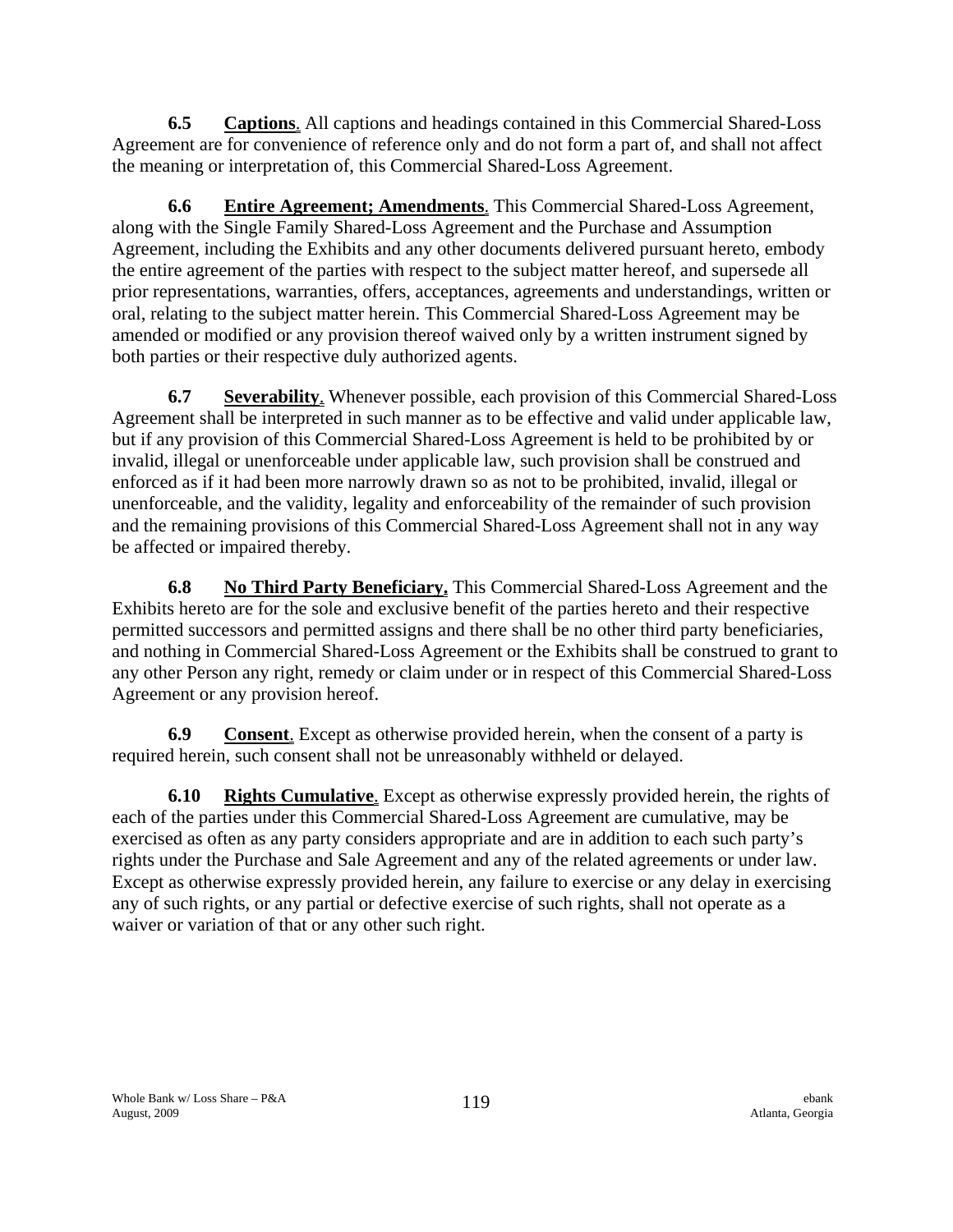**6.5 Captions**. All captions and headings contained in this Commercial Shared-Loss Agreement are for convenience of reference only and do not form a part of, and shall not affect the meaning or interpretation of, this Commercial Shared-Loss Agreement.

**6.6 Entire Agreement; Amendments**. This Commercial Shared-Loss Agreement, along with the Single Family Shared-Loss Agreement and the Purchase and Assumption Agreement, including the Exhibits and any other documents delivered pursuant hereto, embody the entire agreement of the parties with respect to the subject matter hereof, and supersede all prior representations, warranties, offers, acceptances, agreements and understandings, written or oral, relating to the subject matter herein. This Commercial Shared-Loss Agreement may be amended or modified or any provision thereof waived only by a written instrument signed by both parties or their respective duly authorized agents.

**6.7 Severability**. Whenever possible, each provision of this Commercial Shared-Loss Agreement shall be interpreted in such manner as to be effective and valid under applicable law, but if any provision of this Commercial Shared-Loss Agreement is held to be prohibited by or invalid, illegal or unenforceable under applicable law, such provision shall be construed and enforced as if it had been more narrowly drawn so as not to be prohibited, invalid, illegal or unenforceable, and the validity, legality and enforceability of the remainder of such provision and the remaining provisions of this Commercial Shared-Loss Agreement shall not in any way be affected or impaired thereby.

**6.8 No Third Party Beneficiary.** This Commercial Shared-Loss Agreement and the Exhibits hereto are for the sole and exclusive benefit of the parties hereto and their respective permitted successors and permitted assigns and there shall be no other third party beneficiaries, and nothing in Commercial Shared-Loss Agreement or the Exhibits shall be construed to grant to any other Person any right, remedy or claim under or in respect of this Commercial Shared-Loss Agreement or any provision hereof.

**6.9 Consent**. Except as otherwise provided herein, when the consent of a party is required herein, such consent shall not be unreasonably withheld or delayed.

**6.10 Rights Cumulative**. Except as otherwise expressly provided herein, the rights of each of the parties under this Commercial Shared-Loss Agreement are cumulative, may be exercised as often as any party considers appropriate and are in addition to each such party's rights under the Purchase and Sale Agreement and any of the related agreements or under law. Except as otherwise expressly provided herein, any failure to exercise or any delay in exercising any of such rights, or any partial or defective exercise of such rights, shall not operate as a waiver or variation of that or any other such right.